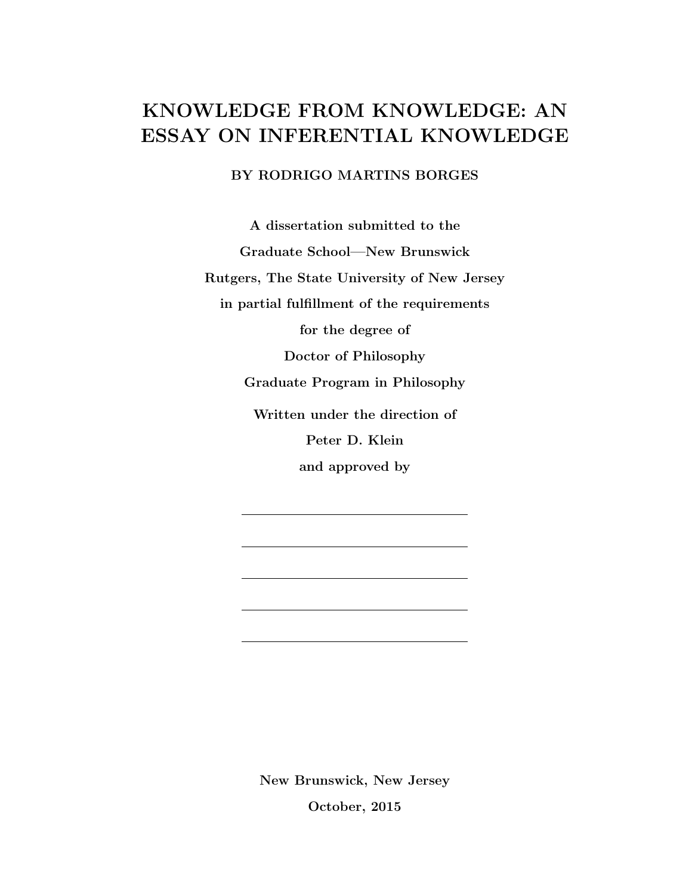# KNOWLEDGE FROM KNOWLEDGE: AN ESSAY ON INFERENTIAL KNOWLEDGE

**BY RODRIGO MARTINS BORGES**

**A dissertation submitted to the**

**Graduate School—New Brunswick**

**Rutgers, The State University of New Jersey**

**in partial fulfillment of the requirements**

**for the degree of**

**Doctor of Philosophy**

**Graduate Program in Philosophy**

**Written under the direction of**

**Peter D. Klein**

**and approved by**

\_\_\_\_\_\_\_\_\_\_\_\_\_\_\_\_\_\_\_\_\_\_\_\_\_\_\_\_\_\_

\_\_\_\_\_\_\_\_\_\_\_\_\_\_\_\_\_\_\_\_\_\_\_\_\_\_\_\_\_\_

\_\_\_\_\_\_\_\_\_\_\_\_\_\_\_\_\_\_\_\_\_\_\_\_\_\_\_\_\_\_

\_\_\_\_\_\_\_\_\_\_\_\_\_\_\_\_\_\_\_\_\_\_\_\_\_\_\_\_\_\_

\_\_\_\_\_\_\_\_\_\_\_\_\_\_\_\_\_\_\_\_\_\_\_\_\_\_\_\_\_\_

**New Brunswick, New Jersey**

**October, 2015**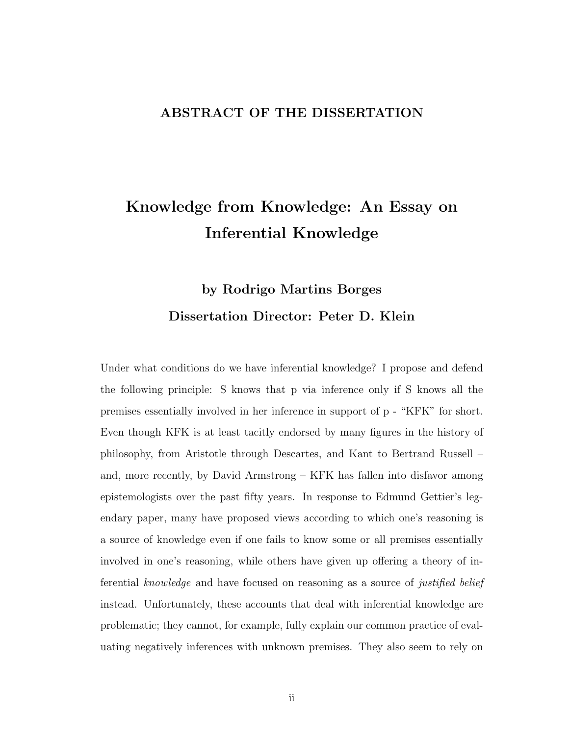## ABSTRACT OF THE DISSERTATION

# Knowledge from Knowledge: An Essay on Inferential Knowledge

### by Rodrigo Martins Borges

### Dissertation Director: Peter D. Klein

Under what conditions do we have inferential knowledge? I propose and defend the following principle: S knows that p via inference only if S knows all the premises essentially involved in her inference in support of p - "KFK" for short. Even though KFK is at least tacitly endorsed by many figures in the history of philosophy, from Aristotle through Descartes, and Kant to Bertrand Russell – and, more recently, by David Armstrong – KFK has fallen into disfavor among epistemologists over the past fifty years. In response to Edmund Gettier's legendary paper, many have proposed views according to which one's reasoning is a source of knowledge even if one fails to know some or all premises essentially involved in one's reasoning, while others have given up offering a theory of inferential *knowledge* and have focused on reasoning as a source of *justified belief* instead. Unfortunately, these accounts that deal with inferential knowledge are problematic; they cannot, for example, fully explain our common practice of evaluating negatively inferences with unknown premises. They also seem to rely on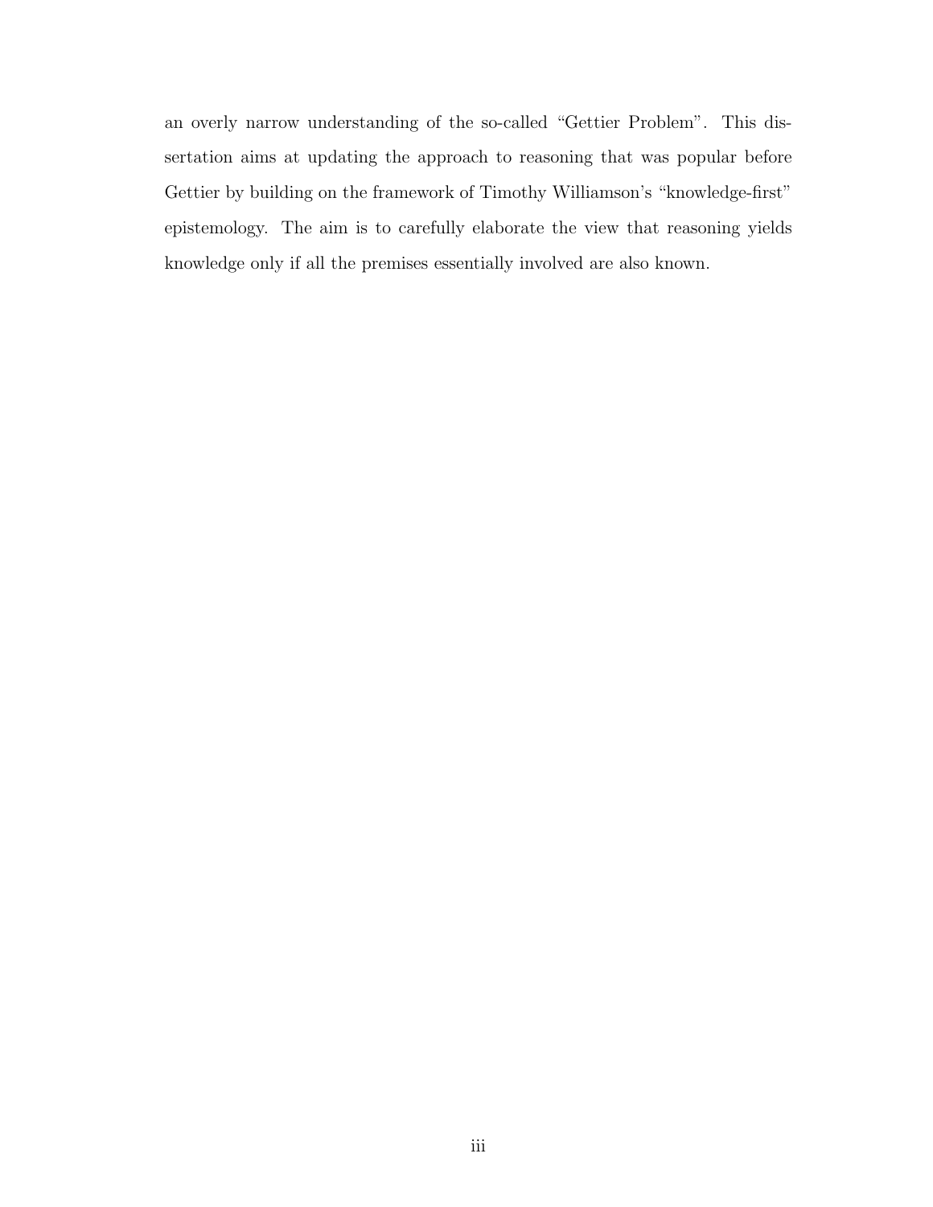an overly narrow understanding of the so-called "Gettier Problem". This dissertation aims at updating the approach to reasoning that was popular before Gettier by building on the framework of Timothy Williamson's "knowledge-first" epistemology. The aim is to carefully elaborate the view that reasoning yields knowledge only if all the premises essentially involved are also known.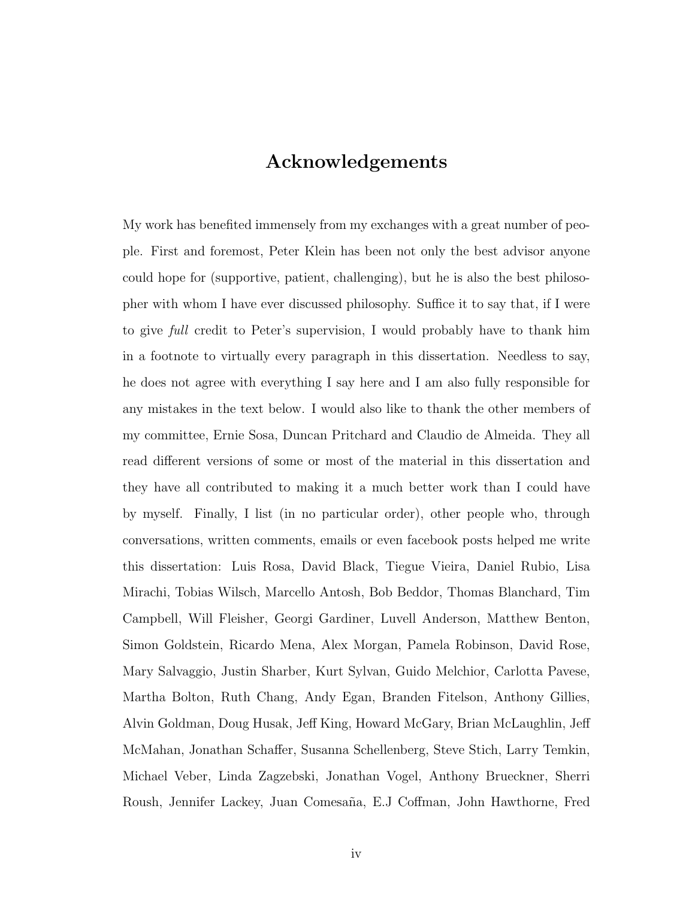# Acknowledgements

My work has benefited immensely from my exchanges with a great number of people. First and foremost, Peter Klein has been not only the best advisor anyone could hope for (supportive, patient, challenging), but he is also the best philosopher with whom I have ever discussed philosophy. Suffice it to say that, if I were to give *full* credit to Peter's supervision, I would probably have to thank him in a footnote to virtually every paragraph in this dissertation. Needless to say, he does not agree with everything I say here and I am also fully responsible for any mistakes in the text below. I would also like to thank the other members of my committee, Ernie Sosa, Duncan Pritchard and Claudio de Almeida. They all read different versions of some or most of the material in this dissertation and they have all contributed to making it a much better work than I could have by myself. Finally, I list (in no particular order), other people who, through conversations, written comments, emails or even facebook posts helped me write this dissertation: Luis Rosa, David Black, Tiegue Vieira, Daniel Rubio, Lisa Mirachi, Tobias Wilsch, Marcello Antosh, Bob Beddor, Thomas Blanchard, Tim Campbell, Will Fleisher, Georgi Gardiner, Luvell Anderson, Matthew Benton, Simon Goldstein, Ricardo Mena, Alex Morgan, Pamela Robinson, David Rose, Mary Salvaggio, Justin Sharber, Kurt Sylvan, Guido Melchior, Carlotta Pavese, Martha Bolton, Ruth Chang, Andy Egan, Branden Fitelson, Anthony Gillies, Alvin Goldman, Doug Husak, Jeff King, Howard McGary, Brian McLaughlin, Jeff McMahan, Jonathan Schaffer, Susanna Schellenberg, Steve Stich, Larry Temkin, Michael Veber, Linda Zagzebski, Jonathan Vogel, Anthony Brueckner, Sherri Roush, Jennifer Lackey, Juan Comesaña, E.J Coffman, John Hawthorne, Fred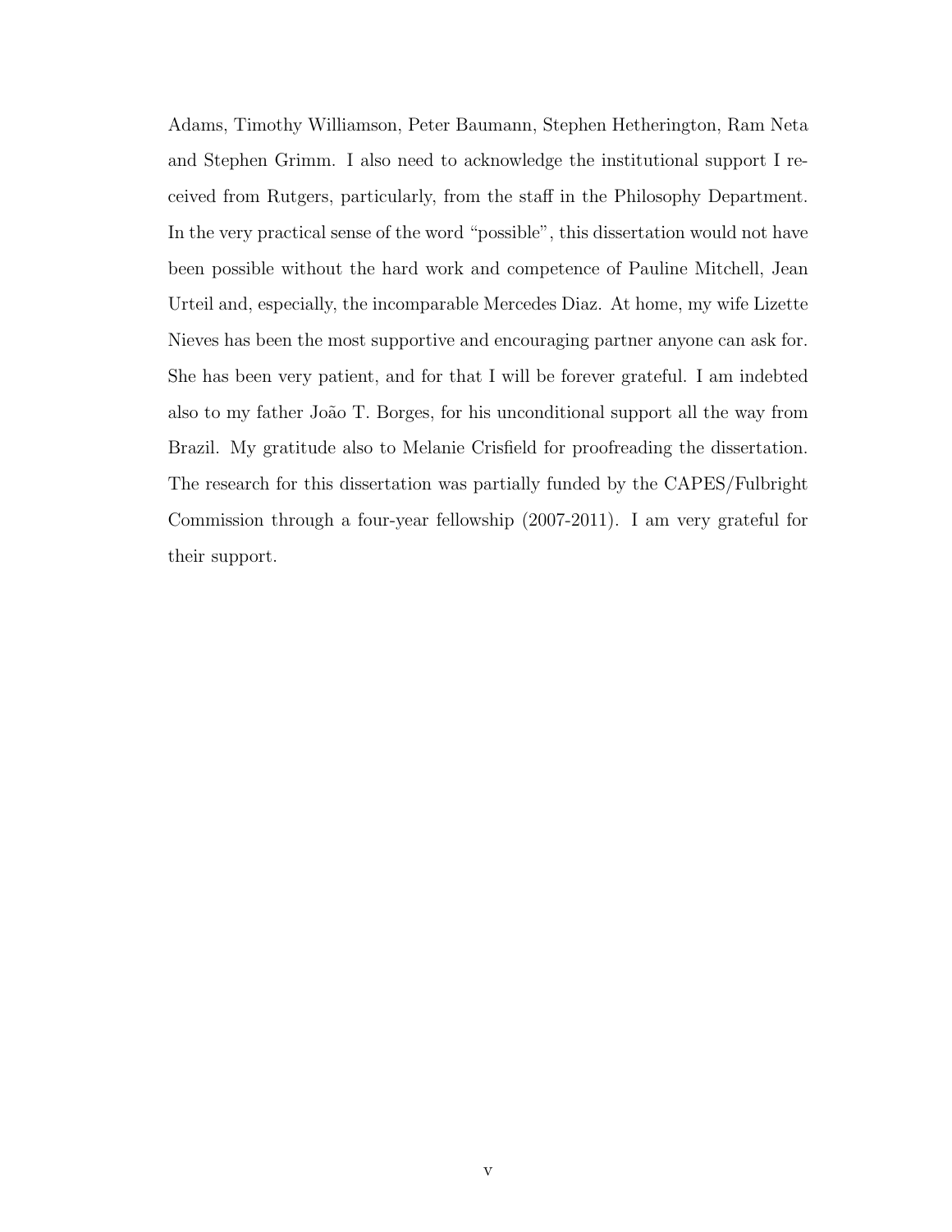Adams, Timothy Williamson, Peter Baumann, Stephen Hetherington, Ram Neta and Stephen Grimm. I also need to acknowledge the institutional support I received from Rutgers, particularly, from the staff in the Philosophy Department. In the very practical sense of the word "possible", this dissertation would not have been possible without the hard work and competence of Pauline Mitchell, Jean Urteil and, especially, the incomparable Mercedes Diaz. At home, my wife Lizette Nieves has been the most supportive and encouraging partner anyone can ask for. She has been very patient, and for that I will be forever grateful. I am indebted also to my father João T. Borges, for his unconditional support all the way from Brazil. My gratitude also to Melanie Crisfield for proofreading the dissertation. The research for this dissertation was partially funded by the CAPES/Fulbright Commission through a four-year fellowship (2007-2011). I am very grateful for their support.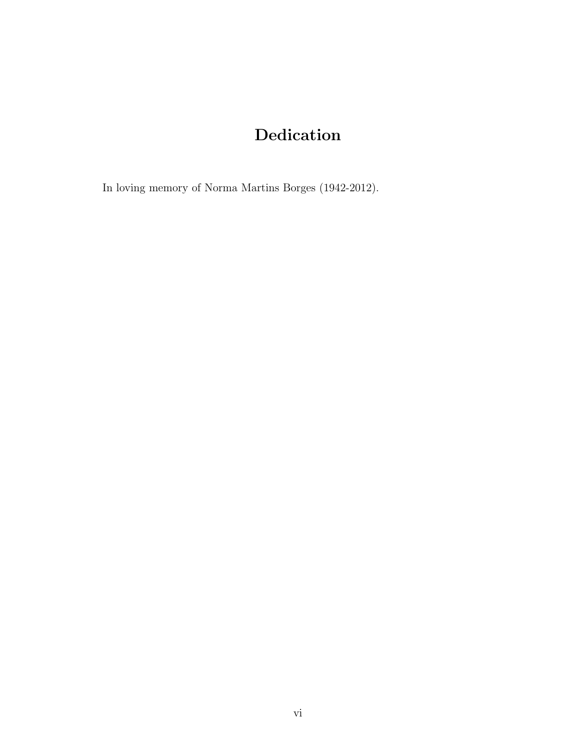# Dedication

In loving memory of Norma Martins Borges (1942-2012).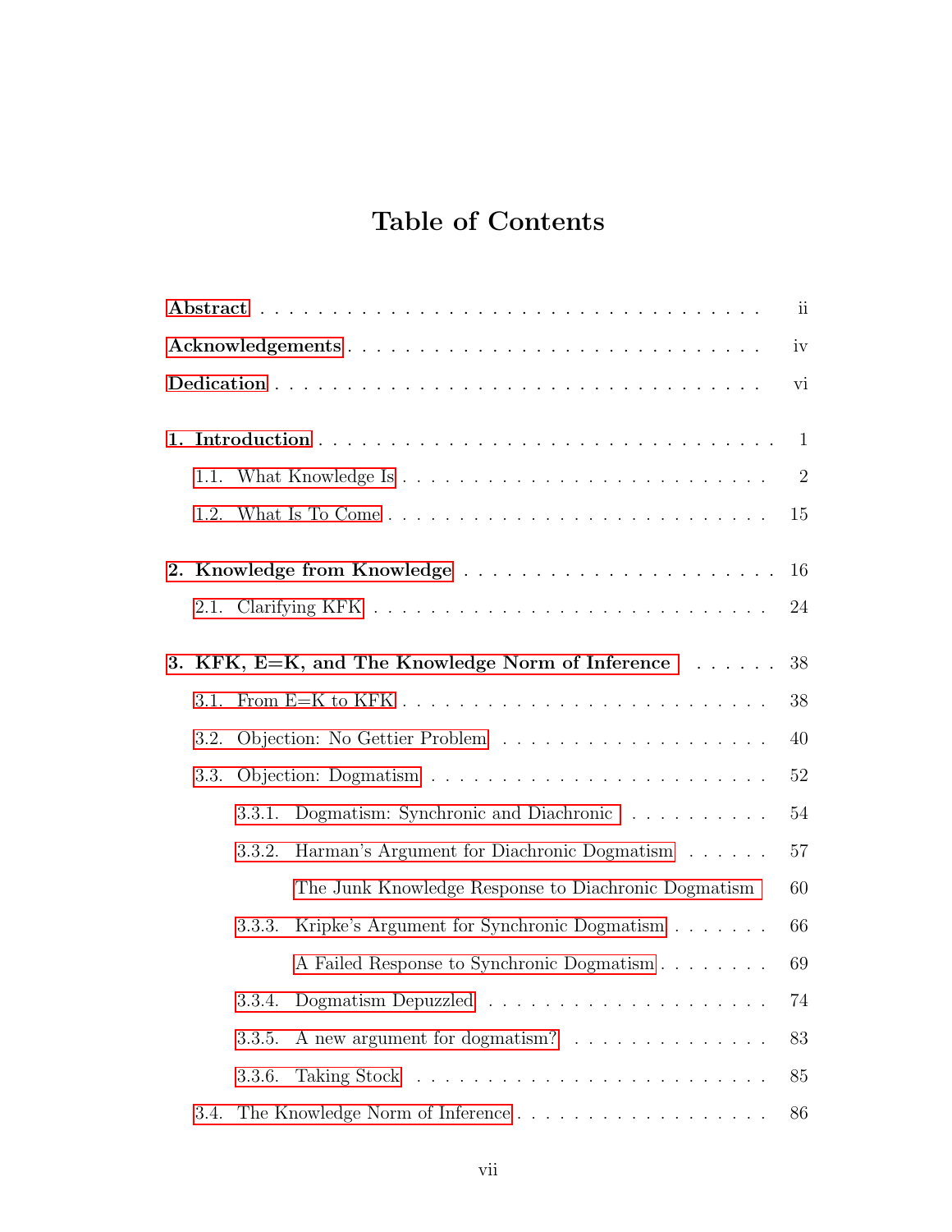# Table of Contents

**Abstract** . . . . . . . . . . . . . . . . . . . . . . . . . . . . . . . . ii

**Acknowledgements** . . . . . . . . . . . . . . . . . . . . . . . . . . . iv

**Dedication** . . . . . . . . . . . . . . . . . . . . . . . . . . . . . . . vi

**1. Introduction** . . . . . . . . . . . . . . . . . . . . . . . . . . . . . 1

- 1.1. What Knowledge Is . . . . . . . . . . . . . . . . . . . . . . . . 2
- 1.2. What Is To Come . . . . . . . . . . . . . . . . . . . . . . . . . 15

**2. Knowledge from Knowledge** . . . . . . . . . . . . . . . . . . . . . 16

- 2.1. Clarifying KFK . . . . . . . . . . . . . . . . . . . . . . . . . . 24

**3. KFK, E=K, and The Knowledge Norm of Inference** . . . . . . 38

- 3.1. From E=K to KFK . . . . . . . . . . . . . . . . . . . . . . . . . 38
- 3.2. Objection: No Gettier Problem . . . . . . . . . . . . . . . . . . 40
- 3.3. Objection: Dogmatism . . . . . . . . . . . . . . . . . . . . . . . 52
  - 3.3.1. Dogmatism: Synchronic and Diachronic . . . . . . . . . . . 54
  - 3.3.2. Harman's Argument for Diachronic Dogmatism . . . . . . 57
    - The Junk Knowledge Response to Diachronic Dogmatism . . . 60
  - 3.3.3. Kripke's Argument for Synchronic Dogmatism . . . . . . . 66
    - A Failed Response to Synchronic Dogmatism . . . . . . . . . 69
  - 3.3.4. Dogmatism Depuzzled . . . . . . . . . . . . . . . . . . . . 74
  - 3.3.5. A new argument for dogmatism? . . . . . . . . . . . . . . . 83
  - 3.3.6. Taking Stock . . . . . . . . . . . . . . . . . . . . . . . . . 85
- 3.4. The Knowledge Norm of Inference . . . . . . . . . . . . . . . . 86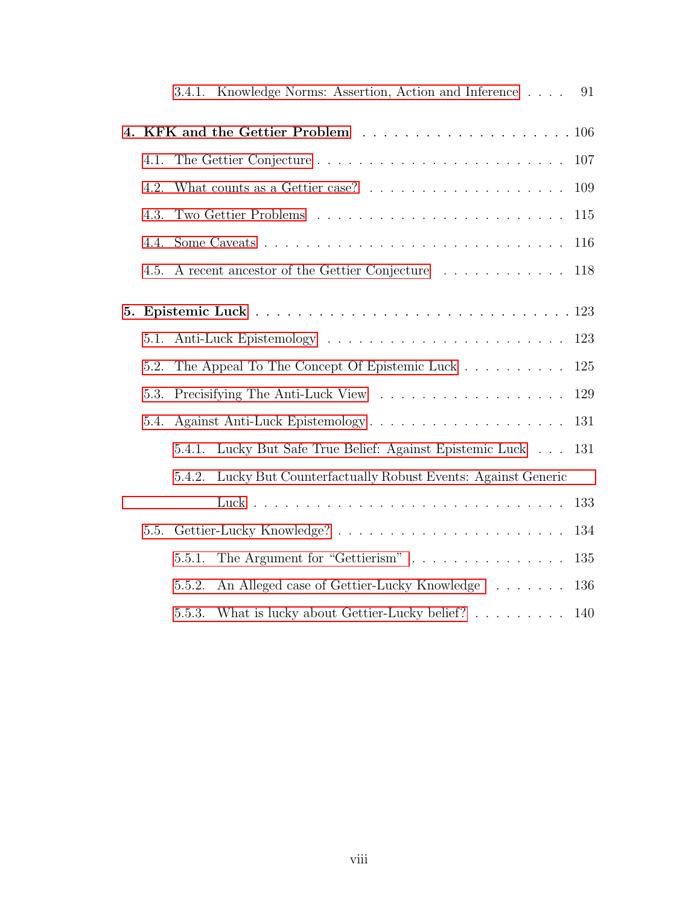- 3.4.1. Knowledge Norms: Assertion, Action and Inference . . . . 91

**4. KFK and the Gettier Problem** . . . . . . . . . . . . . . . . . . . 106

- 4.1. The Gettier Conjecture . . . . . . . . . . . . . . . . . . . . . . . . 107
- 4.2. What counts as a Gettier case? . . . . . . . . . . . . . . . . . . . 109
- 4.3. Two Gettier Problems . . . . . . . . . . . . . . . . . . . . . . . . 115
- 4.4. Some Caveats . . . . . . . . . . . . . . . . . . . . . . . . . . . . 116
- 4.5. A recent ancestor of the Gettier Conjecture . . . . . . . . . . . . 118

**5. Epistemic Luck** . . . . . . . . . . . . . . . . . . . . . . . . . . . . 123

- 5.1. Anti-Luck Epistemology . . . . . . . . . . . . . . . . . . . . . . . 123
- 5.2. The Appeal To The Concept Of Epistemic Luck . . . . . . . . . . 125
- 5.3. Precisifying The Anti-Luck View . . . . . . . . . . . . . . . . . . 129
- 5.4. Against Anti-Luck Epistemology . . . . . . . . . . . . . . . . . . . 131
  - 5.4.1. Lucky But Safe True Belief: Against Epistemic Luck . . . 131
  - 5.4.2. Lucky But Counterfactually Robust Events: Against Generic Luck . . . . . . . . . . . . . . . . . . . . . . . . . . . . . 133
- 5.5. Gettier-Lucky Knowledge? . . . . . . . . . . . . . . . . . . . . . . 134
  - 5.5.1. The Argument for "Gettierism" . . . . . . . . . . . . . . . 135
  - 5.5.2. An Alleged case of Gettier-Lucky Knowledge . . . . . . . . 136
  - 5.5.3. What is lucky about Gettier-Lucky belief? . . . . . . . . . 140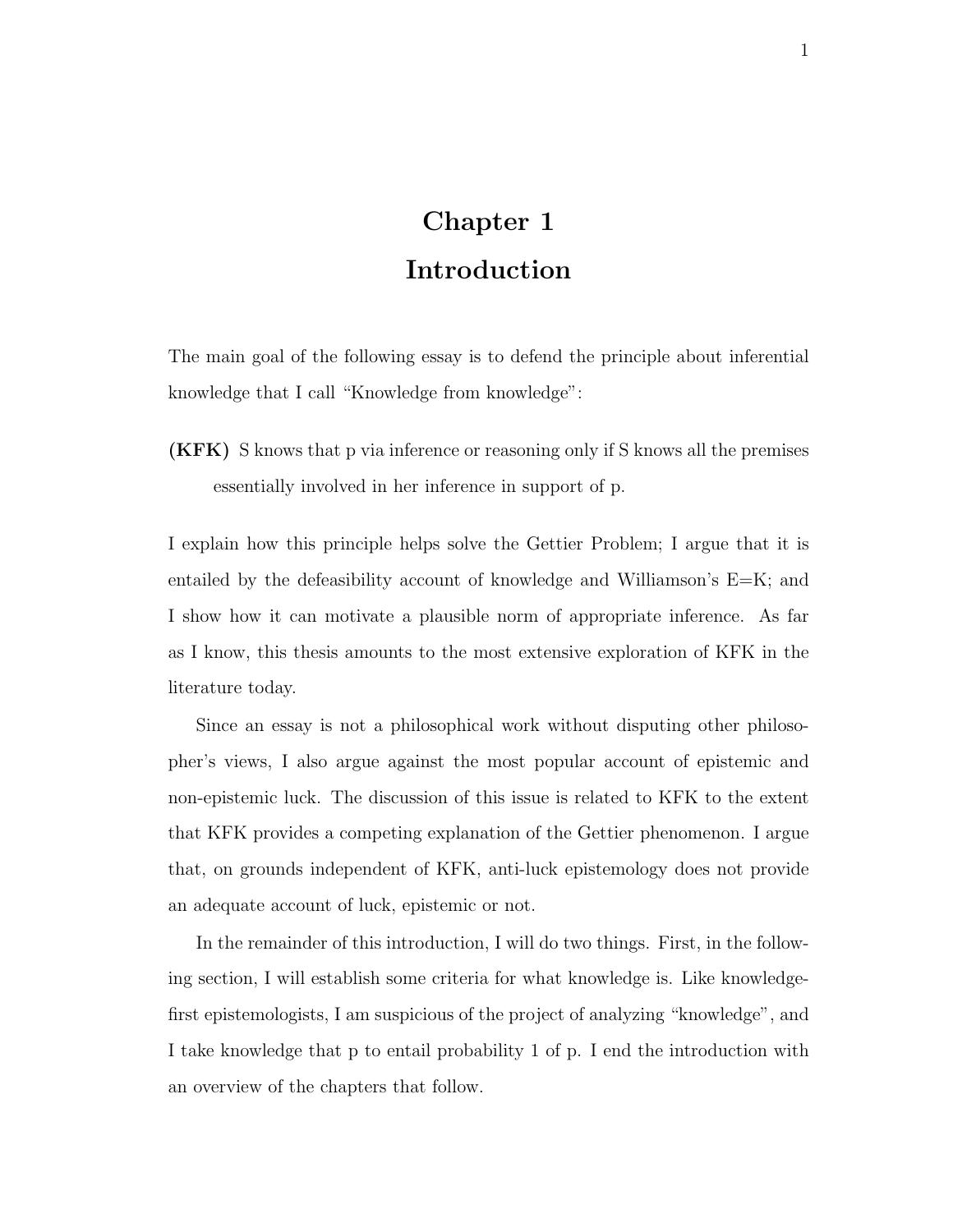# Chapter 1
# Introduction

The main goal of the following essay is to defend the principle about inferential knowledge that I call "Knowledge from knowledge":

**(KFK)** S knows that p via inference or reasoning only if S knows all the premises essentially involved in her inference in support of p.

I explain how this principle helps solve the Gettier Problem; I argue that it is entailed by the defeasibility account of knowledge and Williamson's E=K; and I show how it can motivate a plausible norm of appropriate inference. As far as I know, this thesis amounts to the most extensive exploration of KFK in the literature today.

Since an essay is not a philosophical work without disputing other philosopher's views, I also argue against the most popular account of epistemic and non-epistemic luck. The discussion of this issue is related to KFK to the extent that KFK provides a competing explanation of the Gettier phenomenon. I argue that, on grounds independent of KFK, anti-luck epistemology does not provide an adequate account of luck, epistemic or not.

In the remainder of this introduction, I will do two things. First, in the following section, I will establish some criteria for what knowledge is. Like knowledge-first epistemologists, I am suspicious of the project of analyzing "knowledge", and I take knowledge that p to entail probability 1 of p. I end the introduction with an overview of the chapters that follow.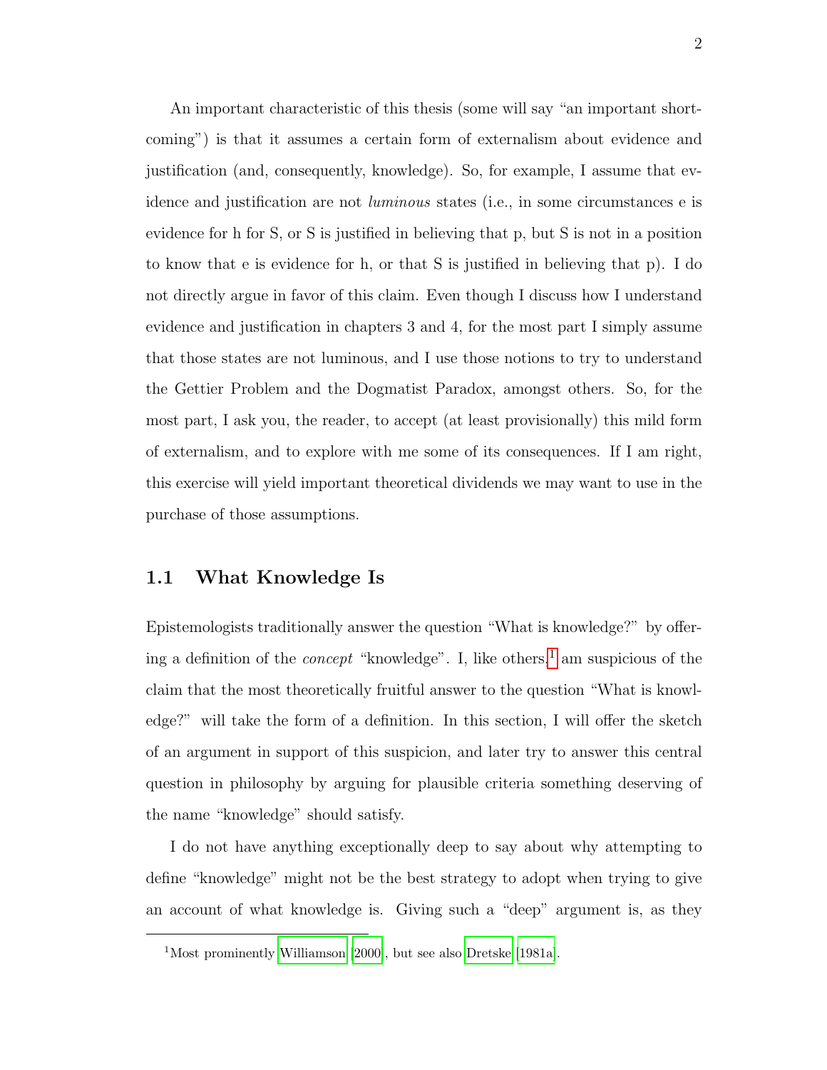An important characteristic of this thesis (some will say "an important shortcoming") is that it assumes a certain form of externalism about evidence and justification (and, consequently, knowledge). So, for example, I assume that evidence and justification are not *luminous* states (i.e., in some circumstances e is evidence for h for S, or S is justified in believing that p, but S is not in a position to know that e is evidence for h, or that S is justified in believing that p). I do not directly argue in favor of this claim. Even though I discuss how I understand evidence and justification in chapters 3 and 4, for the most part I simply assume that those states are not luminous, and I use those notions to try to understand the Gettier Problem and the Dogmatist Paradox, amongst others. So, for the most part, I ask you, the reader, to accept (at least provisionally) this mild form of externalism, and to explore with me some of its consequences. If I am right, this exercise will yield important theoretical dividends we may want to use in the purchase of those assumptions.

## 1.1 What Knowledge Is

Epistemologists traditionally answer the question "What is knowledge?" by offering a definition of the *concept* "knowledge". I, like others,[1] am suspicious of the claim that the most theoretically fruitful answer to the question "What is knowledge?" will take the form of a definition. In this section, I will offer the sketch of an argument in support of this suspicion, and later try to answer this central question in philosophy by arguing for plausible criteria something deserving of the name "knowledge" should satisfy.

I do not have anything exceptionally deep to say about why attempting to define "knowledge" might not be the best strategy to adopt when trying to give an account of what knowledge is. Giving such a "deep" argument is, as they

[1] Most prominently Williamson [2000], but see also Dretske [1981a].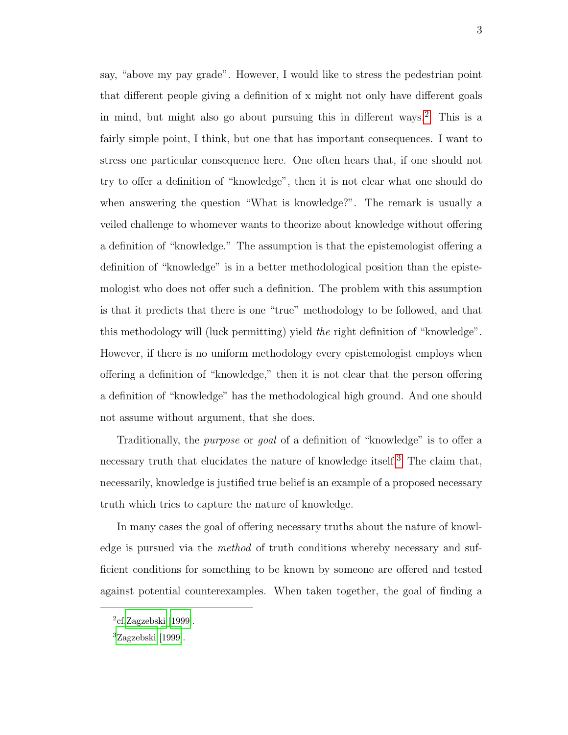say, "above my pay grade". However, I would like to stress the pedestrian point that different people giving a definition of x might not only have different goals in mind, but might also go about pursuing this in different ways.[2] This is a fairly simple point, I think, but one that has important consequences. I want to stress one particular consequence here. One often hears that, if one should not try to offer a definition of "knowledge", then it is not clear what one should do when answering the question "What is knowledge?". The remark is usually a veiled challenge to whomever wants to theorize about knowledge without offering a definition of "knowledge." The assumption is that the epistemologist offering a definition of "knowledge" is in a better methodological position than the epistemologist who does not offer such a definition. The problem with this assumption is that it predicts that there is one "true" methodology to be followed, and that this methodology will (luck permitting) yield *the* right definition of "knowledge". However, if there is no uniform methodology every epistemologist employs when offering a definition of "knowledge," then it is not clear that the person offering a definition of "knowledge" has the methodological high ground. And one should not assume without argument, that she does.

Traditionally, the *purpose* or *goal* of a definition of "knowledge" is to offer a necessary truth that elucidates the nature of knowledge itself.[3] The claim that, necessarily, knowledge is justified true belief is an example of a proposed necessary truth which tries to capture the nature of knowledge.

In many cases the goal of offering necessary truths about the nature of knowledge is pursued via the *method* of truth conditions whereby necessary and sufficient conditions for something to be known by someone are offered and tested against potential counterexamples. When taken together, the goal of finding a

[2] cf.Zagzebski (1999).

[3] Zagzebski (1999).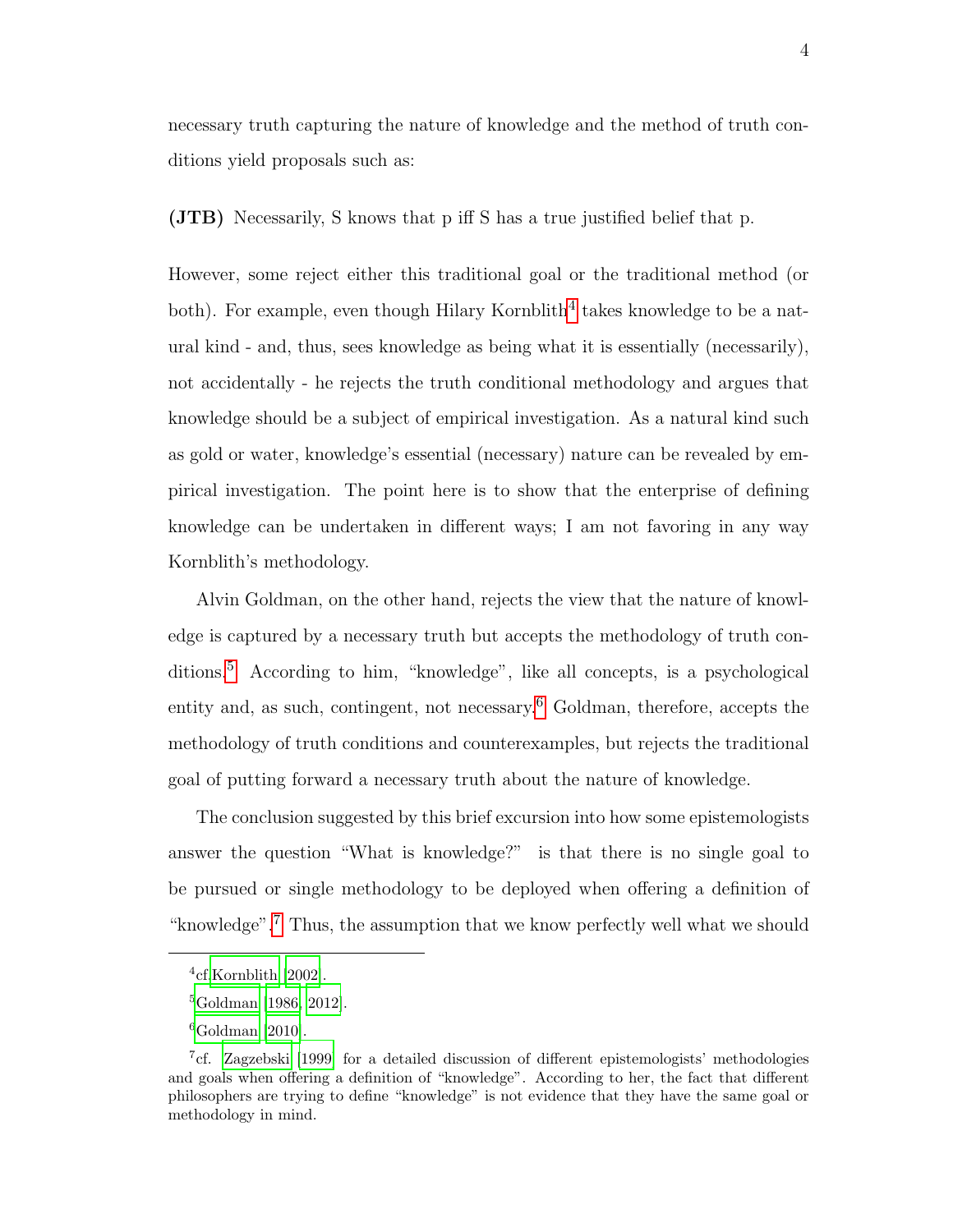necessary truth capturing the nature of knowledge and the method of truth conditions yield proposals such as:

**(JTB)** Necessarily, S knows that p iff S has a true justified belief that p.

However, some reject either this traditional goal or the traditional method (or both). For example, even though Hilary Kornblith[4] takes knowledge to be a natural kind - and, thus, sees knowledge as being what it is essentially (necessarily), not accidentally - he rejects the truth conditional methodology and argues that knowledge should be a subject of empirical investigation. As a natural kind such as gold or water, knowledge's essential (necessary) nature can be revealed by empirical investigation. The point here is to show that the enterprise of defining knowledge can be undertaken in different ways; I am not favoring in any way Kornblith's methodology.

Alvin Goldman, on the other hand, rejects the view that the nature of knowledge is captured by a necessary truth but accepts the methodology of truth conditions.[5] According to him, "knowledge", like all concepts, is a psychological entity and, as such, contingent, not necessary.[6] Goldman, therefore, accepts the methodology of truth conditions and counterexamples, but rejects the traditional goal of putting forward a necessary truth about the nature of knowledge.

The conclusion suggested by this brief excursion into how some epistemologists answer the question "What is knowledge?" is that there is no single goal to be pursued or single methodology to be deployed when offering a definition of "knowledge".[7] Thus, the assumption that we know perfectly well what we should

---

[4] cf. Kornblith (2002).

[5] Goldman (1986, 2012).

[6] Goldman (2010).

[7] cf. Zagzebski (1999) for a detailed discussion of different epistemologists' methodologies and goals when offering a definition of "knowledge". According to her, the fact that different philosophers are trying to define "knowledge" is not evidence that they have the same goal or methodology in mind.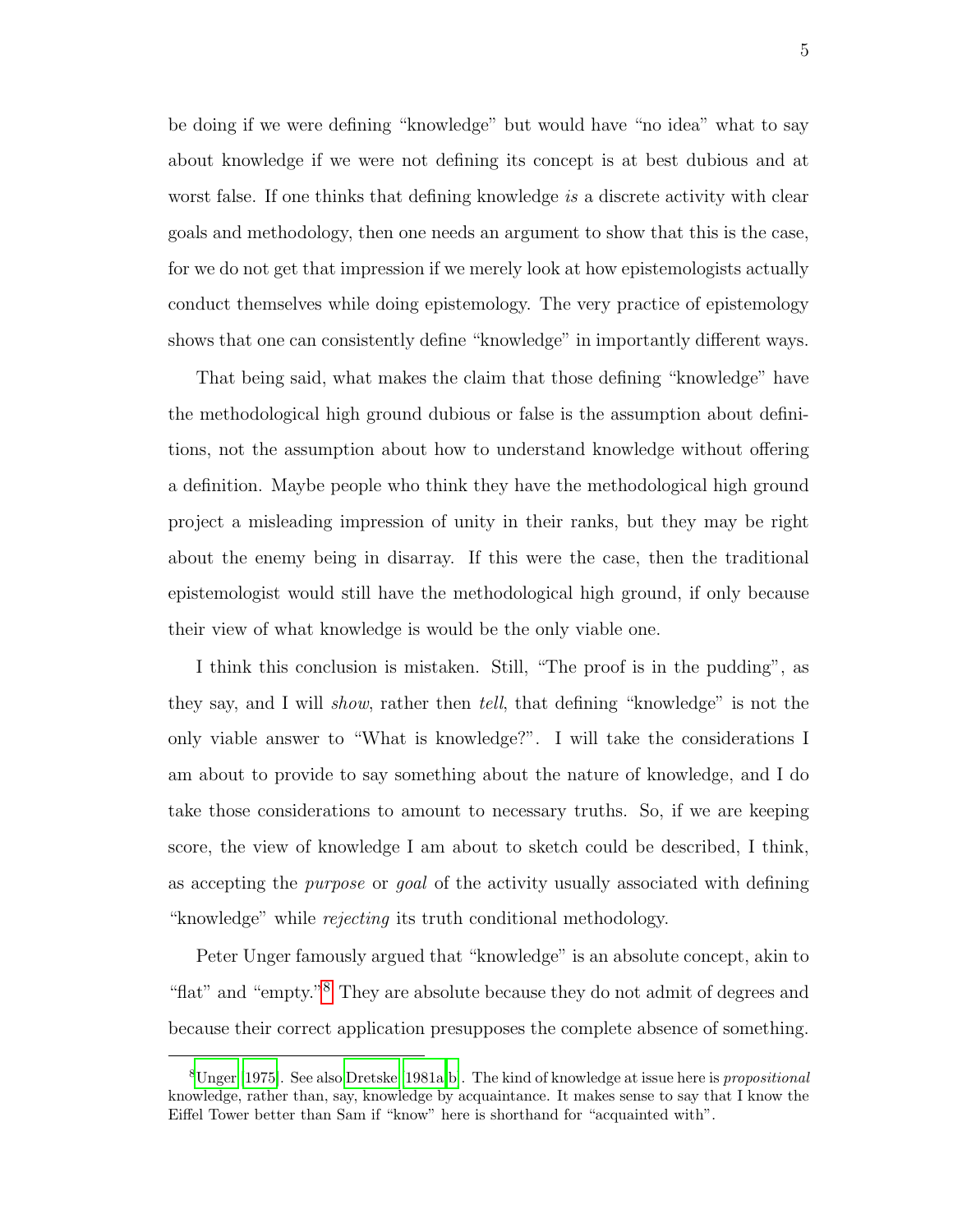be doing if we were defining "knowledge" but would have "no idea" what to say about knowledge if we were not defining its concept is at best dubious and at worst false. If one thinks that defining knowledge *is* a discrete activity with clear goals and methodology, then one needs an argument to show that this is the case, for we do not get that impression if we merely look at how epistemologists actually conduct themselves while doing epistemology. The very practice of epistemology shows that one can consistently define "knowledge" in importantly different ways.

That being said, what makes the claim that those defining "knowledge" have the methodological high ground dubious or false is the assumption about definitions, not the assumption about how to understand knowledge without offering a definition. Maybe people who think they have the methodological high ground project a misleading impression of unity in their ranks, but they may be right about the enemy being in disarray. If this were the case, then the traditional epistemologist would still have the methodological high ground, if only because their view of what knowledge is would be the only viable one.

I think this conclusion is mistaken. Still, "The proof is in the pudding", as they say, and I will *show*, rather then *tell*, that defining "knowledge" is not the only viable answer to "What is knowledge?". I will take the considerations I am about to provide to say something about the nature of knowledge, and I do take those considerations to amount to necessary truths. So, if we are keeping score, the view of knowledge I am about to sketch could be described, I think, as accepting the *purpose* or *goal* of the activity usually associated with defining "knowledge" while *rejecting* its truth conditional methodology.

Peter Unger famously argued that "knowledge" is an absolute concept, akin to "flat" and "empty."[8] They are absolute because they do not admit of degrees and because their correct application presupposes the complete absence of something.

---

[8] Unger [1975]. See also Dretske [1981a,b]. The kind of knowledge at issue here is *propositional* knowledge, rather than, say, knowledge by acquaintance. It makes sense to say that I know the Eiffel Tower better than Sam if "know" here is shorthand for "acquainted with".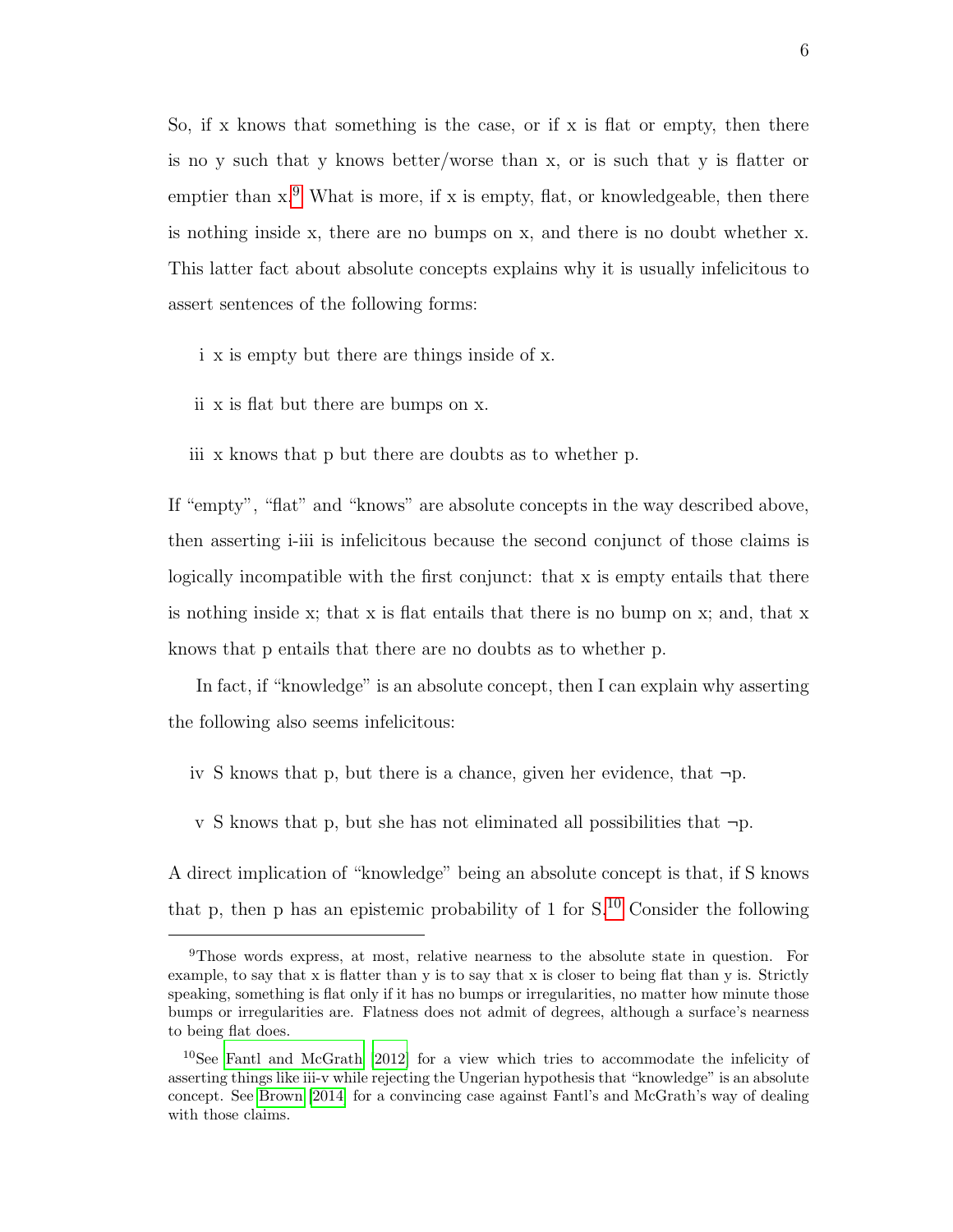So, if x knows that something is the case, or if x is flat or empty, then there is no y such that y knows better/worse than x, or is such that y is flatter or emptier than x.[9] What is more, if x is empty, flat, or knowledgeable, then there is nothing inside x, there are no bumps on x, and there is no doubt whether x. This latter fact about absolute concepts explains why it is usually infelicitous to assert sentences of the following forms:

i x is empty but there are things inside of x.

ii x is flat but there are bumps on x.

iii x knows that p but there are doubts as to whether p.

If "empty", "flat" and "knows" are absolute concepts in the way described above, then asserting i-iii is infelicitous because the second conjunct of those claims is logically incompatible with the first conjunct: that x is empty entails that there is nothing inside x; that x is flat entails that there is no bump on x; and, that x knows that p entails that there are no doubts as to whether p.

In fact, if "knowledge" is an absolute concept, then I can explain why asserting the following also seems infelicitous:

iv S knows that p, but there is a chance, given her evidence, that $\neg$p.

v S knows that p, but she has not eliminated all possibilities that $\neg$p.

A direct implication of "knowledge" being an absolute concept is that, if S knows that p, then p has an epistemic probability of 1 for S.[10] Consider the following

---

[9] Those words express, at most, relative nearness to the absolute state in question. For example, to say that x is flatter than y is to say that x is closer to being flat than y is. Strictly speaking, something is flat only if it has no bumps or irregularities, no matter how minute those bumps or irregularities are. Flatness does not admit of degrees, although a surface's nearness to being flat does.

[10] See Fantl and McGrath [2012] for a view which tries to accommodate the infelicity of asserting things like iii-v while rejecting the Ungerian hypothesis that "knowledge" is an absolute concept. See Brown [2014] for a convincing case against Fantl's and McGrath's way of dealing with those claims.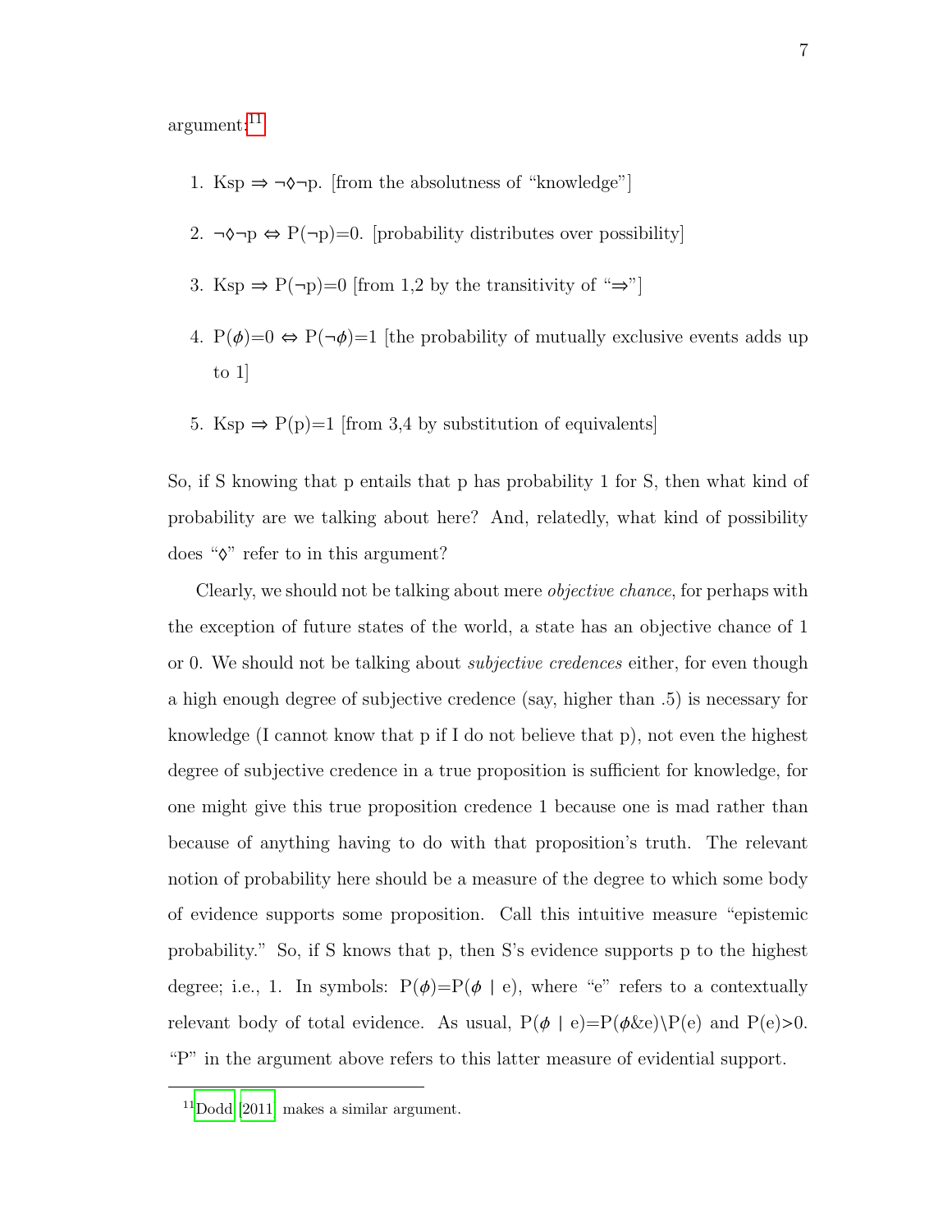argument:[11]

1. Ksp $\Rightarrow \neg\Diamond\neg$p. [from the absolutness of "knowledge"]

2. $\neg\Diamond\neg$p $\Leftrightarrow$ P($\neg$p)=0. [probability distributes over possibility]

3. Ksp $\Rightarrow$ P($\neg$p)=0 [from 1,2 by the transitivity of "$\Rightarrow$"]

4. P($\phi$)=0 $\Leftrightarrow$ P($\neg\phi$)=1 [the probability of mutually exclusive events adds up to 1]

5. Ksp $\Rightarrow$ P(p)=1 [from 3,4 by substitution of equivalents]

So, if S knowing that p entails that p has probability 1 for S, then what kind of probability are we talking about here? And, relatedly, what kind of possibility does "$\Diamond$" refer to in this argument?

Clearly, we should not be talking about mere *objective chance*, for perhaps with the exception of future states of the world, a state has an objective chance of 1 or 0. We should not be talking about *subjective credences* either, for even though a high enough degree of subjective credence (say, higher than .5) is necessary for knowledge (I cannot know that p if I do not believe that p), not even the highest degree of subjective credence in a true proposition is sufficient for knowledge, for one might give this true proposition credence 1 because one is mad rather than because of anything having to do with that proposition's truth. The relevant notion of probability here should be a measure of the degree to which some body of evidence supports some proposition. Call this intuitive measure "epistemic probability." So, if S knows that p, then S's evidence supports p to the highest degree; i.e., 1. In symbols: P($\phi$)=P($\phi$ | e), where "e" refers to a contextually relevant body of total evidence. As usual, P($\phi$ | e)=P($\phi$&e)\P(e) and P(e)>0. "P" in the argument above refers to this latter measure of evidential support.

[11] Dodd [2011] makes a similar argument.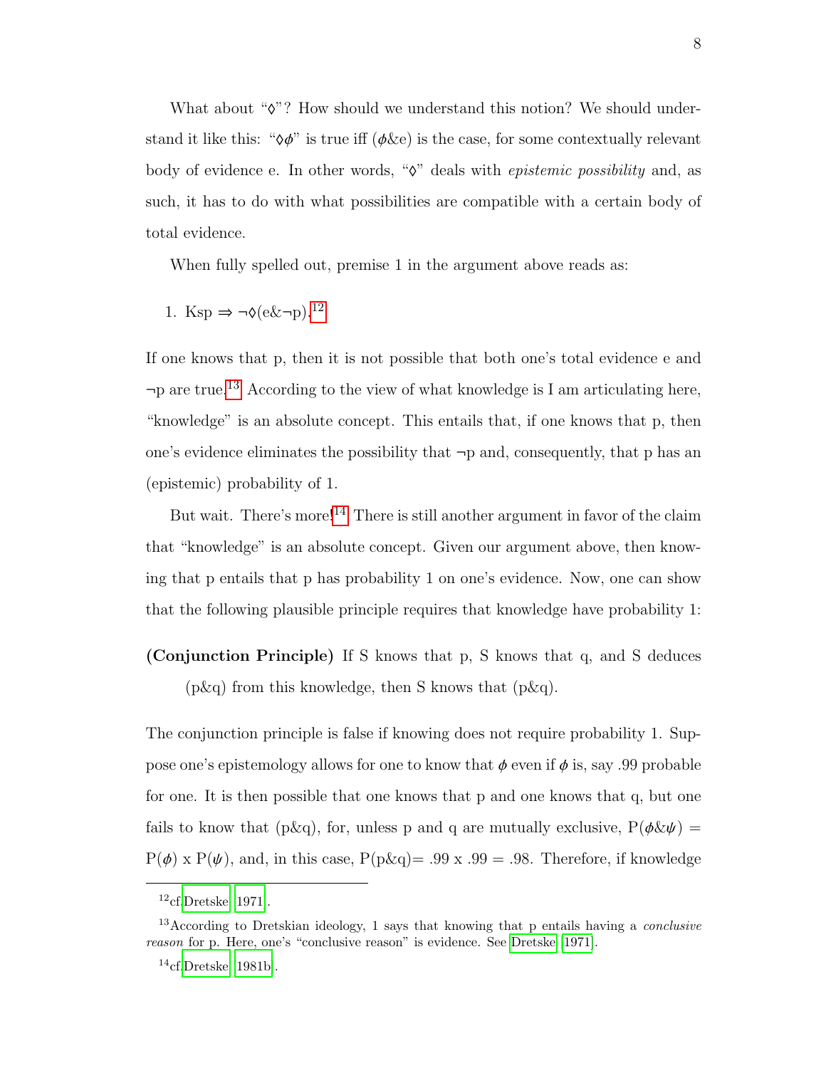What about "$\lozenge$"? How should we understand this notion? We should understand it like this: "$\lozenge\phi$" is true iff ($\phi$&e) is the case, for some contextually relevant body of evidence e. In other words, "$\lozenge$" deals with *epistemic possibility* and, as such, it has to do with what possibilities are compatible with a certain body of total evidence.

When fully spelled out, premise 1 in the argument above reads as:

1. Ksp $\Rightarrow$ $\neg\lozenge$(e&$\neg$p).[12]

If one knows that p, then it is not possible that both one's total evidence e and $\neg$p are true.[13] According to the view of what knowledge is I am articulating here, "knowledge" is an absolute concept. This entails that, if one knows that p, then one's evidence eliminates the possibility that $\neg$p and, consequently, that p has an (epistemic) probability of 1.

But wait. There's more![14] There is still another argument in favor of the claim that "knowledge" is an absolute concept. Given our argument above, then knowing that p entails that p has probability 1 on one's evidence. Now, one can show that the following plausible principle requires that knowledge have probability 1:

**(Conjunction Principle)** If S knows that p, S knows that q, and S deduces (p&q) from this knowledge, then S knows that (p&q).

The conjunction principle is false if knowing does not require probability 1. Suppose one's epistemology allows for one to know that $\phi$ even if $\phi$ is, say .99 probable for one. It is then possible that one knows that p and one knows that q, but one fails to know that (p&q), for, unless p and q are mutually exclusive, P($\phi$&$\psi$) = P($\phi$) x P($\psi$), and, in this case, P(p&q)= .99 x .99 = .98. Therefore, if knowledge

---

[12] cf.Dretske [1971].

[13] According to Dretskian ideology, 1 says that knowing that p entails having a *conclusive reason* for p. Here, one's "conclusive reason" is evidence. See Dretske [1971].

[14] cf.Dretske [1981b].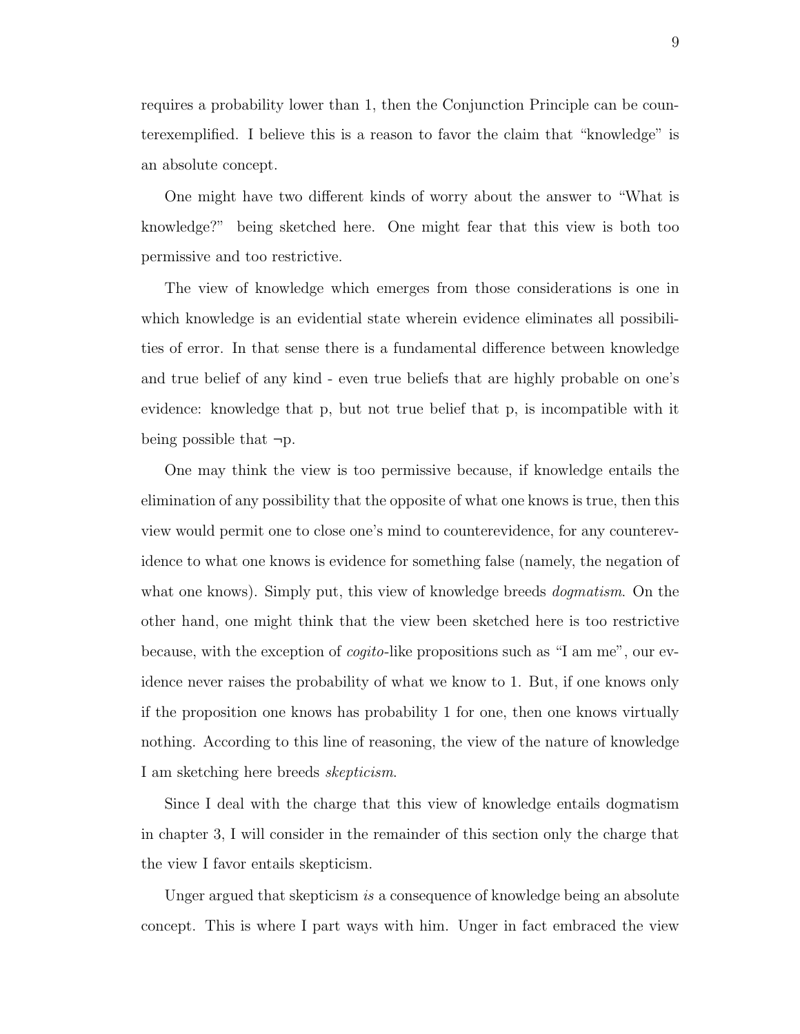requires a probability lower than 1, then the Conjunction Principle can be counterexemplified. I believe this is a reason to favor the claim that "knowledge" is an absolute concept.

One might have two different kinds of worry about the answer to "What is knowledge?" being sketched here. One might fear that this view is both too permissive and too restrictive.

The view of knowledge which emerges from those considerations is one in which knowledge is an evidential state wherein evidence eliminates all possibilities of error. In that sense there is a fundamental difference between knowledge and true belief of any kind - even true beliefs that are highly probable on one's evidence: knowledge that p, but not true belief that p, is incompatible with it being possible that ¬p.

One may think the view is too permissive because, if knowledge entails the elimination of any possibility that the opposite of what one knows is true, then this view would permit one to close one's mind to counterevidence, for any counterevidence to what one knows is evidence for something false (namely, the negation of what one knows). Simply put, this view of knowledge breeds *dogmatism*. On the other hand, one might think that the view been sketched here is too restrictive because, with the exception of *cogito*-like propositions such as "I am me", our evidence never raises the probability of what we know to 1. But, if one knows only if the proposition one knows has probability 1 for one, then one knows virtually nothing. According to this line of reasoning, the view of the nature of knowledge I am sketching here breeds *skepticism*.

Since I deal with the charge that this view of knowledge entails dogmatism in chapter 3, I will consider in the remainder of this section only the charge that the view I favor entails skepticism.

Unger argued that skepticism *is* a consequence of knowledge being an absolute concept. This is where I part ways with him. Unger in fact embraced the view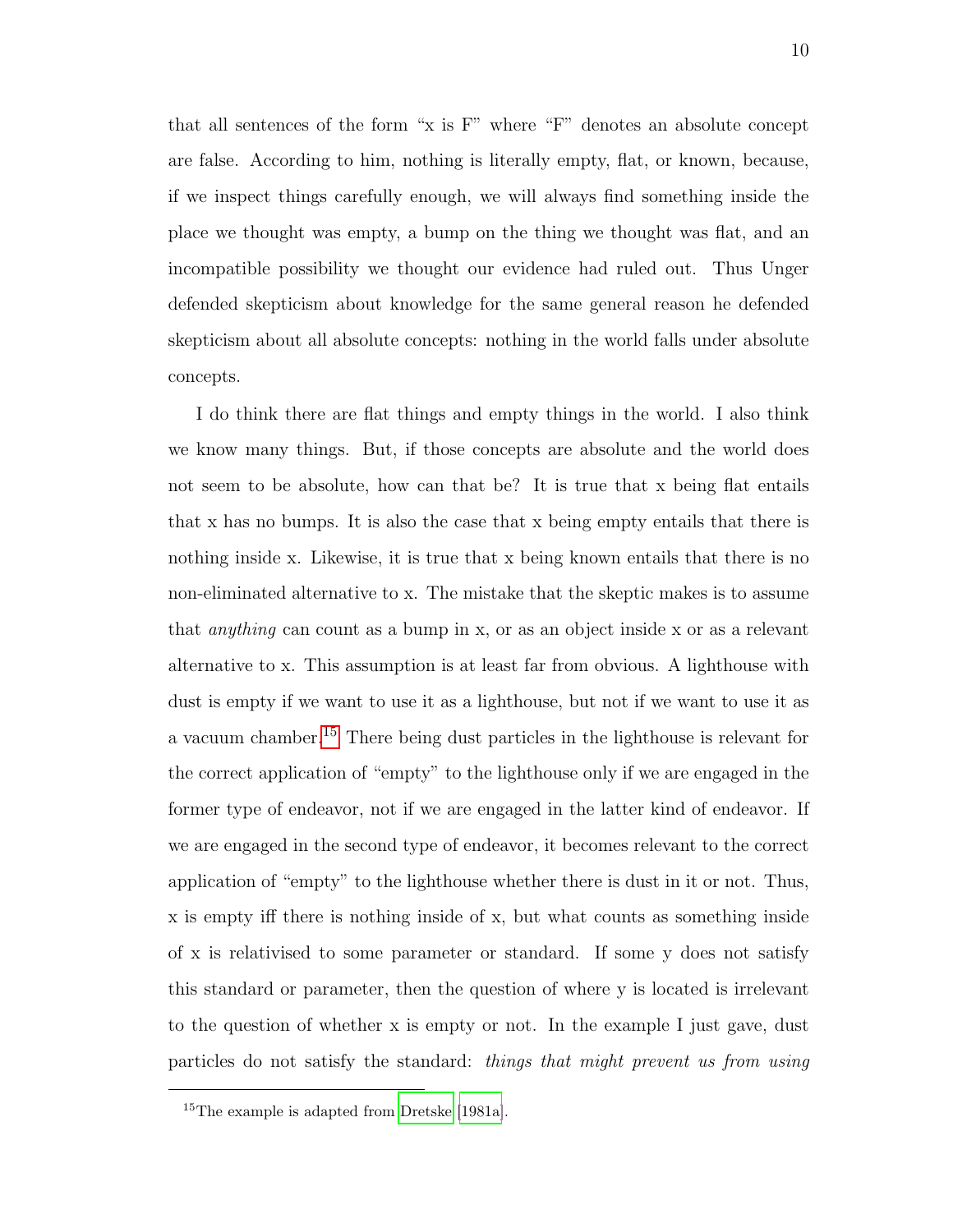that all sentences of the form "x is F" where "F" denotes an absolute concept are false. According to him, nothing is literally empty, flat, or known, because, if we inspect things carefully enough, we will always find something inside the place we thought was empty, a bump on the thing we thought was flat, and an incompatible possibility we thought our evidence had ruled out. Thus Unger defended skepticism about knowledge for the same general reason he defended skepticism about all absolute concepts: nothing in the world falls under absolute concepts.

I do think there are flat things and empty things in the world. I also think we know many things. But, if those concepts are absolute and the world does not seem to be absolute, how can that be? It is true that x being flat entails that x has no bumps. It is also the case that x being empty entails that there is nothing inside x. Likewise, it is true that x being known entails that there is no non-eliminated alternative to x. The mistake that the skeptic makes is to assume that *anything* can count as a bump in x, or as an object inside x or as a relevant alternative to x. This assumption is at least far from obvious. A lighthouse with dust is empty if we want to use it as a lighthouse, but not if we want to use it as a vacuum chamber.[15] There being dust particles in the lighthouse is relevant for the correct application of "empty" to the lighthouse only if we are engaged in the former type of endeavor, not if we are engaged in the latter kind of endeavor. If we are engaged in the second type of endeavor, it becomes relevant to the correct application of "empty" to the lighthouse whether there is dust in it or not. Thus, x is empty iff there is nothing inside of x, but what counts as something inside of x is relativised to some parameter or standard. If some y does not satisfy this standard or parameter, then the question of where y is located is irrelevant to the question of whether x is empty or not. In the example I just gave, dust particles do not satisfy the standard: *things that might prevent us from using*

[15] The example is adapted from Dretske [1981a].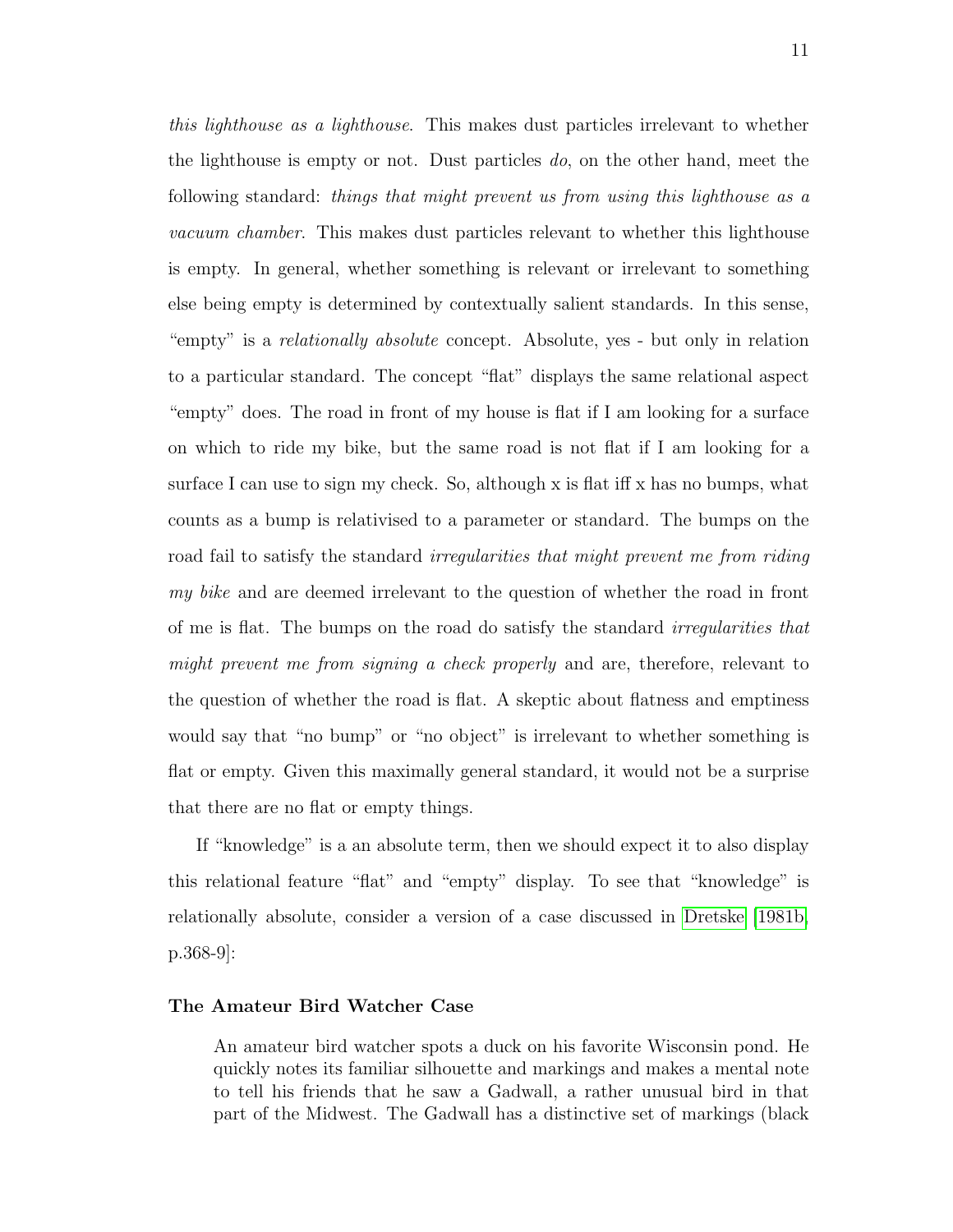*this lighthouse as a lighthouse*. This makes dust particles irrelevant to whether the lighthouse is empty or not. Dust particles *do*, on the other hand, meet the following standard: *things that might prevent us from using this lighthouse as a vacuum chamber*. This makes dust particles relevant to whether this lighthouse is empty. In general, whether something is relevant or irrelevant to something else being empty is determined by contextually salient standards. In this sense, "empty" is a *relationally absolute* concept. Absolute, yes - but only in relation to a particular standard. The concept "flat" displays the same relational aspect "empty" does. The road in front of my house is flat if I am looking for a surface on which to ride my bike, but the same road is not flat if I am looking for a surface I can use to sign my check. So, although x is flat iff x has no bumps, what counts as a bump is relativised to a parameter or standard. The bumps on the road fail to satisfy the standard *irregularities that might prevent me from riding my bike* and are deemed irrelevant to the question of whether the road in front of me is flat. The bumps on the road do satisfy the standard *irregularities that might prevent me from signing a check properly* and are, therefore, relevant to the question of whether the road is flat. A skeptic about flatness and emptiness would say that "no bump" or "no object" is irrelevant to whether something is flat or empty. Given this maximally general standard, it would not be a surprise that there are no flat or empty things.

If "knowledge" is a an absolute term, then we should expect it to also display this relational feature "flat" and "empty" display. To see that "knowledge" is relationally absolute, consider a version of a case discussed in Dretske [1981b, p.368-9]:

**The Amateur Bird Watcher Case**

> An amateur bird watcher spots a duck on his favorite Wisconsin pond. He quickly notes its familiar silhouette and markings and makes a mental note to tell his friends that he saw a Gadwall, a rather unusual bird in that part of the Midwest. The Gadwall has a distinctive set of markings (black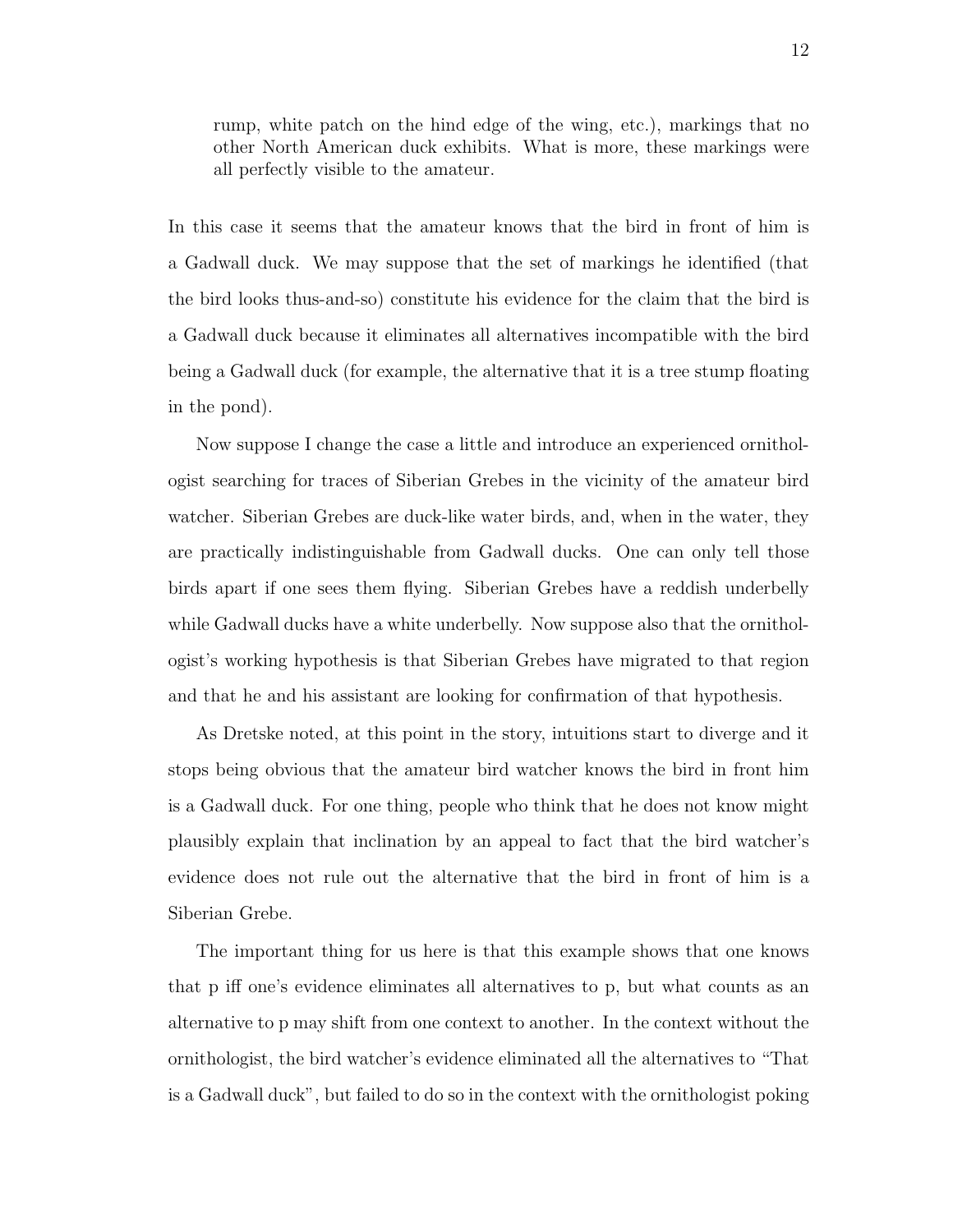> rump, white patch on the hind edge of the wing, etc.), markings that no other North American duck exhibits. What is more, these markings were all perfectly visible to the amateur.

In this case it seems that the amateur knows that the bird in front of him is a Gadwall duck. We may suppose that the set of markings he identified (that the bird looks thus-and-so) constitute his evidence for the claim that the bird is a Gadwall duck because it eliminates all alternatives incompatible with the bird being a Gadwall duck (for example, the alternative that it is a tree stump floating in the pond).

Now suppose I change the case a little and introduce an experienced ornithologist searching for traces of Siberian Grebes in the vicinity of the amateur bird watcher. Siberian Grebes are duck-like water birds, and, when in the water, they are practically indistinguishable from Gadwall ducks. One can only tell those birds apart if one sees them flying. Siberian Grebes have a reddish underbelly while Gadwall ducks have a white underbelly. Now suppose also that the ornithologist's working hypothesis is that Siberian Grebes have migrated to that region and that he and his assistant are looking for confirmation of that hypothesis.

As Dretske noted, at this point in the story, intuitions start to diverge and it stops being obvious that the amateur bird watcher knows the bird in front him is a Gadwall duck. For one thing, people who think that he does not know might plausibly explain that inclination by an appeal to fact that the bird watcher's evidence does not rule out the alternative that the bird in front of him is a Siberian Grebe.

The important thing for us here is that this example shows that one knows that p iff one's evidence eliminates all alternatives to p, but what counts as an alternative to p may shift from one context to another. In the context without the ornithologist, the bird watcher's evidence eliminated all the alternatives to "That is a Gadwall duck", but failed to do so in the context with the ornithologist poking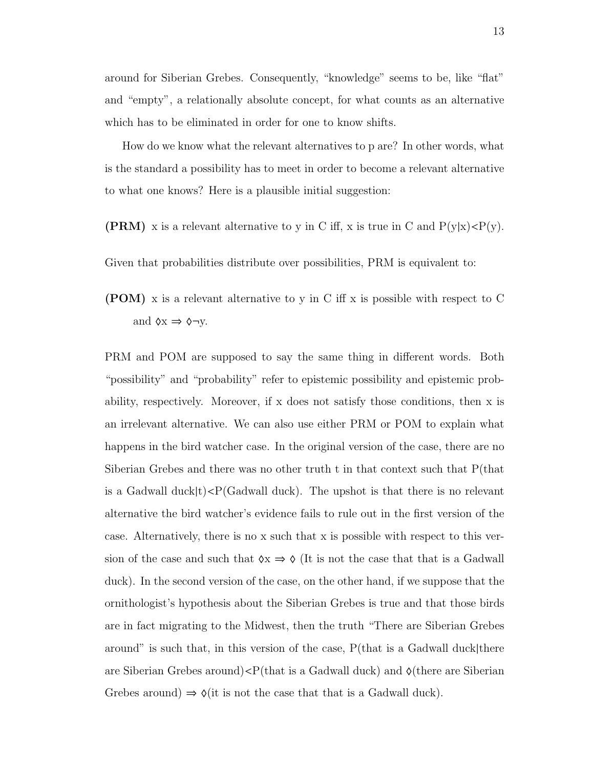around for Siberian Grebes. Consequently, "knowledge" seems to be, like "flat" and "empty", a relationally absolute concept, for what counts as an alternative which has to be eliminated in order for one to know shifts.

How do we know what the relevant alternatives to p are? In other words, what is the standard a possibility has to meet in order to become a relevant alternative to what one knows? Here is a plausible initial suggestion:

**(PRM)** x is a relevant alternative to y in C iff, x is true in C and $P(y|x)<P(y)$.

Given that probabilities distribute over possibilities, PRM is equivalent to:

**(POM)** x is a relevant alternative to y in C iff x is possible with respect to C and $\Diamond x \Rightarrow \Diamond \neg y$.

PRM and POM are supposed to say the same thing in different words. Both "possibility" and "probability" refer to epistemic possibility and epistemic probability, respectively. Moreover, if x does not satisfy those conditions, then x is an irrelevant alternative. We can also use either PRM or POM to explain what happens in the bird watcher case. In the original version of the case, there are no Siberian Grebes and there was no other truth t in that context such that P(that is a Gadwall duck|t)<P(Gadwall duck). The upshot is that there is no relevant alternative the bird watcher's evidence fails to rule out in the first version of the case. Alternatively, there is no x such that x is possible with respect to this version of the case and such that $\Diamond x \Rightarrow \Diamond$ (It is not the case that that is a Gadwall duck). In the second version of the case, on the other hand, if we suppose that the ornithologist's hypothesis about the Siberian Grebes is true and that those birds are in fact migrating to the Midwest, then the truth "There are Siberian Grebes around" is such that, in this version of the case, P(that is a Gadwall duck|there are Siberian Grebes around)<P(that is a Gadwall duck) and $\Diamond$(there are Siberian Grebes around) $\Rightarrow$ $\Diamond$(it is not the case that that is a Gadwall duck).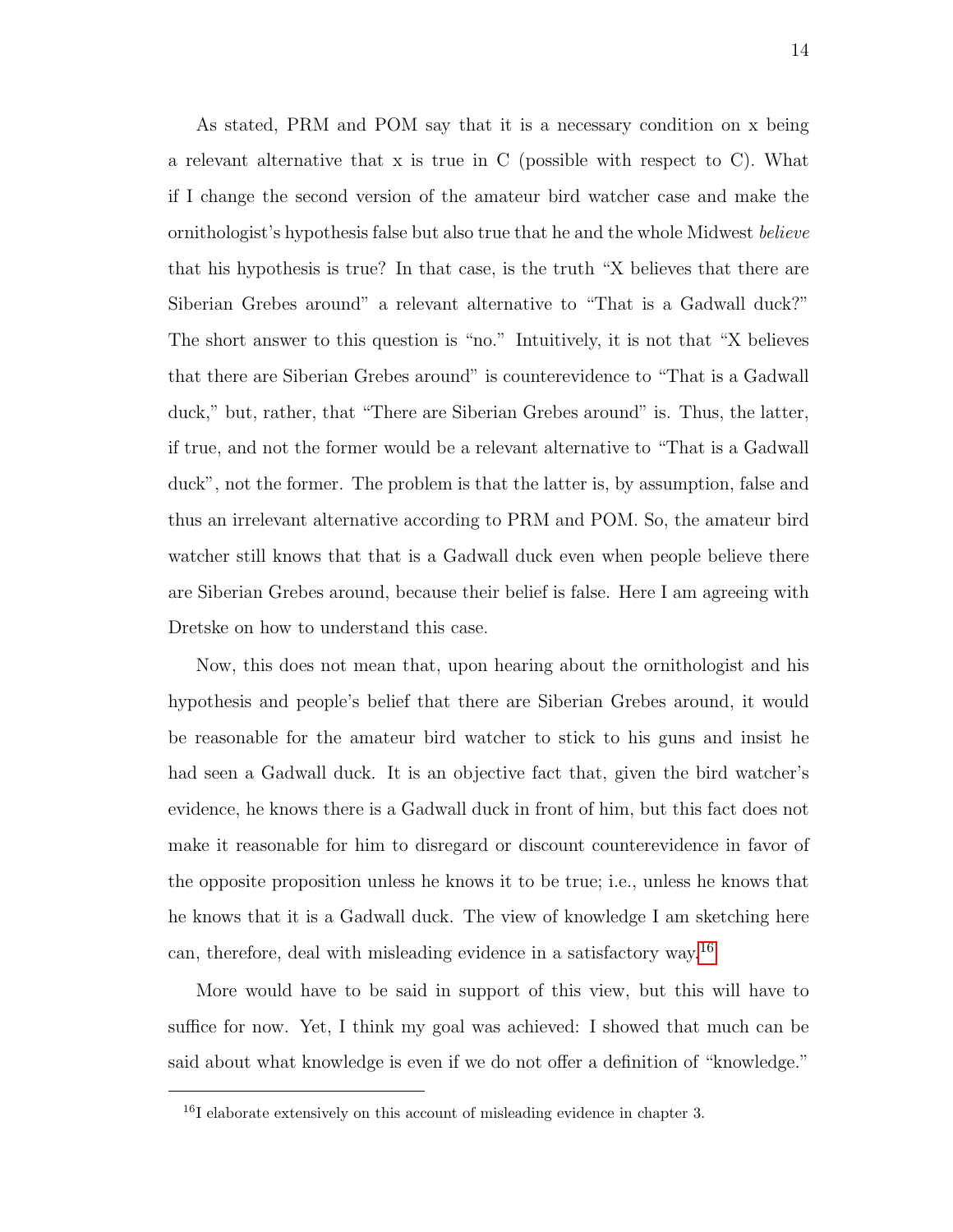As stated, PRM and POM say that it is a necessary condition on x being a relevant alternative that x is true in C (possible with respect to C). What if I change the second version of the amateur bird watcher case and make the ornithologist's hypothesis false but also true that he and the whole Midwest *believe* that his hypothesis is true? In that case, is the truth "X believes that there are Siberian Grebes around" a relevant alternative to "That is a Gadwall duck?" The short answer to this question is "no." Intuitively, it is not that "X believes that there are Siberian Grebes around" is counterevidence to "That is a Gadwall duck," but, rather, that "There are Siberian Grebes around" is. Thus, the latter, if true, and not the former would be a relevant alternative to "That is a Gadwall duck", not the former. The problem is that the latter is, by assumption, false and thus an irrelevant alternative according to PRM and POM. So, the amateur bird watcher still knows that that is a Gadwall duck even when people believe there are Siberian Grebes around, because their belief is false. Here I am agreeing with Dretske on how to understand this case.

Now, this does not mean that, upon hearing about the ornithologist and his hypothesis and people's belief that there are Siberian Grebes around, it would be reasonable for the amateur bird watcher to stick to his guns and insist he had seen a Gadwall duck. It is an objective fact that, given the bird watcher's evidence, he knows there is a Gadwall duck in front of him, but this fact does not make it reasonable for him to disregard or discount counterevidence in favor of the opposite proposition unless he knows it to be true; i.e., unless he knows that he knows that it is a Gadwall duck. The view of knowledge I am sketching here can, therefore, deal with misleading evidence in a satisfactory way.[16]

More would have to be said in support of this view, but this will have to suffice for now. Yet, I think my goal was achieved: I showed that much can be said about what knowledge is even if we do not offer a definition of "knowledge."

[16] I elaborate extensively on this account of misleading evidence in chapter 3.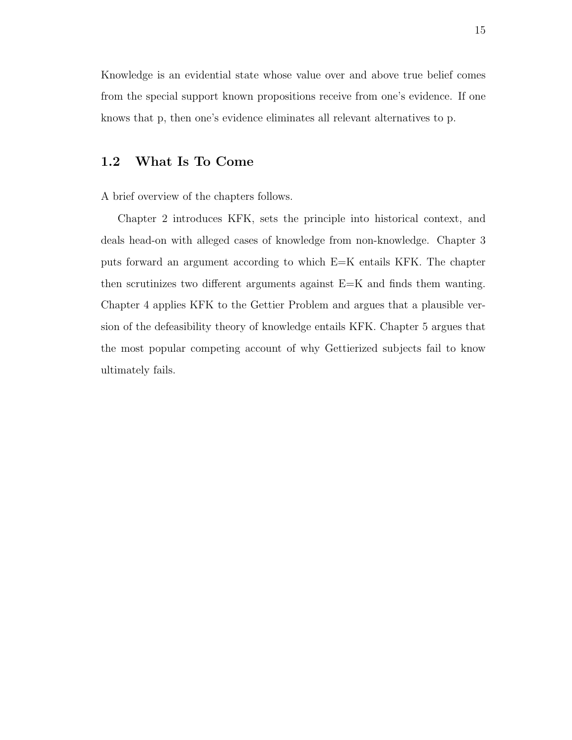Knowledge is an evidential state whose value over and above true belief comes from the special support known propositions receive from one's evidence. If one knows that p, then one's evidence eliminates all relevant alternatives to p.

## 1.2 What Is To Come

A brief overview of the chapters follows.

Chapter 2 introduces KFK, sets the principle into historical context, and deals head-on with alleged cases of knowledge from non-knowledge. Chapter 3 puts forward an argument according to which E=K entails KFK. The chapter then scrutinizes two different arguments against E=K and finds them wanting. Chapter 4 applies KFK to the Gettier Problem and argues that a plausible version of the defeasibility theory of knowledge entails KFK. Chapter 5 argues that the most popular competing account of why Gettierized subjects fail to know ultimately fails.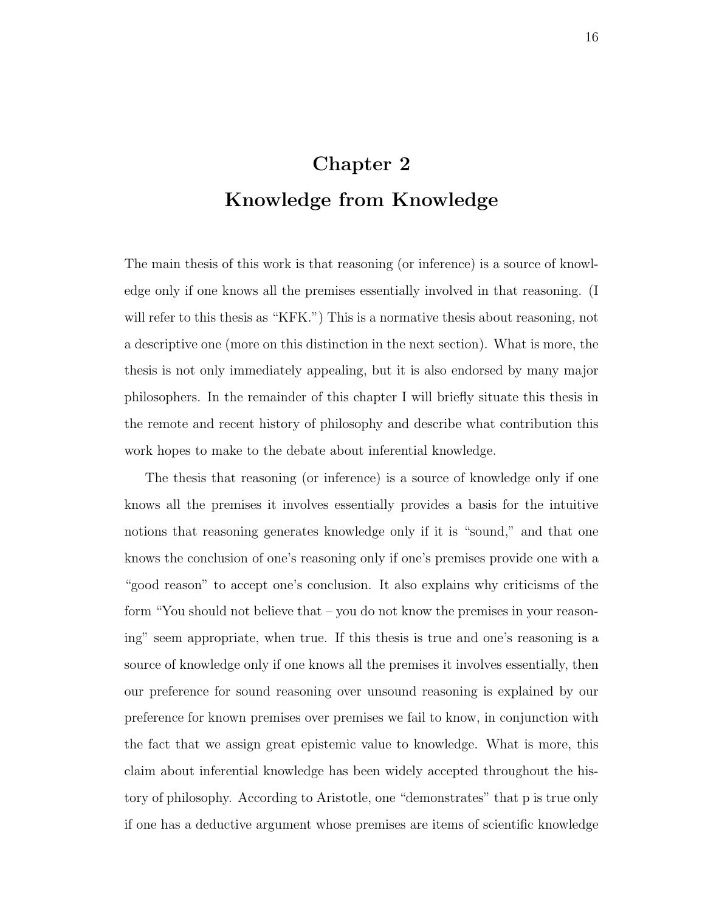# Chapter 2
# Knowledge from Knowledge

The main thesis of this work is that reasoning (or inference) is a source of knowledge only if one knows all the premises essentially involved in that reasoning. (I will refer to this thesis as "KFK.") This is a normative thesis about reasoning, not a descriptive one (more on this distinction in the next section). What is more, the thesis is not only immediately appealing, but it is also endorsed by many major philosophers. In the remainder of this chapter I will briefly situate this thesis in the remote and recent history of philosophy and describe what contribution this work hopes to make to the debate about inferential knowledge.

The thesis that reasoning (or inference) is a source of knowledge only if one knows all the premises it involves essentially provides a basis for the intuitive notions that reasoning generates knowledge only if it is "sound," and that one knows the conclusion of one's reasoning only if one's premises provide one with a "good reason" to accept one's conclusion. It also explains why criticisms of the form "You should not believe that – you do not know the premises in your reasoning" seem appropriate, when true. If this thesis is true and one's reasoning is a source of knowledge only if one knows all the premises it involves essentially, then our preference for sound reasoning over unsound reasoning is explained by our preference for known premises over premises we fail to know, in conjunction with the fact that we assign great epistemic value to knowledge. What is more, this claim about inferential knowledge has been widely accepted throughout the history of philosophy. According to Aristotle, one "demonstrates" that p is true only if one has a deductive argument whose premises are items of scientific knowledge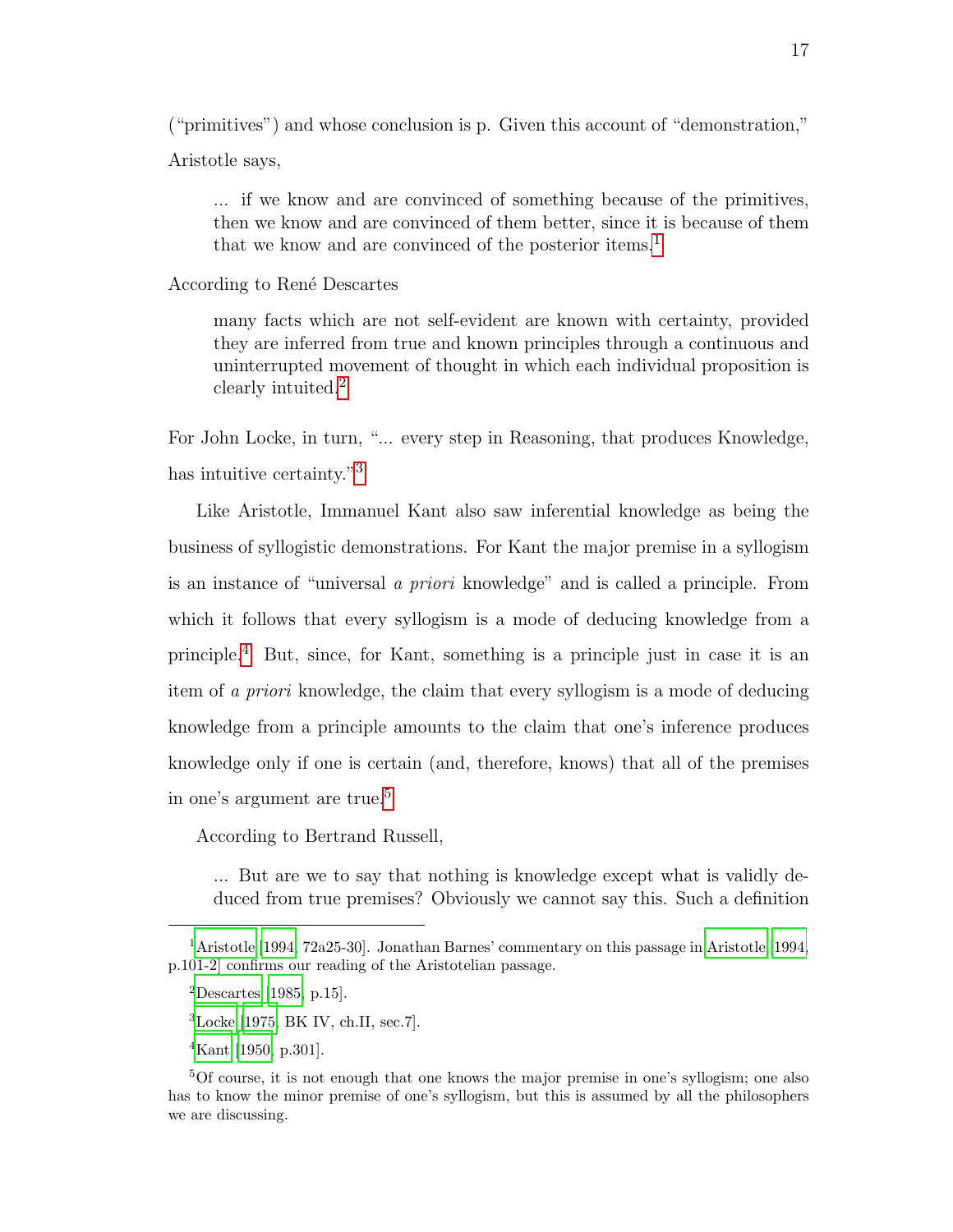("primitives") and whose conclusion is p. Given this account of "demonstration," Aristotle says,

> ... if we know and are convinced of something because of the primitives, then we know and are convinced of them better, since it is because of them that we know and are convinced of the posterior items.[1]

According to René Descartes

> many facts which are not self-evident are known with certainty, provided they are inferred from true and known principles through a continuous and uninterrupted movement of thought in which each individual proposition is clearly intuited.[2]

For John Locke, in turn, "... every step in Reasoning, that produces Knowledge, has intuitive certainty."[3]

Like Aristotle, Immanuel Kant also saw inferential knowledge as being the business of syllogistic demonstrations. For Kant the major premise in a syllogism is an instance of "universal *a priori* knowledge" and is called a principle. From which it follows that every syllogism is a mode of deducing knowledge from a principle.[4] But, since, for Kant, something is a principle just in case it is an item of *a priori* knowledge, the claim that every syllogism is a mode of deducing knowledge from a principle amounts to the claim that one's inference produces knowledge only if one is certain (and, therefore, knows) that all of the premises in one's argument are true.[5]

According to Bertrand Russell,

> ... But are we to say that nothing is knowledge except what is validly deduced from true premises? Obviously we cannot say this. Such a definition

---

[1] Aristotle [1994, 72a25-30]. Jonathan Barnes' commentary on this passage in Aristotle [1994, p.101-2] confirms our reading of the Aristotelian passage.

[2] Descartes [1985, p.15].

[3] Locke [1975, BK IV, ch.II, sec.7].

[4] Kant [1950, p.301].

[5] Of course, it is not enough that one knows the major premise in one's syllogism; one also has to know the minor premise of one's syllogism, but this is assumed by all the philosophers we are discussing.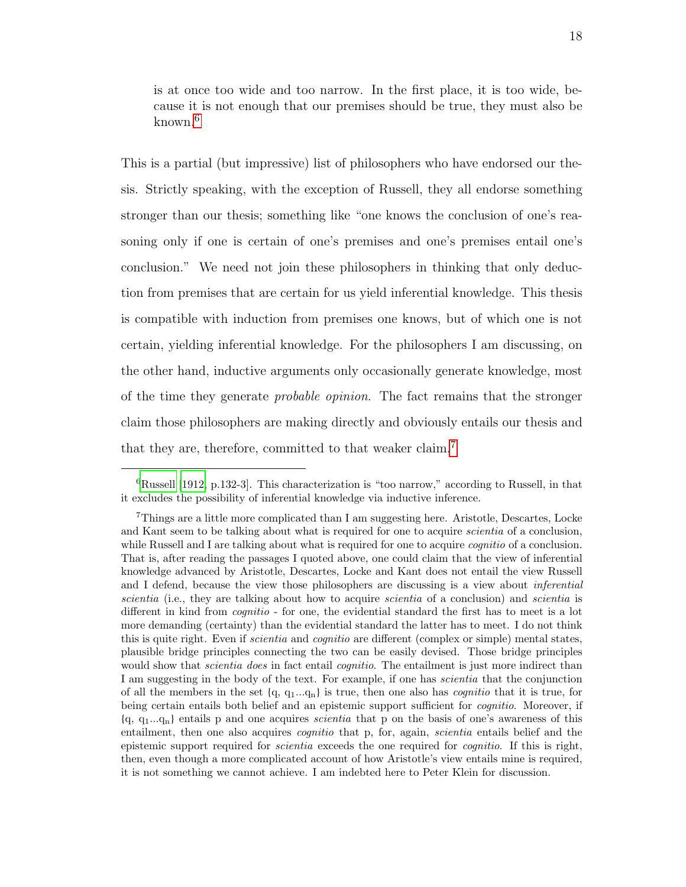> is at once too wide and too narrow. In the first place, it is too wide, because it is not enough that our premises should be true, they must also be known.[6]

This is a partial (but impressive) list of philosophers who have endorsed our thesis. Strictly speaking, with the exception of Russell, they all endorse something stronger than our thesis; something like "one knows the conclusion of one's reasoning only if one is certain of one's premises and one's premises entail one's conclusion." We need not join these philosophers in thinking that only deduction from premises that are certain for us yield inferential knowledge. This thesis is compatible with induction from premises one knows, but of which one is not certain, yielding inferential knowledge. For the philosophers I am discussing, on the other hand, inductive arguments only occasionally generate knowledge, most of the time they generate *probable opinion*. The fact remains that the stronger claim those philosophers are making directly and obviously entails our thesis and that they are, therefore, committed to that weaker claim.[7]

---

[6]Russell [1912, p.132-3]. This characterization is "too narrow," according to Russell, in that it excludes the possibility of inferential knowledge via inductive inference.

[7]Things are a little more complicated than I am suggesting here. Aristotle, Descartes, Locke and Kant seem to be talking about what is required for one to acquire *scientia* of a conclusion, while Russell and I are talking about what is required for one to acquire *cognitio* of a conclusion. That is, after reading the passages I quoted above, one could claim that the view of inferential knowledge advanced by Aristotle, Descartes, Locke and Kant does not entail the view Russell and I defend, because the view those philosophers are discussing is a view about *inferential scientia* (i.e., they are talking about how to acquire *scientia* of a conclusion) and *scientia* is different in kind from *cognitio* - for one, the evidential standard the first has to meet is a lot more demanding (certainty) than the evidential standard the latter has to meet. I do not think this is quite right. Even if *scientia* and *cognitio* are different (complex or simple) mental states, plausible bridge principles connecting the two can be easily devised. Those bridge principles would show that *scientia does* in fact entail *cognitio*. The entailment is just more indirect than I am suggesting in the body of the text. For example, if one has *scientia* that the conjunction of all the members in the set {q, $q_1$...$q_n$} is true, then one also has *cognitio* that it is true, for being certain entails both belief and an epistemic support sufficient for *cognitio*. Moreover, if {q, $q_1$...$q_n$} entails p and one acquires *scientia* that p on the basis of one's awareness of this entailment, then one also acquires *cognitio* that p, for, again, *scientia* entails belief and the epistemic support required for *scientia* exceeds the one required for *cognitio*. If this is right, then, even though a more complicated account of how Aristotle's view entails mine is required, it is not something we cannot achieve. I am indebted here to Peter Klein for discussion.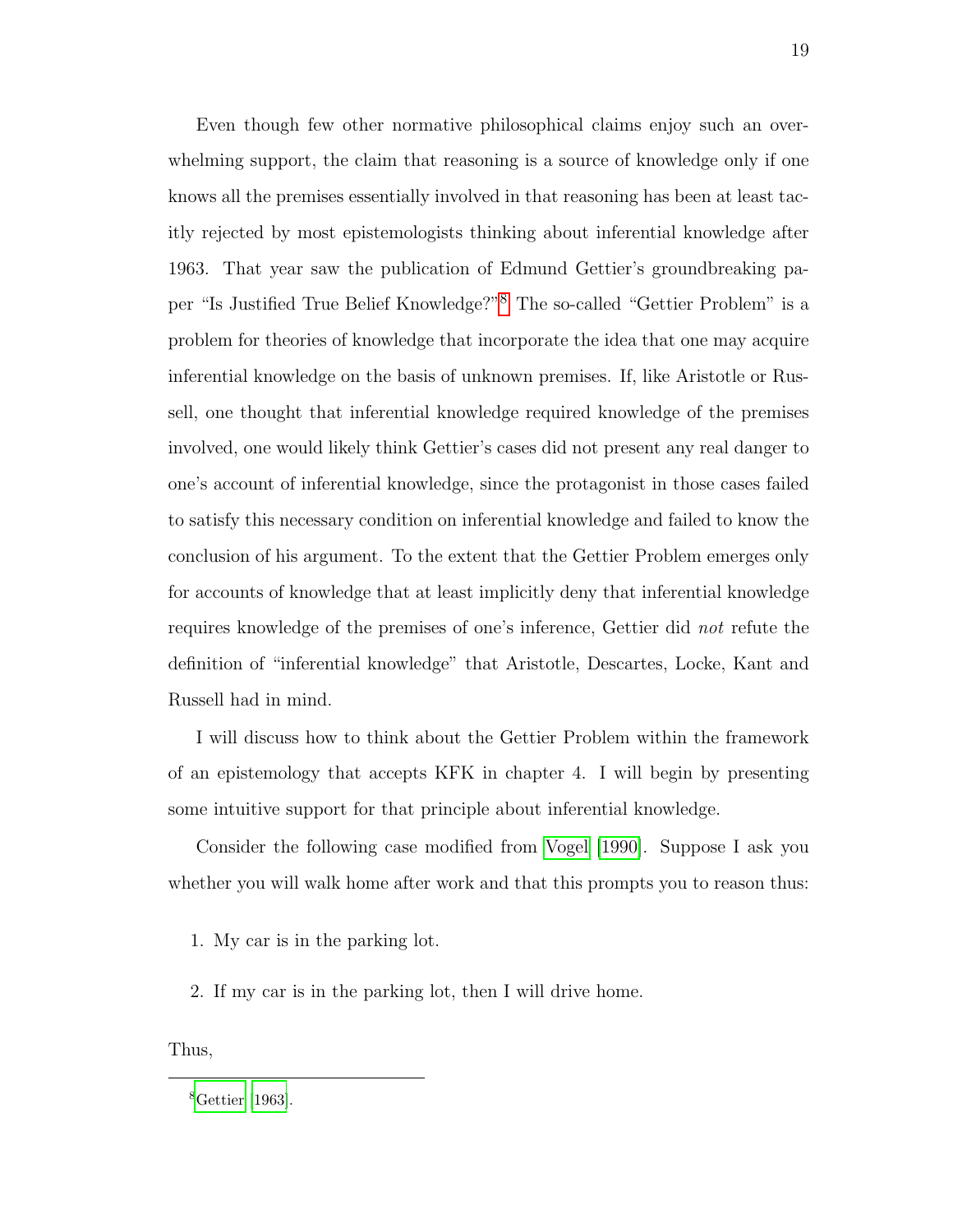Even though few other normative philosophical claims enjoy such an overwhelming support, the claim that reasoning is a source of knowledge only if one knows all the premises essentially involved in that reasoning has been at least tacitly rejected by most epistemologists thinking about inferential knowledge after 1963. That year saw the publication of Edmund Gettier's groundbreaking paper "Is Justified True Belief Knowledge?"[8] The so-called "Gettier Problem" is a problem for theories of knowledge that incorporate the idea that one may acquire inferential knowledge on the basis of unknown premises. If, like Aristotle or Russell, one thought that inferential knowledge required knowledge of the premises involved, one would likely think Gettier's cases did not present any real danger to one's account of inferential knowledge, since the protagonist in those cases failed to satisfy this necessary condition on inferential knowledge and failed to know the conclusion of his argument. To the extent that the Gettier Problem emerges only for accounts of knowledge that at least implicitly deny that inferential knowledge requires knowledge of the premises of one's inference, Gettier did *not* refute the definition of "inferential knowledge" that Aristotle, Descartes, Locke, Kant and Russell had in mind.

I will discuss how to think about the Gettier Problem within the framework of an epistemology that accepts KFK in chapter 4. I will begin by presenting some intuitive support for that principle about inferential knowledge.

Consider the following case modified from Vogel [1990]. Suppose I ask you whether you will walk home after work and that this prompts you to reason thus:

1. My car is in the parking lot.

2. If my car is in the parking lot, then I will drive home.

Thus,

[8] Gettier [1963].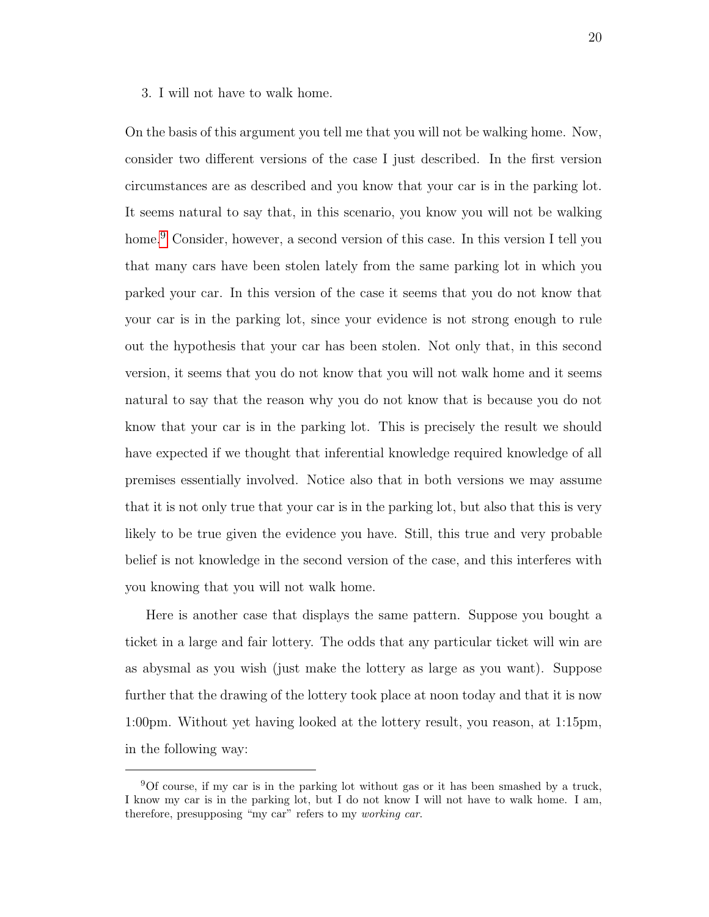3. I will not have to walk home.

On the basis of this argument you tell me that you will not be walking home. Now, consider two different versions of the case I just described. In the first version circumstances are as described and you know that your car is in the parking lot. It seems natural to say that, in this scenario, you know you will not be walking home.[9] Consider, however, a second version of this case. In this version I tell you that many cars have been stolen lately from the same parking lot in which you parked your car. In this version of the case it seems that you do not know that your car is in the parking lot, since your evidence is not strong enough to rule out the hypothesis that your car has been stolen. Not only that, in this second version, it seems that you do not know that you will not walk home and it seems natural to say that the reason why you do not know that is because you do not know that your car is in the parking lot. This is precisely the result we should have expected if we thought that inferential knowledge required knowledge of all premises essentially involved. Notice also that in both versions we may assume that it is not only true that your car is in the parking lot, but also that this is very likely to be true given the evidence you have. Still, this true and very probable belief is not knowledge in the second version of the case, and this interferes with you knowing that you will not walk home.

Here is another case that displays the same pattern. Suppose you bought a ticket in a large and fair lottery. The odds that any particular ticket will win are as abysmal as you wish (just make the lottery as large as you want). Suppose further that the drawing of the lottery took place at noon today and that it is now 1:00pm. Without yet having looked at the lottery result, you reason, at 1:15pm, in the following way:

---

[9] Of course, if my car is in the parking lot without gas or it has been smashed by a truck, I know my car is in the parking lot, but I do not know I will not have to walk home. I am, therefore, presupposing "my car" refers to my *working car*.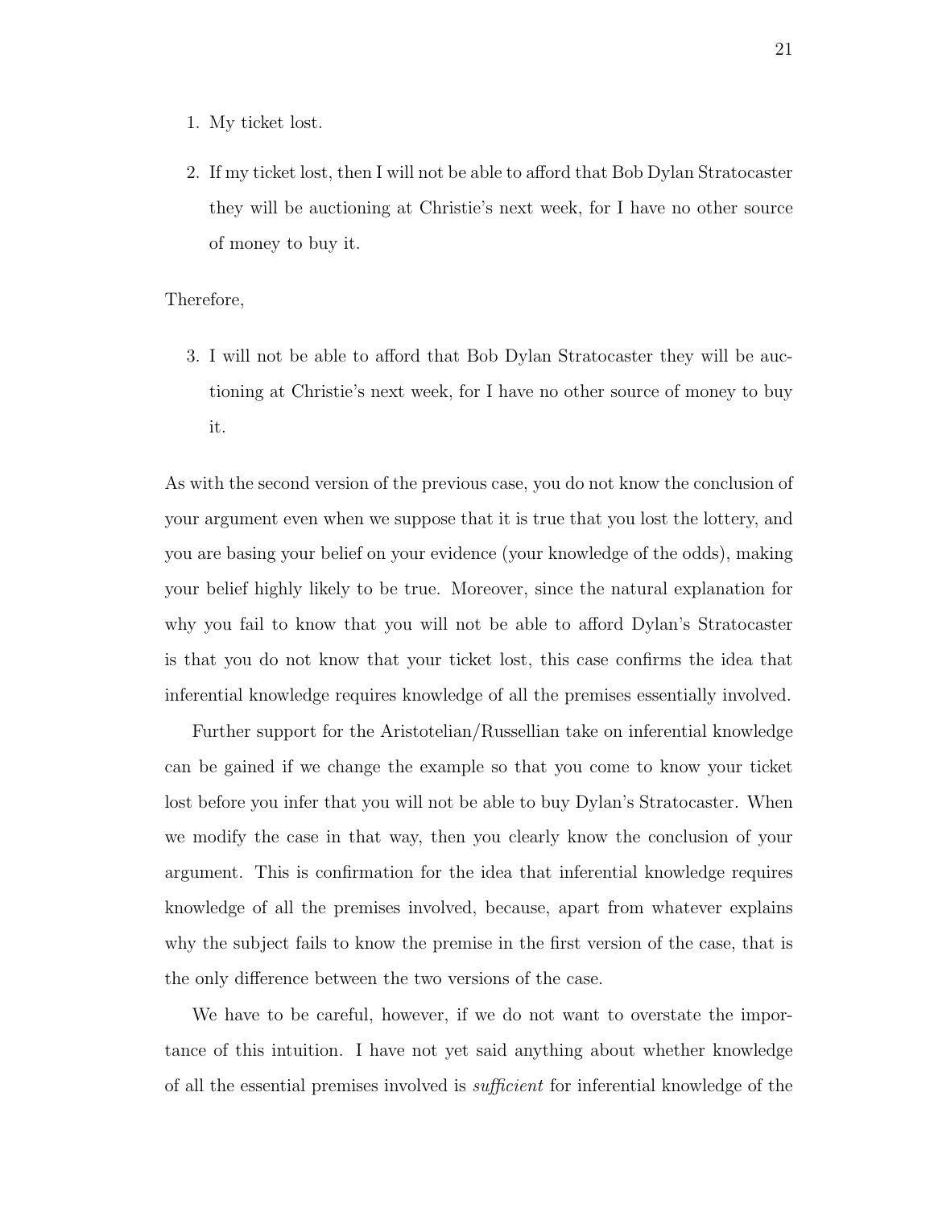1. My ticket lost.

2. If my ticket lost, then I will not be able to afford that Bob Dylan Stratocaster they will be auctioning at Christie's next week, for I have no other source of money to buy it.

Therefore,

3. I will not be able to afford that Bob Dylan Stratocaster they will be auctioning at Christie's next week, for I have no other source of money to buy it.

As with the second version of the previous case, you do not know the conclusion of your argument even when we suppose that it is true that you lost the lottery, and you are basing your belief on your evidence (your knowledge of the odds), making your belief highly likely to be true. Moreover, since the natural explanation for why you fail to know that you will not be able to afford Dylan's Stratocaster is that you do not know that your ticket lost, this case confirms the idea that inferential knowledge requires knowledge of all the premises essentially involved.

Further support for the Aristotelian/Russellian take on inferential knowledge can be gained if we change the example so that you come to know your ticket lost before you infer that you will not be able to buy Dylan's Stratocaster. When we modify the case in that way, then you clearly know the conclusion of your argument. This is confirmation for the idea that inferential knowledge requires knowledge of all the premises involved, because, apart from whatever explains why the subject fails to know the premise in the first version of the case, that is the only difference between the two versions of the case.

We have to be careful, however, if we do not want to overstate the importance of this intuition. I have not yet said anything about whether knowledge of all the essential premises involved is *sufficient* for inferential knowledge of the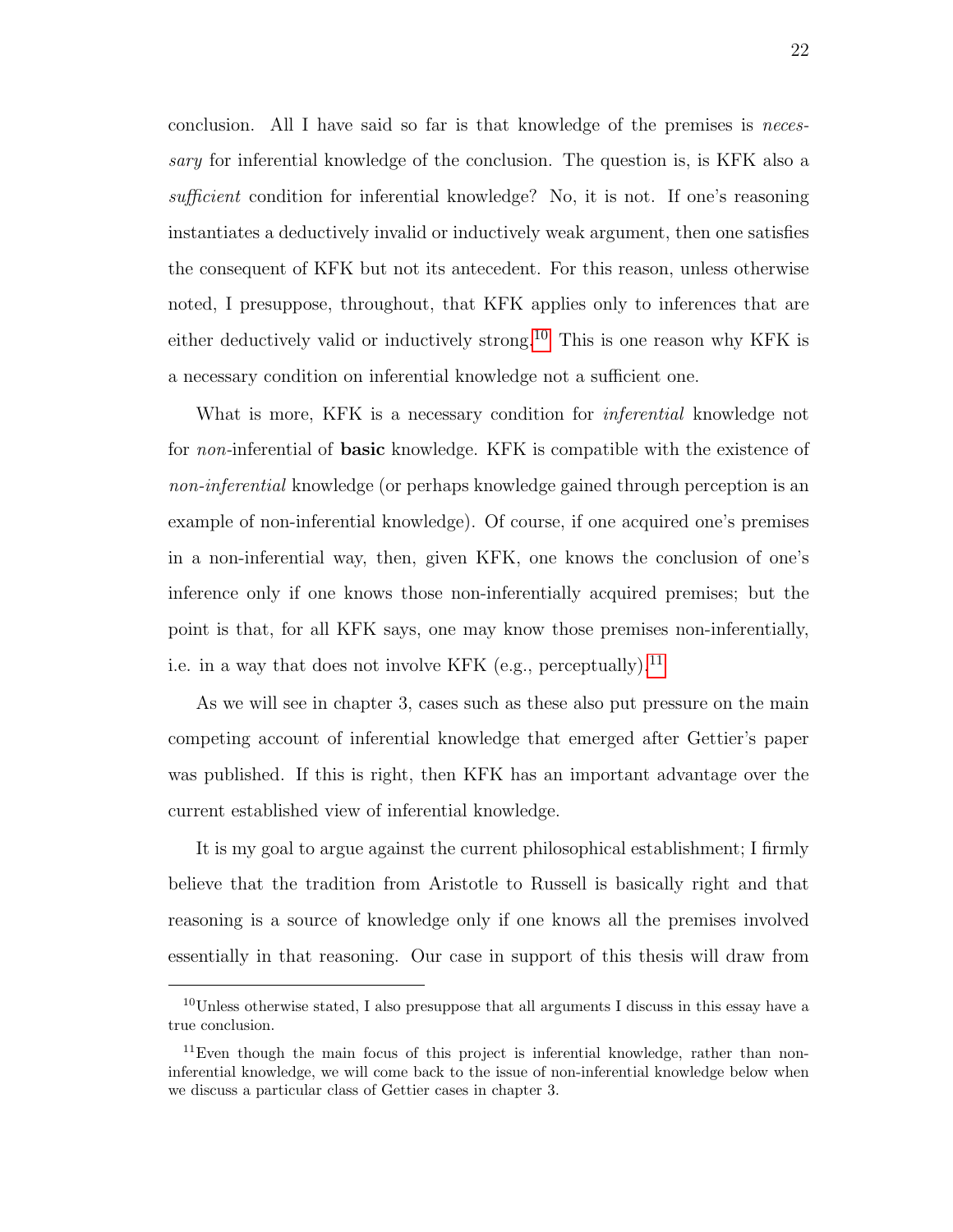conclusion. All I have said so far is that knowledge of the premises is *necessary* for inferential knowledge of the conclusion. The question is, is KFK also a *sufficient* condition for inferential knowledge? No, it is not. If one's reasoning instantiates a deductively invalid or inductively weak argument, then one satisfies the consequent of KFK but not its antecedent. For this reason, unless otherwise noted, I presuppose, throughout, that KFK applies only to inferences that are either deductively valid or inductively strong.[10] This is one reason why KFK is a necessary condition on inferential knowledge not a sufficient one.

What is more, KFK is a necessary condition for *inferential* knowledge not for *non*-inferential of **basic** knowledge. KFK is compatible with the existence of *non-inferential* knowledge (or perhaps knowledge gained through perception is an example of non-inferential knowledge). Of course, if one acquired one's premises in a non-inferential way, then, given KFK, one knows the conclusion of one's inference only if one knows those non-inferentially acquired premises; but the point is that, for all KFK says, one may know those premises non-inferentially, i.e. in a way that does not involve KFK (e.g., perceptually).[11]

As we will see in chapter 3, cases such as these also put pressure on the main competing account of inferential knowledge that emerged after Gettier's paper was published. If this is right, then KFK has an important advantage over the current established view of inferential knowledge.

It is my goal to argue against the current philosophical establishment; I firmly believe that the tradition from Aristotle to Russell is basically right and that reasoning is a source of knowledge only if one knows all the premises involved essentially in that reasoning. Our case in support of this thesis will draw from

---

[10] Unless otherwise stated, I also presuppose that all arguments I discuss in this essay have a true conclusion.

[11] Even though the main focus of this project is inferential knowledge, rather than non-inferential knowledge, we will come back to the issue of non-inferential knowledge below when we discuss a particular class of Gettier cases in chapter 3.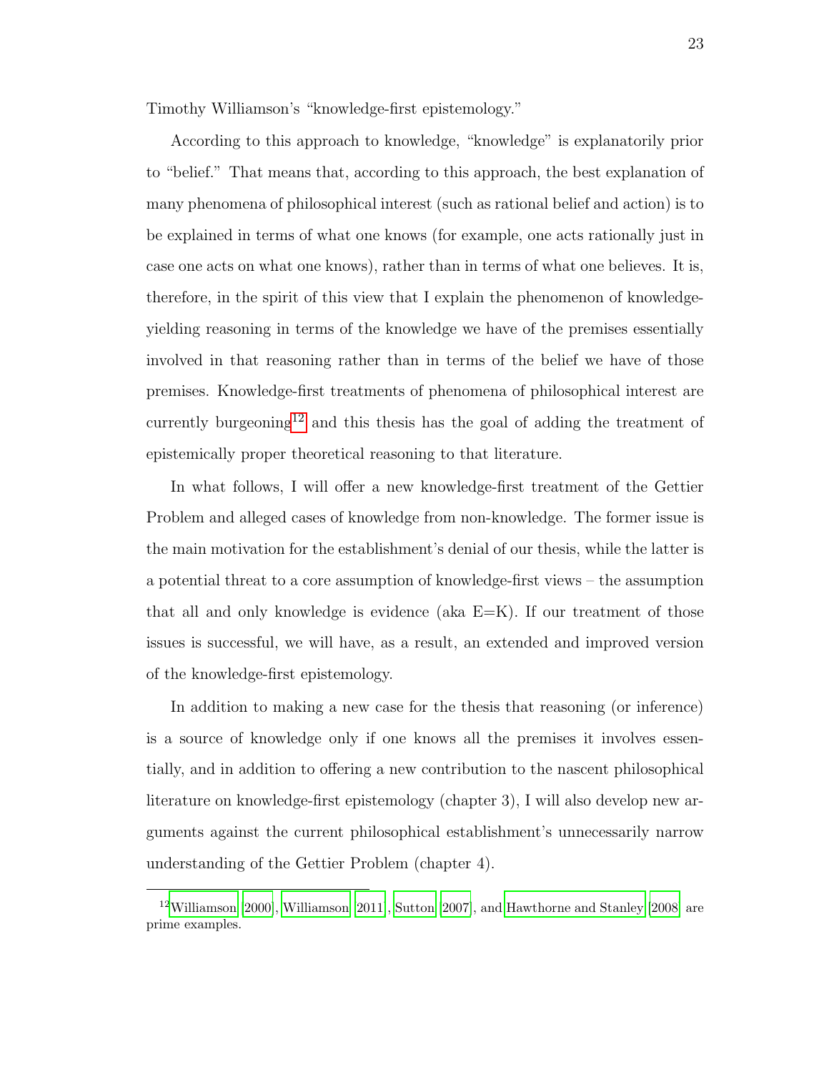Timothy Williamson's "knowledge-first epistemology."

According to this approach to knowledge, "knowledge" is explanatorily prior to "belief." That means that, according to this approach, the best explanation of many phenomena of philosophical interest (such as rational belief and action) is to be explained in terms of what one knows (for example, one acts rationally just in case one acts on what one knows), rather than in terms of what one believes. It is, therefore, in the spirit of this view that I explain the phenomenon of knowledge-yielding reasoning in terms of the knowledge we have of the premises essentially involved in that reasoning rather than in terms of the belief we have of those premises. Knowledge-first treatments of phenomena of philosophical interest are currently burgeoning[12] and this thesis has the goal of adding the treatment of epistemically proper theoretical reasoning to that literature.

In what follows, I will offer a new knowledge-first treatment of the Gettier Problem and alleged cases of knowledge from non-knowledge. The former issue is the main motivation for the establishment's denial of our thesis, while the latter is a potential threat to a core assumption of knowledge-first views – the assumption that all and only knowledge is evidence (aka E=K). If our treatment of those issues is successful, we will have, as a result, an extended and improved version of the knowledge-first epistemology.

In addition to making a new case for the thesis that reasoning (or inference) is a source of knowledge only if one knows all the premises it involves essentially, and in addition to offering a new contribution to the nascent philosophical literature on knowledge-first epistemology (chapter 3), I will also develop new arguments against the current philosophical establishment's unnecessarily narrow understanding of the Gettier Problem (chapter 4).

[12] Williamson [2000], Williamson [2011], Sutton [2007], and Hawthorne and Stanley [2008] are prime examples.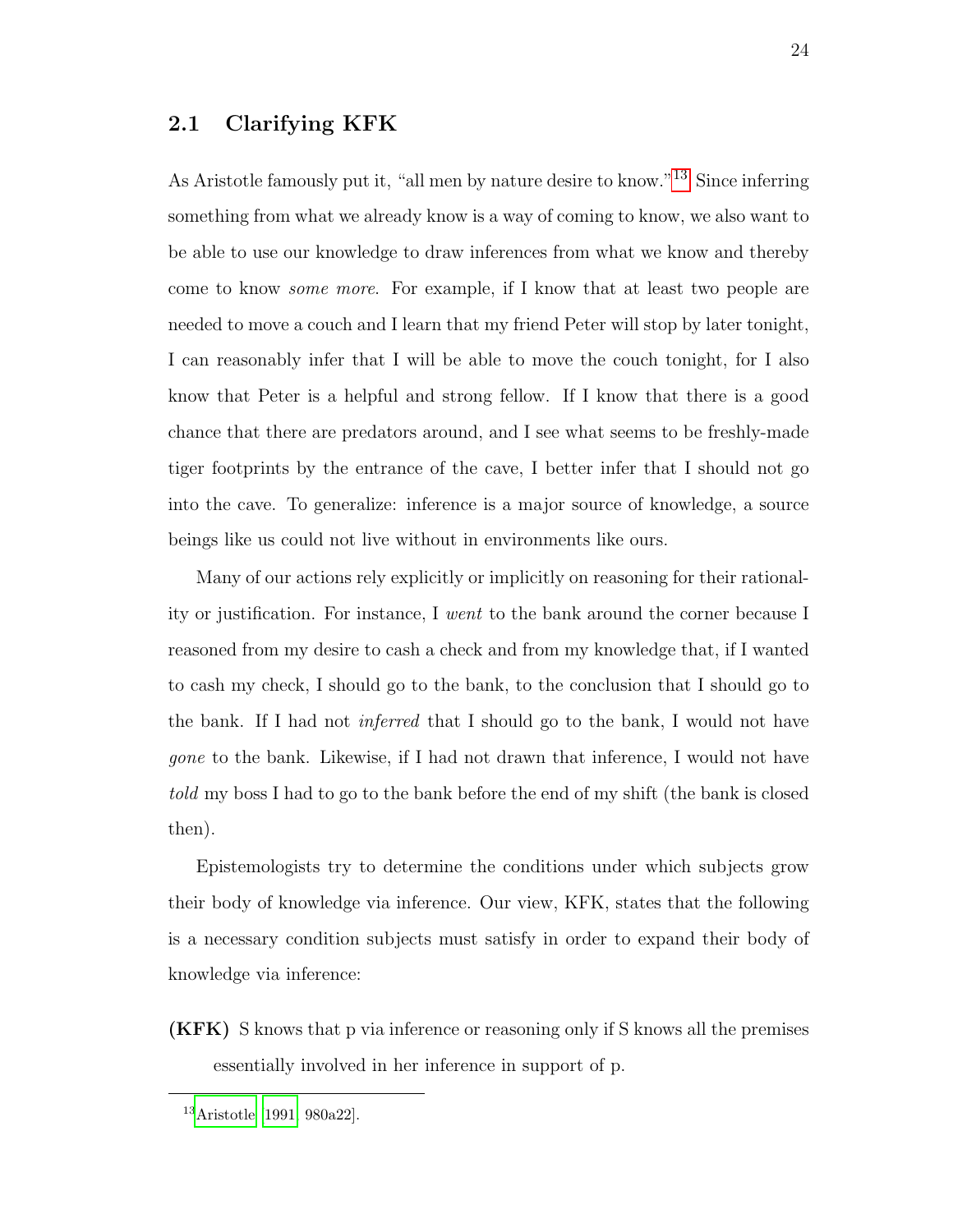## 2.1 Clarifying KFK

As Aristotle famously put it, "all men by nature desire to know."[13] Since inferring something from what we already know is a way of coming to know, we also want to be able to use our knowledge to draw inferences from what we know and thereby come to know *some more*. For example, if I know that at least two people are needed to move a couch and I learn that my friend Peter will stop by later tonight, I can reasonably infer that I will be able to move the couch tonight, for I also know that Peter is a helpful and strong fellow. If I know that there is a good chance that there are predators around, and I see what seems to be freshly-made tiger footprints by the entrance of the cave, I better infer that I should not go into the cave. To generalize: inference is a major source of knowledge, a source beings like us could not live without in environments like ours.

Many of our actions rely explicitly or implicitly on reasoning for their rationality or justification. For instance, I *went* to the bank around the corner because I reasoned from my desire to cash a check and from my knowledge that, if I wanted to cash my check, I should go to the bank, to the conclusion that I should go to the bank. If I had not *inferred* that I should go to the bank, I would not have *gone* to the bank. Likewise, if I had not drawn that inference, I would not have *told* my boss I had to go to the bank before the end of my shift (the bank is closed then).

Epistemologists try to determine the conditions under which subjects grow their body of knowledge via inference. Our view, KFK, states that the following is a necessary condition subjects must satisfy in order to expand their body of knowledge via inference:

**(KFK)** S knows that p via inference or reasoning only if S knows all the premises essentially involved in her inference in support of p.

[13] Aristotle [1991, 980a22].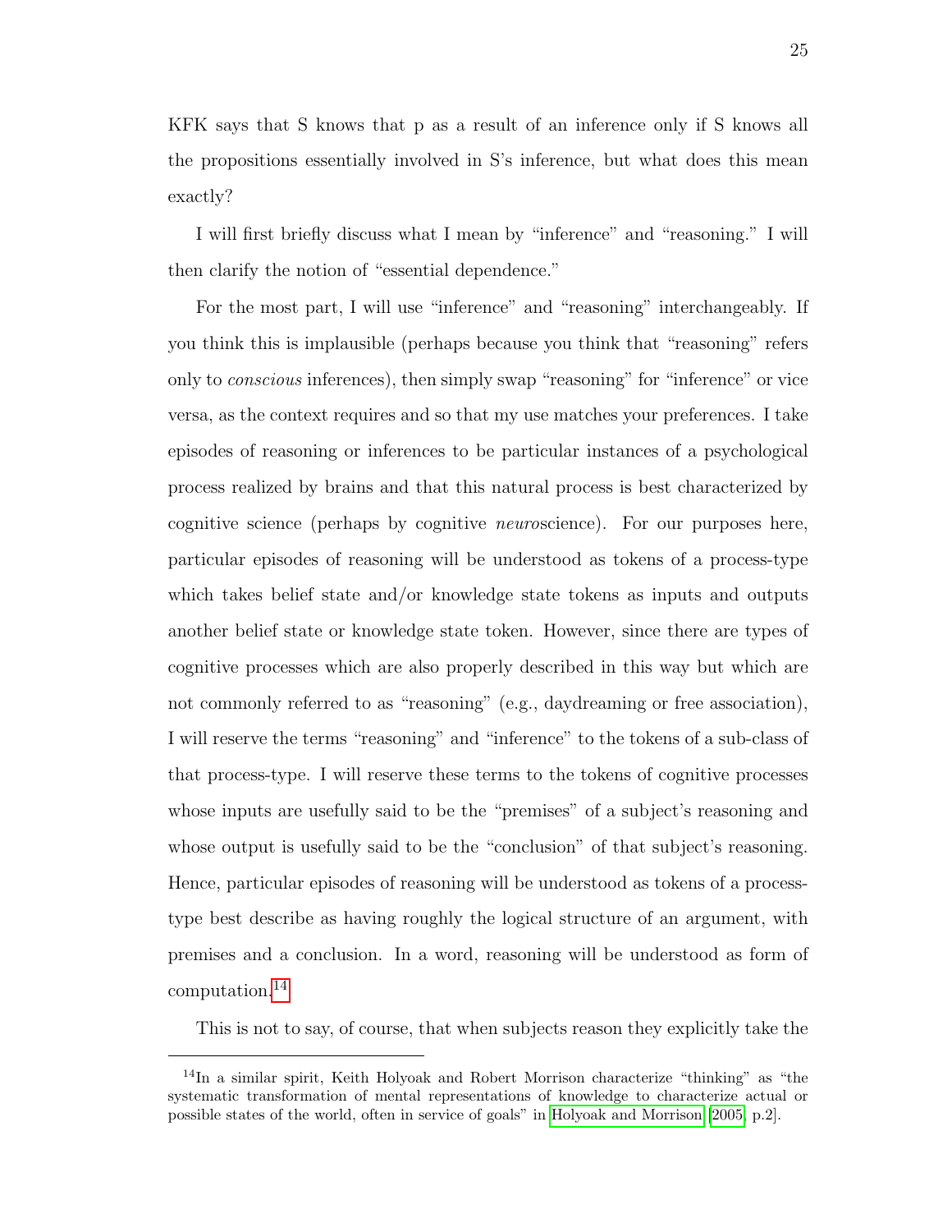KFK says that S knows that p as a result of an inference only if S knows all the propositions essentially involved in S's inference, but what does this mean exactly?

I will first briefly discuss what I mean by "inference" and "reasoning." I will then clarify the notion of "essential dependence."

For the most part, I will use "inference" and "reasoning" interchangeably. If you think this is implausible (perhaps because you think that "reasoning" refers only to *conscious* inferences), then simply swap "reasoning" for "inference" or vice versa, as the context requires and so that my use matches your preferences. I take episodes of reasoning or inferences to be particular instances of a psychological process realized by brains and that this natural process is best characterized by cognitive science (perhaps by cognitive *neuro*science). For our purposes here, particular episodes of reasoning will be understood as tokens of a process-type which takes belief state and/or knowledge state tokens as inputs and outputs another belief state or knowledge state token. However, since there are types of cognitive processes which are also properly described in this way but which are not commonly referred to as "reasoning" (e.g., daydreaming or free association), I will reserve the terms "reasoning" and "inference" to the tokens of a sub-class of that process-type. I will reserve these terms to the tokens of cognitive processes whose inputs are usefully said to be the "premises" of a subject's reasoning and whose output is usefully said to be the "conclusion" of that subject's reasoning. Hence, particular episodes of reasoning will be understood as tokens of a process-type best describe as having roughly the logical structure of an argument, with premises and a conclusion. In a word, reasoning will be understood as form of computation.[14]

This is not to say, of course, that when subjects reason they explicitly take the

---

[14] In a similar spirit, Keith Holyoak and Robert Morrison characterize "thinking" as "the systematic transformation of mental representations of knowledge to characterize actual or possible states of the world, often in service of goals" in Holyoak and Morrison [2005, p.2].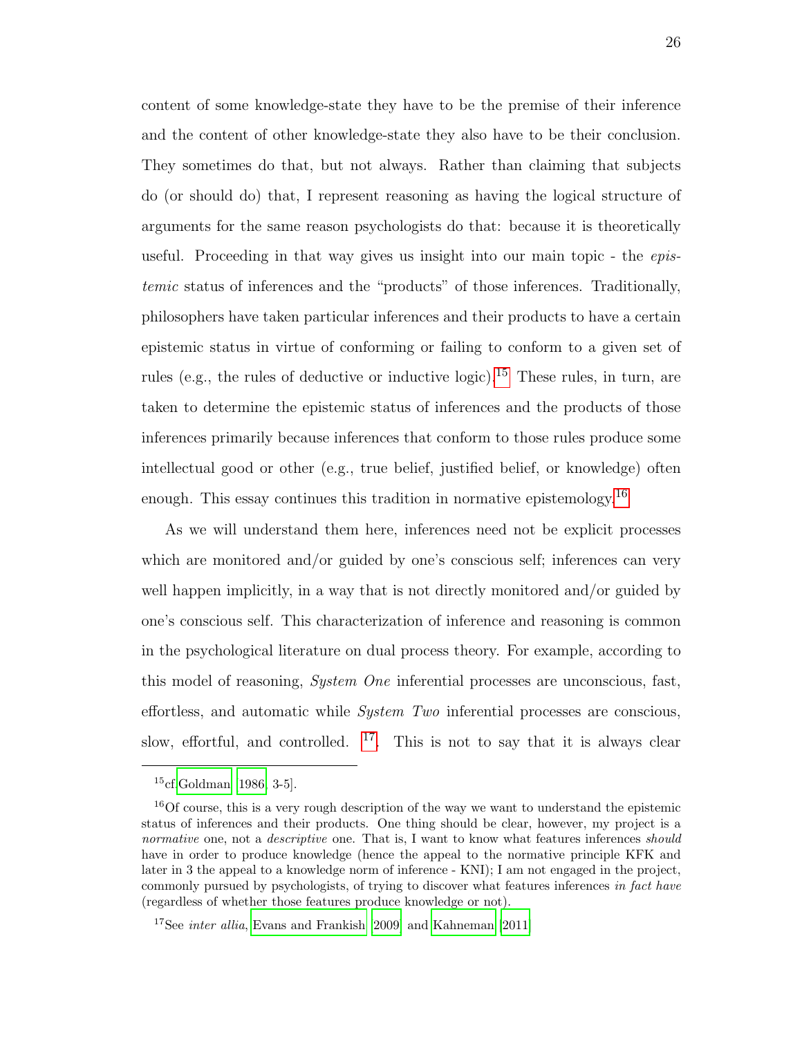content of some knowledge-state they have to be the premise of their inference and the content of other knowledge-state they also have to be their conclusion. They sometimes do that, but not always. Rather than claiming that subjects do (or should do) that, I represent reasoning as having the logical structure of arguments for the same reason psychologists do that: because it is theoretically useful. Proceeding in that way gives us insight into our main topic - the *epistemic* status of inferences and the "products" of those inferences. Traditionally, philosophers have taken particular inferences and their products to have a certain epistemic status in virtue of conforming or failing to conform to a given set of rules (e.g., the rules of deductive or inductive logic).[15] These rules, in turn, are taken to determine the epistemic status of inferences and the products of those inferences primarily because inferences that conform to those rules produce some intellectual good or other (e.g., true belief, justified belief, or knowledge) often enough. This essay continues this tradition in normative epistemology.[16]

As we will understand them here, inferences need not be explicit processes which are monitored and/or guided by one's conscious self; inferences can very well happen implicitly, in a way that is not directly monitored and/or guided by one's conscious self. This characterization of inference and reasoning is common in the psychological literature on dual process theory. For example, according to this model of reasoning, *System One* inferential processes are unconscious, fast, effortless, and automatic while *System Two* inferential processes are conscious, slow, effortful, and controlled. [17]. This is not to say that it is always clear

---

[15]cf.Goldman [1986, 3-5].

[16]Of course, this is a very rough description of the way we want to understand the epistemic status of inferences and their products. One thing should be clear, however, my project is a *normative* one, not a *descriptive* one. That is, I want to know what features inferences *should* have in order to produce knowledge (hence the appeal to the normative principle KFK and later in 3 the appeal to a knowledge norm of inference - KNI); I am not engaged in the project, commonly pursued by psychologists, of trying to discover what features inferences *in fact have* (regardless of whether those features produce knowledge or not).

[17]See *inter allia*, Evans and Frankish [2009] and Kahneman [2011]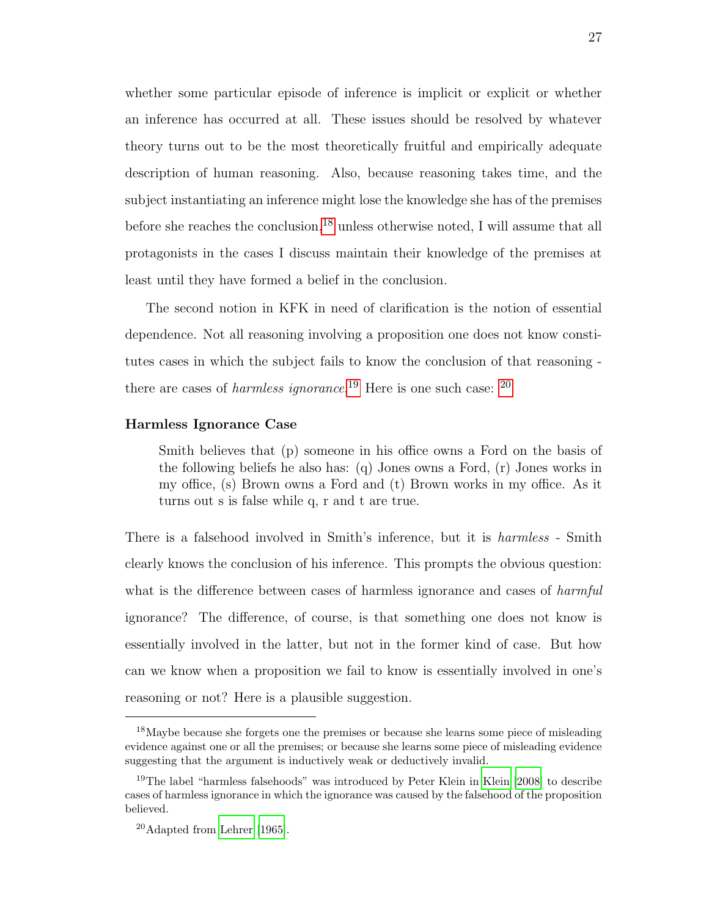whether some particular episode of inference is implicit or explicit or whether an inference has occurred at all. These issues should be resolved by whatever theory turns out to be the most theoretically fruitful and empirically adequate description of human reasoning. Also, because reasoning takes time, and the subject instantiating an inference might lose the knowledge she has of the premises before she reaches the conclusion,[18] unless otherwise noted, I will assume that all protagonists in the cases I discuss maintain their knowledge of the premises at least until they have formed a belief in the conclusion.

The second notion in KFK in need of clarification is the notion of essential dependence. Not all reasoning involving a proposition one does not know constitutes cases in which the subject fails to know the conclusion of that reasoning - there are cases of *harmless ignorance*.[19] Here is one such case: [20]

#### Harmless Ignorance Case

> Smith believes that (p) someone in his office owns a Ford on the basis of the following beliefs he also has: (q) Jones owns a Ford, (r) Jones works in my office, (s) Brown owns a Ford and (t) Brown works in my office. As it turns out s is false while q, r and t are true.

There is a falsehood involved in Smith's inference, but it is *harmless* - Smith clearly knows the conclusion of his inference. This prompts the obvious question: what is the difference between cases of harmless ignorance and cases of *harmful* ignorance? The difference, of course, is that something one does not know is essentially involved in the latter, but not in the former kind of case. But how can we know when a proposition we fail to know is essentially involved in one's reasoning or not? Here is a plausible suggestion.

---

[18] Maybe because she forgets one the premises or because she learns some piece of misleading evidence against one or all the premises; or because she learns some piece of misleading evidence suggesting that the argument is inductively weak or deductively invalid.

[19] The label "harmless falsehoods" was introduced by Peter Klein in Klein (2008) to describe cases of harmless ignorance in which the ignorance was caused by the falsehood of the proposition believed.

[20] Adapted from Lehrer (1965).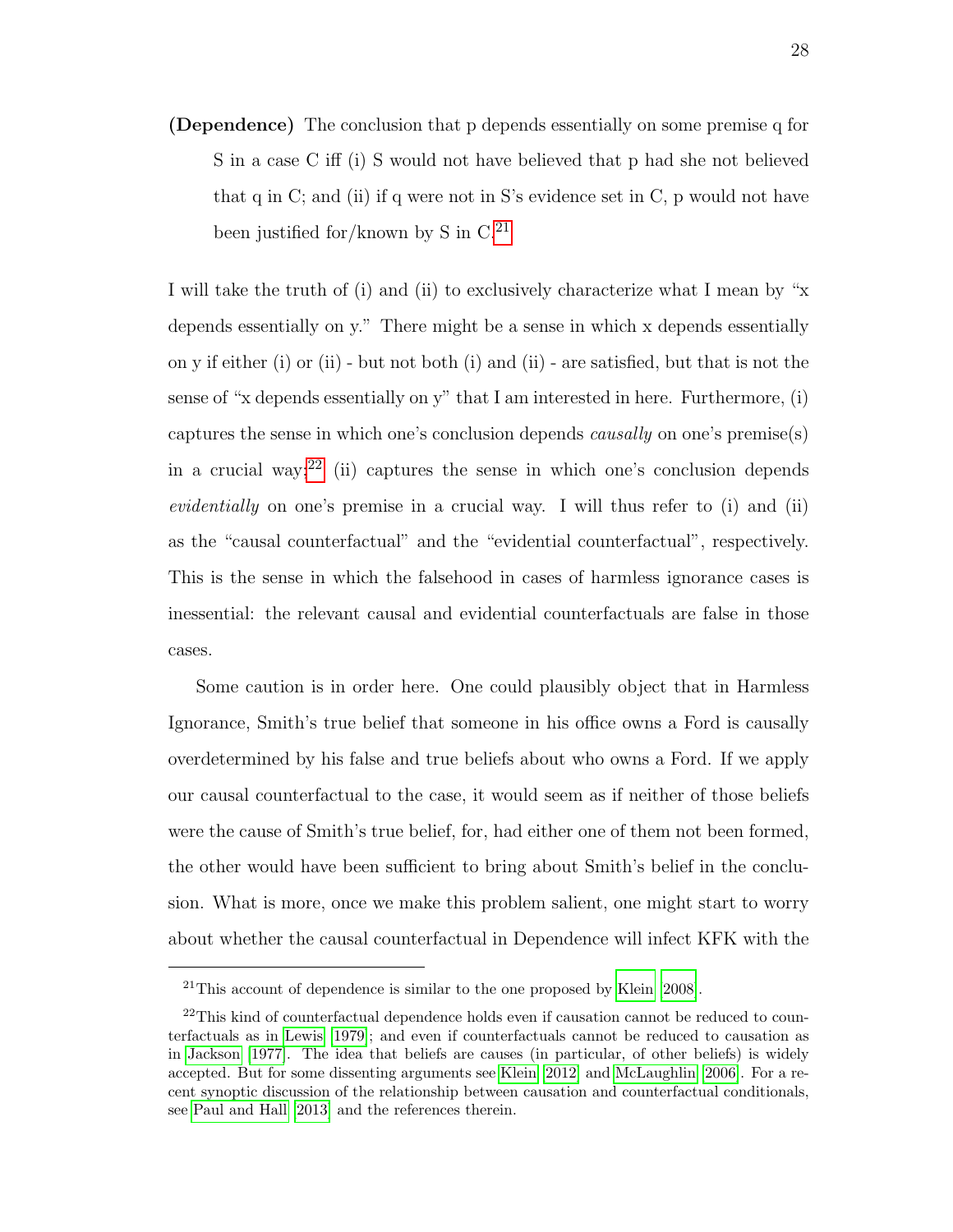**(Dependence)** The conclusion that p depends essentially on some premise q for S in a case C iff (i) S would not have believed that p had she not believed that q in C; and (ii) if q were not in S's evidence set in C, p would not have been justified for/known by S in C.[21]

I will take the truth of (i) and (ii) to exclusively characterize what I mean by "x depends essentially on y." There might be a sense in which x depends essentially on y if either (i) or (ii) - but not both (i) and (ii) - are satisfied, but that is not the sense of "x depends essentially on y" that I am interested in here. Furthermore, (i) captures the sense in which one's conclusion depends *causally* on one's premise(s) in a crucial way;[22] (ii) captures the sense in which one's conclusion depends *evidentially* on one's premise in a crucial way. I will thus refer to (i) and (ii) as the "causal counterfactual" and the "evidential counterfactual", respectively. This is the sense in which the falsehood in cases of harmless ignorance cases is inessential: the relevant causal and evidential counterfactuals are false in those cases.

Some caution is in order here. One could plausibly object that in Harmless Ignorance, Smith's true belief that someone in his office owns a Ford is causally overdetermined by his false and true beliefs about who owns a Ford. If we apply our causal counterfactual to the case, it would seem as if neither of those beliefs were the cause of Smith's true belief, for, had either one of them not been formed, the other would have been sufficient to bring about Smith's belief in the conclusion. What is more, once we make this problem salient, one might start to worry about whether the causal counterfactual in Dependence will infect KFK with the

[21] This account of dependence is similar to the one proposed by Klein [2008].

[22] This kind of counterfactual dependence holds even if causation cannot be reduced to counterfactuals as in Lewis [1979]; and even if counterfactuals cannot be reduced to causation as in Jackson [1977]. The idea that beliefs are causes (in particular, of other beliefs) is widely accepted. But for some dissenting arguments see Klein [2012] and McLaughlin [2006]. For a recent synoptic discussion of the relationship between causation and counterfactual conditionals, see Paul and Hall [2013] and the references therein.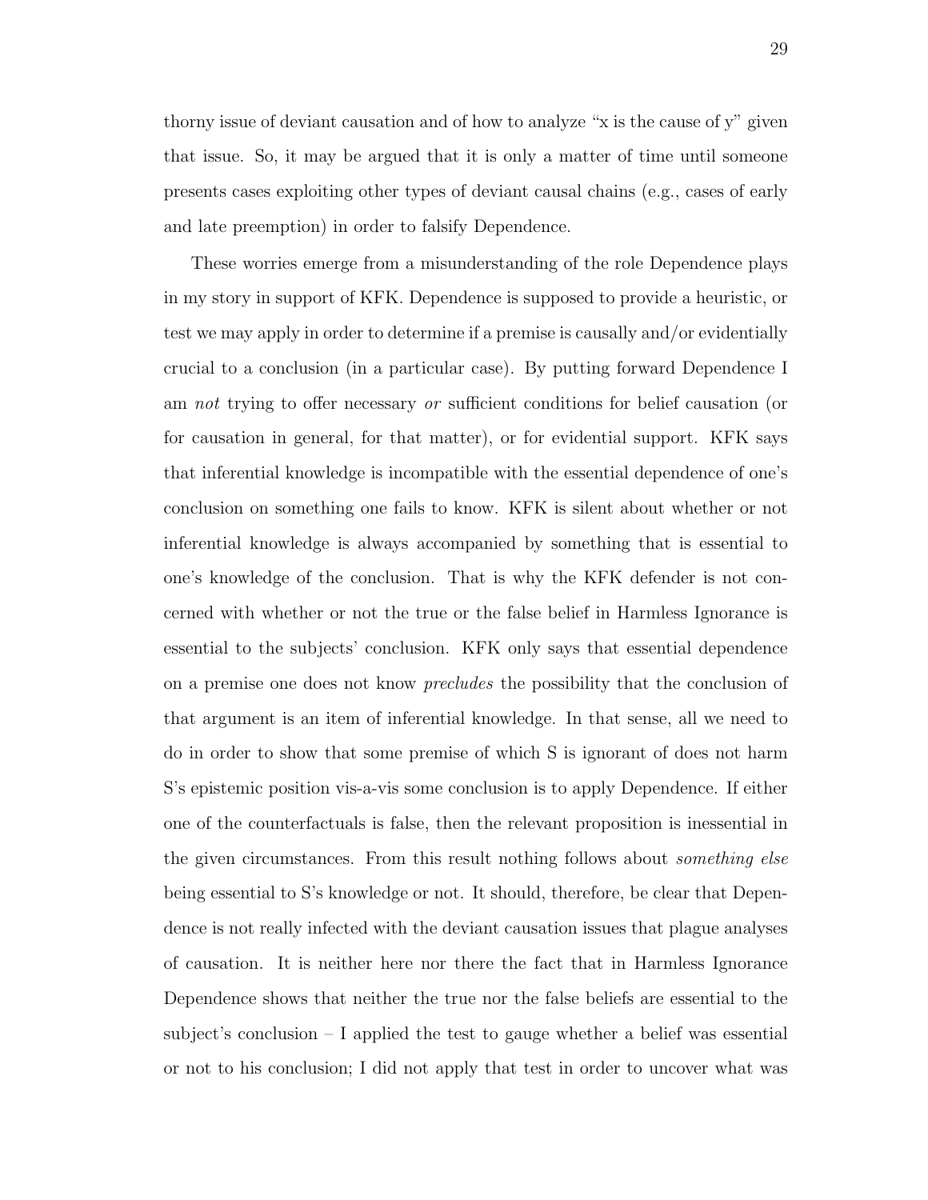thorny issue of deviant causation and of how to analyze "x is the cause of y" given that issue. So, it may be argued that it is only a matter of time until someone presents cases exploiting other types of deviant causal chains (e.g., cases of early and late preemption) in order to falsify Dependence.

These worries emerge from a misunderstanding of the role Dependence plays in my story in support of KFK. Dependence is supposed to provide a heuristic, or test we may apply in order to determine if a premise is causally and/or evidentially crucial to a conclusion (in a particular case). By putting forward Dependence I am *not* trying to offer necessary *or* sufficient conditions for belief causation (or for causation in general, for that matter), or for evidential support. KFK says that inferential knowledge is incompatible with the essential dependence of one's conclusion on something one fails to know. KFK is silent about whether or not inferential knowledge is always accompanied by something that is essential to one's knowledge of the conclusion. That is why the KFK defender is not concerned with whether or not the true or the false belief in Harmless Ignorance is essential to the subjects' conclusion. KFK only says that essential dependence on a premise one does not know *precludes* the possibility that the conclusion of that argument is an item of inferential knowledge. In that sense, all we need to do in order to show that some premise of which S is ignorant of does not harm S's epistemic position vis-a-vis some conclusion is to apply Dependence. If either one of the counterfactuals is false, then the relevant proposition is inessential in the given circumstances. From this result nothing follows about *something else* being essential to S's knowledge or not. It should, therefore, be clear that Dependence is not really infected with the deviant causation issues that plague analyses of causation. It is neither here nor there the fact that in Harmless Ignorance Dependence shows that neither the true nor the false beliefs are essential to the subject's conclusion – I applied the test to gauge whether a belief was essential or not to his conclusion; I did not apply that test in order to uncover what was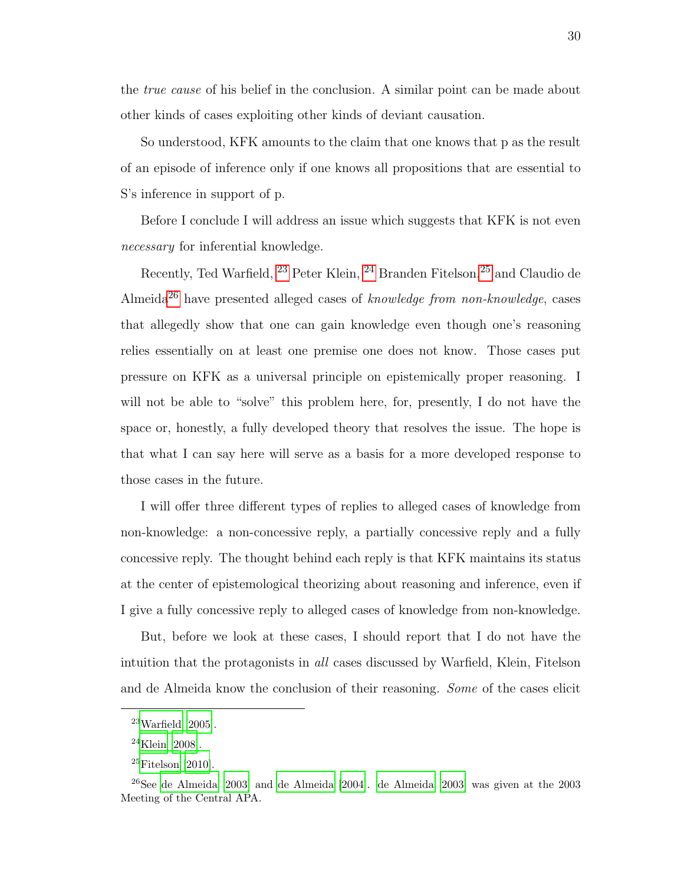the *true cause* of his belief in the conclusion. A similar point can be made about other kinds of cases exploiting other kinds of deviant causation.

So understood, KFK amounts to the claim that one knows that p as the result of an episode of inference only if one knows all propositions that are essential to S's inference in support of p.

Before I conclude I will address an issue which suggests that KFK is not even *necessary* for inferential knowledge.

Recently, Ted Warfield,[23] Peter Klein,[24] Branden Fitelson,[25] and Claudio de Almeida[26] have presented alleged cases of *knowledge from non-knowledge*, cases that allegedly show that one can gain knowledge even though one's reasoning relies essentially on at least one premise one does not know. Those cases put pressure on KFK as a universal principle on epistemically proper reasoning. I will not be able to "solve" this problem here, for, presently, I do not have the space or, honestly, a fully developed theory that resolves the issue. The hope is that what I can say here will serve as a basis for a more developed response to those cases in the future.

I will offer three different types of replies to alleged cases of knowledge from non-knowledge: a non-concessive reply, a partially concessive reply and a fully concessive reply. The thought behind each reply is that KFK maintains its status at the center of epistemological theorizing about reasoning and inference, even if I give a fully concessive reply to alleged cases of knowledge from non-knowledge.

But, before we look at these cases, I should report that I do not have the intuition that the protagonists in *all* cases discussed by Warfield, Klein, Fitelson and de Almeida know the conclusion of their reasoning. *Some* of the cases elicit

---

[23] Warfield [2005].

[24] Klein [2008].

[25] Fitelson [2010].

[26] See de Almeida [2003] and de Almeida [2004]. de Almeida [2003] was given at the 2003 Meeting of the Central APA.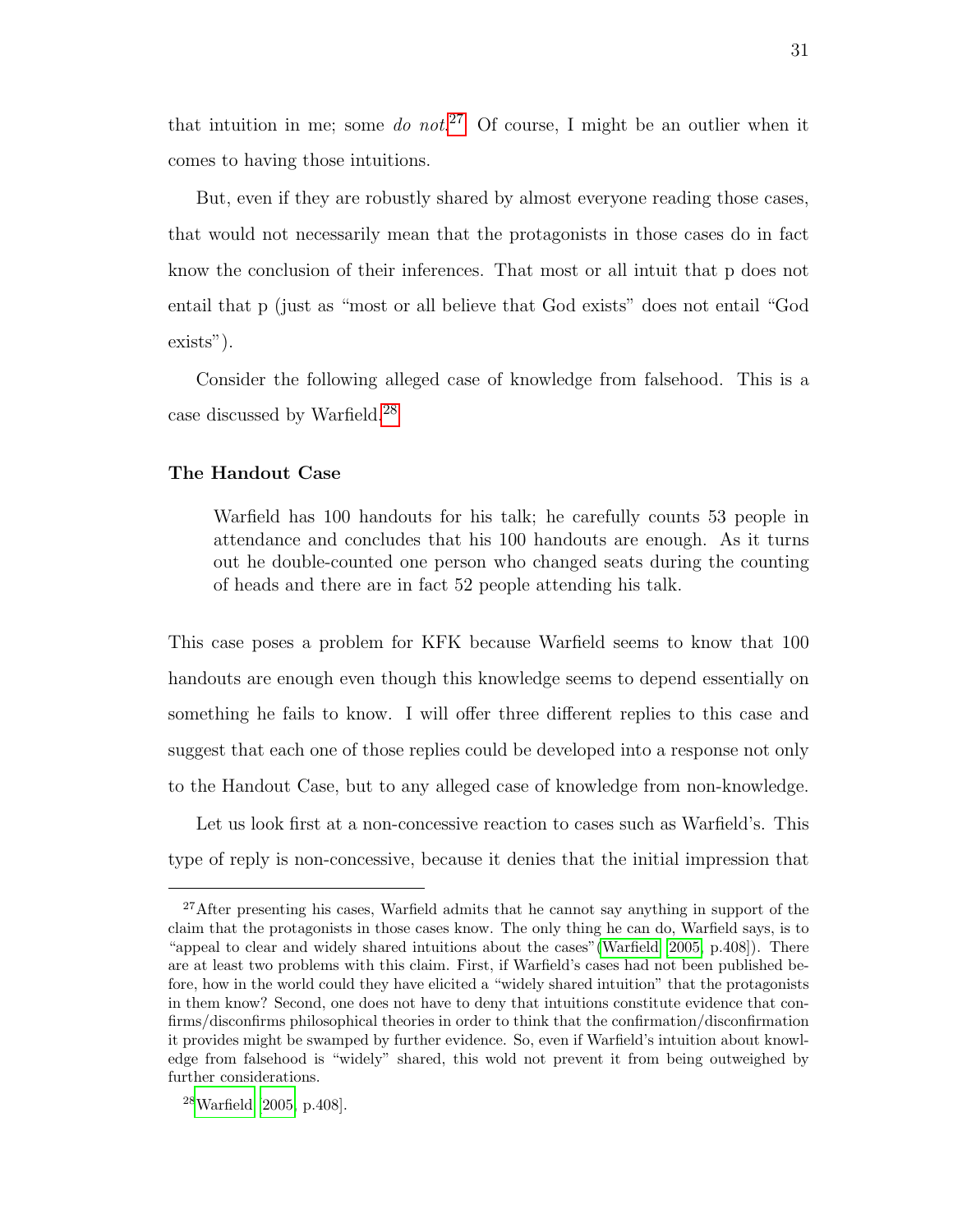that intuition in me; some *do not*.[27] Of course, I might be an outlier when it comes to having those intuitions.

But, even if they are robustly shared by almost everyone reading those cases, that would not necessarily mean that the protagonists in those cases do in fact know the conclusion of their inferences. That most or all intuit that p does not entail that p (just as "most or all believe that God exists" does not entail "God exists").

Consider the following alleged case of knowledge from falsehood. This is a case discussed by Warfield.[28]

### The Handout Case

> Warfield has 100 handouts for his talk; he carefully counts 53 people in attendance and concludes that his 100 handouts are enough. As it turns out he double-counted one person who changed seats during the counting of heads and there are in fact 52 people attending his talk.

This case poses a problem for KFK because Warfield seems to know that 100 handouts are enough even though this knowledge seems to depend essentially on something he fails to know. I will offer three different replies to this case and suggest that each one of those replies could be developed into a response not only to the Handout Case, but to any alleged case of knowledge from non-knowledge.

Let us look first at a non-concessive reaction to cases such as Warfield's. This type of reply is non-concessive, because it denies that the initial impression that

---

[27] After presenting his cases, Warfield admits that he cannot say anything in support of the claim that the protagonists in those cases know. The only thing he can do, Warfield says, is to "appeal to clear and widely shared intuitions about the cases"(Warfield [2005, p.408]). There are at least two problems with this claim. First, if Warfield's cases had not been published before, how in the world could they have elicited a "widely shared intuition" that the protagonists in them know? Second, one does not have to deny that intuitions constitute evidence that confirms/disconfirms philosophical theories in order to think that the confirmation/disconfirmation it provides might be swamped by further evidence. So, even if Warfield's intuition about knowledge from falsehood is "widely" shared, this wold not prevent it from being outweighed by further considerations.

[28] Warfield [2005, p.408].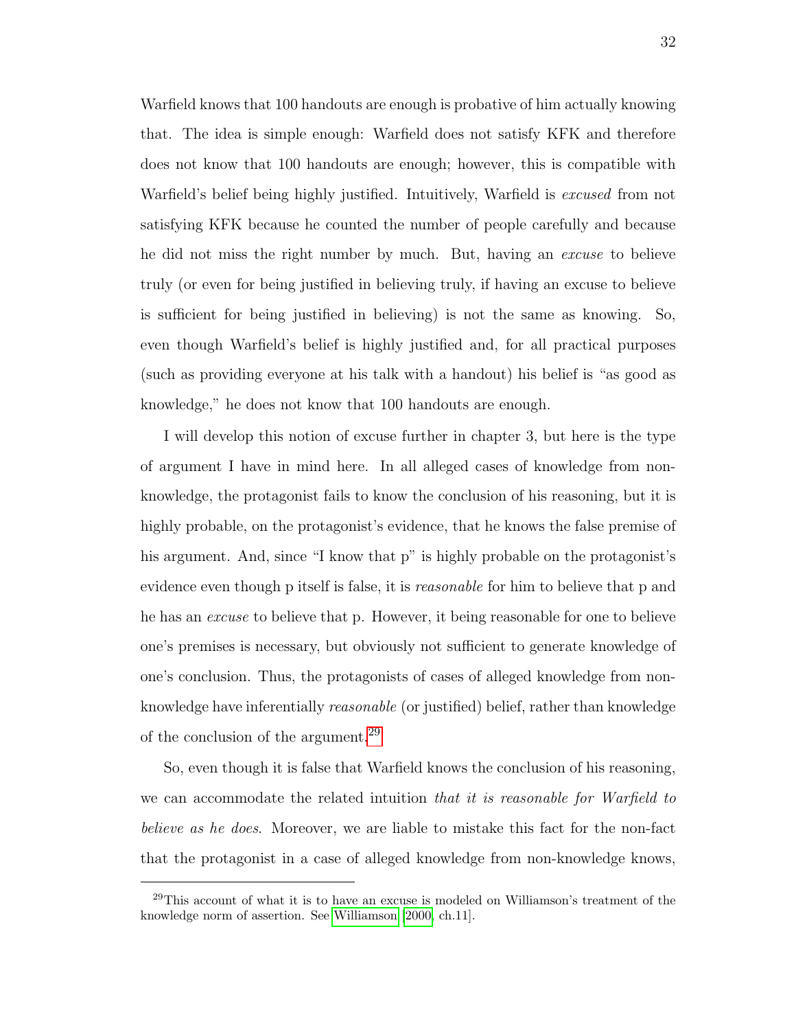Warfield knows that 100 handouts are enough is probative of him actually knowing that. The idea is simple enough: Warfield does not satisfy KFK and therefore does not know that 100 handouts are enough; however, this is compatible with Warfield's belief being highly justified. Intuitively, Warfield is *excused* from not satisfying KFK because he counted the number of people carefully and because he did not miss the right number by much. But, having an *excuse* to believe truly (or even for being justified in believing truly, if having an excuse to believe is sufficient for being justified in believing) is not the same as knowing. So, even though Warfield's belief is highly justified and, for all practical purposes (such as providing everyone at his talk with a handout) his belief is "as good as knowledge," he does not know that 100 handouts are enough.

I will develop this notion of excuse further in chapter 3, but here is the type of argument I have in mind here. In all alleged cases of knowledge from non-knowledge, the protagonist fails to know the conclusion of his reasoning, but it is highly probable, on the protagonist's evidence, that he knows the false premise of his argument. And, since "I know that p" is highly probable on the protagonist's evidence even though p itself is false, it is *reasonable* for him to believe that p and he has an *excuse* to believe that p. However, it being reasonable for one to believe one's premises is necessary, but obviously not sufficient to generate knowledge of one's conclusion. Thus, the protagonists of cases of alleged knowledge from non-knowledge have inferentially *reasonable* (or justified) belief, rather than knowledge of the conclusion of the argument.[29]

So, even though it is false that Warfield knows the conclusion of his reasoning, we can accommodate the related intuition *that it is reasonable for Warfield to believe as he does*. Moreover, we are liable to mistake this fact for the non-fact that the protagonist in a case of alleged knowledge from non-knowledge knows,

---

[29]This account of what it is to have an excuse is modeled on Williamson's treatment of the knowledge norm of assertion. See Williamson [2000, ch.11].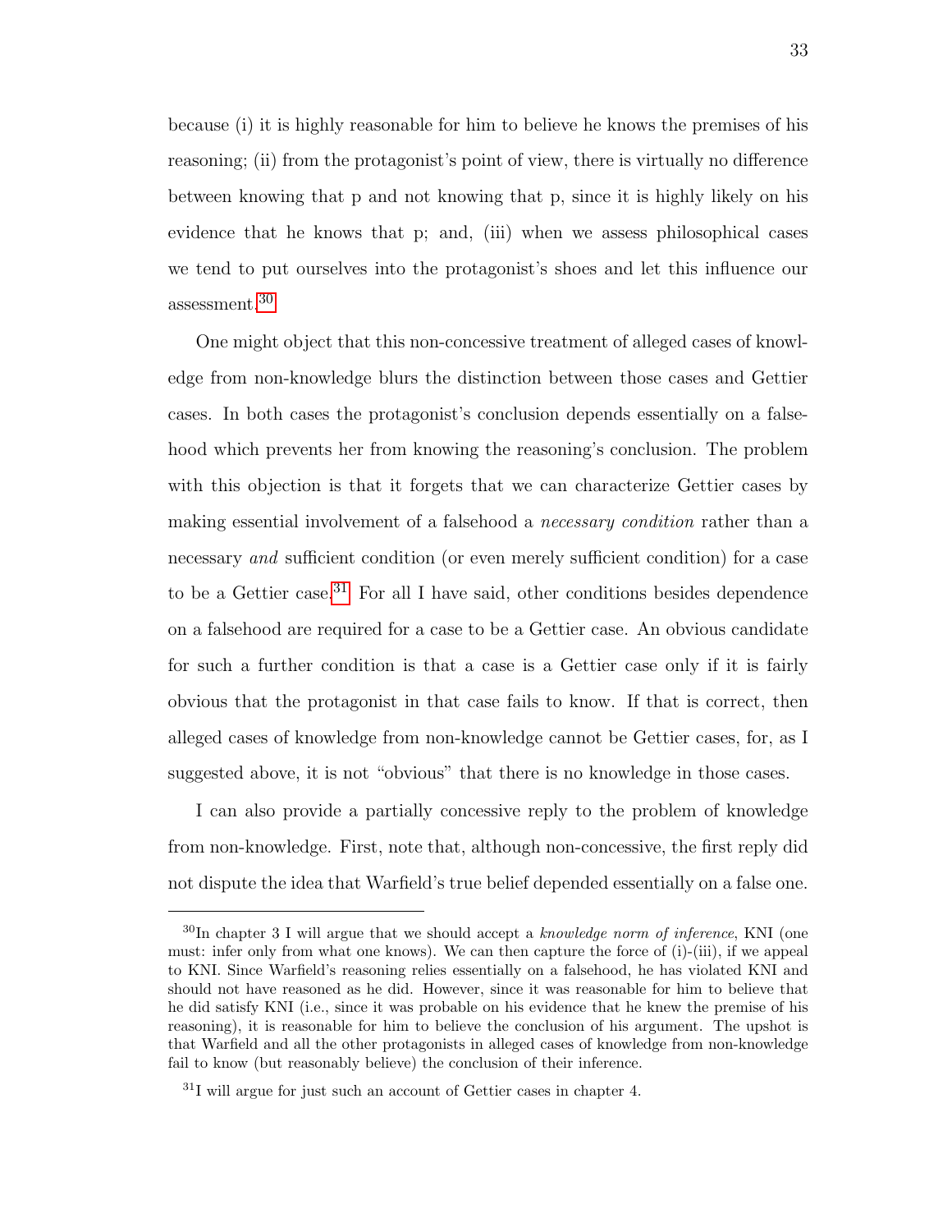because (i) it is highly reasonable for him to believe he knows the premises of his reasoning; (ii) from the protagonist's point of view, there is virtually no difference between knowing that p and not knowing that p, since it is highly likely on his evidence that he knows that p; and, (iii) when we assess philosophical cases we tend to put ourselves into the protagonist's shoes and let this influence our assessment.[30]

One might object that this non-concessive treatment of alleged cases of knowledge from non-knowledge blurs the distinction between those cases and Gettier cases. In both cases the protagonist's conclusion depends essentially on a falsehood which prevents her from knowing the reasoning's conclusion. The problem with this objection is that it forgets that we can characterize Gettier cases by making essential involvement of a falsehood a *necessary condition* rather than a necessary *and* sufficient condition (or even merely sufficient condition) for a case to be a Gettier case.[31] For all I have said, other conditions besides dependence on a falsehood are required for a case to be a Gettier case. An obvious candidate for such a further condition is that a case is a Gettier case only if it is fairly obvious that the protagonist in that case fails to know. If that is correct, then alleged cases of knowledge from non-knowledge cannot be Gettier cases, for, as I suggested above, it is not "obvious" that there is no knowledge in those cases.

I can also provide a partially concessive reply to the problem of knowledge from non-knowledge. First, note that, although non-concessive, the first reply did not dispute the idea that Warfield's true belief depended essentially on a false one.

---

[30]In chapter 3 I will argue that we should accept a *knowledge norm of inference*, KNI (one must: infer only from what one knows). We can then capture the force of (i)-(iii), if we appeal to KNI. Since Warfield's reasoning relies essentially on a falsehood, he has violated KNI and should not have reasoned as he did. However, since it was reasonable for him to believe that he did satisfy KNI (i.e., since it was probable on his evidence that he knew the premise of his reasoning), it is reasonable for him to believe the conclusion of his argument. The upshot is that Warfield and all the other protagonists in alleged cases of knowledge from non-knowledge fail to know (but reasonably believe) the conclusion of their inference.

[31]I will argue for just such an account of Gettier cases in chapter 4.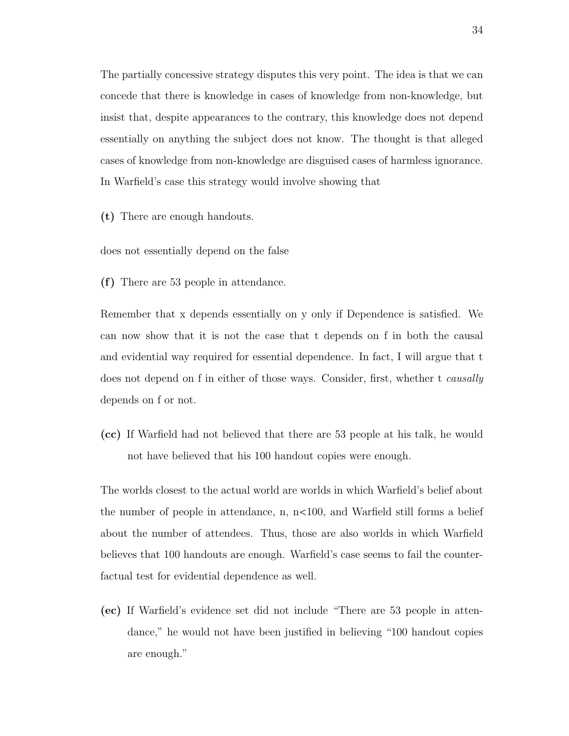The partially concessive strategy disputes this very point. The idea is that we can concede that there is knowledge in cases of knowledge from non-knowledge, but insist that, despite appearances to the contrary, this knowledge does not depend essentially on anything the subject does not know. The thought is that alleged cases of knowledge from non-knowledge are disguised cases of harmless ignorance. In Warfield's case this strategy would involve showing that

**(t)** There are enough handouts.

does not essentially depend on the false

**(f)** There are 53 people in attendance.

Remember that x depends essentially on y only if Dependence is satisfied. We can now show that it is not the case that t depends on f in both the causal and evidential way required for essential dependence. In fact, I will argue that t does not depend on f in either of those ways. Consider, first, whether t *causally* depends on f or not.

**(cc)** If Warfield had not believed that there are 53 people at his talk, he would not have believed that his 100 handout copies were enough.

The worlds closest to the actual world are worlds in which Warfield's belief about the number of people in attendance, n, $n<100$, and Warfield still forms a belief about the number of attendees. Thus, those are also worlds in which Warfield believes that 100 handouts are enough. Warfield's case seems to fail the counterfactual test for evidential dependence as well.

**(ec)** If Warfield's evidence set did not include "There are 53 people in attendance," he would not have been justified in believing "100 handout copies are enough."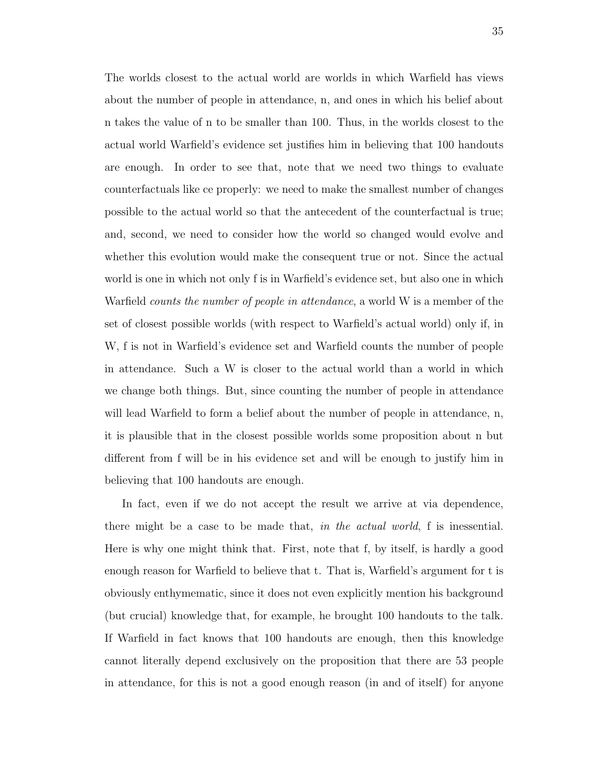The worlds closest to the actual world are worlds in which Warfield has views about the number of people in attendance, n, and ones in which his belief about n takes the value of n to be smaller than 100. Thus, in the worlds closest to the actual world Warfield's evidence set justifies him in believing that 100 handouts are enough. In order to see that, note that we need two things to evaluate counterfactuals like ce properly: we need to make the smallest number of changes possible to the actual world so that the antecedent of the counterfactual is true; and, second, we need to consider how the world so changed would evolve and whether this evolution would make the consequent true or not. Since the actual world is one in which not only f is in Warfield's evidence set, but also one in which Warfield *counts the number of people in attendance*, a world W is a member of the set of closest possible worlds (with respect to Warfield's actual world) only if, in W, f is not in Warfield's evidence set and Warfield counts the number of people in attendance. Such a W is closer to the actual world than a world in which we change both things. But, since counting the number of people in attendance will lead Warfield to form a belief about the number of people in attendance, n, it is plausible that in the closest possible worlds some proposition about n but different from f will be in his evidence set and will be enough to justify him in believing that 100 handouts are enough.

In fact, even if we do not accept the result we arrive at via dependence, there might be a case to be made that, *in the actual world*, f is inessential. Here is why one might think that. First, note that f, by itself, is hardly a good enough reason for Warfield to believe that t. That is, Warfield's argument for t is obviously enthymematic, since it does not even explicitly mention his background (but crucial) knowledge that, for example, he brought 100 handouts to the talk. If Warfield in fact knows that 100 handouts are enough, then this knowledge cannot literally depend exclusively on the proposition that there are 53 people in attendance, for this is not a good enough reason (in and of itself) for anyone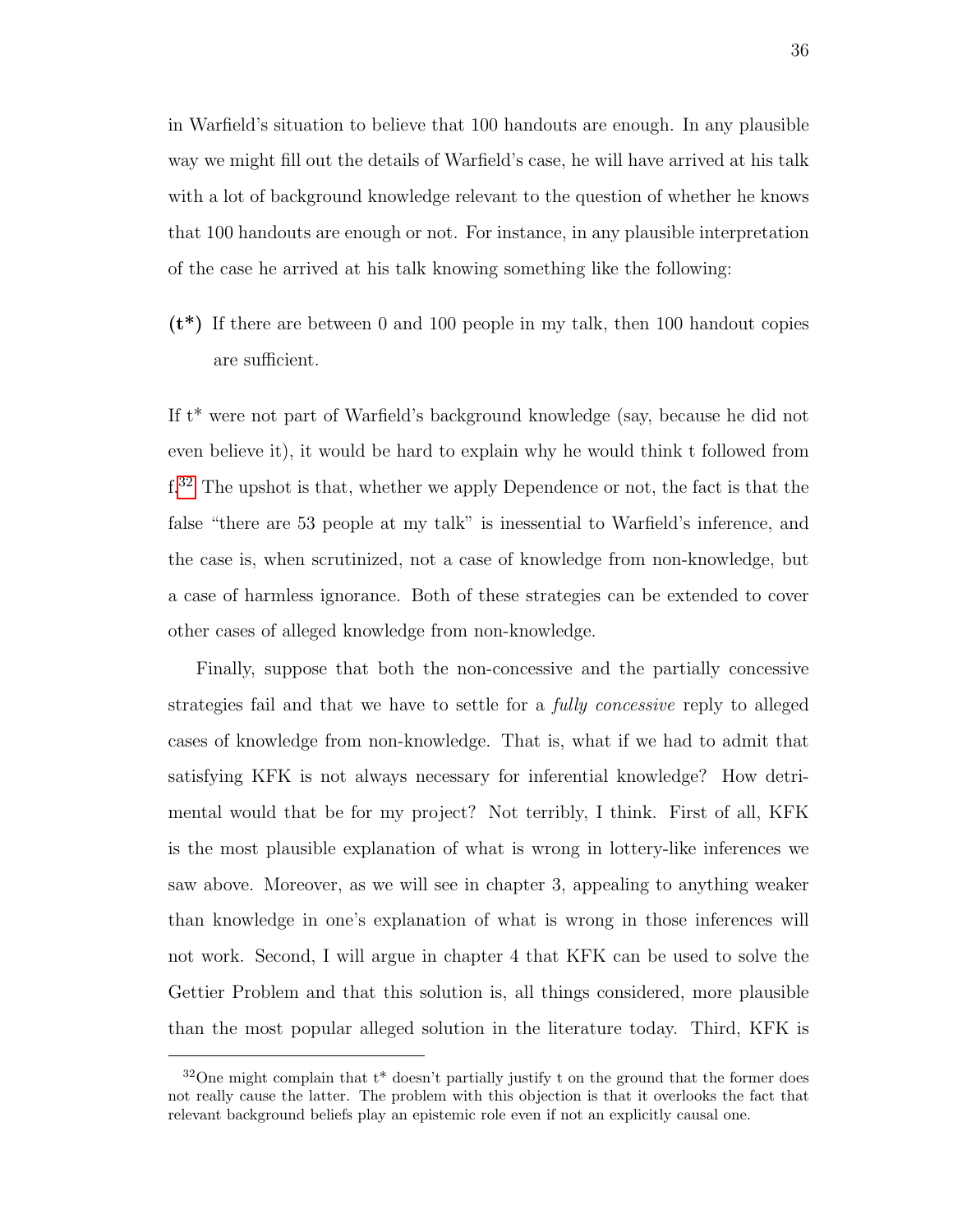in Warfield's situation to believe that 100 handouts are enough. In any plausible way we might fill out the details of Warfield's case, he will have arrived at his talk with a lot of background knowledge relevant to the question of whether he knows that 100 handouts are enough or not. For instance, in any plausible interpretation of the case he arrived at his talk knowing something like the following:

**(t\*)** If there are between 0 and 100 people in my talk, then 100 handout copies are sufficient.

If t* were not part of Warfield's background knowledge (say, because he did not even believe it), it would be hard to explain why he would think t followed from f.[32] The upshot is that, whether we apply Dependence or not, the fact is that the false "there are 53 people at my talk" is inessential to Warfield's inference, and the case is, when scrutinized, not a case of knowledge from non-knowledge, but a case of harmless ignorance. Both of these strategies can be extended to cover other cases of alleged knowledge from non-knowledge.

Finally, suppose that both the non-concessive and the partially concessive strategies fail and that we have to settle for a *fully concessive* reply to alleged cases of knowledge from non-knowledge. That is, what if we had to admit that satisfying KFK is not always necessary for inferential knowledge? How detrimental would that be for my project? Not terribly, I think. First of all, KFK is the most plausible explanation of what is wrong in lottery-like inferences we saw above. Moreover, as we will see in chapter 3, appealing to anything weaker than knowledge in one's explanation of what is wrong in those inferences will not work. Second, I will argue in chapter 4 that KFK can be used to solve the Gettier Problem and that this solution is, all things considered, more plausible than the most popular alleged solution in the literature today. Third, KFK is

[32] One might complain that t* doesn't partially justify t on the ground that the former does not really cause the latter. The problem with this objection is that it overlooks the fact that relevant background beliefs play an epistemic role even if not an explicitly causal one.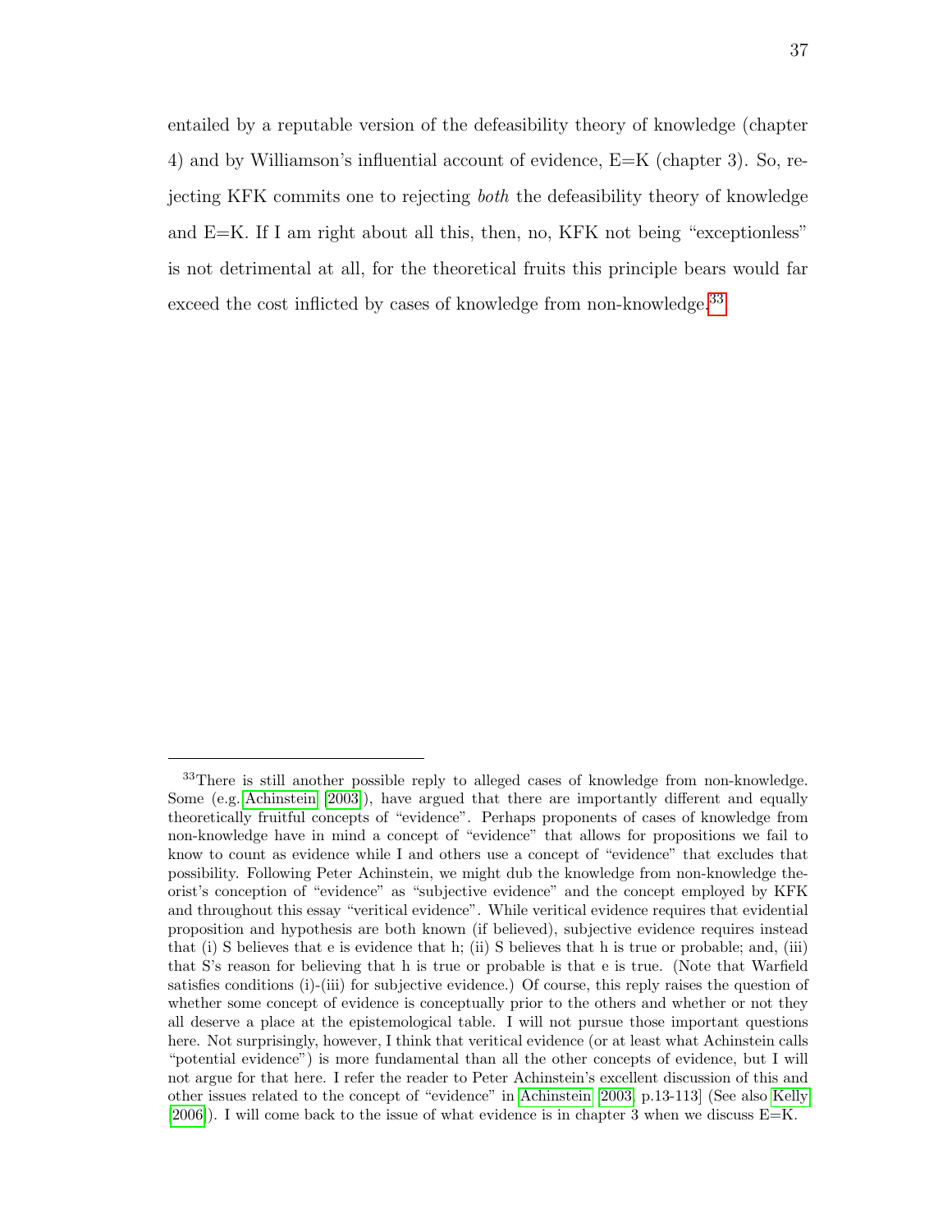entailed by a reputable version of the defeasibility theory of knowledge (chapter 4) and by Williamson's influential account of evidence, E=K (chapter 3). So, rejecting KFK commits one to rejecting *both* the defeasibility theory of knowledge and E=K. If I am right about all this, then, no, KFK not being "exceptionless" is not detrimental at all, for the theoretical fruits this principle bears would far exceed the cost inflicted by cases of knowledge from non-knowledge.[33]

---

[33] There is still another possible reply to alleged cases of knowledge from non-knowledge. Some (e.g. Achinstein [2003]), have argued that there are importantly different and equally theoretically fruitful concepts of "evidence". Perhaps proponents of cases of knowledge from non-knowledge have in mind a concept of "evidence" that allows for propositions we fail to know to count as evidence while I and others use a concept of "evidence" that excludes that possibility. Following Peter Achinstein, we might dub the knowledge from non-knowledge theorist's conception of "evidence" as "subjective evidence" and the concept employed by KFK and throughout this essay "veritical evidence". While veritical evidence requires that evidential proposition and hypothesis are both known (if believed), subjective evidence requires instead that (i) S believes that e is evidence that h; (ii) S believes that h is true or probable; and, (iii) that S's reason for believing that h is true or probable is that e is true. (Note that Warfield satisfies conditions (i)-(iii) for subjective evidence.) Of course, this reply raises the question of whether some concept of evidence is conceptually prior to the others and whether or not they all deserve a place at the epistemological table. I will not pursue those important questions here. Not surprisingly, however, I think that veritical evidence (or at least what Achinstein calls "potential evidence") is more fundamental than all the other concepts of evidence, but I will not argue for that here. I refer the reader to Peter Achinstein's excellent discussion of this and other issues related to the concept of "evidence" in Achinstein [2003, p.13-113] (See also Kelly [2006]). I will come back to the issue of what evidence is in chapter 3 when we discuss E=K.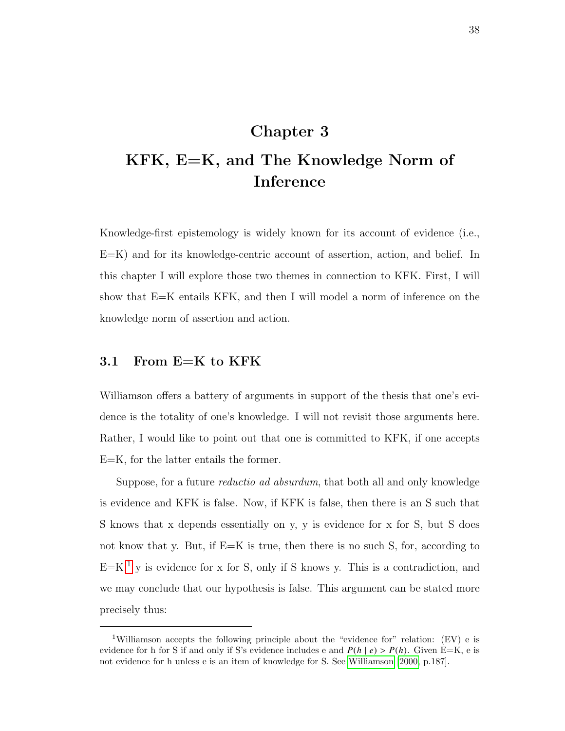# Chapter 3

# KFK, E=K, and The Knowledge Norm of Inference

Knowledge-first epistemology is widely known for its account of evidence (i.e., E=K) and for its knowledge-centric account of assertion, action, and belief. In this chapter I will explore those two themes in connection to KFK. First, I will show that E=K entails KFK, and then I will model a norm of inference on the knowledge norm of assertion and action.

## 3.1 From E=K to KFK

Williamson offers a battery of arguments in support of the thesis that one's evidence is the totality of one's knowledge. I will not revisit those arguments here. Rather, I would like to point out that one is committed to KFK, if one accepts E=K, for the latter entails the former.

Suppose, for a future *reductio ad absurdum*, that both all and only knowledge is evidence and KFK is false. Now, if KFK is false, then there is an S such that S knows that x depends essentially on y, y is evidence for x for S, but S does not know that y. But, if E=K is true, then there is no such S, for, according to E=K,[1] y is evidence for x for S, only if S knows y. This is a contradiction, and we may conclude that our hypothesis is false. This argument can be stated more precisely thus:

[1] Williamson accepts the following principle about the "evidence for" relation: (EV) e is evidence for h for S if and only if S's evidence includes e and $P(h \mid e) > P(h)$. Given E=K, e is not evidence for h unless e is an item of knowledge for S. See Williamson [2000, p.187].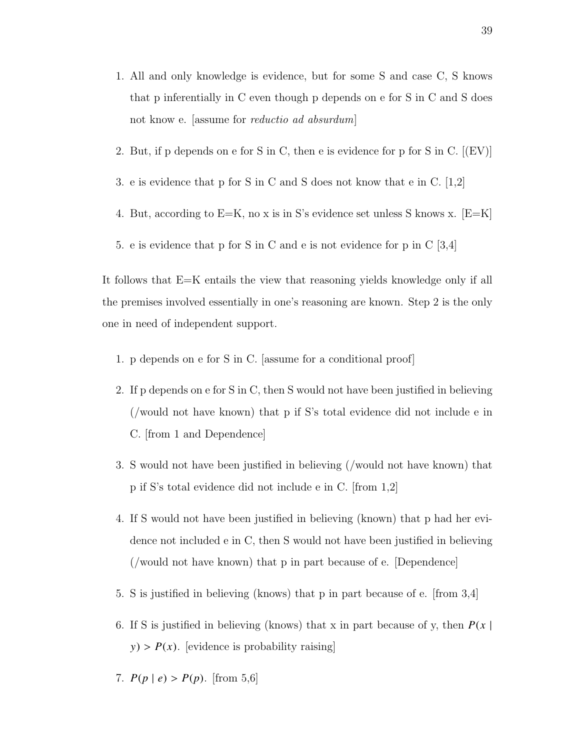1. All and only knowledge is evidence, but for some S and case C, S knows that p inferentially in C even though p depends on e for S in C and S does not know e. [assume for *reductio ad absurdum*]

2. But, if p depends on e for S in C, then e is evidence for p for S in C. [(EV)]

3. e is evidence that p for S in C and S does not know that e in C. [1,2]

4. But, according to E=K, no x is in S's evidence set unless S knows x. [E=K]

5. e is evidence that p for S in C and e is not evidence for p in C [3,4]

It follows that E=K entails the view that reasoning yields knowledge only if all the premises involved essentially in one's reasoning are known. Step 2 is the only one in need of independent support.

1. p depends on e for S in C. [assume for a conditional proof]

2. If p depends on e for S in C, then S would not have been justified in believing (/would not have known) that p if S's total evidence did not include e in C. [from 1 and Dependence]

3. S would not have been justified in believing (/would not have known) that p if S's total evidence did not include e in C. [from 1,2]

4. If S would not have been justified in believing (known) that p had her evidence not included e in C, then S would not have been justified in believing (/would not have known) that p in part because of e. [Dependence]

5. S is justified in believing (knows) that p in part because of e. [from 3,4]

6. If S is justified in believing (knows) that x in part because of y, then $P(x \mid y) > P(x)$. [evidence is probability raising]

7. $P(p \mid e) > P(p)$. [from 5,6]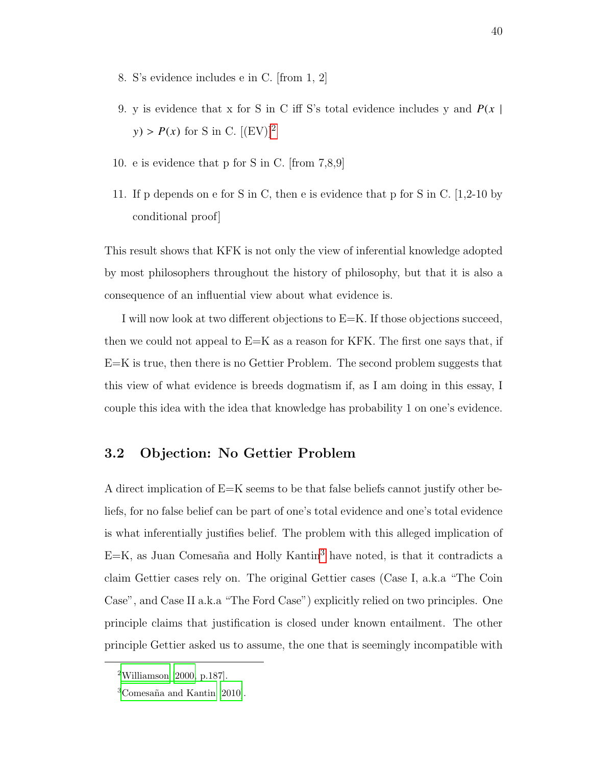8. S's evidence includes e in C. [from 1, 2]

9. y is evidence that x for S in C iff S's total evidence includes y and $P(x \mid y) > P(x)$ for S in C. [(EV)][2]

10. e is evidence that p for S in C. [from 7,8,9]

11. If p depends on e for S in C, then e is evidence that p for S in C. [1,2-10 by conditional proof]

This result shows that KFK is not only the view of inferential knowledge adopted by most philosophers throughout the history of philosophy, but that it is also a consequence of an influential view about what evidence is.

I will now look at two different objections to E=K. If those objections succeed, then we could not appeal to E=K as a reason for KFK. The first one says that, if E=K is true, then there is no Gettier Problem. The second problem suggests that this view of what evidence is breeds dogmatism if, as I am doing in this essay, I couple this idea with the idea that knowledge has probability 1 on one's evidence.

## 3.2 Objection: No Gettier Problem

A direct implication of E=K seems to be that false beliefs cannot justify other beliefs, for no false belief can be part of one's total evidence and one's total evidence is what inferentially justifies belief. The problem with this alleged implication of E=K, as Juan Comesaña and Holly Kantin[3] have noted, is that it contradicts a claim Gettier cases rely on. The original Gettier cases (Case I, a.k.a "The Coin Case", and Case II a.k.a "The Ford Case") explicitly relied on two principles. One principle claims that justification is closed under known entailment. The other principle Gettier asked us to assume, the one that is seemingly incompatible with

---

[2] Williamson [2000, p.187].

[3] Comesaña and Kantin [2010].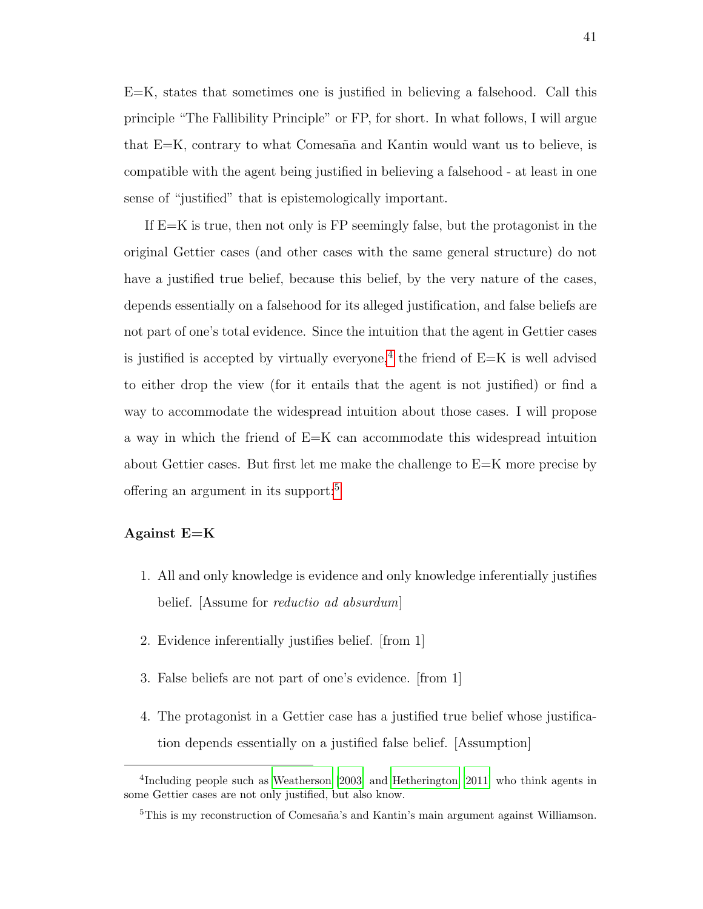E=K, states that sometimes one is justified in believing a falsehood. Call this principle "The Fallibility Principle" or FP, for short. In what follows, I will argue that E=K, contrary to what Comesaña and Kantin would want us to believe, is compatible with the agent being justified in believing a falsehood - at least in one sense of "justified" that is epistemologically important.

If E=K is true, then not only is FP seemingly false, but the protagonist in the original Gettier cases (and other cases with the same general structure) do not have a justified true belief, because this belief, by the very nature of the cases, depends essentially on a falsehood for its alleged justification, and false beliefs are not part of one's total evidence. Since the intuition that the agent in Gettier cases is justified is accepted by virtually everyone,[4] the friend of E=K is well advised to either drop the view (for it entails that the agent is not justified) or find a way to accommodate the widespread intuition about those cases. I will propose a way in which the friend of E=K can accommodate this widespread intuition about Gettier cases. But first let me make the challenge to E=K more precise by offering an argument in its support:[5]

**Against E=K**

1. All and only knowledge is evidence and only knowledge inferentially justifies belief. [Assume for *reductio ad absurdum*]

2. Evidence inferentially justifies belief. [from 1]

3. False beliefs are not part of one's evidence. [from 1]

4. The protagonist in a Gettier case has a justified true belief whose justification depends essentially on a justified false belief. [Assumption]

[4]Including people such as Weatherson [2003] and Hetherington [2011] who think agents in some Gettier cases are not only justified, but also know.

[5]This is my reconstruction of Comesaña's and Kantin's main argument against Williamson.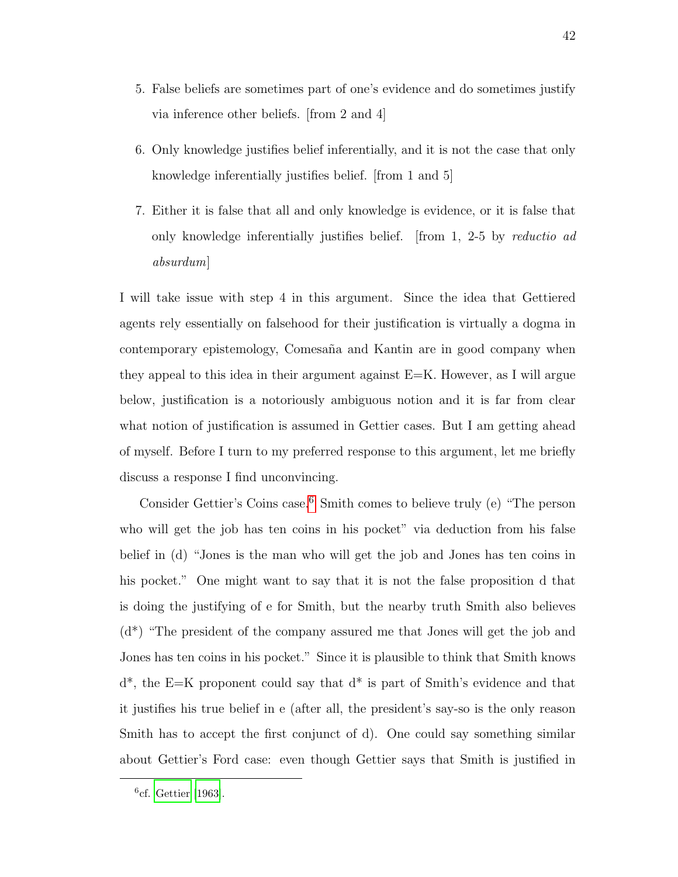5. False beliefs are sometimes part of one's evidence and do sometimes justify via inference other beliefs. [from 2 and 4]

6. Only knowledge justifies belief inferentially, and it is not the case that only knowledge inferentially justifies belief. [from 1 and 5]

7. Either it is false that all and only knowledge is evidence, or it is false that only knowledge inferentially justifies belief. [from 1, 2-5 by *reductio ad absurdum*]

I will take issue with step 4 in this argument. Since the idea that Gettiered agents rely essentially on falsehood for their justification is virtually a dogma in contemporary epistemology, Comesaña and Kantin are in good company when they appeal to this idea in their argument against E=K. However, as I will argue below, justification is a notoriously ambiguous notion and it is far from clear what notion of justification is assumed in Gettier cases. But I am getting ahead of myself. Before I turn to my preferred response to this argument, let me briefly discuss a response I find unconvincing.

Consider Gettier's Coins case.[6] Smith comes to believe truly (e) "The person who will get the job has ten coins in his pocket" via deduction from his false belief in (d) "Jones is the man who will get the job and Jones has ten coins in his pocket." One might want to say that it is not the false proposition d that is doing the justifying of e for Smith, but the nearby truth Smith also believes (d*) "The president of the company assured me that Jones will get the job and Jones has ten coins in his pocket." Since it is plausible to think that Smith knows d*, the E=K proponent could say that d* is part of Smith's evidence and that it justifies his true belief in e (after all, the president's say-so is the only reason Smith has to accept the first conjunct of d). One could say something similar about Gettier's Ford case: even though Gettier says that Smith is justified in

[6] cf. Gettier (1963).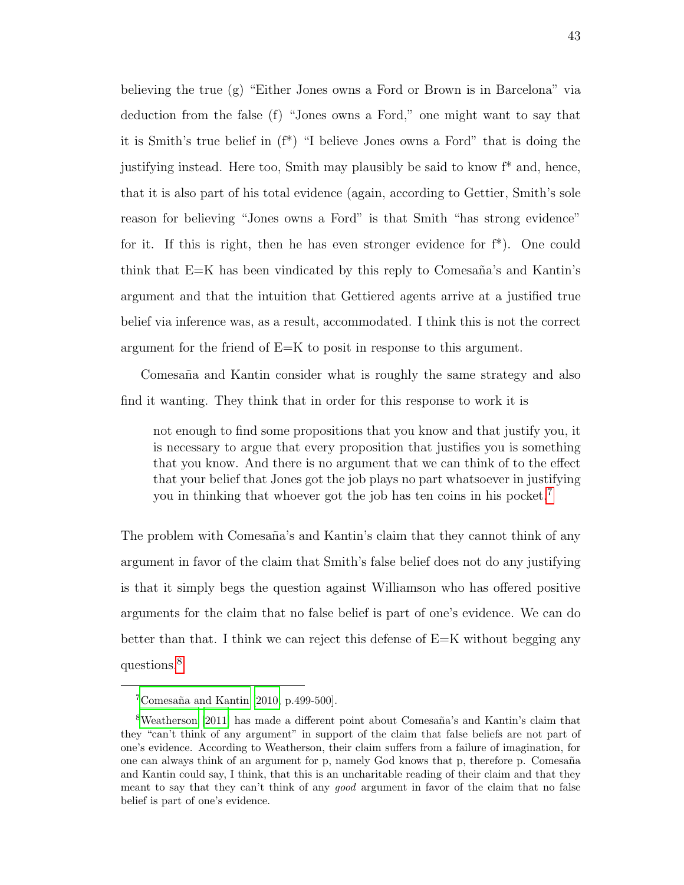believing the true (g) "Either Jones owns a Ford or Brown is in Barcelona" via deduction from the false (f) "Jones owns a Ford," one might want to say that it is Smith's true belief in (f*) "I believe Jones owns a Ford" that is doing the justifying instead. Here too, Smith may plausibly be said to know f* and, hence, that it is also part of his total evidence (again, according to Gettier, Smith's sole reason for believing "Jones owns a Ford" is that Smith "has strong evidence" for it. If this is right, then he has even stronger evidence for f*). One could think that E=K has been vindicated by this reply to Comesaña's and Kantin's argument and that the intuition that Gettiered agents arrive at a justified true belief via inference was, as a result, accommodated. I think this is not the correct argument for the friend of E=K to posit in response to this argument.

Comesaña and Kantin consider what is roughly the same strategy and also find it wanting. They think that in order for this response to work it is

> not enough to find some propositions that you know and that justify you, it is necessary to argue that every proposition that justifies you is something that you know. And there is no argument that we can think of to the effect that your belief that Jones got the job plays no part whatsoever in justifying you in thinking that whoever got the job has ten coins in his pocket.[7]

The problem with Comesaña's and Kantin's claim that they cannot think of any argument in favor of the claim that Smith's false belief does not do any justifying is that it simply begs the question against Williamson who has offered positive arguments for the claim that no false belief is part of one's evidence. We can do better than that. I think we can reject this defense of E=K without begging any questions.[8]

---

[7] Comesaña and Kantin [2010, p.499-500].

[8] Weatherson [2011] has made a different point about Comesaña's and Kantin's claim that they "can't think of any argument" in support of the claim that false beliefs are not part of one's evidence. According to Weatherson, their claim suffers from a failure of imagination, for one can always think of an argument for p, namely God knows that p, therefore p. Comesaña and Kantin could say, I think, that this is an uncharitable reading of their claim and that they meant to say that they can't think of any *good* argument in favor of the claim that no false belief is part of one's evidence.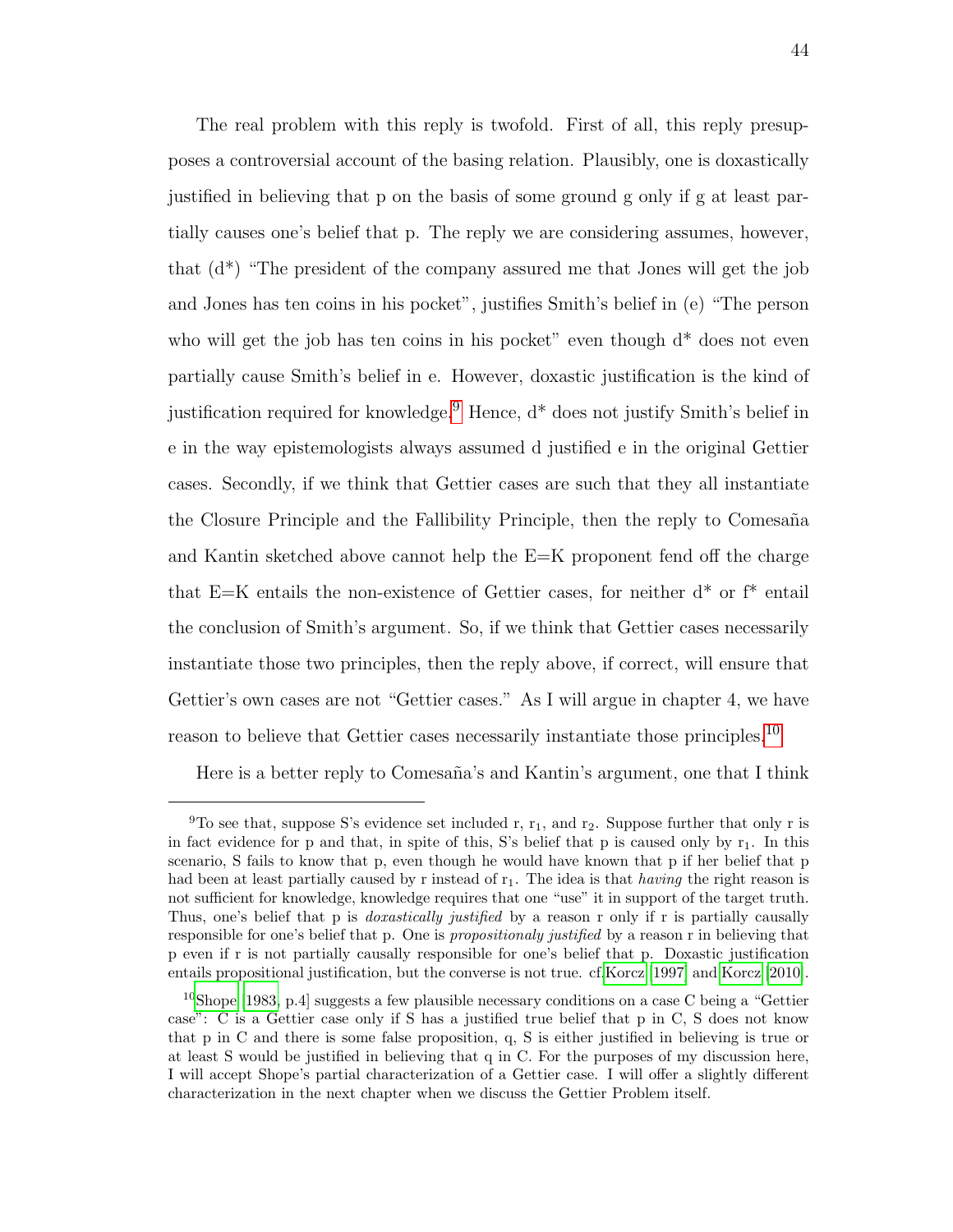The real problem with this reply is twofold. First of all, this reply presupposes a controversial account of the basing relation. Plausibly, one is doxastically justified in believing that p on the basis of some ground g only if g at least partially causes one's belief that p. The reply we are considering assumes, however, that (d*) "The president of the company assured me that Jones will get the job and Jones has ten coins in his pocket", justifies Smith's belief in (e) "The person who will get the job has ten coins in his pocket" even though d* does not even partially cause Smith's belief in e. However, doxastic justification is the kind of justification required for knowledge.[9] Hence, d* does not justify Smith's belief in e in the way epistemologists always assumed d justified e in the original Gettier cases. Secondly, if we think that Gettier cases are such that they all instantiate the Closure Principle and the Fallibility Principle, then the reply to Comesaña and Kantin sketched above cannot help the E=K proponent fend off the charge that E=K entails the non-existence of Gettier cases, for neither d* or f* entail the conclusion of Smith's argument. So, if we think that Gettier cases necessarily instantiate those two principles, then the reply above, if correct, will ensure that Gettier's own cases are not "Gettier cases." As I will argue in chapter 4, we have reason to believe that Gettier cases necessarily instantiate those principles.[10]

Here is a better reply to Comesaña's and Kantin's argument, one that I think

---

[9] To see that, suppose S's evidence set included r, $r_1$, and $r_2$. Suppose further that only r is in fact evidence for p and that, in spite of this, S's belief that p is caused only by $r_1$. In this scenario, S fails to know that p, even though he would have known that p if her belief that p had been at least partially caused by r instead of $r_1$. The idea is that *having* the right reason is not sufficient for knowledge, knowledge requires that one "use" it in support of the target truth. Thus, one's belief that p is *doxastically justified* by a reason r only if r is partially causally responsible for one's belief that p. One is *propositionaly justified* by a reason r in believing that p even if r is not partially causally responsible for one's belief that p. Doxastic justification entails propositional justification, but the converse is not true. cf.Korcz [1997] and Korcz [2010].

[10] Shope [1983, p.4] suggests a few plausible necessary conditions on a case C being a "Gettier case": C is a Gettier case only if S has a justified true belief that p in C, S does not know that p in C and there is some false proposition, q, S is either justified in believing is true or at least S would be justified in believing that q in C. For the purposes of my discussion here, I will accept Shope's partial characterization of a Gettier case. I will offer a slightly different characterization in the next chapter when we discuss the Gettier Problem itself.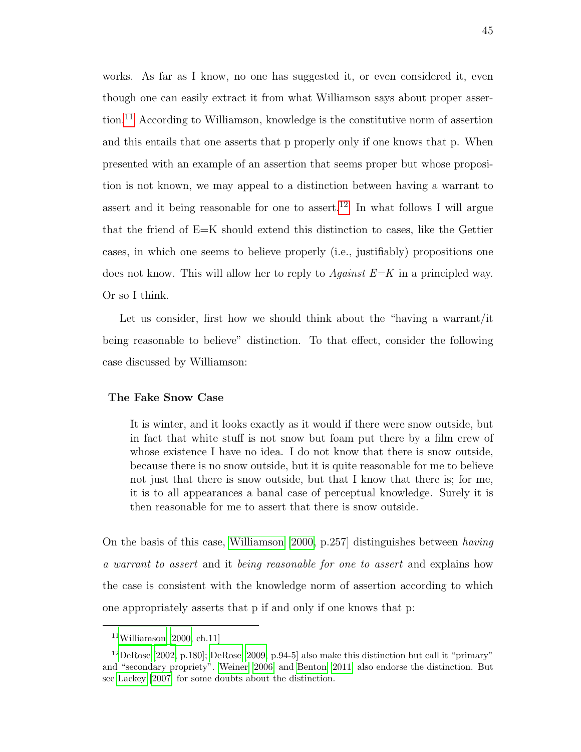works. As far as I know, no one has suggested it, or even considered it, even though one can easily extract it from what Williamson says about proper assertion.[11] According to Williamson, knowledge is the constitutive norm of assertion and this entails that one asserts that p properly only if one knows that p. When presented with an example of an assertion that seems proper but whose proposition is not known, we may appeal to a distinction between having a warrant to assert and it being reasonable for one to assert.[12] In what follows I will argue that the friend of E=K should extend this distinction to cases, like the Gettier cases, in which one seems to believe properly (i.e., justifiably) propositions one does not know. This will allow her to reply to *Against E=K* in a principled way. Or so I think.

Let us consider, first how we should think about the "having a warrant/it being reasonable to believe" distinction. To that effect, consider the following case discussed by Williamson:

**The Fake Snow Case**

> It is winter, and it looks exactly as it would if there were snow outside, but in fact that white stuff is not snow but foam put there by a film crew of whose existence I have no idea. I do not know that there is snow outside, because there is no snow outside, but it is quite reasonable for me to believe not just that there is snow outside, but that I know that there is; for me, it is to all appearances a banal case of perceptual knowledge. Surely it is then reasonable for me to assert that there is snow outside.

On the basis of this case, Williamson [2000, p.257] distinguishes between *having a warrant to assert* and it *being reasonable for one to assert* and explains how the case is consistent with the knowledge norm of assertion according to which one appropriately asserts that p if and only if one knows that p:

---

[11] Williamson [2000, ch.11]

[12] DeRose [2002, p.180]; DeRose [2009, p.94-5] also make this distinction but call it "primary" and "secondary propriety". Weiner [2006] and Benton [2011] also endorse the distinction. But see Lackey [2007] for some doubts about the distinction.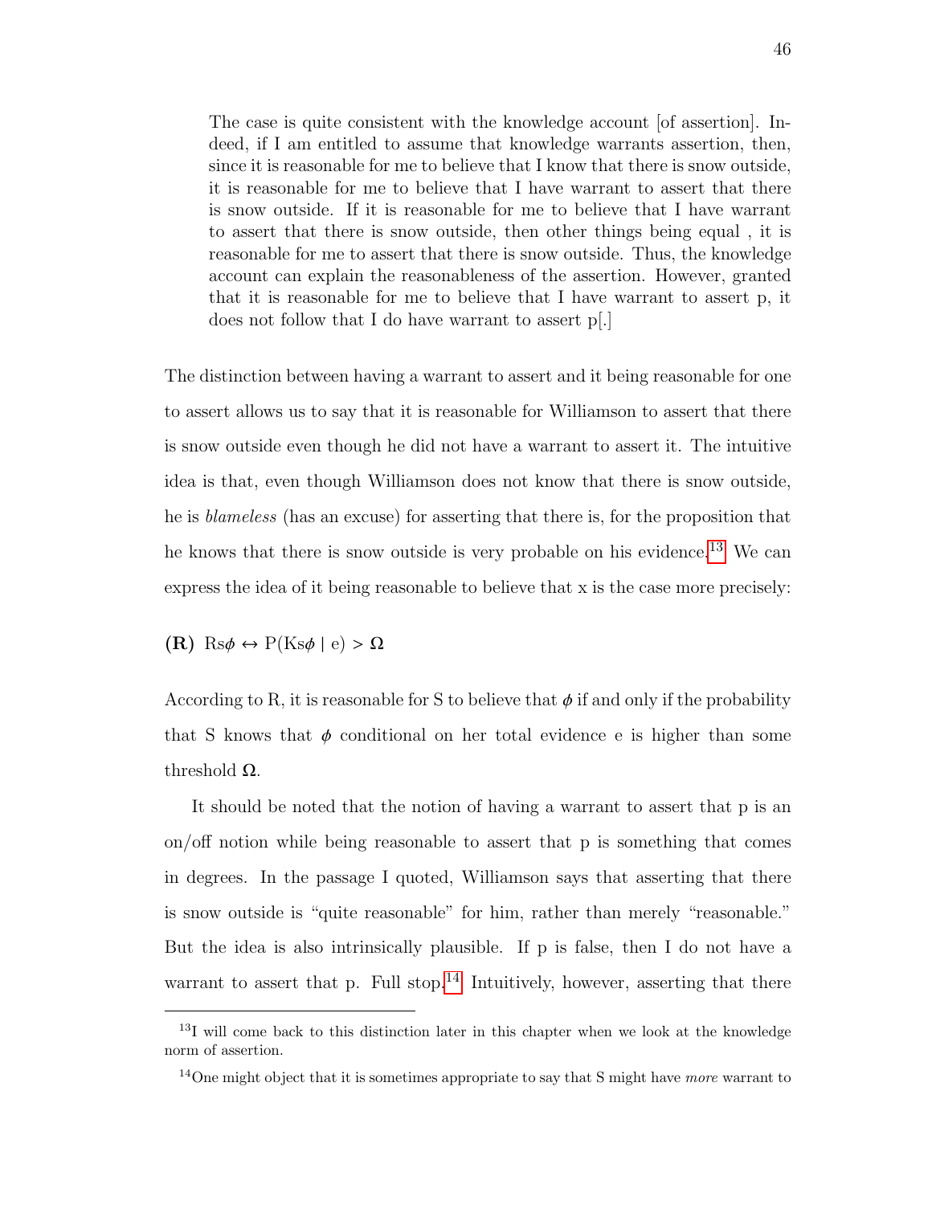> The case is quite consistent with the knowledge account [of assertion]. Indeed, if I am entitled to assume that knowledge warrants assertion, then, since it is reasonable for me to believe that I know that there is snow outside, it is reasonable for me to believe that I have warrant to assert that there is snow outside. If it is reasonable for me to believe that I have warrant to assert that there is snow outside, then other things being equal , it is reasonable for me to assert that there is snow outside. Thus, the knowledge account can explain the reasonableness of the assertion. However, granted that it is reasonable for me to believe that I have warrant to assert p, it does not follow that I do have warrant to assert p[.]

The distinction between having a warrant to assert and it being reasonable for one to assert allows us to say that it is reasonable for Williamson to assert that there is snow outside even though he did not have a warrant to assert it. The intuitive idea is that, even though Williamson does not know that there is snow outside, he is *blameless* (has an excuse) for asserting that there is, for the proposition that he knows that there is snow outside is very probable on his evidence.[13] We can express the idea of it being reasonable to believe that x is the case more precisely:

**(R)** $Rs\phi \leftrightarrow P(Ks\phi \mid e) > \Omega$

According to R, it is reasonable for S to believe that $\phi$ if and only if the probability that S knows that $\phi$ conditional on her total evidence e is higher than some threshold $\Omega$.

It should be noted that the notion of having a warrant to assert that p is an on/off notion while being reasonable to assert that p is something that comes in degrees. In the passage I quoted, Williamson says that asserting that there is snow outside is "quite reasonable" for him, rather than merely "reasonable." But the idea is also intrinsically plausible. If p is false, then I do not have a warrant to assert that p. Full stop.[14] Intuitively, however, asserting that there

[13] I will come back to this distinction later in this chapter when we look at the knowledge norm of assertion.

[14] One might object that it is sometimes appropriate to say that S might have *more* warrant to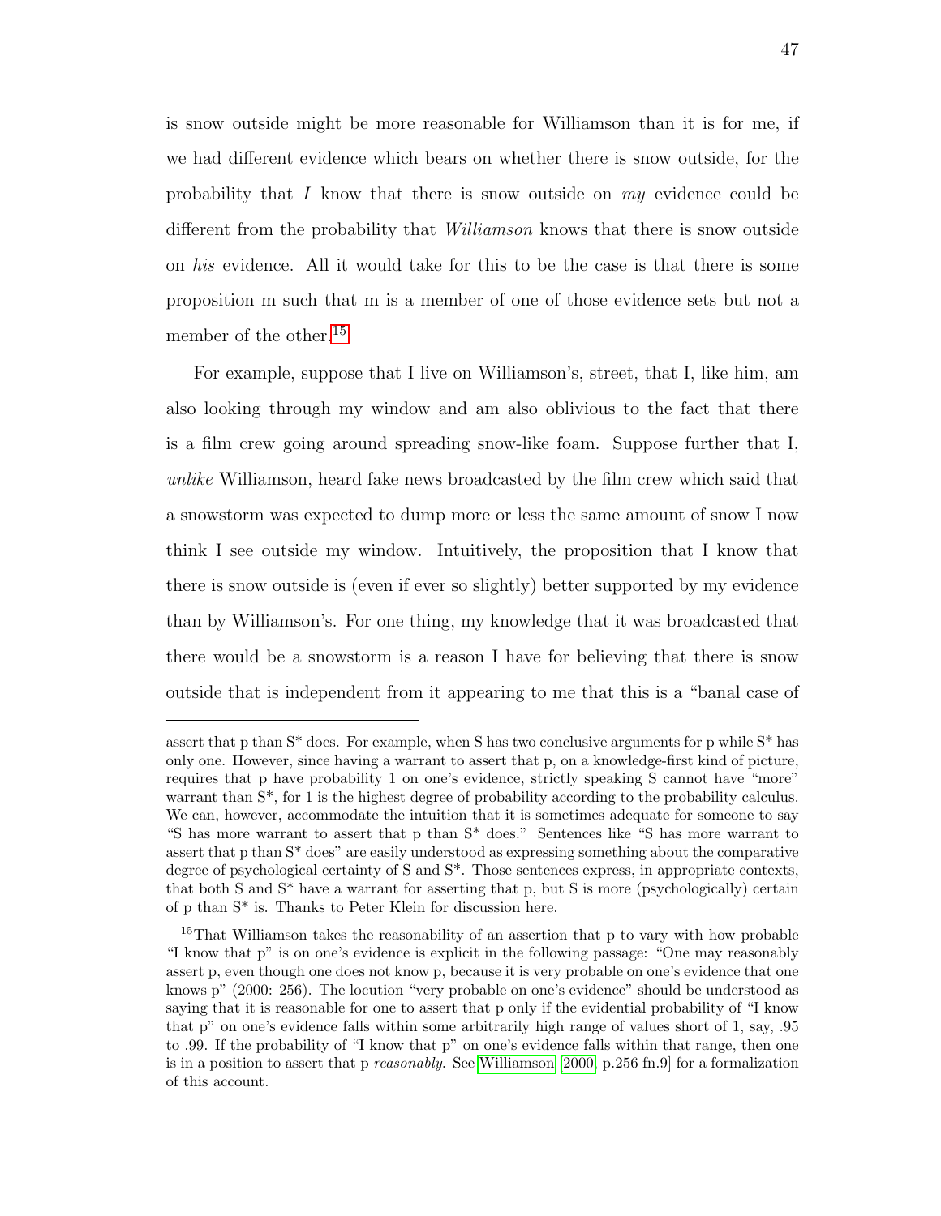is snow outside might be more reasonable for Williamson than it is for me, if we had different evidence which bears on whether there is snow outside, for the probability that *I* know that there is snow outside on *my* evidence could be different from the probability that *Williamson* knows that there is snow outside on *his* evidence. All it would take for this to be the case is that there is some proposition m such that m is a member of one of those evidence sets but not a member of the other.[15]

For example, suppose that I live on Williamson's, street, that I, like him, am also looking through my window and am also oblivious to the fact that there is a film crew going around spreading snow-like foam. Suppose further that I, *unlike* Williamson, heard fake news broadcasted by the film crew which said that a snowstorm was expected to dump more or less the same amount of snow I now think I see outside my window. Intuitively, the proposition that I know that there is snow outside is (even if ever so slightly) better supported by my evidence than by Williamson's. For one thing, my knowledge that it was broadcasted that there would be a snowstorm is a reason I have for believing that there is snow outside that is independent from it appearing to me that this is a "banal case of

---

assert that p than S* does. For example, when S has two conclusive arguments for p while S* has only one. However, since having a warrant to assert that p, on a knowledge-first kind of picture, requires that p have probability 1 on one's evidence, strictly speaking S cannot have "more" warrant than S*, for 1 is the highest degree of probability according to the probability calculus. We can, however, accommodate the intuition that it is sometimes adequate for someone to say "S has more warrant to assert that p than S* does." Sentences like "S has more warrant to assert that p than S* does" are easily understood as expressing something about the comparative degree of psychological certainty of S and S*. Those sentences express, in appropriate contexts, that both S and S* have a warrant for asserting that p, but S is more (psychologically) certain of p than S* is. Thanks to Peter Klein for discussion here.

[15] That Williamson takes the reasonability of an assertion that p to vary with how probable "I know that p" is on one's evidence is explicit in the following passage: "One may reasonably assert p, even though one does not know p, because it is very probable on one's evidence that one knows p" (2000: 256). The locution "very probable on one's evidence" should be understood as saying that it is reasonable for one to assert that p only if the evidential probability of "I know that p" on one's evidence falls within some arbitrarily high range of values short of 1, say, .95 to .99. If the probability of "I know that p" on one's evidence falls within that range, then one is in a position to assert that p *reasonably*. See Williamson [2000, p.256 fn.9] for a formalization of this account.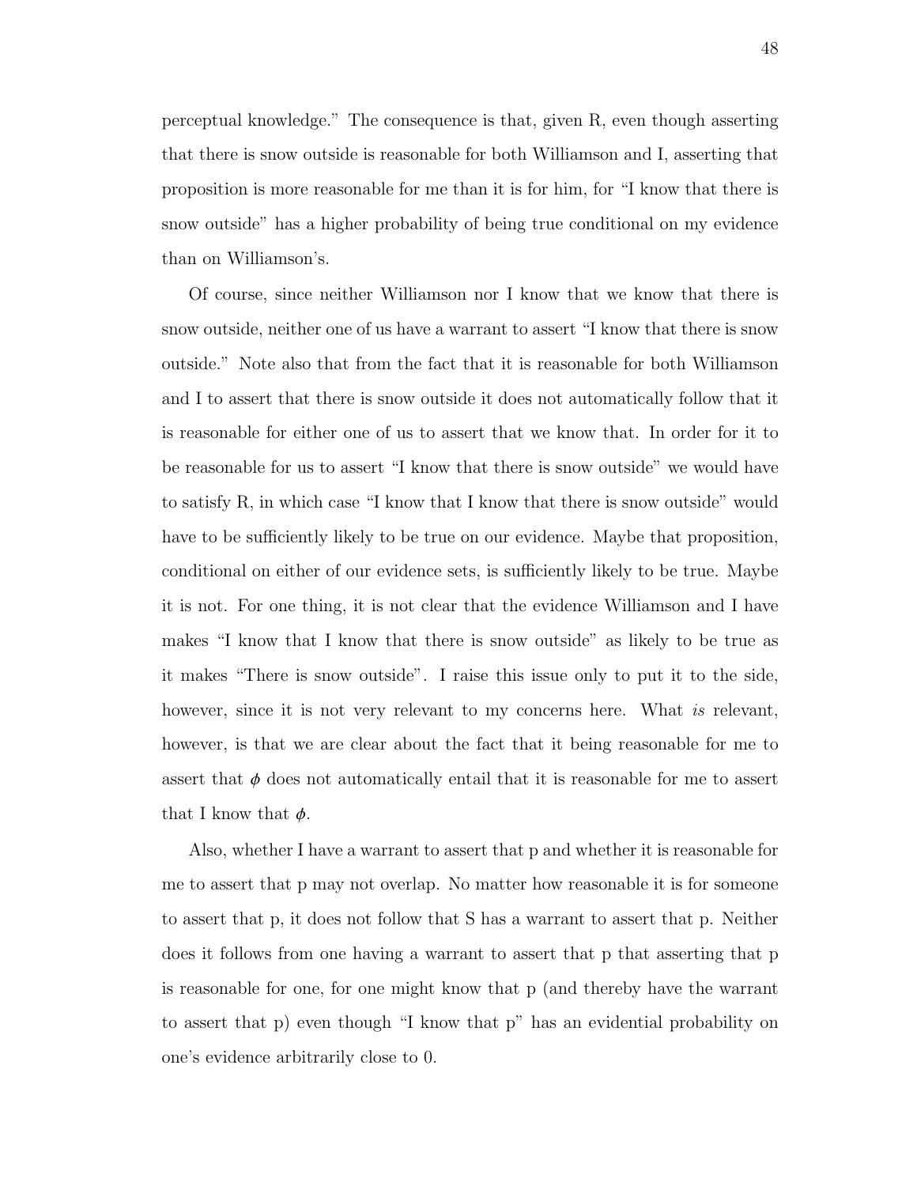perceptual knowledge." The consequence is that, given R, even though asserting that there is snow outside is reasonable for both Williamson and I, asserting that proposition is more reasonable for me than it is for him, for "I know that there is snow outside" has a higher probability of being true conditional on my evidence than on Williamson's.

Of course, since neither Williamson nor I know that we know that there is snow outside, neither one of us have a warrant to assert "I know that there is snow outside." Note also that from the fact that it is reasonable for both Williamson and I to assert that there is snow outside it does not automatically follow that it is reasonable for either one of us to assert that we know that. In order for it to be reasonable for us to assert "I know that there is snow outside" we would have to satisfy R, in which case "I know that I know that there is snow outside" would have to be sufficiently likely to be true on our evidence. Maybe that proposition, conditional on either of our evidence sets, is sufficiently likely to be true. Maybe it is not. For one thing, it is not clear that the evidence Williamson and I have makes "I know that I know that there is snow outside" as likely to be true as it makes "There is snow outside". I raise this issue only to put it to the side, however, since it is not very relevant to my concerns here. What *is* relevant, however, is that we are clear about the fact that it being reasonable for me to assert that $\phi$ does not automatically entail that it is reasonable for me to assert that I know that $\phi$.

Also, whether I have a warrant to assert that p and whether it is reasonable for me to assert that p may not overlap. No matter how reasonable it is for someone to assert that p, it does not follow that S has a warrant to assert that p. Neither does it follows from one having a warrant to assert that p that asserting that p is reasonable for one, for one might know that p (and thereby have the warrant to assert that p) even though "I know that p" has an evidential probability on one's evidence arbitrarily close to 0.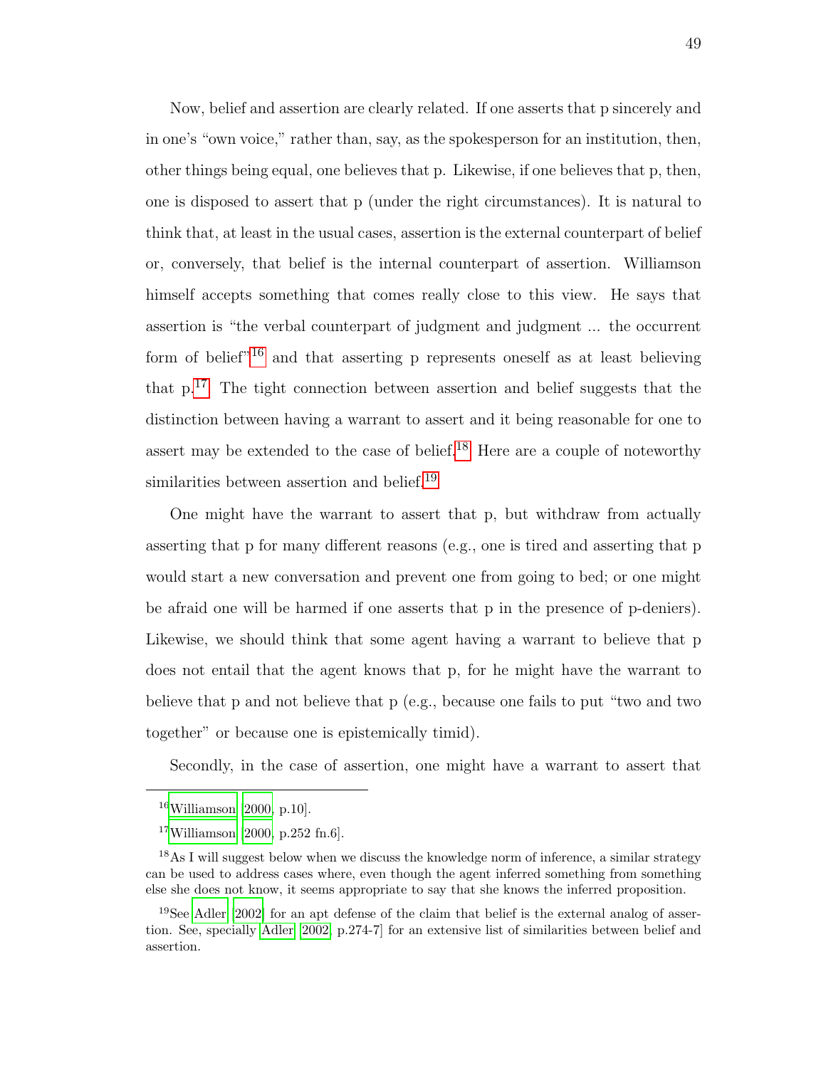Now, belief and assertion are clearly related. If one asserts that p sincerely and in one's "own voice," rather than, say, as the spokesperson for an institution, then, other things being equal, one believes that p. Likewise, if one believes that p, then, one is disposed to assert that p (under the right circumstances). It is natural to think that, at least in the usual cases, assertion is the external counterpart of belief or, conversely, that belief is the internal counterpart of assertion. Williamson himself accepts something that comes really close to this view. He says that assertion is "the verbal counterpart of judgment and judgment ... the occurrent form of belief"[16] and that asserting p represents oneself as at least believing that p.[17] The tight connection between assertion and belief suggests that the distinction between having a warrant to assert and it being reasonable for one to assert may be extended to the case of belief.[18] Here are a couple of noteworthy similarities between assertion and belief.[19]

One might have the warrant to assert that p, but withdraw from actually asserting that p for many different reasons (e.g., one is tired and asserting that p would start a new conversation and prevent one from going to bed; or one might be afraid one will be harmed if one asserts that p in the presence of p-deniers). Likewise, we should think that some agent having a warrant to believe that p does not entail that the agent knows that p, for he might have the warrant to believe that p and not believe that p (e.g., because one fails to put "two and two together" or because one is epistemically timid).

Secondly, in the case of assertion, one might have a warrant to assert that

---

[16] Williamson [2000, p.10].

[17] Williamson [2000, p.252 fn.6].

[18] As I will suggest below when we discuss the knowledge norm of inference, a similar strategy can be used to address cases where, even though the agent inferred something from something else she does not know, it seems appropriate to say that she knows the inferred proposition.

[19] See Adler [2002] for an apt defense of the claim that belief is the external analog of assertion. See, specially Adler [2002, p.274-7] for an extensive list of similarities between belief and assertion.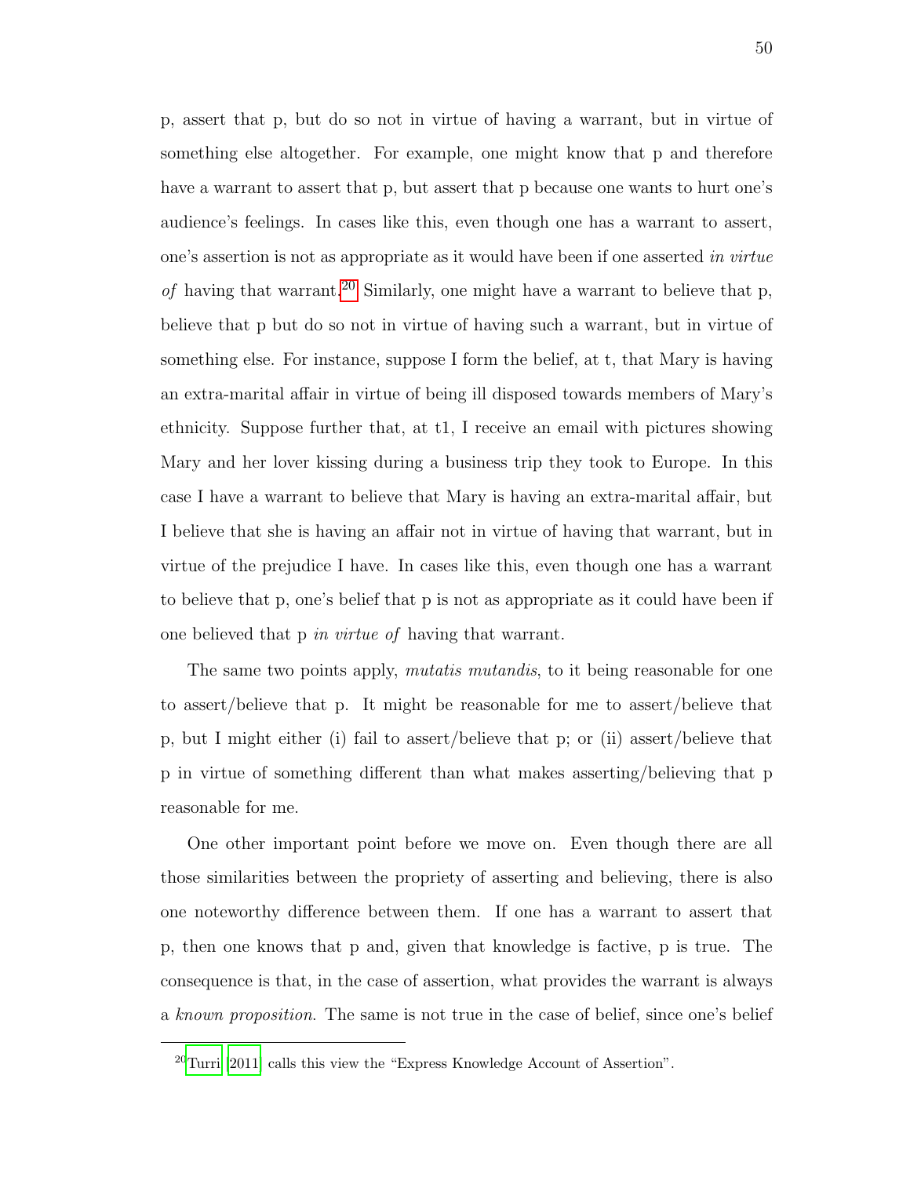p, assert that p, but do so not in virtue of having a warrant, but in virtue of something else altogether. For example, one might know that p and therefore have a warrant to assert that p, but assert that p because one wants to hurt one's audience's feelings. In cases like this, even though one has a warrant to assert, one's assertion is not as appropriate as it would have been if one asserted *in virtue of* having that warrant.[20] Similarly, one might have a warrant to believe that p, believe that p but do so not in virtue of having such a warrant, but in virtue of something else. For instance, suppose I form the belief, at t, that Mary is having an extra-marital affair in virtue of being ill disposed towards members of Mary's ethnicity. Suppose further that, at t1, I receive an email with pictures showing Mary and her lover kissing during a business trip they took to Europe. In this case I have a warrant to believe that Mary is having an extra-marital affair, but I believe that she is having an affair not in virtue of having that warrant, but in virtue of the prejudice I have. In cases like this, even though one has a warrant to believe that p, one's belief that p is not as appropriate as it could have been if one believed that p *in virtue of* having that warrant.

The same two points apply, *mutatis mutandis*, to it being reasonable for one to assert/believe that p. It might be reasonable for me to assert/believe that p, but I might either (i) fail to assert/believe that p; or (ii) assert/believe that p in virtue of something different than what makes asserting/believing that p reasonable for me.

One other important point before we move on. Even though there are all those similarities between the propriety of asserting and believing, there is also one noteworthy difference between them. If one has a warrant to assert that p, then one knows that p and, given that knowledge is factive, p is true. The consequence is that, in the case of assertion, what provides the warrant is always a *known proposition*. The same is not true in the case of belief, since one's belief

[20] Turri (2011) calls this view the "Express Knowledge Account of Assertion".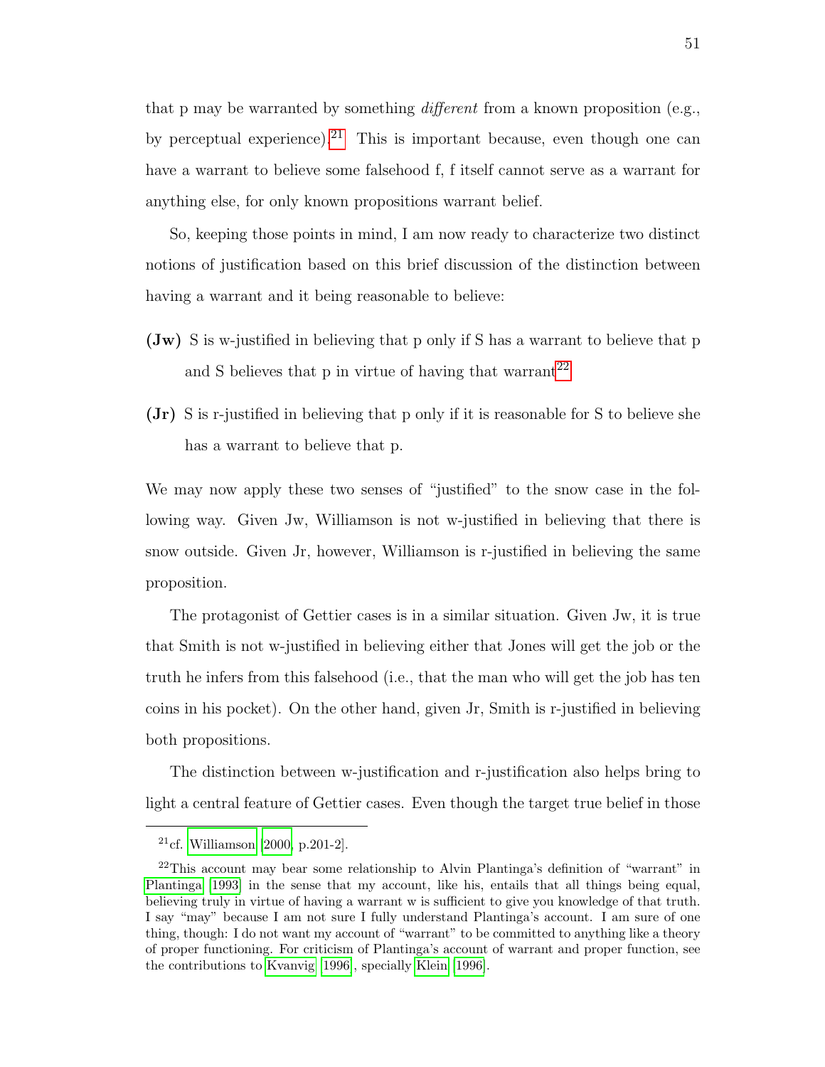that p may be warranted by something *different* from a known proposition (e.g., by perceptual experience).[21] This is important because, even though one can have a warrant to believe some falsehood f, f itself cannot serve as a warrant for anything else, for only known propositions warrant belief.

So, keeping those points in mind, I am now ready to characterize two distinct notions of justification based on this brief discussion of the distinction between having a warrant and it being reasonable to believe:

**(Jw)** S is w-justified in believing that p only if S has a warrant to believe that p and S believes that p in virtue of having that warrant[22]

**(Jr)** S is r-justified in believing that p only if it is reasonable for S to believe she has a warrant to believe that p.

We may now apply these two senses of "justified" to the snow case in the following way. Given Jw, Williamson is not w-justified in believing that there is snow outside. Given Jr, however, Williamson is r-justified in believing the same proposition.

The protagonist of Gettier cases is in a similar situation. Given Jw, it is true that Smith is not w-justified in believing either that Jones will get the job or the truth he infers from this falsehood (i.e., that the man who will get the job has ten coins in his pocket). On the other hand, given Jr, Smith is r-justified in believing both propositions.

The distinction between w-justification and r-justification also helps bring to light a central feature of Gettier cases. Even though the target true belief in those

---

[21] cf. Williamson [2000, p.201-2].

[22] This account may bear some relationship to Alvin Plantinga's definition of "warrant" in Plantinga [1993] in the sense that my account, like his, entails that all things being equal, believing truly in virtue of having a warrant w is sufficient to give you knowledge of that truth. I say "may" because I am not sure I fully understand Plantinga's account. I am sure of one thing, though: I do not want my account of "warrant" to be committed to anything like a theory of proper functioning. For criticism of Plantinga's account of warrant and proper function, see the contributions to Kvanvig [1996], specially Klein [1996].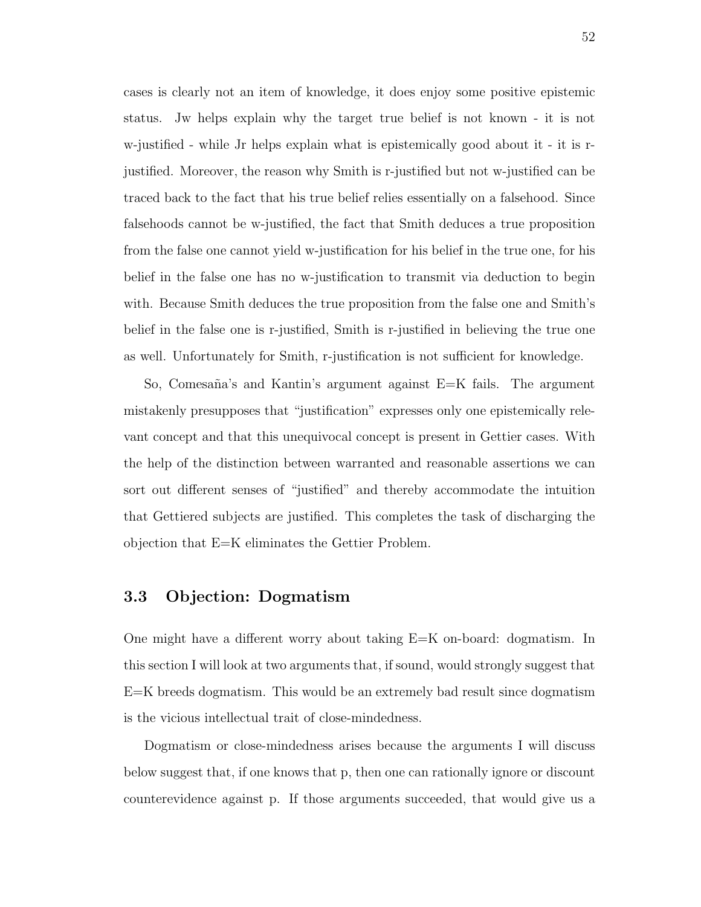cases is clearly not an item of knowledge, it does enjoy some positive epistemic status. Jw helps explain why the target true belief is not known - it is not w-justified - while Jr helps explain what is epistemically good about it - it is r-justified. Moreover, the reason why Smith is r-justified but not w-justified can be traced back to the fact that his true belief relies essentially on a falsehood. Since falsehoods cannot be w-justified, the fact that Smith deduces a true proposition from the false one cannot yield w-justification for his belief in the true one, for his belief in the false one has no w-justification to transmit via deduction to begin with. Because Smith deduces the true proposition from the false one and Smith's belief in the false one is r-justified, Smith is r-justified in believing the true one as well. Unfortunately for Smith, r-justification is not sufficient for knowledge.

So, Comesaña's and Kantin's argument against E=K fails. The argument mistakenly presupposes that "justification" expresses only one epistemically relevant concept and that this unequivocal concept is present in Gettier cases. With the help of the distinction between warranted and reasonable assertions we can sort out different senses of "justified" and thereby accommodate the intuition that Gettiered subjects are justified. This completes the task of discharging the objection that E=K eliminates the Gettier Problem.

## 3.3 Objection: Dogmatism

One might have a different worry about taking E=K on-board: dogmatism. In this section I will look at two arguments that, if sound, would strongly suggest that E=K breeds dogmatism. This would be an extremely bad result since dogmatism is the vicious intellectual trait of close-mindedness.

Dogmatism or close-mindedness arises because the arguments I will discuss below suggest that, if one knows that p, then one can rationally ignore or discount counterevidence against p. If those arguments succeeded, that would give us a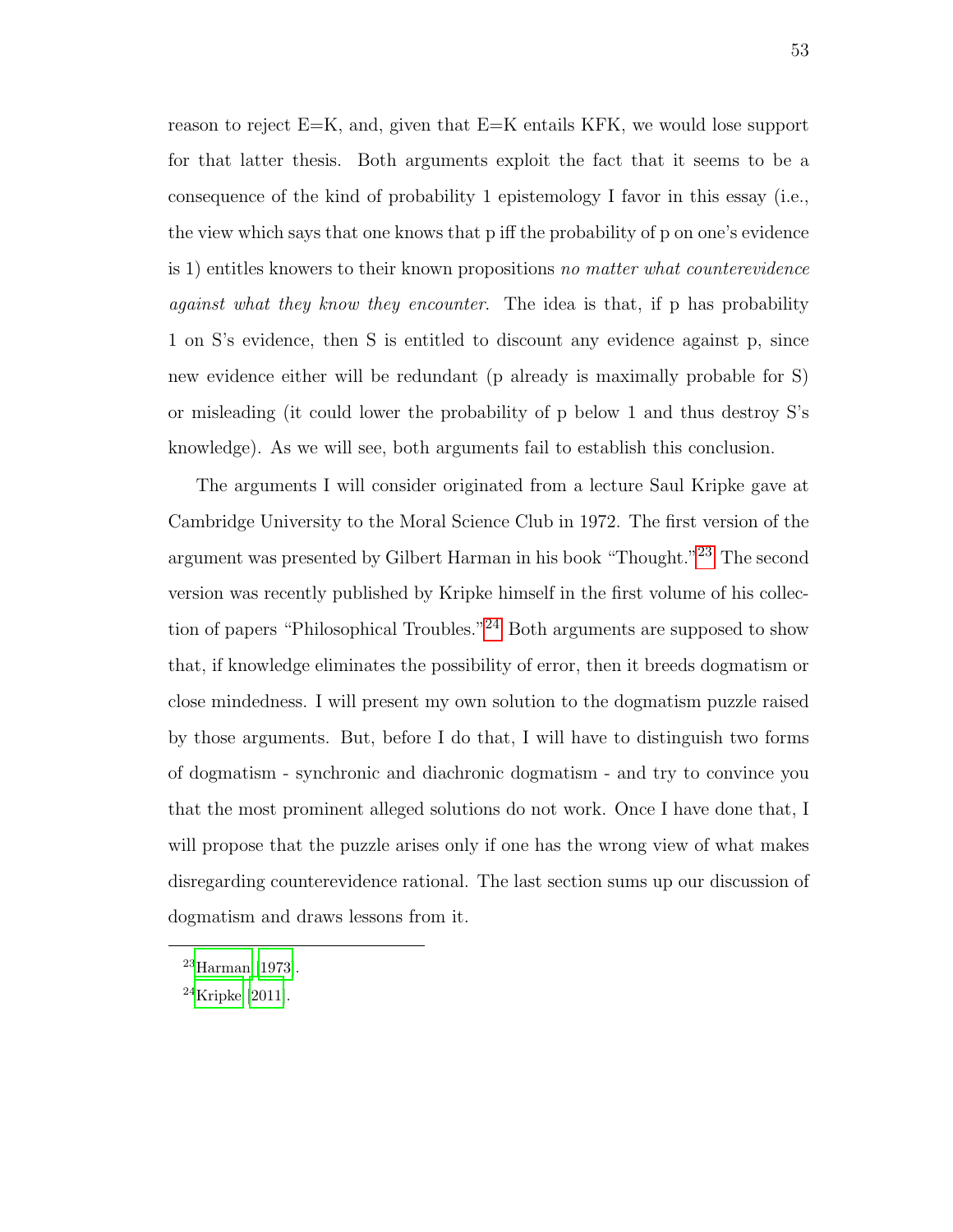reason to reject E=K, and, given that E=K entails KFK, we would lose support for that latter thesis. Both arguments exploit the fact that it seems to be a consequence of the kind of probability 1 epistemology I favor in this essay (i.e., the view which says that one knows that p iff the probability of p on one's evidence is 1) entitles knowers to their known propositions *no matter what counterevidence against what they know they encounter*. The idea is that, if p has probability 1 on S's evidence, then S is entitled to discount any evidence against p, since new evidence either will be redundant (p already is maximally probable for S) or misleading (it could lower the probability of p below 1 and thus destroy S's knowledge). As we will see, both arguments fail to establish this conclusion.

The arguments I will consider originated from a lecture Saul Kripke gave at Cambridge University to the Moral Science Club in 1972. The first version of the argument was presented by Gilbert Harman in his book "Thought."[23] The second version was recently published by Kripke himself in the first volume of his collection of papers "Philosophical Troubles."[24] Both arguments are supposed to show that, if knowledge eliminates the possibility of error, then it breeds dogmatism or close mindedness. I will present my own solution to the dogmatism puzzle raised by those arguments. But, before I do that, I will have to distinguish two forms of dogmatism - synchronic and diachronic dogmatism - and try to convince you that the most prominent alleged solutions do not work. Once I have done that, I will propose that the puzzle arises only if one has the wrong view of what makes disregarding counterevidence rational. The last section sums up our discussion of dogmatism and draws lessons from it.

---

[23] Harman (1973).

[24] Kripke (2011).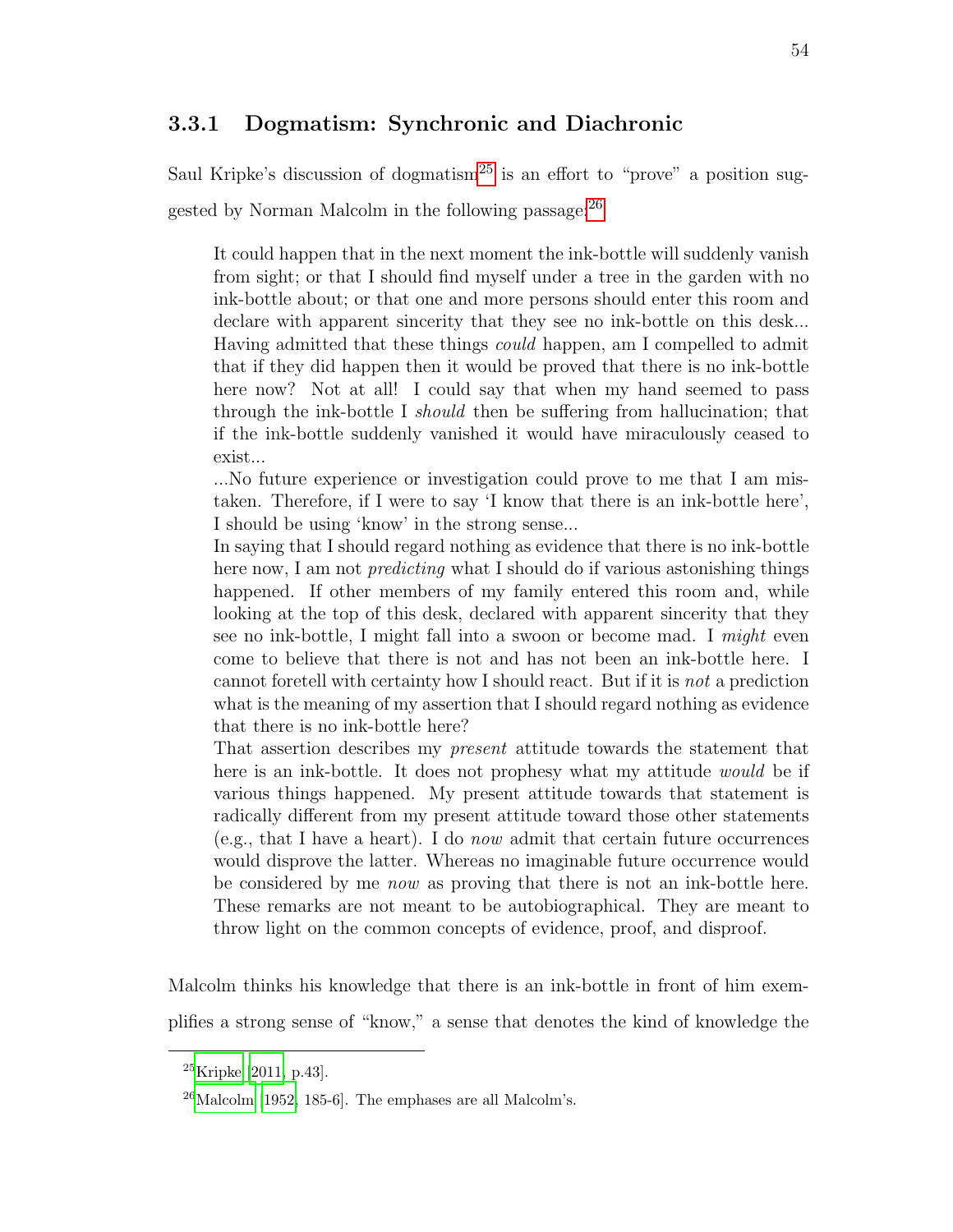### 3.3.1 Dogmatism: Synchronic and Diachronic

Saul Kripke's discussion of dogmatism[25] is an effort to "prove" a position suggested by Norman Malcolm in the following passage:[26]

> It could happen that in the next moment the ink-bottle will suddenly vanish from sight; or that I should find myself under a tree in the garden with no ink-bottle about; or that one and more persons should enter this room and declare with apparent sincerity that they see no ink-bottle on this desk... Having admitted that these things *could* happen, am I compelled to admit that if they did happen then it would be proved that there is no ink-bottle here now? Not at all! I could say that when my hand seemed to pass through the ink-bottle I *should* then be suffering from hallucination; that if the ink-bottle suddenly vanished it would have miraculously ceased to exist...
>
> ...No future experience or investigation could prove to me that I am mistaken. Therefore, if I were to say 'I know that there is an ink-bottle here', I should be using 'know' in the strong sense...
>
> In saying that I should regard nothing as evidence that there is no ink-bottle here now, I am not *predicting* what I should do if various astonishing things happened. If other members of my family entered this room and, while looking at the top of this desk, declared with apparent sincerity that they see no ink-bottle, I might fall into a swoon or become mad. I *might* even come to believe that there is not and has not been an ink-bottle here. I cannot foretell with certainty how I should react. But if it is *not* a prediction what is the meaning of my assertion that I should regard nothing as evidence that there is no ink-bottle here?
>
> That assertion describes my *present* attitude towards the statement that here is an ink-bottle. It does not prophesy what my attitude *would* be if various things happened. My present attitude towards that statement is radically different from my present attitude toward those other statements (e.g., that I have a heart). I do *now* admit that certain future occurrences would disprove the latter. Whereas no imaginable future occurrence would be considered by me *now* as proving that there is not an ink-bottle here. These remarks are not meant to be autobiographical. They are meant to throw light on the common concepts of evidence, proof, and disproof.

Malcolm thinks his knowledge that there is an ink-bottle in front of him exemplifies a strong sense of "know," a sense that denotes the kind of knowledge the

---

[25] Kripke [2011, p.43].

[26] Malcolm [1952, 185-6]. The emphases are all Malcolm's.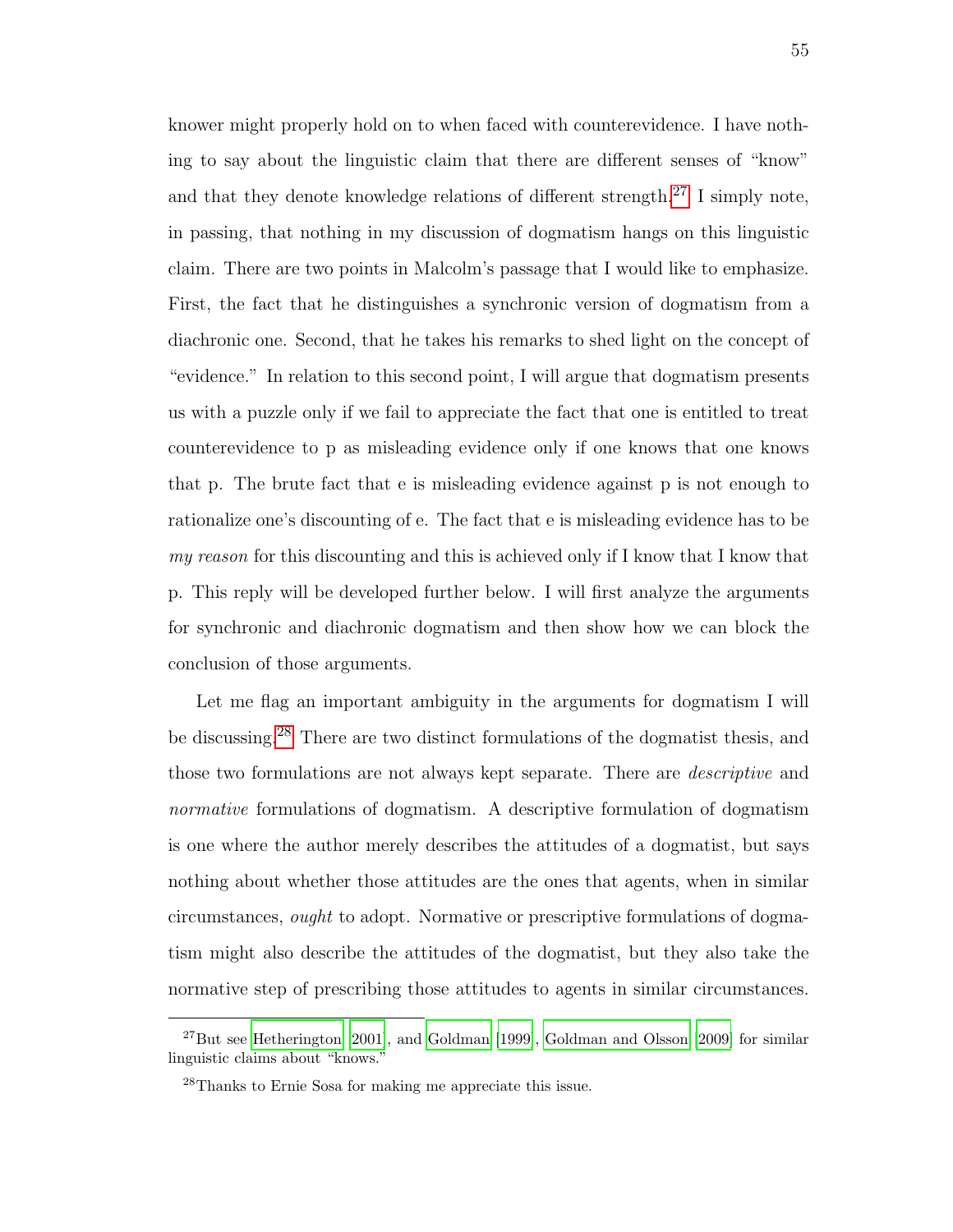knower might properly hold on to when faced with counterevidence. I have nothing to say about the linguistic claim that there are different senses of "know" and that they denote knowledge relations of different strength.[27] I simply note, in passing, that nothing in my discussion of dogmatism hangs on this linguistic claim. There are two points in Malcolm's passage that I would like to emphasize. First, the fact that he distinguishes a synchronic version of dogmatism from a diachronic one. Second, that he takes his remarks to shed light on the concept of "evidence." In relation to this second point, I will argue that dogmatism presents us with a puzzle only if we fail to appreciate the fact that one is entitled to treat counterevidence to p as misleading evidence only if one knows that one knows that p. The brute fact that e is misleading evidence against p is not enough to rationalize one's discounting of e. The fact that e is misleading evidence has to be *my reason* for this discounting and this is achieved only if I know that I know that p. This reply will be developed further below. I will first analyze the arguments for synchronic and diachronic dogmatism and then show how we can block the conclusion of those arguments.

Let me flag an important ambiguity in the arguments for dogmatism I will be discussing.[28] There are two distinct formulations of the dogmatist thesis, and those two formulations are not always kept separate. There are *descriptive* and *normative* formulations of dogmatism. A descriptive formulation of dogmatism is one where the author merely describes the attitudes of a dogmatist, but says nothing about whether those attitudes are the ones that agents, when in similar circumstances, *ought* to adopt. Normative or prescriptive formulations of dogmatism might also describe the attitudes of the dogmatist, but they also take the normative step of prescribing those attitudes to agents in similar circumstances.

---

[27] But see Hetherington [2001], and Goldman [1999], Goldman and Olsson [2009] for similar linguistic claims about "knows."

[28] Thanks to Ernie Sosa for making me appreciate this issue.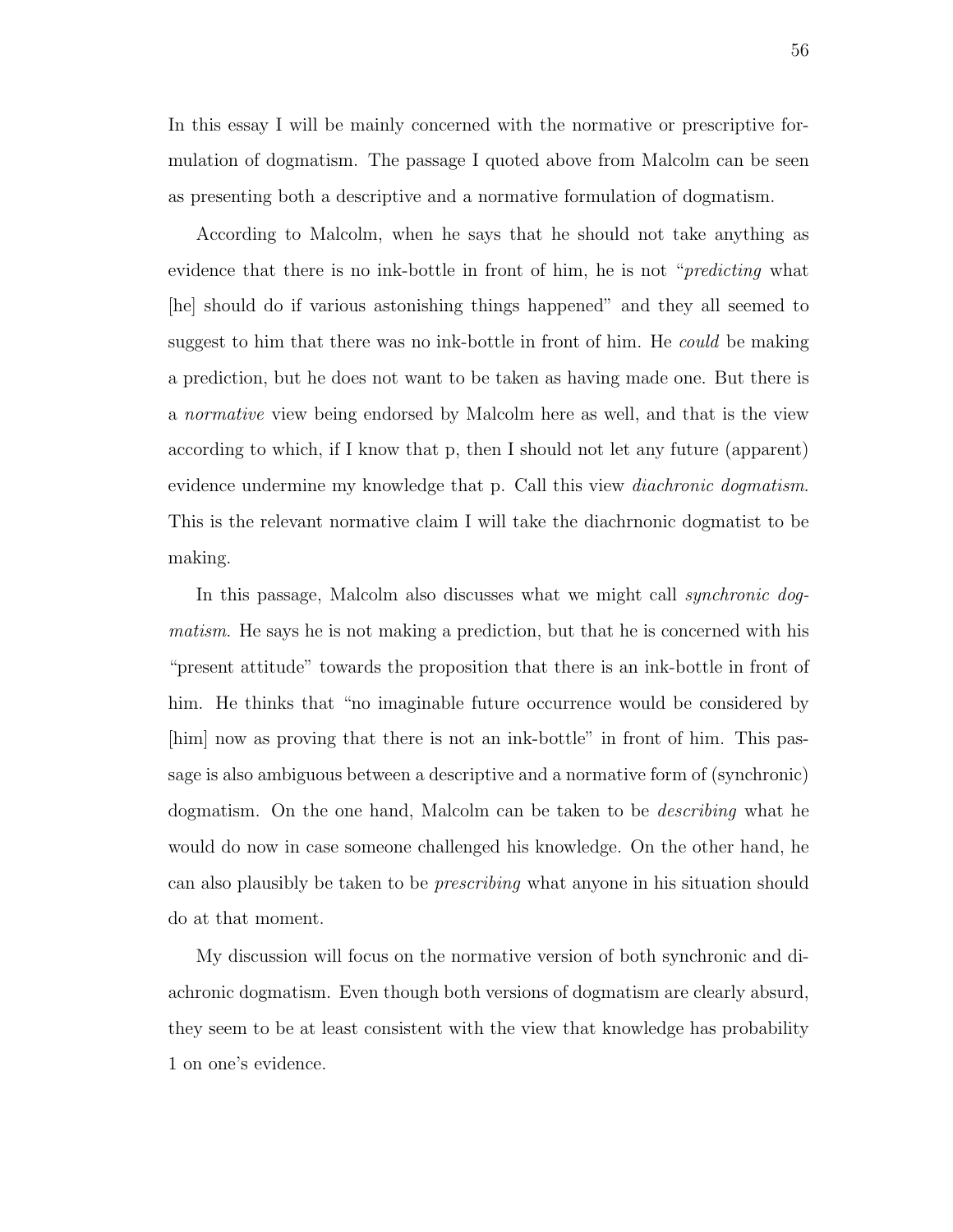In this essay I will be mainly concerned with the normative or prescriptive formulation of dogmatism. The passage I quoted above from Malcolm can be seen as presenting both a descriptive and a normative formulation of dogmatism.

According to Malcolm, when he says that he should not take anything as evidence that there is no ink-bottle in front of him, he is not "*predicting* what [he] should do if various astonishing things happened" and they all seemed to suggest to him that there was no ink-bottle in front of him. He *could* be making a prediction, but he does not want to be taken as having made one. But there is a *normative* view being endorsed by Malcolm here as well, and that is the view according to which, if I know that p, then I should not let any future (apparent) evidence undermine my knowledge that p. Call this view *diachronic dogmatism*. This is the relevant normative claim I will take the diachrnonic dogmatist to be making.

In this passage, Malcolm also discusses what we might call *synchronic dogmatism*. He says he is not making a prediction, but that he is concerned with his "present attitude" towards the proposition that there is an ink-bottle in front of him. He thinks that "no imaginable future occurrence would be considered by [him] now as proving that there is not an ink-bottle" in front of him. This passage is also ambiguous between a descriptive and a normative form of (synchronic) dogmatism. On the one hand, Malcolm can be taken to be *describing* what he would do now in case someone challenged his knowledge. On the other hand, he can also plausibly be taken to be *prescribing* what anyone in his situation should do at that moment.

My discussion will focus on the normative version of both synchronic and diachronic dogmatism. Even though both versions of dogmatism are clearly absurd, they seem to be at least consistent with the view that knowledge has probability 1 on one's evidence.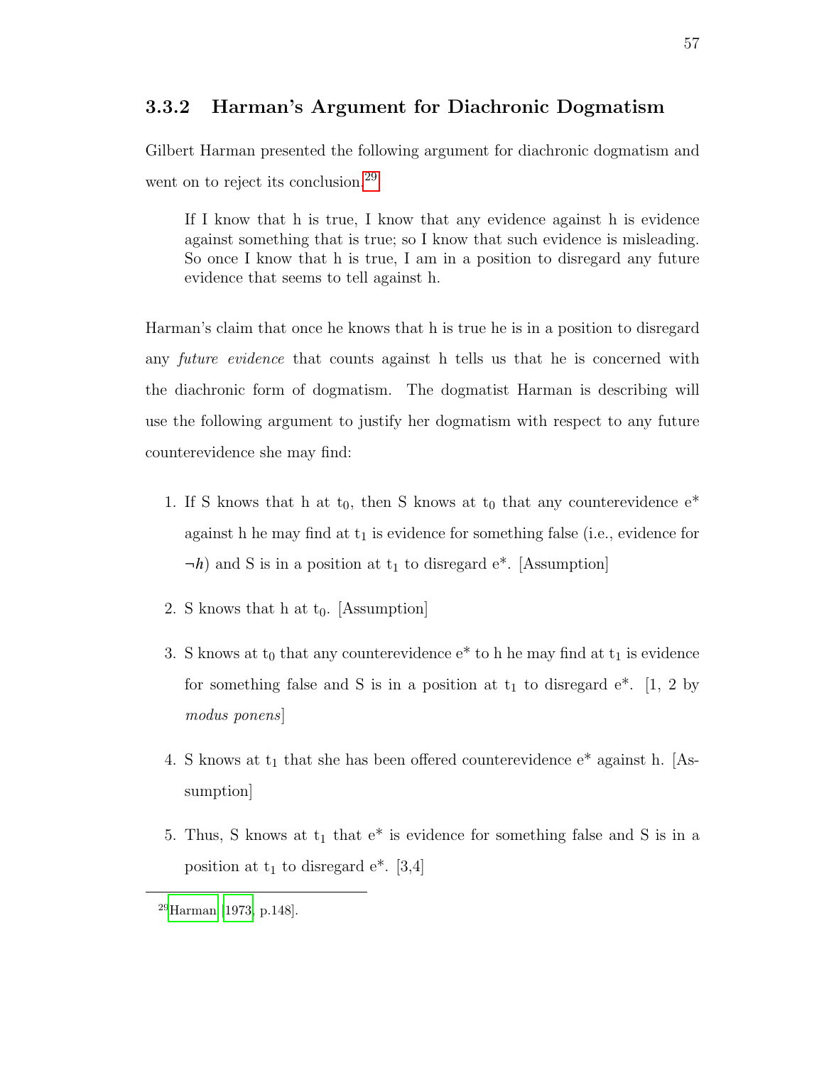### 3.3.2 Harman's Argument for Diachronic Dogmatism

Gilbert Harman presented the following argument for diachronic dogmatism and went on to reject its conclusion.[29]

> If I know that h is true, I know that any evidence against h is evidence against something that is true; so I know that such evidence is misleading. So once I know that h is true, I am in a position to disregard any future evidence that seems to tell against h.

Harman's claim that once he knows that h is true he is in a position to disregard any *future evidence* that counts against h tells us that he is concerned with the diachronic form of dogmatism. The dogmatist Harman is describing will use the following argument to justify her dogmatism with respect to any future counterevidence she may find:

1. If S knows that h at $t_0$, then S knows at $t_0$ that any counterevidence e* against h he may find at $t_1$ is evidence for something false (i.e., evidence for $\neg h$) and S is in a position at $t_1$ to disregard e*. [Assumption]

2. S knows that h at $t_0$. [Assumption]

3. S knows at $t_0$ that any counterevidence e* to h he may find at $t_1$ is evidence for something false and S is in a position at $t_1$ to disregard e*. [1, 2 by *modus ponens*]

4. S knows at $t_1$ that she has been offered counterevidence e* against h. [Assumption]

5. Thus, S knows at $t_1$ that e* is evidence for something false and S is in a position at $t_1$ to disregard e*. [3,4]

---

[29] Harman [1973, p.148].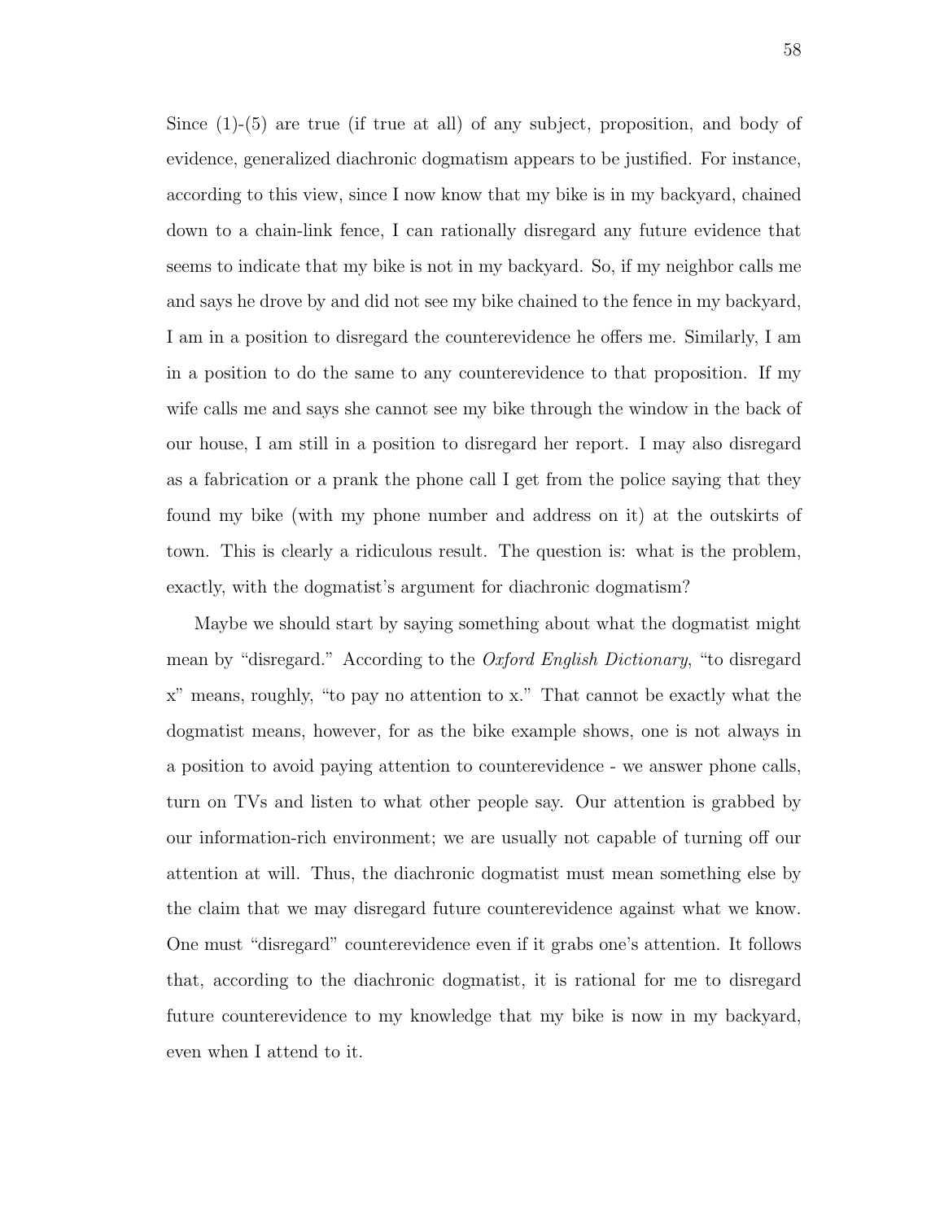Since (1)-(5) are true (if true at all) of any subject, proposition, and body of evidence, generalized diachronic dogmatism appears to be justified. For instance, according to this view, since I now know that my bike is in my backyard, chained down to a chain-link fence, I can rationally disregard any future evidence that seems to indicate that my bike is not in my backyard. So, if my neighbor calls me and says he drove by and did not see my bike chained to the fence in my backyard, I am in a position to disregard the counterevidence he offers me. Similarly, I am in a position to do the same to any counterevidence to that proposition. If my wife calls me and says she cannot see my bike through the window in the back of our house, I am still in a position to disregard her report. I may also disregard as a fabrication or a prank the phone call I get from the police saying that they found my bike (with my phone number and address on it) at the outskirts of town. This is clearly a ridiculous result. The question is: what is the problem, exactly, with the dogmatist's argument for diachronic dogmatism?

Maybe we should start by saying something about what the dogmatist might mean by "disregard." According to the *Oxford English Dictionary*, "to disregard x" means, roughly, "to pay no attention to x." That cannot be exactly what the dogmatist means, however, for as the bike example shows, one is not always in a position to avoid paying attention to counterevidence - we answer phone calls, turn on TVs and listen to what other people say. Our attention is grabbed by our information-rich environment; we are usually not capable of turning off our attention at will. Thus, the diachronic dogmatist must mean something else by the claim that we may disregard future counterevidence against what we know. One must "disregard" counterevidence even if it grabs one's attention. It follows that, according to the diachronic dogmatist, it is rational for me to disregard future counterevidence to my knowledge that my bike is now in my backyard, even when I attend to it.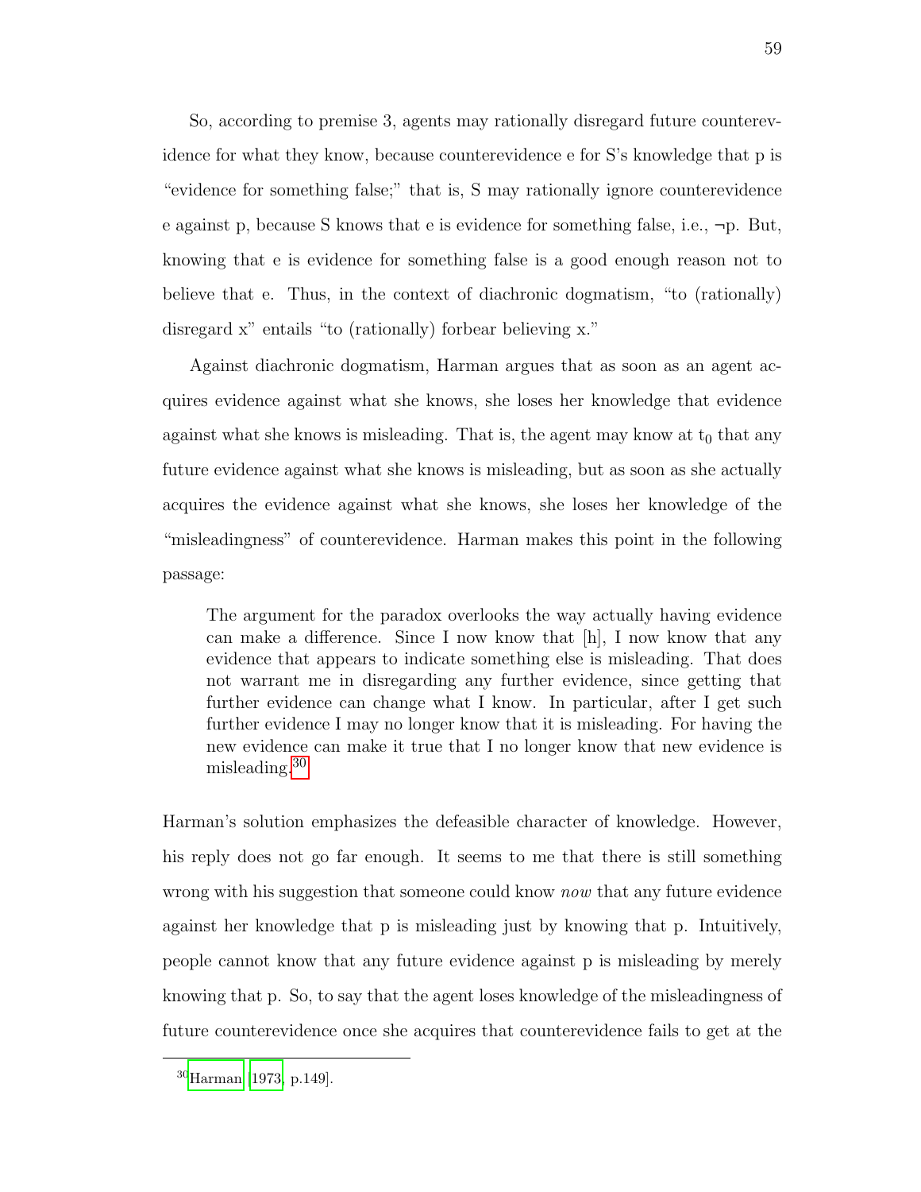So, according to premise 3, agents may rationally disregard future counterevidence for what they know, because counterevidence e for S's knowledge that p is "evidence for something false;" that is, S may rationally ignore counterevidence e against p, because S knows that e is evidence for something false, i.e., ¬p. But, knowing that e is evidence for something false is a good enough reason not to believe that e. Thus, in the context of diachronic dogmatism, "to (rationally) disregard x" entails "to (rationally) forbear believing x."

Against diachronic dogmatism, Harman argues that as soon as an agent acquires evidence against what she knows, she loses her knowledge that evidence against what she knows is misleading. That is, the agent may know at $t_0$ that any future evidence against what she knows is misleading, but as soon as she actually acquires the evidence against what she knows, she loses her knowledge of the "misleadingness" of counterevidence. Harman makes this point in the following passage:

> The argument for the paradox overlooks the way actually having evidence can make a difference. Since I now know that [h], I now know that any evidence that appears to indicate something else is misleading. That does not warrant me in disregarding any further evidence, since getting that further evidence can change what I know. In particular, after I get such further evidence I may no longer know that it is misleading. For having the new evidence can make it true that I no longer know that new evidence is misleading.[30]

Harman's solution emphasizes the defeasible character of knowledge. However, his reply does not go far enough. It seems to me that there is still something wrong with his suggestion that someone could know *now* that any future evidence against her knowledge that p is misleading just by knowing that p. Intuitively, people cannot know that any future evidence against p is misleading by merely knowing that p. So, to say that the agent loses knowledge of the misleadingness of future counterevidence once she acquires that counterevidence fails to get at the

[30] Harman [1973, p.149].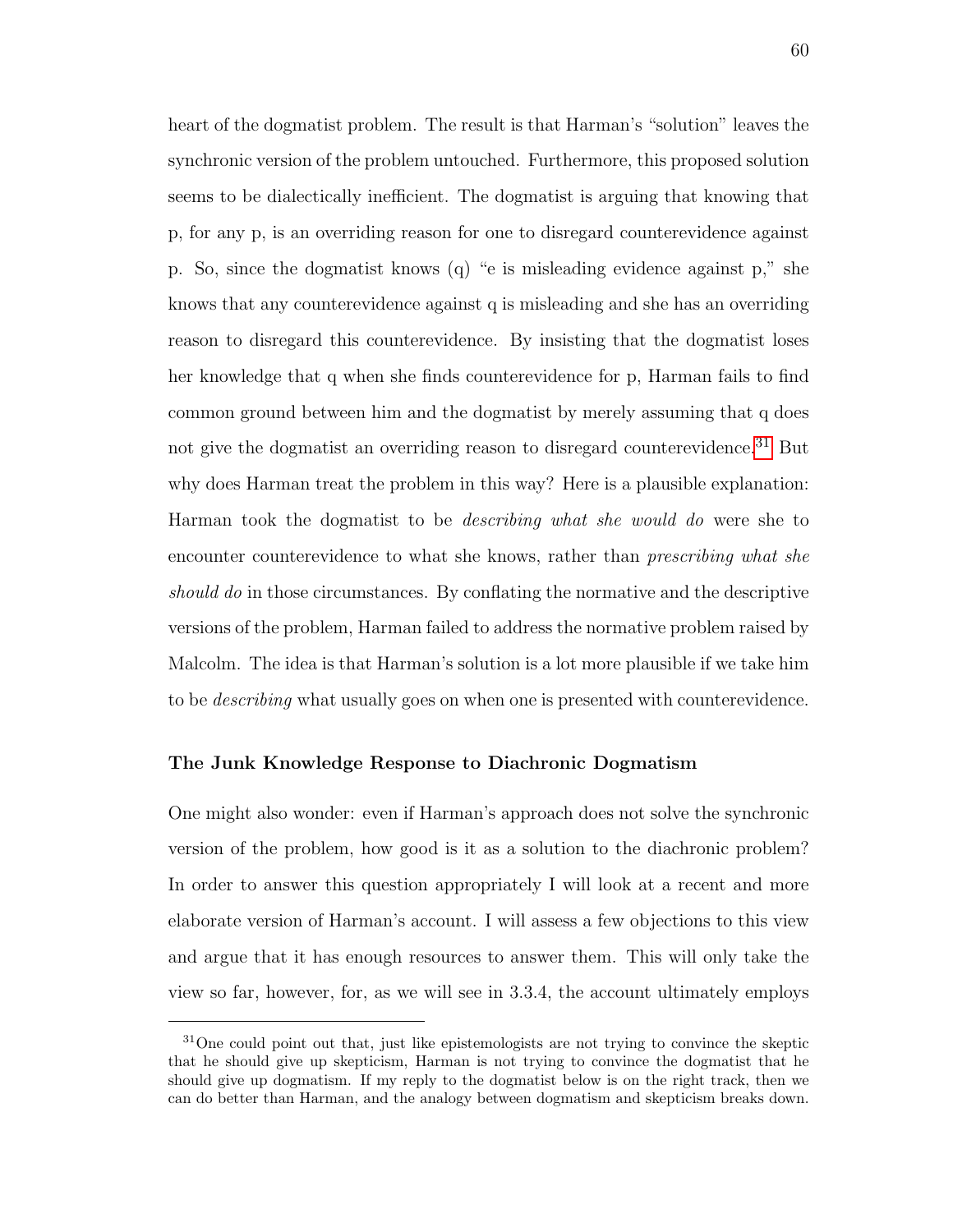heart of the dogmatist problem. The result is that Harman's "solution" leaves the synchronic version of the problem untouched. Furthermore, this proposed solution seems to be dialectically inefficient. The dogmatist is arguing that knowing that p, for any p, is an overriding reason for one to disregard counterevidence against p. So, since the dogmatist knows (q) "e is misleading evidence against p," she knows that any counterevidence against q is misleading and she has an overriding reason to disregard this counterevidence. By insisting that the dogmatist loses her knowledge that q when she finds counterevidence for p, Harman fails to find common ground between him and the dogmatist by merely assuming that q does not give the dogmatist an overriding reason to disregard counterevidence.[31] But why does Harman treat the problem in this way? Here is a plausible explanation: Harman took the dogmatist to be *describing what she would do* were she to encounter counterevidence to what she knows, rather than *prescribing what she should do* in those circumstances. By conflating the normative and the descriptive versions of the problem, Harman failed to address the normative problem raised by Malcolm. The idea is that Harman's solution is a lot more plausible if we take him to be *describing* what usually goes on when one is presented with counterevidence.

### The Junk Knowledge Response to Diachronic Dogmatism

One might also wonder: even if Harman's approach does not solve the synchronic version of the problem, how good is it as a solution to the diachronic problem? In order to answer this question appropriately I will look at a recent and more elaborate version of Harman's account. I will assess a few objections to this view and argue that it has enough resources to answer them. This will only take the view so far, however, for, as we will see in 3.3.4, the account ultimately employs

[31] One could point out that, just like epistemologists are not trying to convince the skeptic that he should give up skepticism, Harman is not trying to convince the dogmatist that he should give up dogmatism. If my reply to the dogmatist below is on the right track, then we can do better than Harman, and the analogy between dogmatism and skepticism breaks down.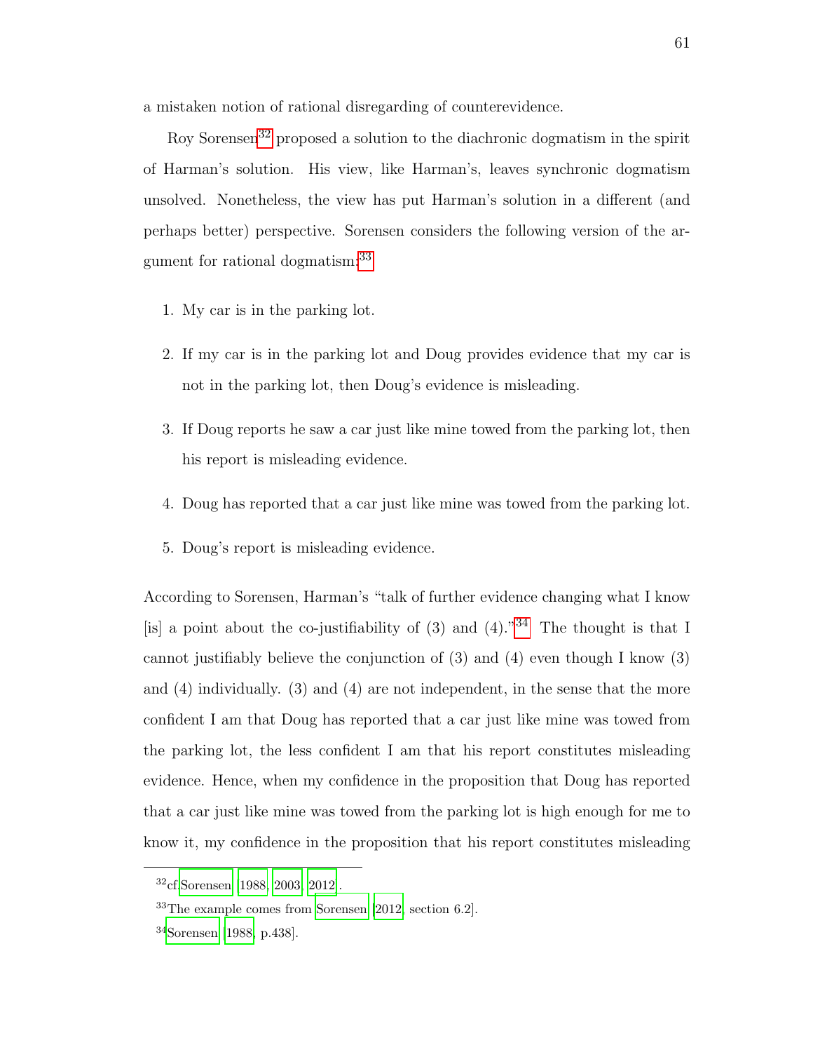a mistaken notion of rational disregarding of counterevidence.

Roy Sorensen[32] proposed a solution to the diachronic dogmatism in the spirit of Harman's solution. His view, like Harman's, leaves synchronic dogmatism unsolved. Nonetheless, the view has put Harman's solution in a different (and perhaps better) perspective. Sorensen considers the following version of the argument for rational dogmatism:[33]

1. My car is in the parking lot.
2. If my car is in the parking lot and Doug provides evidence that my car is not in the parking lot, then Doug's evidence is misleading.
3. If Doug reports he saw a car just like mine towed from the parking lot, then his report is misleading evidence.
4. Doug has reported that a car just like mine was towed from the parking lot.
5. Doug's report is misleading evidence.

According to Sorensen, Harman's "talk of further evidence changing what I know [is] a point about the co-justifiability of (3) and (4)."[34] The thought is that I cannot justifiably believe the conjunction of (3) and (4) even though I know (3) and (4) individually. (3) and (4) are not independent, in the sense that the more confident I am that Doug has reported that a car just like mine was towed from the parking lot, the less confident I am that his report constitutes misleading evidence. Hence, when my confidence in the proposition that Doug has reported that a car just like mine was towed from the parking lot is high enough for me to know it, my confidence in the proposition that his report constitutes misleading

---

[32] cf.Sorensen [1988, 2003, 2012].

[33] The example comes from Sorensen [2012, section 6.2].

[34] Sorensen [1988, p.438].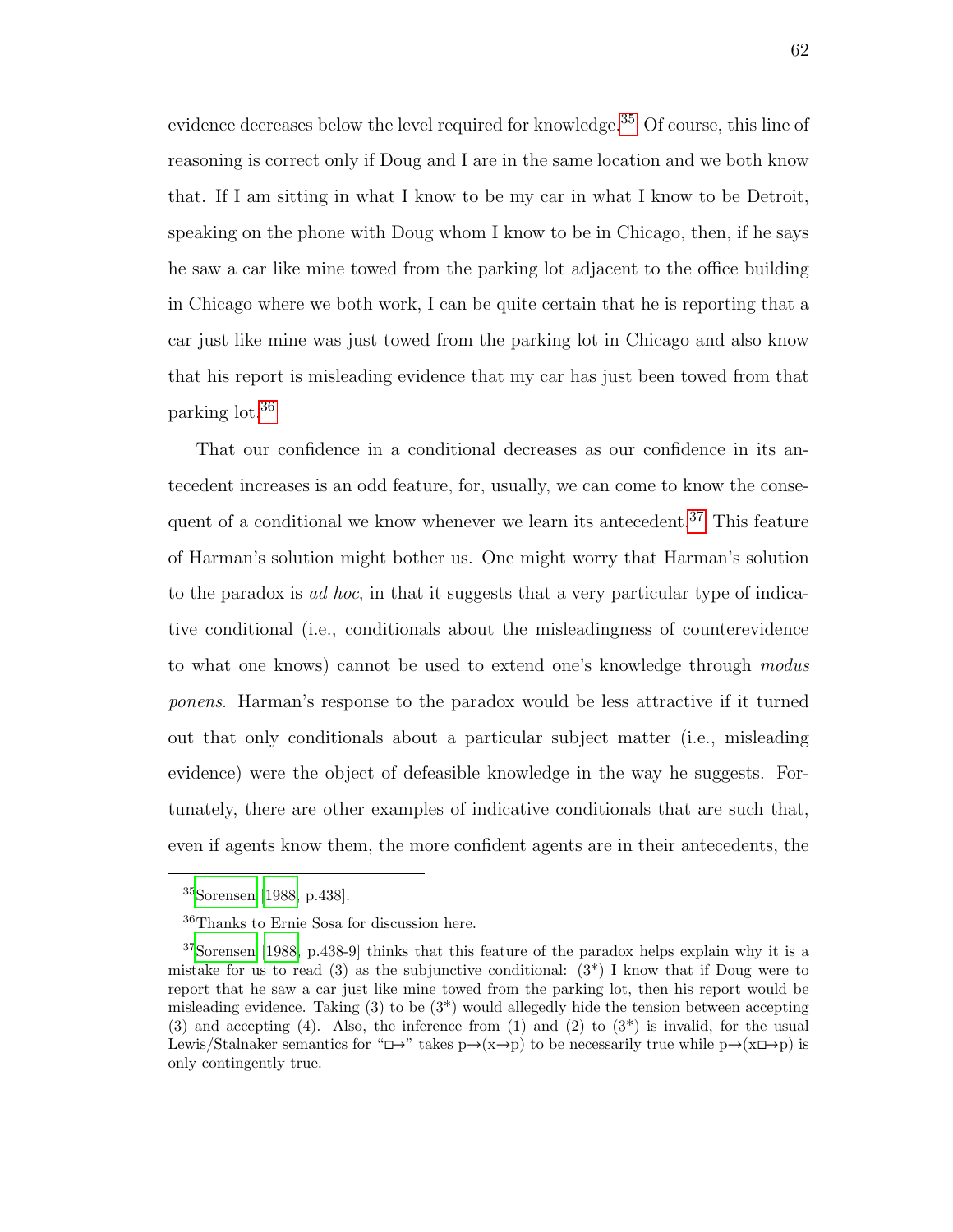evidence decreases below the level required for knowledge.[35] Of course, this line of reasoning is correct only if Doug and I are in the same location and we both know that. If I am sitting in what I know to be my car in what I know to be Detroit, speaking on the phone with Doug whom I know to be in Chicago, then, if he says he saw a car like mine towed from the parking lot adjacent to the office building in Chicago where we both work, I can be quite certain that he is reporting that a car just like mine was just towed from the parking lot in Chicago and also know that his report is misleading evidence that my car has just been towed from that parking lot.[36]

That our confidence in a conditional decreases as our confidence in its antecedent increases is an odd feature, for, usually, we can come to know the consequent of a conditional we know whenever we learn its antecedent.[37] This feature of Harman's solution might bother us. One might worry that Harman's solution to the paradox is *ad hoc*, in that it suggests that a very particular type of indicative conditional (i.e., conditionals about the misleadingness of counterevidence to what one knows) cannot be used to extend one's knowledge through *modus ponens*. Harman's response to the paradox would be less attractive if it turned out that only conditionals about a particular subject matter (i.e., misleading evidence) were the object of defeasible knowledge in the way he suggests. Fortunately, there are other examples of indicative conditionals that are such that, even if agents know them, the more confident agents are in their antecedents, the

---

[35] Sorensen [1988, p.438].

[36] Thanks to Ernie Sosa for discussion here.

[37] Sorensen [1988, p.438-9] thinks that this feature of the paradox helps explain why it is a mistake for us to read (3) as the subjunctive conditional: (3*) I know that if Doug were to report that he saw a car just like mine towed from the parking lot, then his report would be misleading evidence. Taking (3) to be (3*) would allegedly hide the tension between accepting (3) and accepting (4). Also, the inference from (1) and (2) to (3*) is invalid, for the usual Lewis/Stalnaker semantics for "$\Box\!\!\rightarrow$" takes $p \rightarrow (x \rightarrow p)$ to be necessarily true while $p \rightarrow (x \Box\!\!\rightarrow p)$ is only contingently true.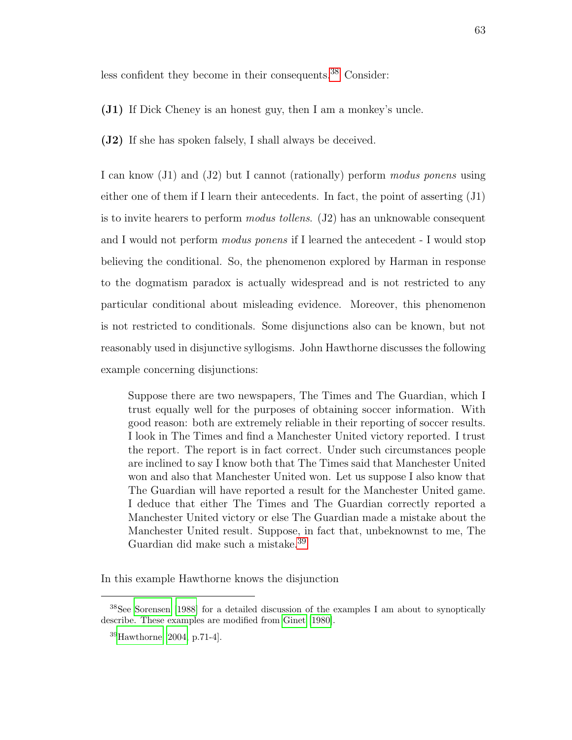less confident they become in their consequents.[38] Consider:

**(J1)** If Dick Cheney is an honest guy, then I am a monkey's uncle.

**(J2)** If she has spoken falsely, I shall always be deceived.

I can know (J1) and (J2) but I cannot (rationally) perform *modus ponens* using either one of them if I learn their antecedents. In fact, the point of asserting (J1) is to invite hearers to perform *modus tollens*. (J2) has an unknowable consequent and I would not perform *modus ponens* if I learned the antecedent - I would stop believing the conditional. So, the phenomenon explored by Harman in response to the dogmatism paradox is actually widespread and is not restricted to any particular conditional about misleading evidence. Moreover, this phenomenon is not restricted to conditionals. Some disjunctions also can be known, but not reasonably used in disjunctive syllogisms. John Hawthorne discusses the following example concerning disjunctions:

> Suppose there are two newspapers, The Times and The Guardian, which I trust equally well for the purposes of obtaining soccer information. With good reason: both are extremely reliable in their reporting of soccer results. I look in The Times and find a Manchester United victory reported. I trust the report. The report is in fact correct. Under such circumstances people are inclined to say I know both that The Times said that Manchester United won and also that Manchester United won. Let us suppose I also know that The Guardian will have reported a result for the Manchester United game. I deduce that either The Times and The Guardian correctly reported a Manchester United victory or else The Guardian made a mistake about the Manchester United result. Suppose, in fact that, unbeknownst to me, The Guardian did make such a mistake.[39]

In this example Hawthorne knows the disjunction

---

[38] See Sorensen [1988] for a detailed discussion of the examples I am about to synoptically describe. These examples are modified from Ginet [1980].

[39] Hawthorne [2004, p.71-4].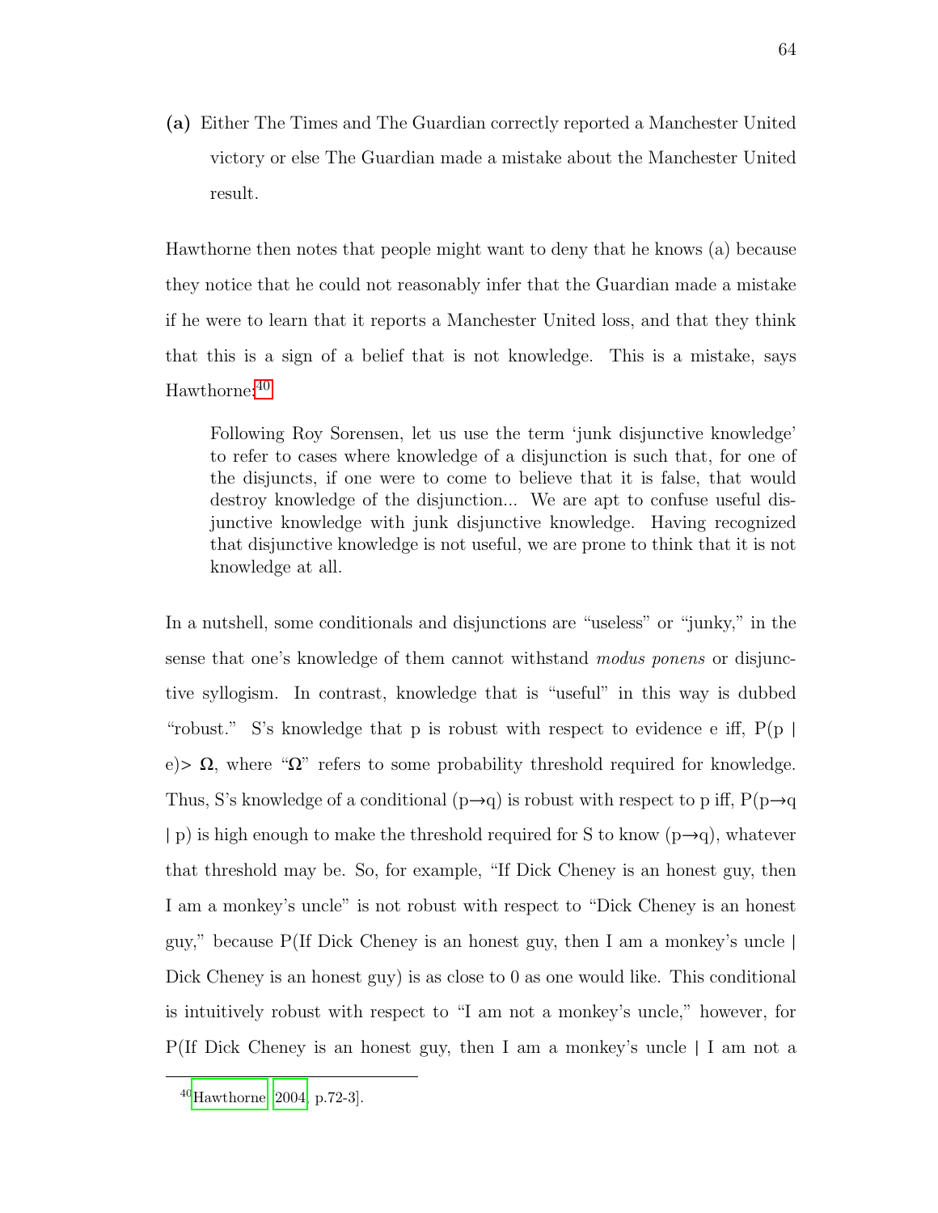**(a)** Either The Times and The Guardian correctly reported a Manchester United victory or else The Guardian made a mistake about the Manchester United result.

Hawthorne then notes that people might want to deny that he knows (a) because they notice that he could not reasonably infer that the Guardian made a mistake if he were to learn that it reports a Manchester United loss, and that they think that this is a sign of a belief that is not knowledge. This is a mistake, says Hawthorne:[40]

> Following Roy Sorensen, let us use the term 'junk disjunctive knowledge' to refer to cases where knowledge of a disjunction is such that, for one of the disjuncts, if one were to come to believe that it is false, that would destroy knowledge of the disjunction... We are apt to confuse useful disjunctive knowledge with junk disjunctive knowledge. Having recognized that disjunctive knowledge is not useful, we are prone to think that it is not knowledge at all.

In a nutshell, some conditionals and disjunctions are "useless" or "junky," in the sense that one's knowledge of them cannot withstand *modus ponens* or disjunctive syllogism. In contrast, knowledge that is "useful" in this way is dubbed "robust." S's knowledge that p is robust with respect to evidence e iff, $P(p \mid e) > \boldsymbol{\Omega}$, where "$\boldsymbol{\Omega}$" refers to some probability threshold required for knowledge. Thus, S's knowledge of a conditional ($p \rightarrow q$) is robust with respect to p iff, $P(p \rightarrow q \mid p)$ is high enough to make the threshold required for S to know ($p \rightarrow q$), whatever that threshold may be. So, for example, "If Dick Cheney is an honest guy, then I am a monkey's uncle" is not robust with respect to "Dick Cheney is an honest guy," because P(If Dick Cheney is an honest guy, then I am a monkey's uncle | Dick Cheney is an honest guy) is as close to 0 as one would like. This conditional is intuitively robust with respect to "I am not a monkey's uncle," however, for P(If Dick Cheney is an honest guy, then I am a monkey's uncle | I am not a

---

[40] Hawthorne [2004, p.72-3].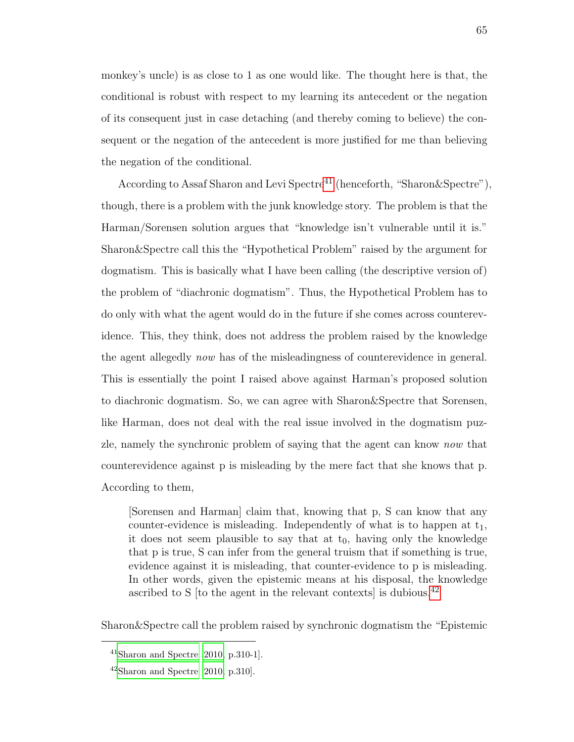monkey's uncle) is as close to 1 as one would like. The thought here is that, the conditional is robust with respect to my learning its antecedent or the negation of its consequent just in case detaching (and thereby coming to believe) the consequent or the negation of the antecedent is more justified for me than believing the negation of the conditional.

According to Assaf Sharon and Levi Spectre[41] (henceforth, "Sharon&Spectre"), though, there is a problem with the junk knowledge story. The problem is that the Harman/Sorensen solution argues that "knowledge isn't vulnerable until it is." Sharon&Spectre call this the "Hypothetical Problem" raised by the argument for dogmatism. This is basically what I have been calling (the descriptive version of) the problem of "diachronic dogmatism". Thus, the Hypothetical Problem has to do only with what the agent would do in the future if she comes across counterevidence. This, they think, does not address the problem raised by the knowledge the agent allegedly *now* has of the misleadingness of counterevidence in general. This is essentially the point I raised above against Harman's proposed solution to diachronic dogmatism. So, we can agree with Sharon&Spectre that Sorensen, like Harman, does not deal with the real issue involved in the dogmatism puzzle, namely the synchronic problem of saying that the agent can know *now* that counterevidence against p is misleading by the mere fact that she knows that p. According to them,

> [Sorensen and Harman] claim that, knowing that p, S can know that any counter-evidence is misleading. Independently of what is to happen at $t_1$, it does not seem plausible to say that at $t_0$, having only the knowledge that p is true, S can infer from the general truism that if something is true, evidence against it is misleading, that counter-evidence to p is misleading. In other words, given the epistemic means at his disposal, the knowledge ascribed to S [to the agent in the relevant contexts] is dubious.[42]

Sharon&Spectre call the problem raised by synchronic dogmatism the "Epistemic

---

[41] Sharon and Spectre [2010, p.310-1].

[42] Sharon and Spectre [2010, p.310].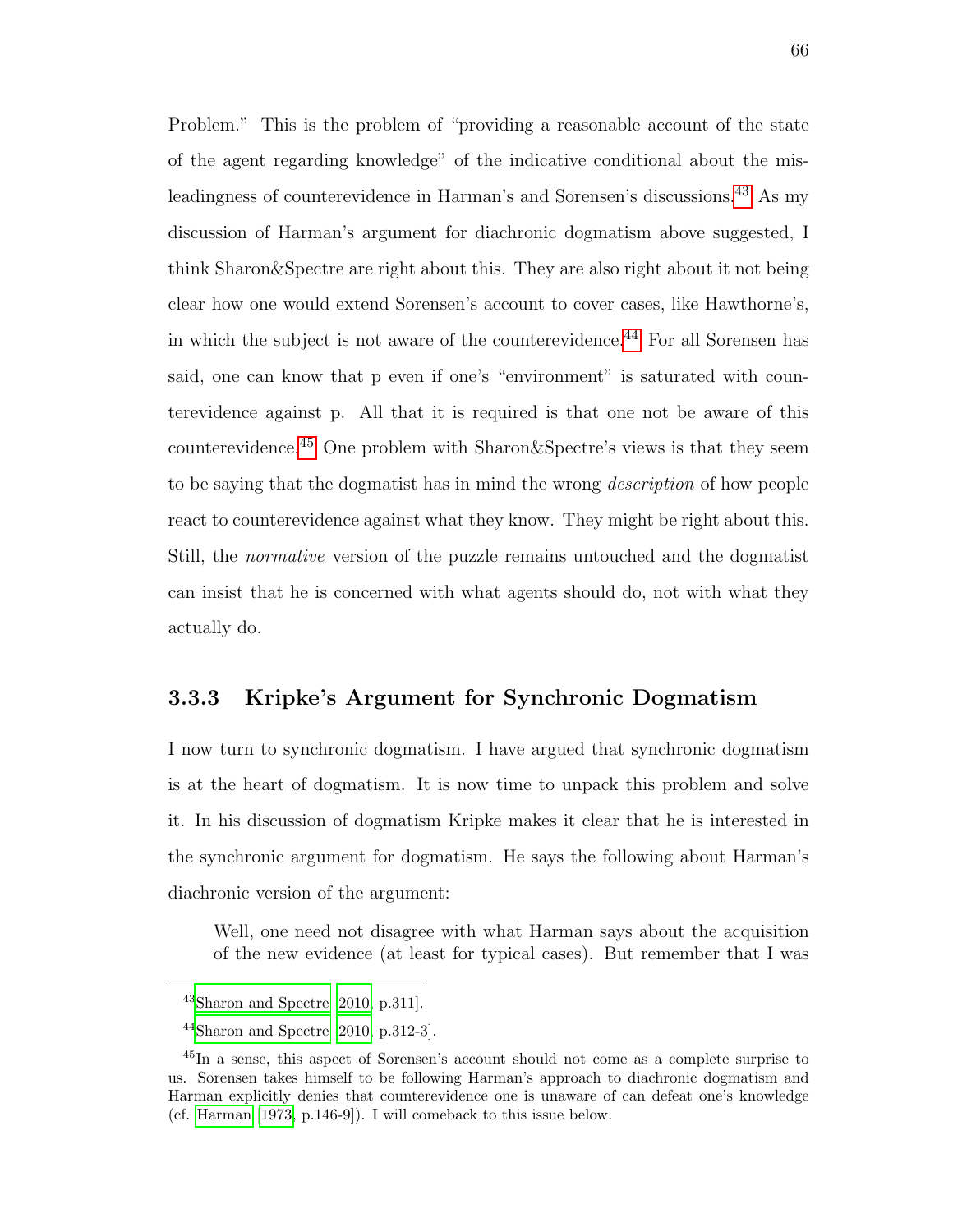Problem." This is the problem of "providing a reasonable account of the state of the agent regarding knowledge" of the indicative conditional about the misleadingness of counterevidence in Harman's and Sorensen's discussions.[43] As my discussion of Harman's argument for diachronic dogmatism above suggested, I think Sharon&Spectre are right about this. They are also right about it not being clear how one would extend Sorensen's account to cover cases, like Hawthorne's, in which the subject is not aware of the counterevidence.[44] For all Sorensen has said, one can know that p even if one's "environment" is saturated with counterevidence against p. All that it is required is that one not be aware of this counterevidence.[45] One problem with Sharon&Spectre's views is that they seem to be saying that the dogmatist has in mind the wrong *description* of how people react to counterevidence against what they know. They might be right about this. Still, the *normative* version of the puzzle remains untouched and the dogmatist can insist that he is concerned with what agents should do, not with what they actually do.

### 3.3.3 Kripke's Argument for Synchronic Dogmatism

I now turn to synchronic dogmatism. I have argued that synchronic dogmatism is at the heart of dogmatism. It is now time to unpack this problem and solve it. In his discussion of dogmatism Kripke makes it clear that he is interested in the synchronic argument for dogmatism. He says the following about Harman's diachronic version of the argument:

> Well, one need not disagree with what Harman says about the acquisition of the new evidence (at least for typical cases). But remember that I was

---

[43] Sharon and Spectre [2010, p.311].

[44] Sharon and Spectre [2010, p.312-3].

[45] In a sense, this aspect of Sorensen's account should not come as a complete surprise to us. Sorensen takes himself to be following Harman's approach to diachronic dogmatism and Harman explicitly denies that counterevidence one is unaware of can defeat one's knowledge (cf. Harman [1973, p.146-9]). I will comeback to this issue below.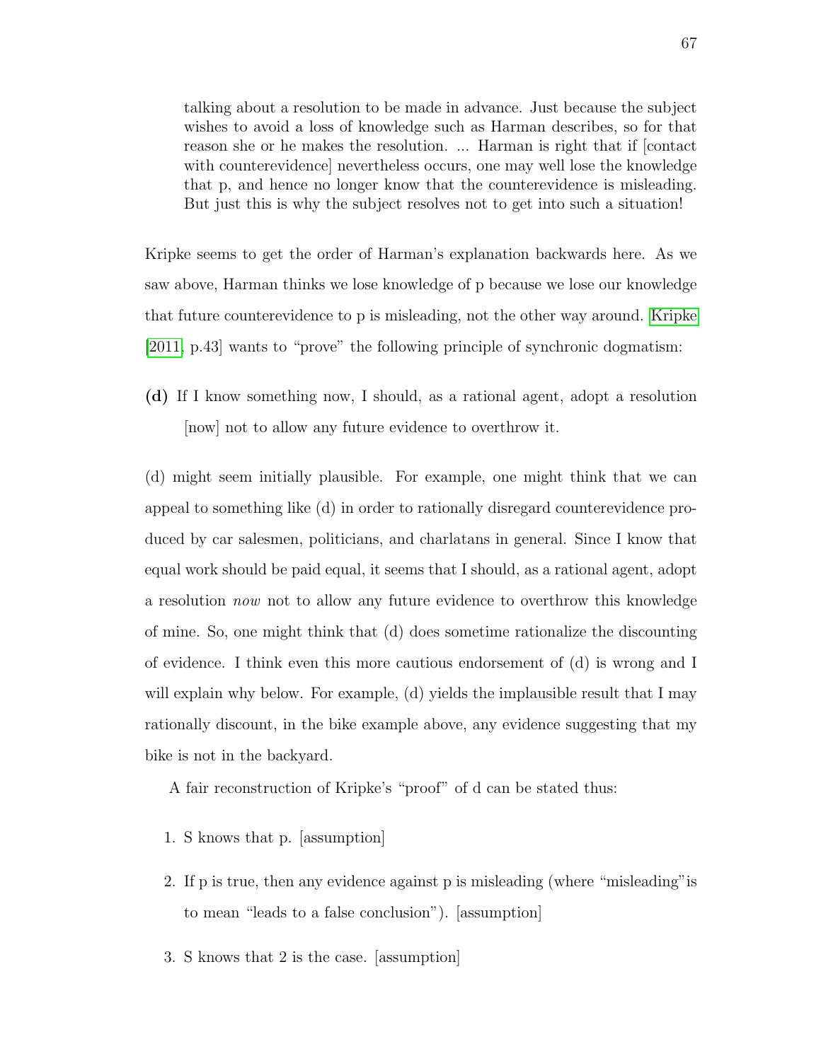> talking about a resolution to be made in advance. Just because the subject wishes to avoid a loss of knowledge such as Harman describes, so for that reason she or he makes the resolution. ... Harman is right that if [contact with counterevidence] nevertheless occurs, one may well lose the knowledge that p, and hence no longer know that the counterevidence is misleading. But just this is why the subject resolves not to get into such a situation!

Kripke seems to get the order of Harman's explanation backwards here. As we saw above, Harman thinks we lose knowledge of p because we lose our knowledge that future counterevidence to p is misleading, not the other way around. Kripke [2011, p.43] wants to "prove" the following principle of synchronic dogmatism:

**(d)** If I know something now, I should, as a rational agent, adopt a resolution [now] not to allow any future evidence to overthrow it.

(d) might seem initially plausible. For example, one might think that we can appeal to something like (d) in order to rationally disregard counterevidence produced by car salesmen, politicians, and charlatans in general. Since I know that equal work should be paid equal, it seems that I should, as a rational agent, adopt a resolution *now* not to allow any future evidence to overthrow this knowledge of mine. So, one might think that (d) does sometime rationalize the discounting of evidence. I think even this more cautious endorsement of (d) is wrong and I will explain why below. For example, (d) yields the implausible result that I may rationally discount, in the bike example above, any evidence suggesting that my bike is not in the backyard.

A fair reconstruction of Kripke's "proof" of d can be stated thus:

1. S knows that p. [assumption]
2. If p is true, then any evidence against p is misleading (where "misleading"is to mean "leads to a false conclusion"). [assumption]
3. S knows that 2 is the case. [assumption]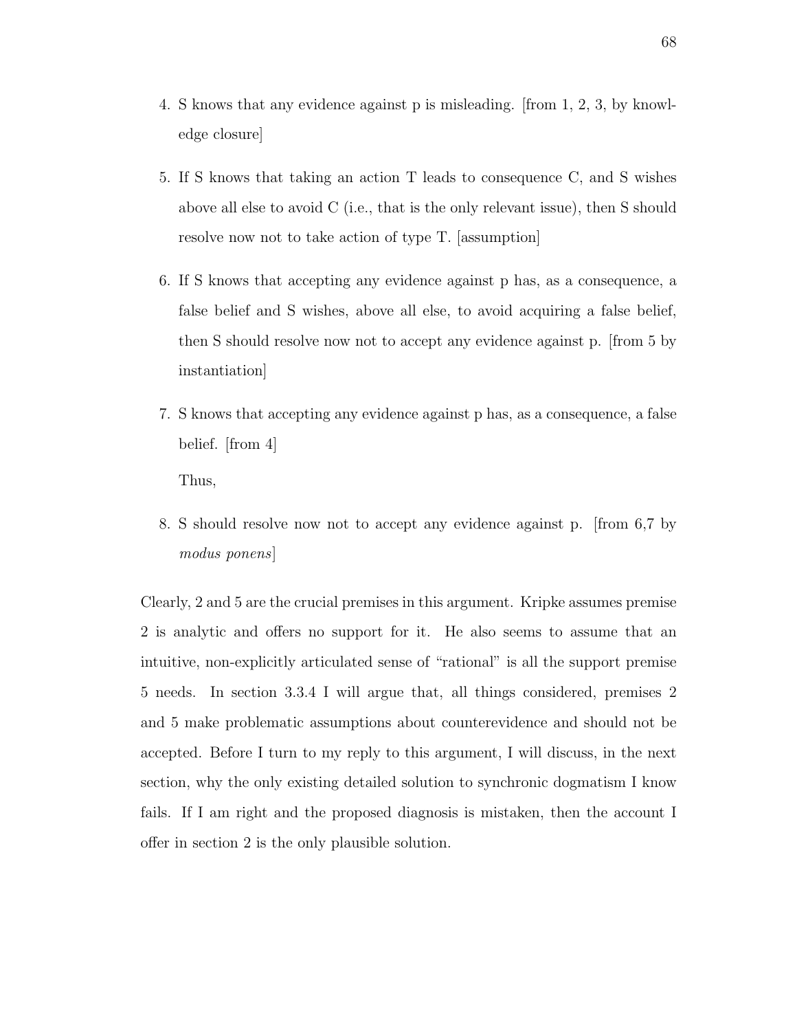4. S knows that any evidence against p is misleading. [from 1, 2, 3, by knowledge closure]

5. If S knows that taking an action T leads to consequence C, and S wishes above all else to avoid C (i.e., that is the only relevant issue), then S should resolve now not to take action of type T. [assumption]

6. If S knows that accepting any evidence against p has, as a consequence, a false belief and S wishes, above all else, to avoid acquiring a false belief, then S should resolve now not to accept any evidence against p. [from 5 by instantiation]

7. S knows that accepting any evidence against p has, as a consequence, a false belief. [from 4]

   Thus,

8. S should resolve now not to accept any evidence against p. [from 6,7 by *modus ponens*]

Clearly, 2 and 5 are the crucial premises in this argument. Kripke assumes premise 2 is analytic and offers no support for it. He also seems to assume that an intuitive, non-explicitly articulated sense of "rational" is all the support premise 5 needs. In section 3.3.4 I will argue that, all things considered, premises 2 and 5 make problematic assumptions about counterevidence and should not be accepted. Before I turn to my reply to this argument, I will discuss, in the next section, why the only existing detailed solution to synchronic dogmatism I know fails. If I am right and the proposed diagnosis is mistaken, then the account I offer in section 2 is the only plausible solution.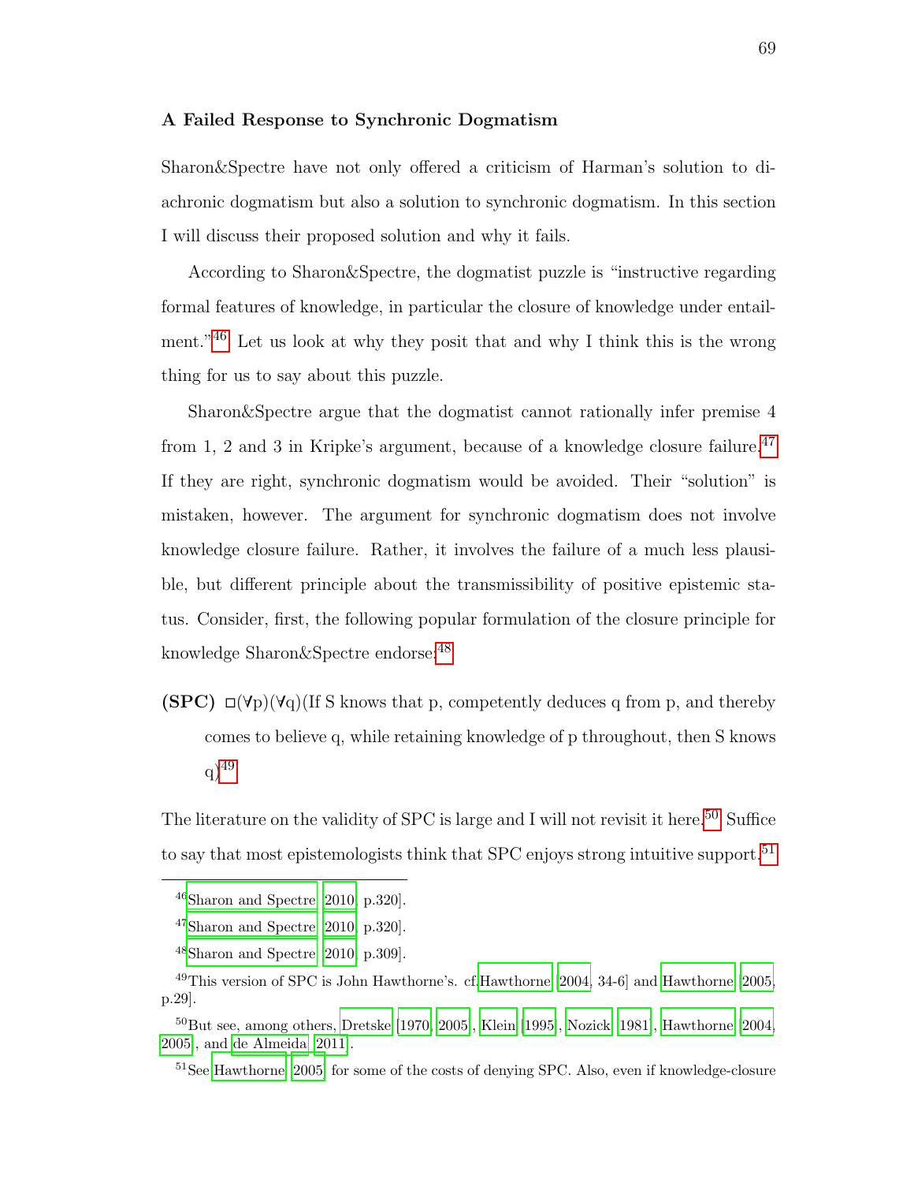### A Failed Response to Synchronic Dogmatism

Sharon&Spectre have not only offered a criticism of Harman's solution to diachronic dogmatism but also a solution to synchronic dogmatism. In this section I will discuss their proposed solution and why it fails.

According to Sharon&Spectre, the dogmatist puzzle is "instructive regarding formal features of knowledge, in particular the closure of knowledge under entailment."[46] Let us look at why they posit that and why I think this is the wrong thing for us to say about this puzzle.

Sharon&Spectre argue that the dogmatist cannot rationally infer premise 4 from 1, 2 and 3 in Kripke's argument, because of a knowledge closure failure.[47] If they are right, synchronic dogmatism would be avoided. Their "solution" is mistaken, however. The argument for synchronic dogmatism does not involve knowledge closure failure. Rather, it involves the failure of a much less plausible, but different principle about the transmissibility of positive epistemic status. Consider, first, the following popular formulation of the closure principle for knowledge Sharon&Spectre endorse:[48]

**(SPC)** $\Box(\forall p)(\forall q)$(If S knows that p, competently deduces q from p, and thereby comes to believe q, while retaining knowledge of p throughout, then S knows q)[49]

The literature on the validity of SPC is large and I will not revisit it here.[50] Suffice to say that most epistemologists think that SPC enjoys strong intuitive support.[51]

---

[46] Sharon and Spectre [2010, p.320].

[47] Sharon and Spectre [2010, p.320].

[48] Sharon and Spectre [2010, p.309].

[49] This version of SPC is John Hawthorne's. cf.Hawthorne [2004, 34-6] and Hawthorne [2005, p.29].

[50] But see, among others, Dretske [1970, 2005], Klein [1995], Nozick [1981], Hawthorne [2004, 2005], and de Almeida [2011].

[51] See Hawthorne [2005] for some of the costs of denying SPC. Also, even if knowledge-closure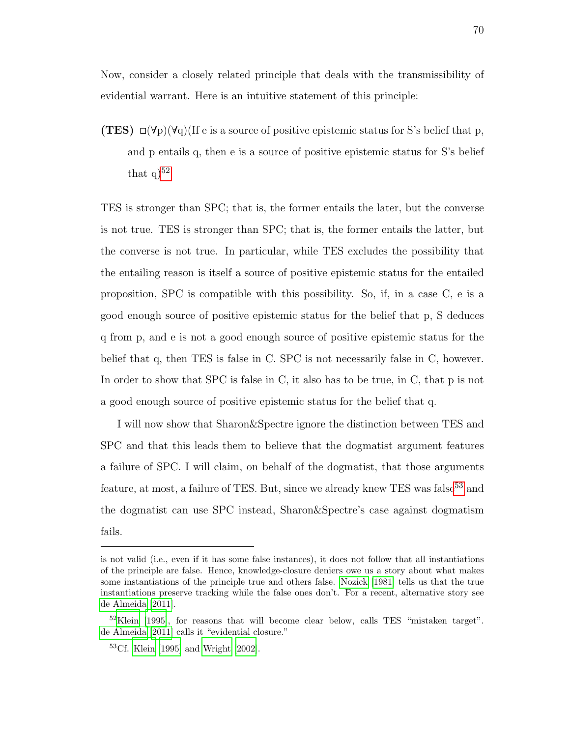Now, consider a closely related principle that deals with the transmissibility of evidential warrant. Here is an intuitive statement of this principle:

**(TES)** □(∀p)(∀q)(If e is a source of positive epistemic status for S's belief that p, and p entails q, then e is a source of positive epistemic status for S's belief that q)[52]

TES is stronger than SPC; that is, the former entails the later, but the converse is not true. TES is stronger than SPC; that is, the former entails the latter, but the converse is not true. In particular, while TES excludes the possibility that the entailing reason is itself a source of positive epistemic status for the entailed proposition, SPC is compatible with this possibility. So, if, in a case C, e is a good enough source of positive epistemic status for the belief that p, S deduces q from p, and e is not a good enough source of positive epistemic status for the belief that q, then TES is false in C. SPC is not necessarily false in C, however. In order to show that SPC is false in C, it also has to be true, in C, that p is not a good enough source of positive epistemic status for the belief that q.

I will now show that Sharon&Spectre ignore the distinction between TES and SPC and that this leads them to believe that the dogmatist argument features a failure of SPC. I will claim, on behalf of the dogmatist, that those arguments feature, at most, a failure of TES. But, since we already knew TES was false[53] and the dogmatist can use SPC instead, Sharon&Spectre's case against dogmatism fails.

---

is not valid (i.e., even if it has some false instances), it does not follow that all instantiations of the principle are false. Hence, knowledge-closure deniers owe us a story about what makes some instantiations of the principle true and others false. Nozick [1981] tells us that the true instantiations preserve tracking while the false ones don't. For a recent, alternative story see de Almeida [2011].

[52] Klein [1995], for reasons that will become clear below, calls TES "mistaken target". de Almeida [2011] calls it "evidential closure."

[53] Cf. Klein [1995] and Wright [2002].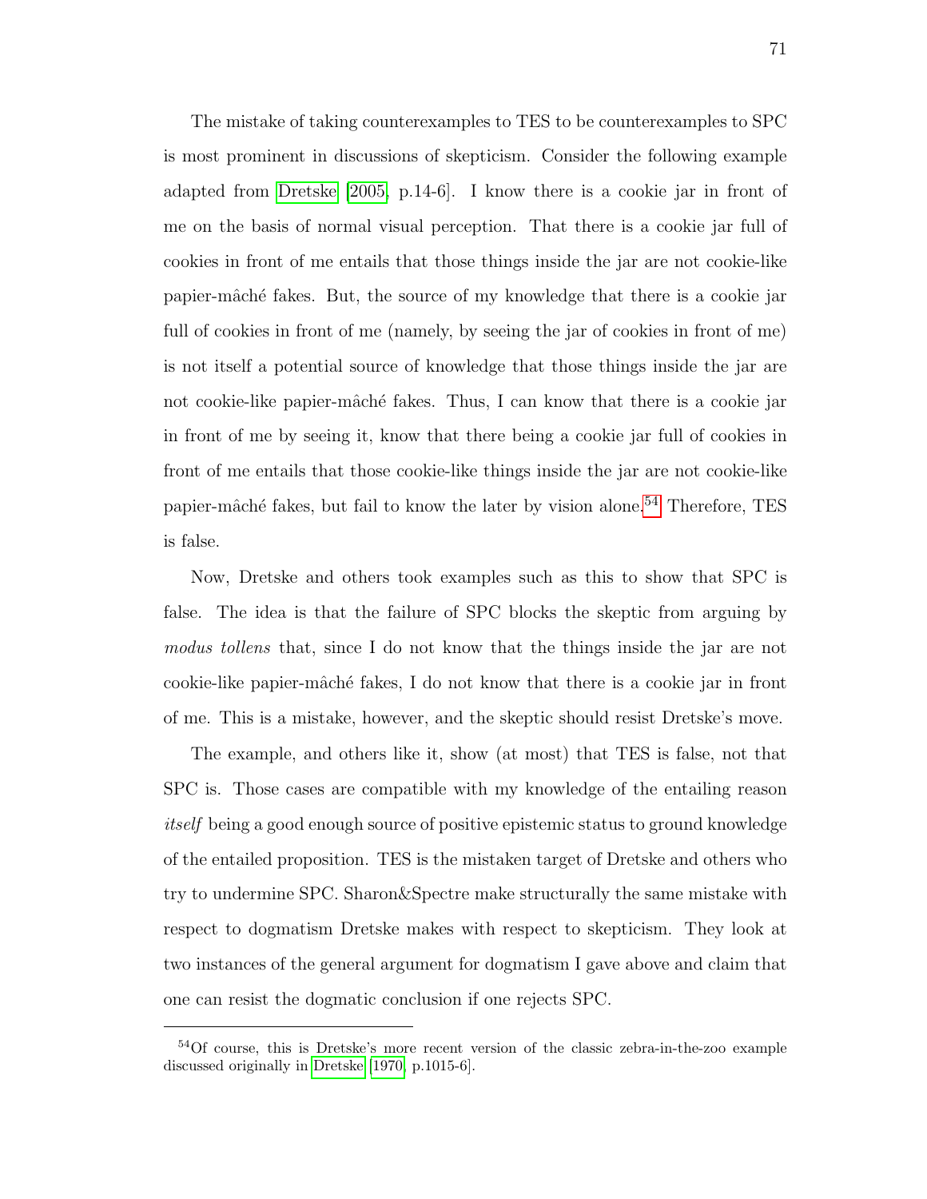The mistake of taking counterexamples to TES to be counterexamples to SPC is most prominent in discussions of skepticism. Consider the following example adapted from [Dretske [2005, p.14-6]. I know there is a cookie jar in front of me on the basis of normal visual perception. That there is a cookie jar full of cookies in front of me entails that those things inside the jar are not cookie-like papier-mâché fakes. But, the source of my knowledge that there is a cookie jar full of cookies in front of me (namely, by seeing the jar of cookies in front of me) is not itself a potential source of knowledge that those things inside the jar are not cookie-like papier-mâché fakes. Thus, I can know that there is a cookie jar in front of me by seeing it, know that there being a cookie jar full of cookies in front of me entails that those cookie-like things inside the jar are not cookie-like papier-mâché fakes, but fail to know the later by vision alone.[54] Therefore, TES is false.

Now, Dretske and others took examples such as this to show that SPC is false. The idea is that the failure of SPC blocks the skeptic from arguing by *modus tollens* that, since I do not know that the things inside the jar are not cookie-like papier-mâché fakes, I do not know that there is a cookie jar in front of me. This is a mistake, however, and the skeptic should resist Dretske's move.

The example, and others like it, show (at most) that TES is false, not that SPC is. Those cases are compatible with my knowledge of the entailing reason *itself* being a good enough source of positive epistemic status to ground knowledge of the entailed proposition. TES is the mistaken target of Dretske and others who try to undermine SPC. Sharon&Spectre make structurally the same mistake with respect to dogmatism Dretske makes with respect to skepticism. They look at two instances of the general argument for dogmatism I gave above and claim that one can resist the dogmatic conclusion if one rejects SPC.

---

[54] Of course, this is Dretske's more recent version of the classic zebra-in-the-zoo example discussed originally in Dretske [1970, p.1015-6].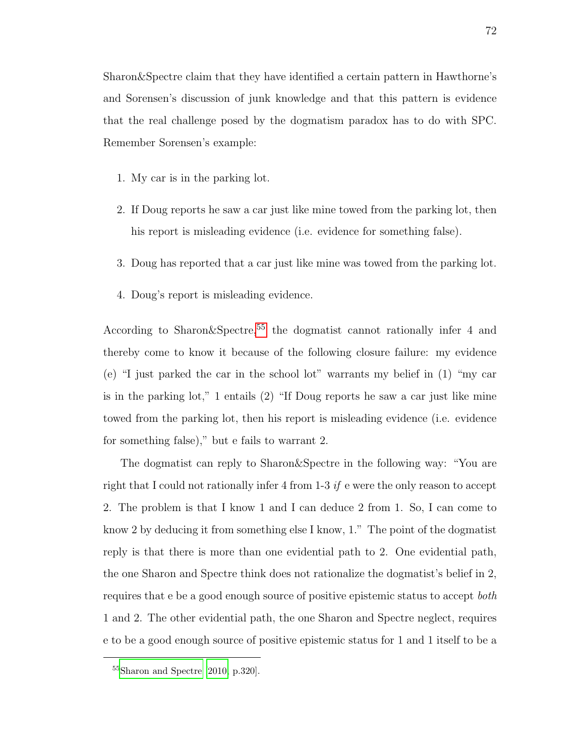Sharon&Spectre claim that they have identified a certain pattern in Hawthorne's and Sorensen's discussion of junk knowledge and that this pattern is evidence that the real challenge posed by the dogmatism paradox has to do with SPC. Remember Sorensen's example:

1. My car is in the parking lot.
2. If Doug reports he saw a car just like mine towed from the parking lot, then his report is misleading evidence (i.e. evidence for something false).
3. Doug has reported that a car just like mine was towed from the parking lot.
4. Doug's report is misleading evidence.

According to Sharon&Spectre,[55] the dogmatist cannot rationally infer 4 and thereby come to know it because of the following closure failure: my evidence (e) "I just parked the car in the school lot" warrants my belief in (1) "my car is in the parking lot," 1 entails (2) "If Doug reports he saw a car just like mine towed from the parking lot, then his report is misleading evidence (i.e. evidence for something false)," but e fails to warrant 2.

The dogmatist can reply to Sharon&Spectre in the following way: "You are right that I could not rationally infer 4 from 1-3 *if* e were the only reason to accept 2. The problem is that I know 1 and I can deduce 2 from 1. So, I can come to know 2 by deducing it from something else I know, 1." The point of the dogmatist reply is that there is more than one evidential path to 2. One evidential path, the one Sharon and Spectre think does not rationalize the dogmatist's belief in 2, requires that e be a good enough source of positive epistemic status to accept *both* 1 and 2. The other evidential path, the one Sharon and Spectre neglect, requires e to be a good enough source of positive epistemic status for 1 and 1 itself to be a

[55] Sharon and Spectre [2010, p.320].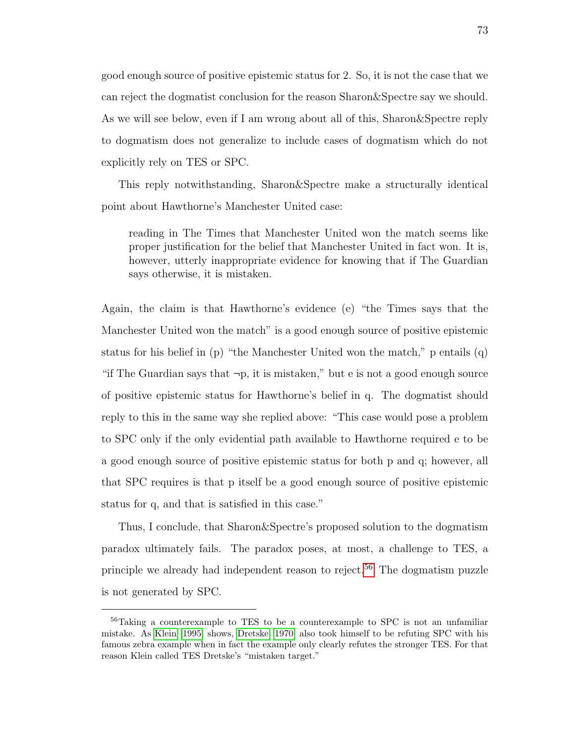good enough source of positive epistemic status for 2. So, it is not the case that we can reject the dogmatist conclusion for the reason Sharon&Spectre say we should. As we will see below, even if I am wrong about all of this, Sharon&Spectre reply to dogmatism does not generalize to include cases of dogmatism which do not explicitly rely on TES or SPC.

This reply notwithstanding, Sharon&Spectre make a structurally identical point about Hawthorne's Manchester United case:

> reading in The Times that Manchester United won the match seems like proper justification for the belief that Manchester United in fact won. It is, however, utterly inappropriate evidence for knowing that if The Guardian says otherwise, it is mistaken.

Again, the claim is that Hawthorne's evidence (e) "the Times says that the Manchester United won the match" is a good enough source of positive epistemic status for his belief in (p) "the Manchester United won the match," p entails (q) "if The Guardian says that $\neg$p, it is mistaken," but e is not a good enough source of positive epistemic status for Hawthorne's belief in q. The dogmatist should reply to this in the same way she replied above: "This case would pose a problem to SPC only if the only evidential path available to Hawthorne required e to be a good enough source of positive epistemic status for both p and q; however, all that SPC requires is that p itself be a good enough source of positive epistemic status for q, and that is satisfied in this case."

Thus, I conclude, that Sharon&Spectre's proposed solution to the dogmatism paradox ultimately fails. The paradox poses, at most, a challenge to TES, a principle we already had independent reason to reject.[56] The dogmatism puzzle is not generated by SPC.

---

[56] Taking a counterexample to TES to be a counterexample to SPC is not an unfamiliar mistake. As Klein [1995] shows, Dretske [1970] also took himself to be refuting SPC with his famous zebra example when in fact the example only clearly refutes the stronger TES. For that reason Klein called TES Dretske's "mistaken target."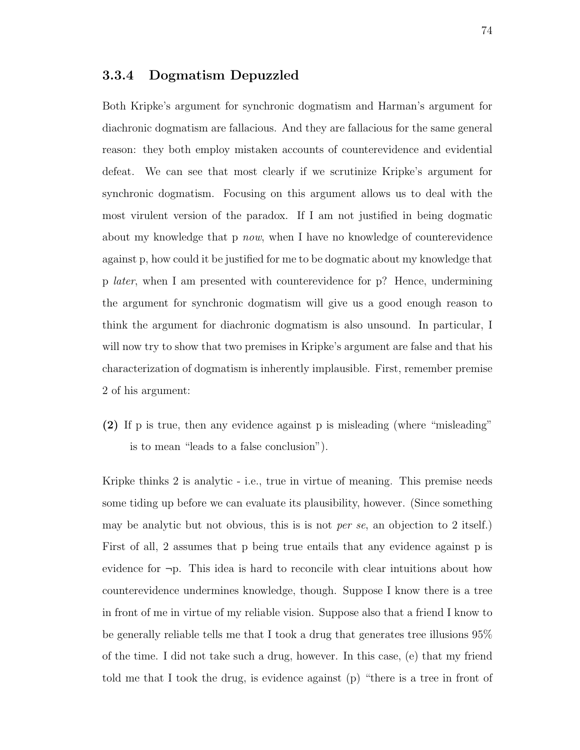### 3.3.4 Dogmatism Depuzzled

Both Kripke's argument for synchronic dogmatism and Harman's argument for diachronic dogmatism are fallacious. And they are fallacious for the same general reason: they both employ mistaken accounts of counterevidence and evidential defeat. We can see that most clearly if we scrutinize Kripke's argument for synchronic dogmatism. Focusing on this argument allows us to deal with the most virulent version of the paradox. If I am not justified in being dogmatic about my knowledge that p *now*, when I have no knowledge of counterevidence against p, how could it be justified for me to be dogmatic about my knowledge that p *later*, when I am presented with counterevidence for p? Hence, undermining the argument for synchronic dogmatism will give us a good enough reason to think the argument for diachronic dogmatism is also unsound. In particular, I will now try to show that two premises in Kripke's argument are false and that his characterization of dogmatism is inherently implausible. First, remember premise 2 of his argument:

**(2)** If p is true, then any evidence against p is misleading (where "misleading" is to mean "leads to a false conclusion").

Kripke thinks 2 is analytic - i.e., true in virtue of meaning. This premise needs some tiding up before we can evaluate its plausibility, however. (Since something may be analytic but not obvious, this is is not *per se*, an objection to 2 itself.) First of all, 2 assumes that p being true entails that any evidence against p is evidence for ¬p. This idea is hard to reconcile with clear intuitions about how counterevidence undermines knowledge, though. Suppose I know there is a tree in front of me in virtue of my reliable vision. Suppose also that a friend I know to be generally reliable tells me that I took a drug that generates tree illusions 95% of the time. I did not take such a drug, however. In this case, (e) that my friend told me that I took the drug, is evidence against (p) "there is a tree in front of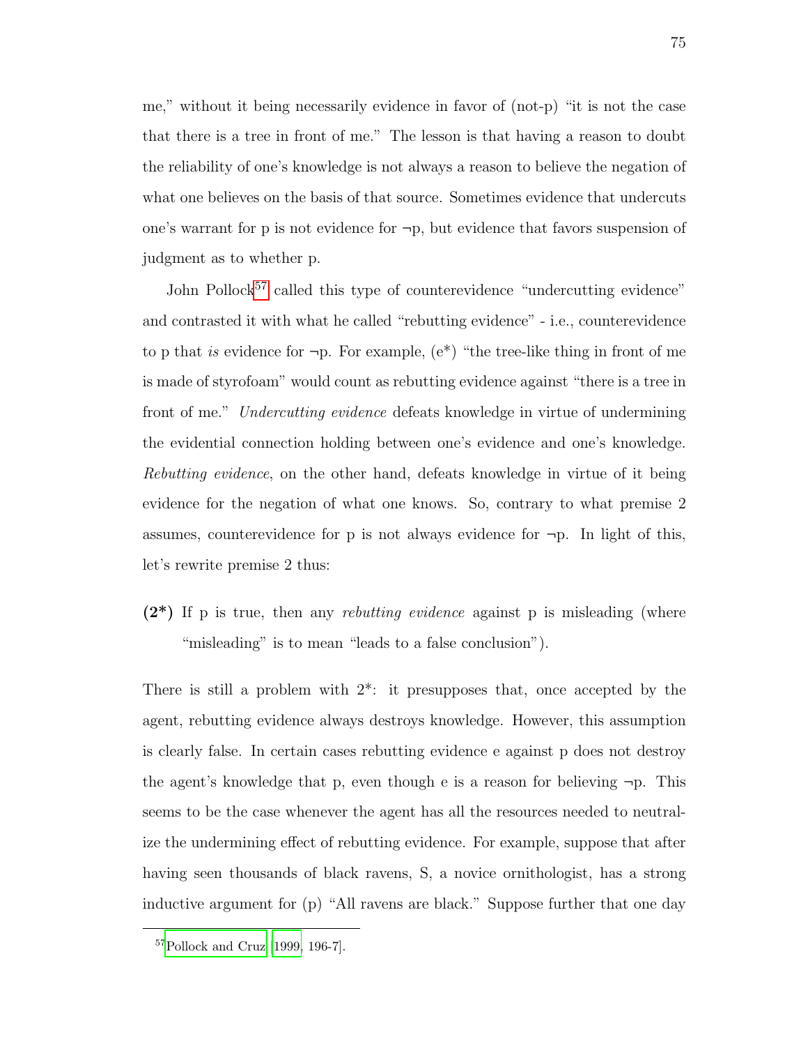me," without it being necessarily evidence in favor of (not-p) "it is not the case that there is a tree in front of me." The lesson is that having a reason to doubt the reliability of one's knowledge is not always a reason to believe the negation of what one believes on the basis of that source. Sometimes evidence that undercuts one's warrant for p is not evidence for ¬p, but evidence that favors suspension of judgment as to whether p.

John Pollock[57] called this type of counterevidence "undercutting evidence" and contrasted it with what he called "rebutting evidence" - i.e., counterevidence to p that *is* evidence for ¬p. For example, (e*) "the tree-like thing in front of me is made of styrofoam" would count as rebutting evidence against "there is a tree in front of me." *Undercutting evidence* defeats knowledge in virtue of undermining the evidential connection holding between one's evidence and one's knowledge. *Rebutting evidence*, on the other hand, defeats knowledge in virtue of it being evidence for the negation of what one knows. So, contrary to what premise 2 assumes, counterevidence for p is not always evidence for ¬p. In light of this, let's rewrite premise 2 thus:

**(2*)** If p is true, then any *rebutting evidence* against p is misleading (where "misleading" is to mean "leads to a false conclusion").

There is still a problem with 2*: it presupposes that, once accepted by the agent, rebutting evidence always destroys knowledge. However, this assumption is clearly false. In certain cases rebutting evidence e against p does not destroy the agent's knowledge that p, even though e is a reason for believing ¬p. This seems to be the case whenever the agent has all the resources needed to neutralize the undermining effect of rebutting evidence. For example, suppose that after having seen thousands of black ravens, S, a novice ornithologist, has a strong inductive argument for (p) "All ravens are black." Suppose further that one day

[57] Pollock and Cruz [1999, 196-7].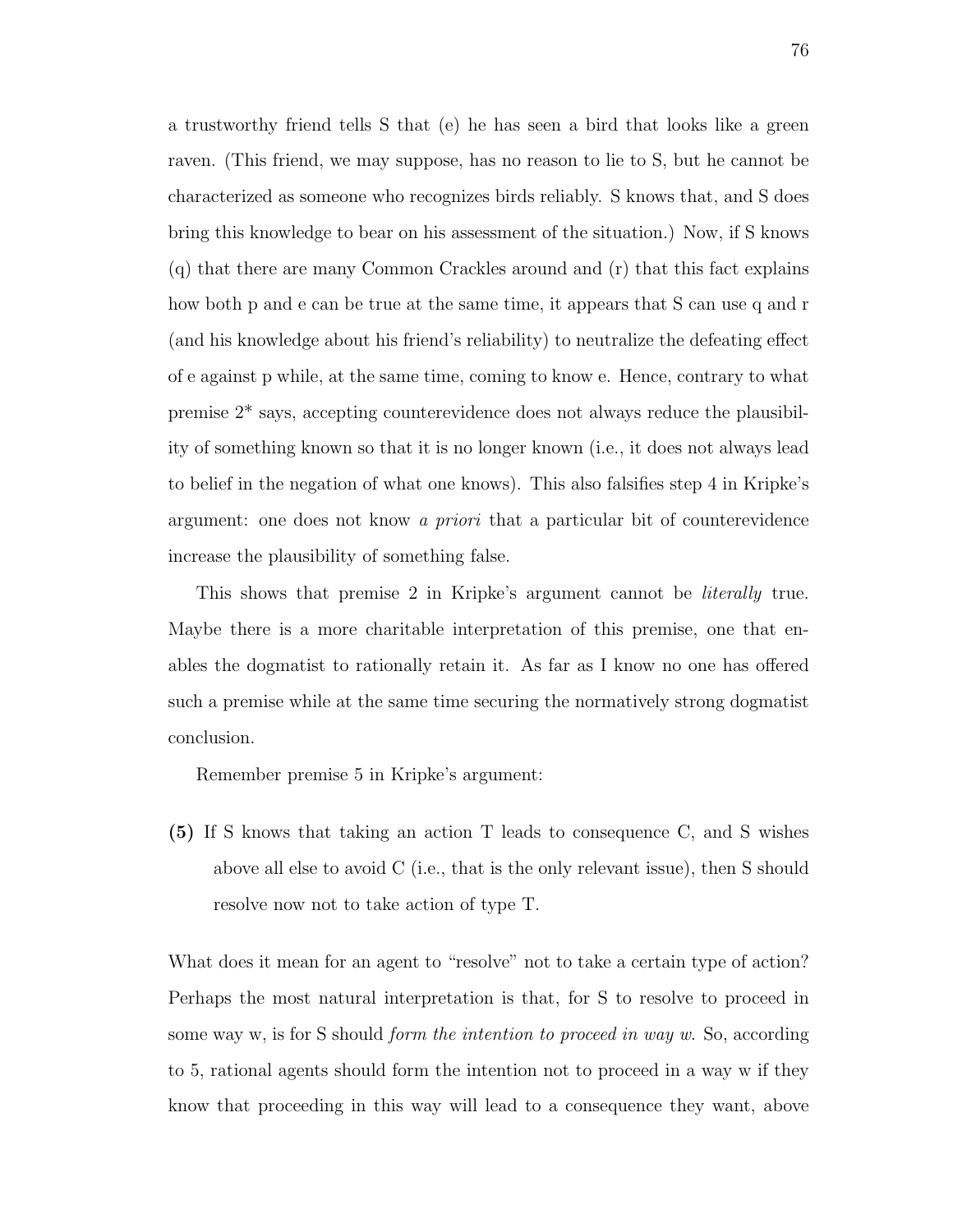a trustworthy friend tells S that (e) he has seen a bird that looks like a green raven. (This friend, we may suppose, has no reason to lie to S, but he cannot be characterized as someone who recognizes birds reliably. S knows that, and S does bring this knowledge to bear on his assessment of the situation.) Now, if S knows (q) that there are many Common Crackles around and (r) that this fact explains how both p and e can be true at the same time, it appears that S can use q and r (and his knowledge about his friend's reliability) to neutralize the defeating effect of e against p while, at the same time, coming to know e. Hence, contrary to what premise 2* says, accepting counterevidence does not always reduce the plausibility of something known so that it is no longer known (i.e., it does not always lead to belief in the negation of what one knows). This also falsifies step 4 in Kripke's argument: one does not know *a priori* that a particular bit of counterevidence increase the plausibility of something false.

This shows that premise 2 in Kripke's argument cannot be *literally* true. Maybe there is a more charitable interpretation of this premise, one that enables the dogmatist to rationally retain it. As far as I know no one has offered such a premise while at the same time securing the normatively strong dogmatist conclusion.

Remember premise 5 in Kripke's argument:

**(5)** If S knows that taking an action T leads to consequence C, and S wishes above all else to avoid C (i.e., that is the only relevant issue), then S should resolve now not to take action of type T.

What does it mean for an agent to "resolve" not to take a certain type of action? Perhaps the most natural interpretation is that, for S to resolve to proceed in some way w, is for S should *form the intention to proceed in way w*. So, according to 5, rational agents should form the intention not to proceed in a way w if they know that proceeding in this way will lead to a consequence they want, above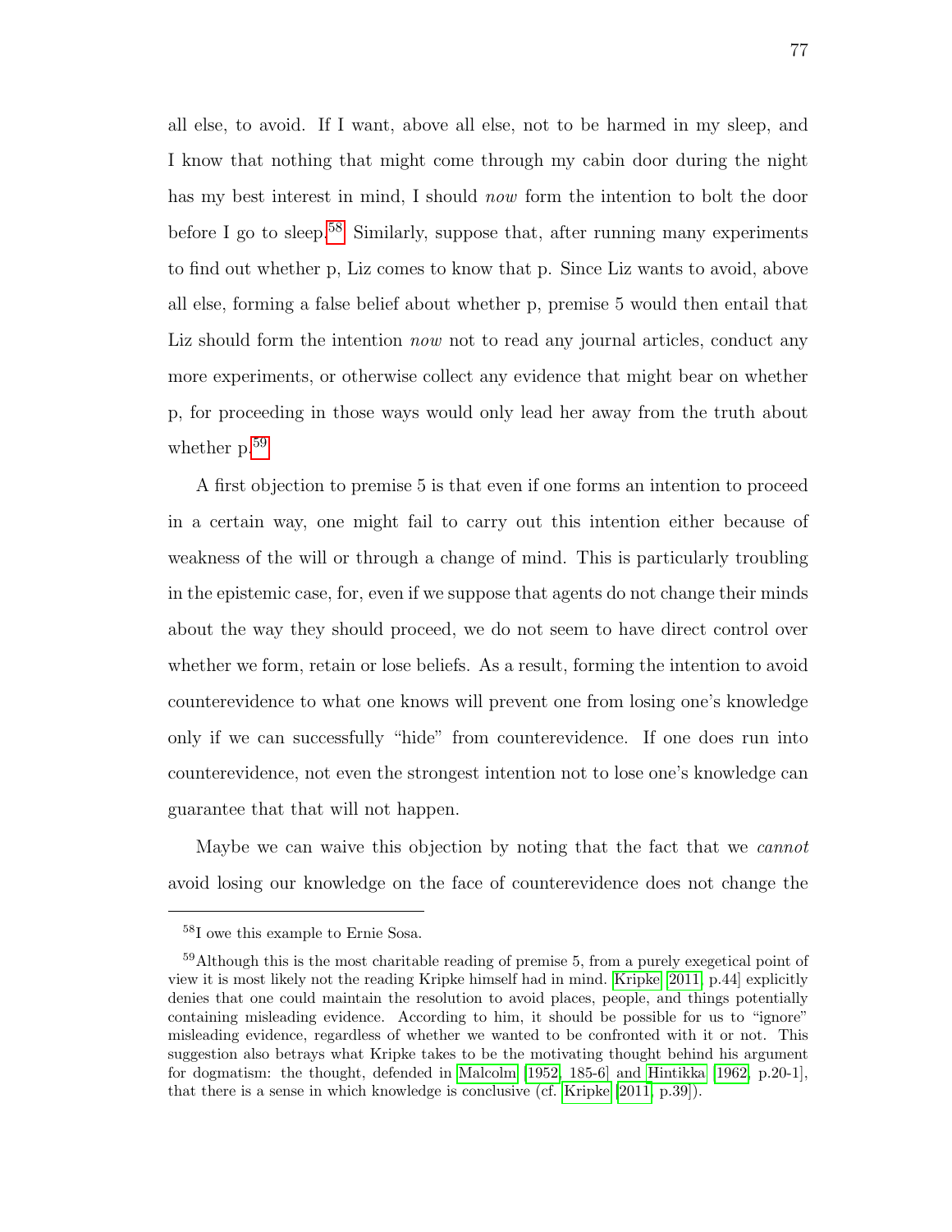all else, to avoid. If I want, above all else, not to be harmed in my sleep, and I know that nothing that might come through my cabin door during the night has my best interest in mind, I should *now* form the intention to bolt the door before I go to sleep.[58] Similarly, suppose that, after running many experiments to find out whether p, Liz comes to know that p. Since Liz wants to avoid, above all else, forming a false belief about whether p, premise 5 would then entail that Liz should form the intention *now* not to read any journal articles, conduct any more experiments, or otherwise collect any evidence that might bear on whether p, for proceeding in those ways would only lead her away from the truth about whether p.[59]

A first objection to premise 5 is that even if one forms an intention to proceed in a certain way, one might fail to carry out this intention either because of weakness of the will or through a change of mind. This is particularly troubling in the epistemic case, for, even if we suppose that agents do not change their minds about the way they should proceed, we do not seem to have direct control over whether we form, retain or lose beliefs. As a result, forming the intention to avoid counterevidence to what one knows will prevent one from losing one's knowledge only if we can successfully "hide" from counterevidence. If one does run into counterevidence, not even the strongest intention not to lose one's knowledge can guarantee that that will not happen.

Maybe we can waive this objection by noting that the fact that we *cannot* avoid losing our knowledge on the face of counterevidence does not change the

---

[58] I owe this example to Ernie Sosa.

[59] Although this is the most charitable reading of premise 5, from a purely exegetical point of view it is most likely not the reading Kripke himself had in mind. Kripke [2011, p.44] explicitly denies that one could maintain the resolution to avoid places, people, and things potentially containing misleading evidence. According to him, it should be possible for us to "ignore" misleading evidence, regardless of whether we wanted to be confronted with it or not. This suggestion also betrays what Kripke takes to be the motivating thought behind his argument for dogmatism: the thought, defended in Malcolm [1952, 185-6] and Hintikka [1962, p.20-1], that there is a sense in which knowledge is conclusive (cf. Kripke [2011, p.39]).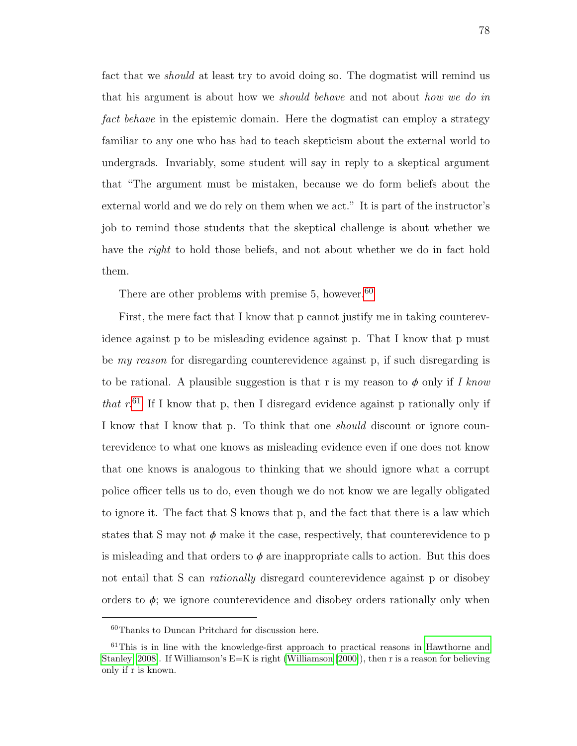fact that we *should* at least try to avoid doing so. The dogmatist will remind us that his argument is about how we *should behave* and not about *how we do in fact behave* in the epistemic domain. Here the dogmatist can employ a strategy familiar to any one who has had to teach skepticism about the external world to undergrads. Invariably, some student will say in reply to a skeptical argument that "The argument must be mistaken, because we do form beliefs about the external world and we do rely on them when we act." It is part of the instructor's job to remind those students that the skeptical challenge is about whether we have the *right* to hold those beliefs, and not about whether we do in fact hold them.

There are other problems with premise 5, however.[60]

First, the mere fact that I know that p cannot justify me in taking counterevidence against p to be misleading evidence against p. That I know that p must be *my reason* for disregarding counterevidence against p, if such disregarding is to be rational. A plausible suggestion is that r is my reason to $\phi$ only if *I know that r*.[61] If I know that p, then I disregard evidence against p rationally only if I know that I know that p. To think that one *should* discount or ignore counterevidence to what one knows as misleading evidence even if one does not know that one knows is analogous to thinking that we should ignore what a corrupt police officer tells us to do, even though we do not know we are legally obligated to ignore it. The fact that S knows that p, and the fact that there is a law which states that S may not $\phi$ make it the case, respectively, that counterevidence to p is misleading and that orders to $\phi$ are inappropriate calls to action. But this does not entail that S can *rationally* disregard counterevidence against p or disobey orders to $\phi$; we ignore counterevidence and disobey orders rationally only when

---

[60] Thanks to Duncan Pritchard for discussion here.

[61] This is in line with the knowledge-first approach to practical reasons in Hawthorne and Stanley [2008]. If Williamson's E=K is right (Williamson [2000]), then r is a reason for believing only if r is known.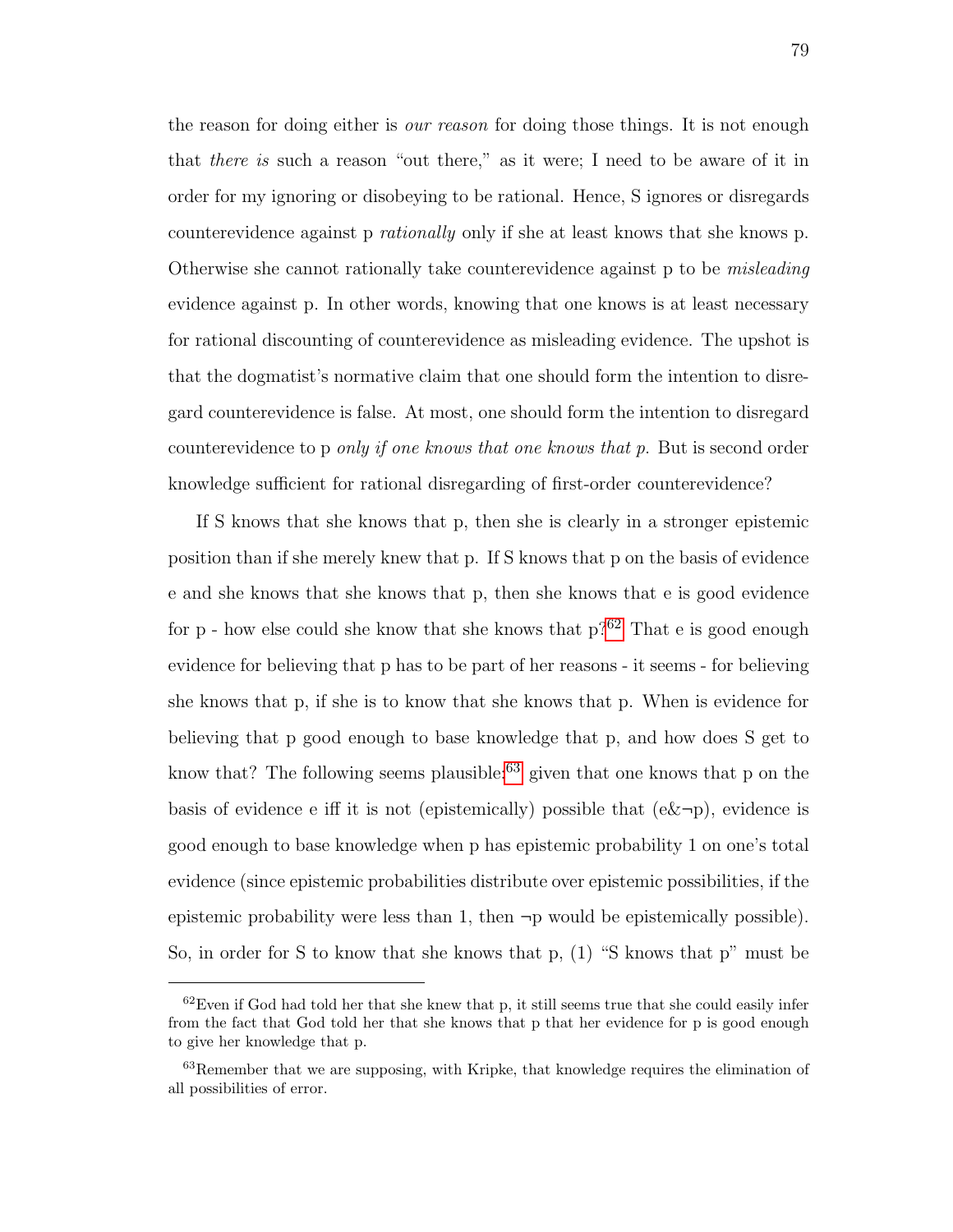the reason for doing either is *our reason* for doing those things. It is not enough that *there is* such a reason "out there," as it were; I need to be aware of it in order for my ignoring or disobeying to be rational. Hence, S ignores or disregards counterevidence against p *rationally* only if she at least knows that she knows p. Otherwise she cannot rationally take counterevidence against p to be *misleading* evidence against p. In other words, knowing that one knows is at least necessary for rational discounting of counterevidence as misleading evidence. The upshot is that the dogmatist's normative claim that one should form the intention to disregard counterevidence is false. At most, one should form the intention to disregard counterevidence to p *only if one knows that one knows that p*. But is second order knowledge sufficient for rational disregarding of first-order counterevidence?

If S knows that she knows that p, then she is clearly in a stronger epistemic position than if she merely knew that p. If S knows that p on the basis of evidence e and she knows that she knows that p, then she knows that e is good evidence for p - how else could she know that she knows that p?[62] That e is good enough evidence for believing that p has to be part of her reasons - it seems - for believing she knows that p, if she is to know that she knows that p. When is evidence for believing that p good enough to base knowledge that p, and how does S get to know that? The following seems plausible:[63] given that one knows that p on the basis of evidence e iff it is not (epistemically) possible that (e&¬p), evidence is good enough to base knowledge when p has epistemic probability 1 on one's total evidence (since epistemic probabilities distribute over epistemic possibilities, if the epistemic probability were less than 1, then ¬p would be epistemically possible). So, in order for S to know that she knows that p, (1) "S knows that p" must be

---

[62] Even if God had told her that she knew that p, it still seems true that she could easily infer from the fact that God told her that she knows that p that her evidence for p is good enough to give her knowledge that p.

[63] Remember that we are supposing, with Kripke, that knowledge requires the elimination of all possibilities of error.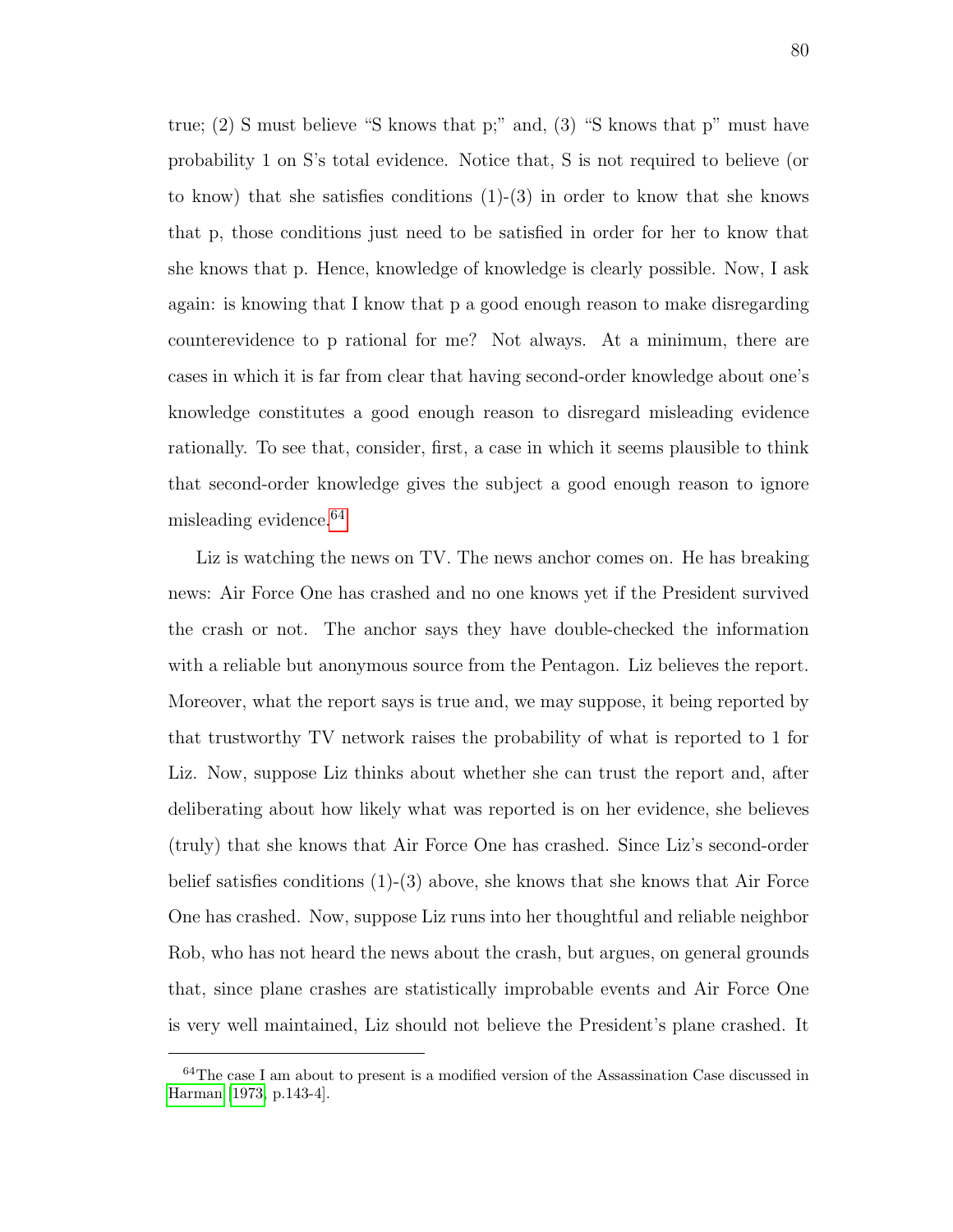true; (2) S must believe "S knows that p;" and, (3) "S knows that p" must have probability 1 on S's total evidence. Notice that, S is not required to believe (or to know) that she satisfies conditions (1)-(3) in order to know that she knows that p, those conditions just need to be satisfied in order for her to know that she knows that p. Hence, knowledge of knowledge is clearly possible. Now, I ask again: is knowing that I know that p a good enough reason to make disregarding counterevidence to p rational for me? Not always. At a minimum, there are cases in which it is far from clear that having second-order knowledge about one's knowledge constitutes a good enough reason to disregard misleading evidence rationally. To see that, consider, first, a case in which it seems plausible to think that second-order knowledge gives the subject a good enough reason to ignore misleading evidence.[64]

Liz is watching the news on TV. The news anchor comes on. He has breaking news: Air Force One has crashed and no one knows yet if the President survived the crash or not. The anchor says they have double-checked the information with a reliable but anonymous source from the Pentagon. Liz believes the report. Moreover, what the report says is true and, we may suppose, it being reported by that trustworthy TV network raises the probability of what is reported to 1 for Liz. Now, suppose Liz thinks about whether she can trust the report and, after deliberating about how likely what was reported is on her evidence, she believes (truly) that she knows that Air Force One has crashed. Since Liz's second-order belief satisfies conditions (1)-(3) above, she knows that she knows that Air Force One has crashed. Now, suppose Liz runs into her thoughtful and reliable neighbor Rob, who has not heard the news about the crash, but argues, on general grounds that, since plane crashes are statistically improbable events and Air Force One is very well maintained, Liz should not believe the President's plane crashed. It

[64] The case I am about to present is a modified version of the Assassination Case discussed in Harman [1973, p.143-4].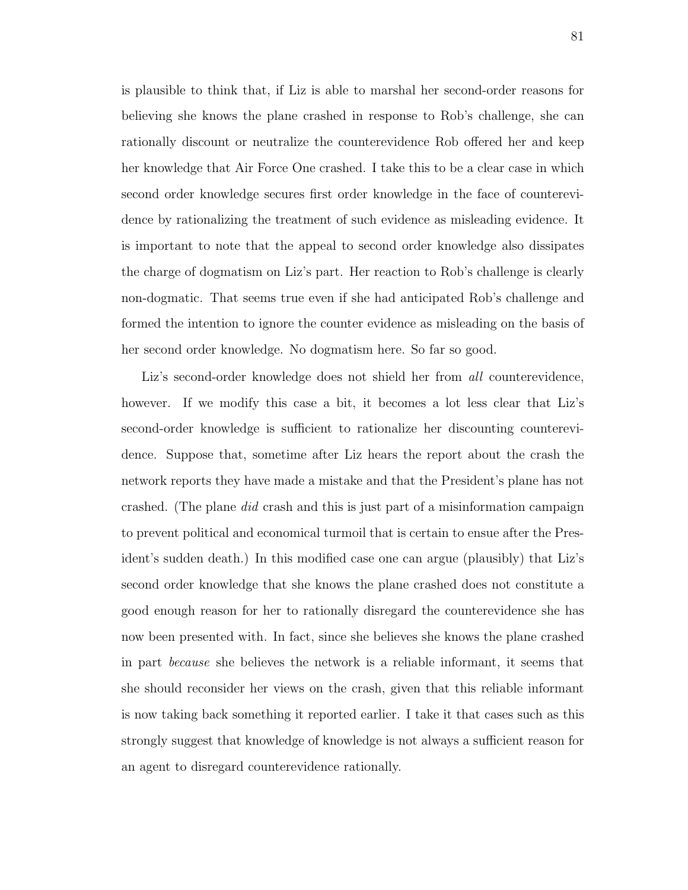is plausible to think that, if Liz is able to marshal her second-order reasons for believing she knows the plane crashed in response to Rob's challenge, she can rationally discount or neutralize the counterevidence Rob offered her and keep her knowledge that Air Force One crashed. I take this to be a clear case in which second order knowledge secures first order knowledge in the face of counterevidence by rationalizing the treatment of such evidence as misleading evidence. It is important to note that the appeal to second order knowledge also dissipates the charge of dogmatism on Liz's part. Her reaction to Rob's challenge is clearly non-dogmatic. That seems true even if she had anticipated Rob's challenge and formed the intention to ignore the counter evidence as misleading on the basis of her second order knowledge. No dogmatism here. So far so good.

Liz's second-order knowledge does not shield her from *all* counterevidence, however. If we modify this case a bit, it becomes a lot less clear that Liz's second-order knowledge is sufficient to rationalize her discounting counterevidence. Suppose that, sometime after Liz hears the report about the crash the network reports they have made a mistake and that the President's plane has not crashed. (The plane *did* crash and this is just part of a misinformation campaign to prevent political and economical turmoil that is certain to ensue after the President's sudden death.) In this modified case one can argue (plausibly) that Liz's second order knowledge that she knows the plane crashed does not constitute a good enough reason for her to rationally disregard the counterevidence she has now been presented with. In fact, since she believes she knows the plane crashed in part *because* she believes the network is a reliable informant, it seems that she should reconsider her views on the crash, given that this reliable informant is now taking back something it reported earlier. I take it that cases such as this strongly suggest that knowledge of knowledge is not always a sufficient reason for an agent to disregard counterevidence rationally.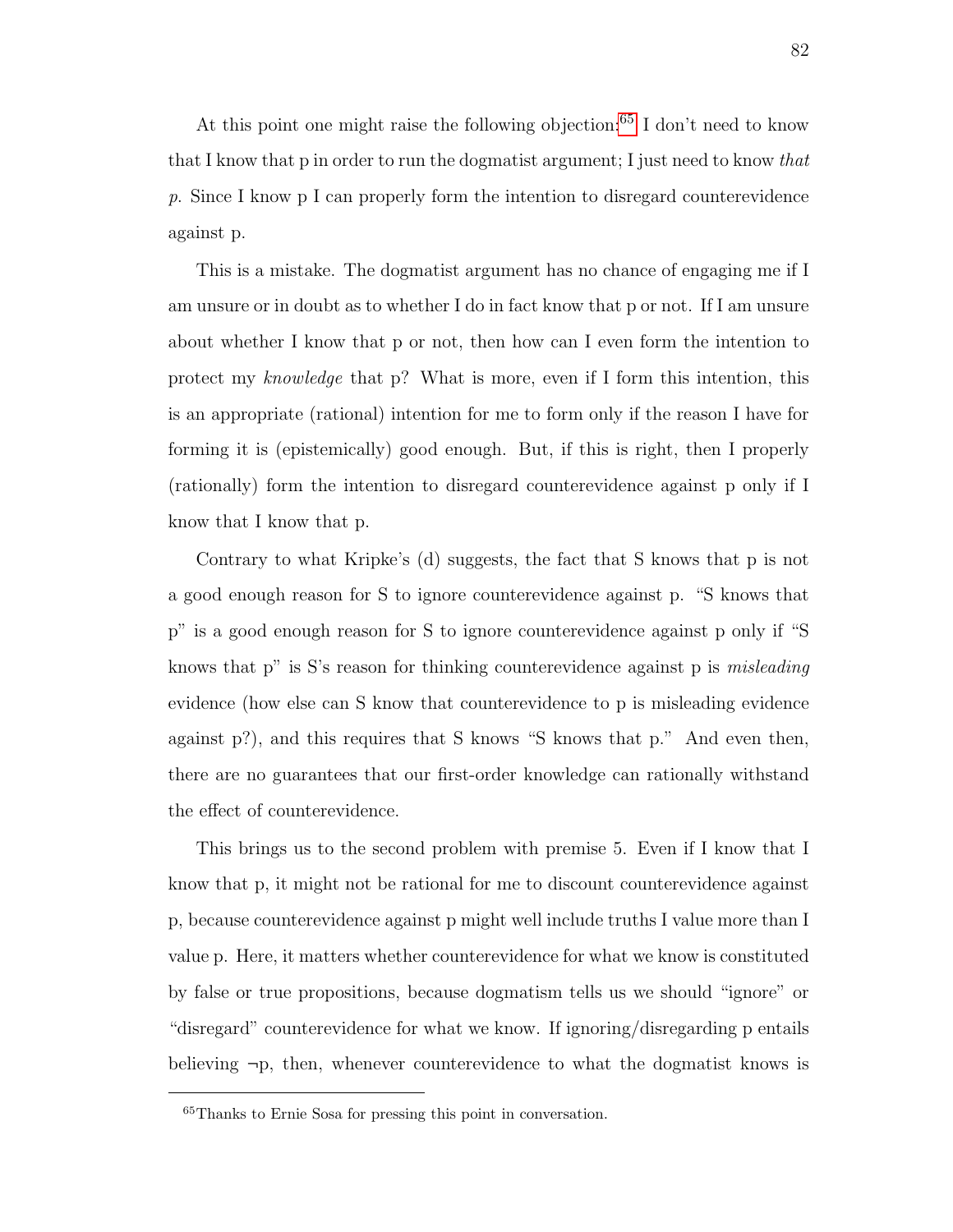At this point one might raise the following objection:[65] I don't need to know that I know that p in order to run the dogmatist argument; I just need to know *that p*. Since I know p I can properly form the intention to disregard counterevidence against p.

This is a mistake. The dogmatist argument has no chance of engaging me if I am unsure or in doubt as to whether I do in fact know that p or not. If I am unsure about whether I know that p or not, then how can I even form the intention to protect my *knowledge* that p? What is more, even if I form this intention, this is an appropriate (rational) intention for me to form only if the reason I have for forming it is (epistemically) good enough. But, if this is right, then I properly (rationally) form the intention to disregard counterevidence against p only if I know that I know that p.

Contrary to what Kripke's (d) suggests, the fact that S knows that p is not a good enough reason for S to ignore counterevidence against p. "S knows that p" is a good enough reason for S to ignore counterevidence against p only if "S knows that p" is S's reason for thinking counterevidence against p is *misleading* evidence (how else can S know that counterevidence to p is misleading evidence against p?), and this requires that S knows "S knows that p." And even then, there are no guarantees that our first-order knowledge can rationally withstand the effect of counterevidence.

This brings us to the second problem with premise 5. Even if I know that I know that p, it might not be rational for me to discount counterevidence against p, because counterevidence against p might well include truths I value more than I value p. Here, it matters whether counterevidence for what we know is constituted by false or true propositions, because dogmatism tells us we should "ignore" or "disregard" counterevidence for what we know. If ignoring/disregarding p entails believing $\neg$p, then, whenever counterevidence to what the dogmatist knows is

[65] Thanks to Ernie Sosa for pressing this point in conversation.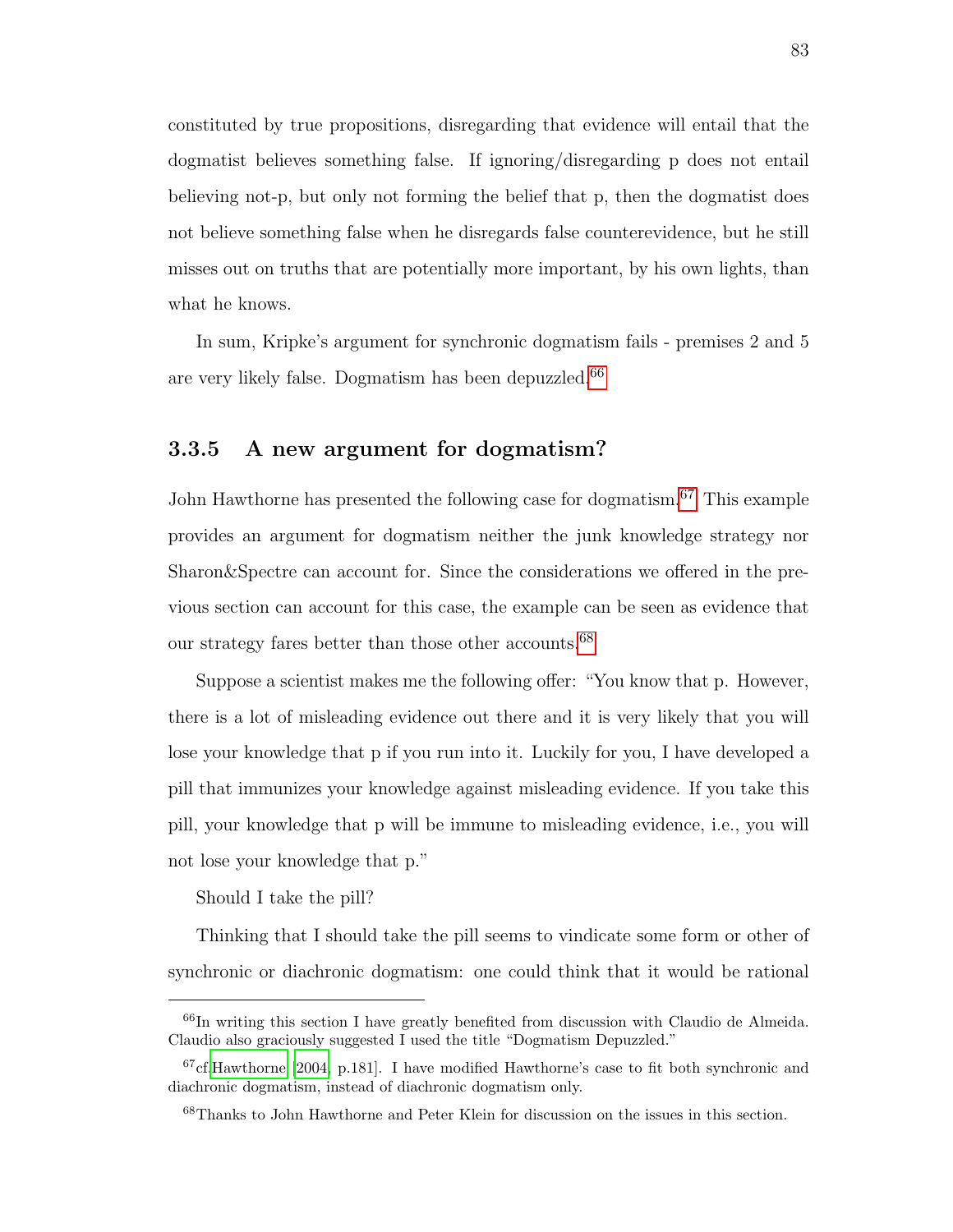constituted by true propositions, disregarding that evidence will entail that the dogmatist believes something false. If ignoring/disregarding p does not entail believing not-p, but only not forming the belief that p, then the dogmatist does not believe something false when he disregards false counterevidence, but he still misses out on truths that are potentially more important, by his own lights, than what he knows.

In sum, Kripke's argument for synchronic dogmatism fails - premises 2 and 5 are very likely false. Dogmatism has been depuzzled.[66]

### 3.3.5 A new argument for dogmatism?

John Hawthorne has presented the following case for dogmatism.[67] This example provides an argument for dogmatism neither the junk knowledge strategy nor Sharon&Spectre can account for. Since the considerations we offered in the previous section can account for this case, the example can be seen as evidence that our strategy fares better than those other accounts.[68]

Suppose a scientist makes me the following offer: "You know that p. However, there is a lot of misleading evidence out there and it is very likely that you will lose your knowledge that p if you run into it. Luckily for you, I have developed a pill that immunizes your knowledge against misleading evidence. If you take this pill, your knowledge that p will be immune to misleading evidence, i.e., you will not lose your knowledge that p."

Should I take the pill?

Thinking that I should take the pill seems to vindicate some form or other of synchronic or diachronic dogmatism: one could think that it would be rational

---

[66] In writing this section I have greatly benefited from discussion with Claudio de Almeida. Claudio also graciously suggested I used the title "Dogmatism Depuzzled."

[67] cf.[Hawthorne [2004], p.181]. I have modified Hawthorne's case to fit both synchronic and diachronic dogmatism, instead of diachronic dogmatism only.

[68] Thanks to John Hawthorne and Peter Klein for discussion on the issues in this section.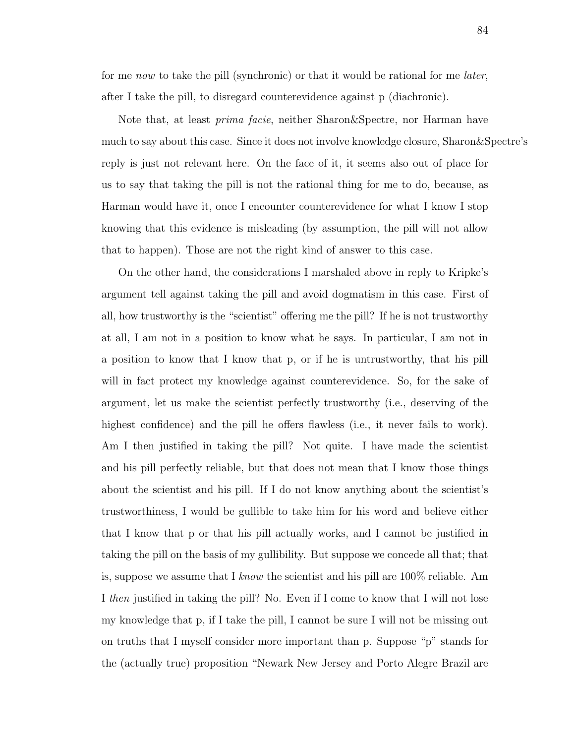for me *now* to take the pill (synchronic) or that it would be rational for me *later*, after I take the pill, to disregard counterevidence against p (diachronic).

Note that, at least *prima facie*, neither Sharon&Spectre, nor Harman have much to say about this case. Since it does not involve knowledge closure, Sharon&Spectre's reply is just not relevant here. On the face of it, it seems also out of place for us to say that taking the pill is not the rational thing for me to do, because, as Harman would have it, once I encounter counterevidence for what I know I stop knowing that this evidence is misleading (by assumption, the pill will not allow that to happen). Those are not the right kind of answer to this case.

On the other hand, the considerations I marshaled above in reply to Kripke's argument tell against taking the pill and avoid dogmatism in this case. First of all, how trustworthy is the "scientist" offering me the pill? If he is not trustworthy at all, I am not in a position to know what he says. In particular, I am not in a position to know that I know that p, or if he is untrustworthy, that his pill will in fact protect my knowledge against counterevidence. So, for the sake of argument, let us make the scientist perfectly trustworthy (i.e., deserving of the highest confidence) and the pill he offers flawless (i.e., it never fails to work). Am I then justified in taking the pill? Not quite. I have made the scientist and his pill perfectly reliable, but that does not mean that I know those things about the scientist and his pill. If I do not know anything about the scientist's trustworthiness, I would be gullible to take him for his word and believe either that I know that p or that his pill actually works, and I cannot be justified in taking the pill on the basis of my gullibility. But suppose we concede all that; that is, suppose we assume that I *know* the scientist and his pill are 100% reliable. Am I *then* justified in taking the pill? No. Even if I come to know that I will not lose my knowledge that p, if I take the pill, I cannot be sure I will not be missing out on truths that I myself consider more important than p. Suppose "p" stands for the (actually true) proposition "Newark New Jersey and Porto Alegre Brazil are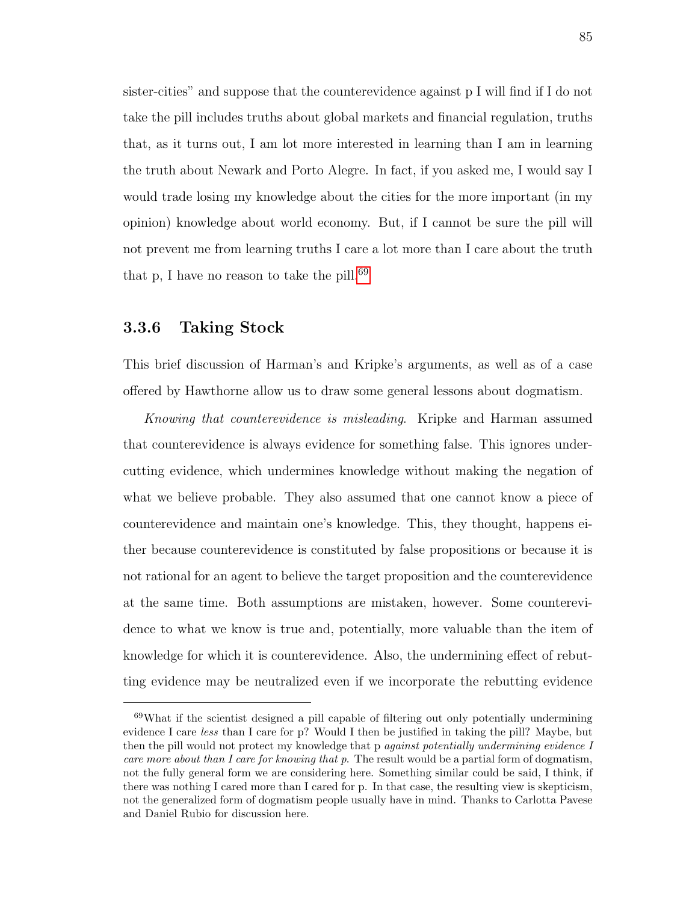sister-cities" and suppose that the counterevidence against p I will find if I do not take the pill includes truths about global markets and financial regulation, truths that, as it turns out, I am lot more interested in learning than I am in learning the truth about Newark and Porto Alegre. In fact, if you asked me, I would say I would trade losing my knowledge about the cities for the more important (in my opinion) knowledge about world economy. But, if I cannot be sure the pill will not prevent me from learning truths I care a lot more than I care about the truth that p, I have no reason to take the pill.[69]

### 3.3.6 Taking Stock

This brief discussion of Harman's and Kripke's arguments, as well as of a case offered by Hawthorne allow us to draw some general lessons about dogmatism.

*Knowing that counterevidence is misleading.* Kripke and Harman assumed that counterevidence is always evidence for something false. This ignores undercutting evidence, which undermines knowledge without making the negation of what we believe probable. They also assumed that one cannot know a piece of counterevidence and maintain one's knowledge. This, they thought, happens either because counterevidence is constituted by false propositions or because it is not rational for an agent to believe the target proposition and the counterevidence at the same time. Both assumptions are mistaken, however. Some counterevidence to what we know is true and, potentially, more valuable than the item of knowledge for which it is counterevidence. Also, the undermining effect of rebutting evidence may be neutralized even if we incorporate the rebutting evidence

---

[69] What if the scientist designed a pill capable of filtering out only potentially undermining evidence I care *less* than I care for p? Would I then be justified in taking the pill? Maybe, but then the pill would not protect my knowledge that p *against potentially undermining evidence I care more about than I care for knowing that p*. The result would be a partial form of dogmatism, not the fully general form we are considering here. Something similar could be said, I think, if there was nothing I cared more than I cared for p. In that case, the resulting view is skepticism, not the generalized form of dogmatism people usually have in mind. Thanks to Carlotta Pavese and Daniel Rubio for discussion here.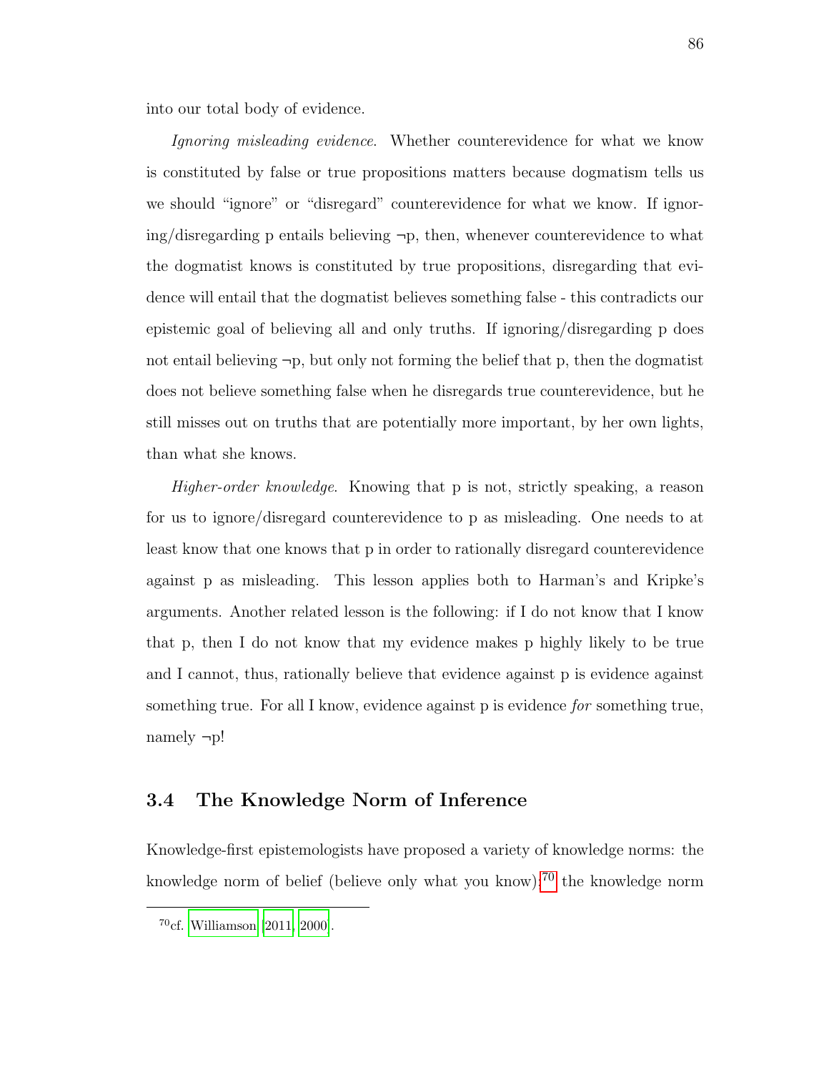into our total body of evidence.

*Ignoring misleading evidence*. Whether counterevidence for what we know is constituted by false or true propositions matters because dogmatism tells us we should "ignore" or "disregard" counterevidence for what we know. If ignoring/disregarding p entails believing ¬p, then, whenever counterevidence to what the dogmatist knows is constituted by true propositions, disregarding that evidence will entail that the dogmatist believes something false - this contradicts our epistemic goal of believing all and only truths. If ignoring/disregarding p does not entail believing ¬p, but only not forming the belief that p, then the dogmatist does not believe something false when he disregards true counterevidence, but he still misses out on truths that are potentially more important, by her own lights, than what she knows.

*Higher-order knowledge*. Knowing that p is not, strictly speaking, a reason for us to ignore/disregard counterevidence to p as misleading. One needs to at least know that one knows that p in order to rationally disregard counterevidence against p as misleading. This lesson applies both to Harman's and Kripke's arguments. Another related lesson is the following: if I do not know that I know that p, then I do not know that my evidence makes p highly likely to be true and I cannot, thus, rationally believe that evidence against p is evidence against something true. For all I know, evidence against p is evidence *for* something true, namely ¬p!

## 3.4 The Knowledge Norm of Inference

Knowledge-first epistemologists have proposed a variety of knowledge norms: the knowledge norm of belief (believe only what you know);[70] the knowledge norm

[70] cf. Williamson [2011, 2000].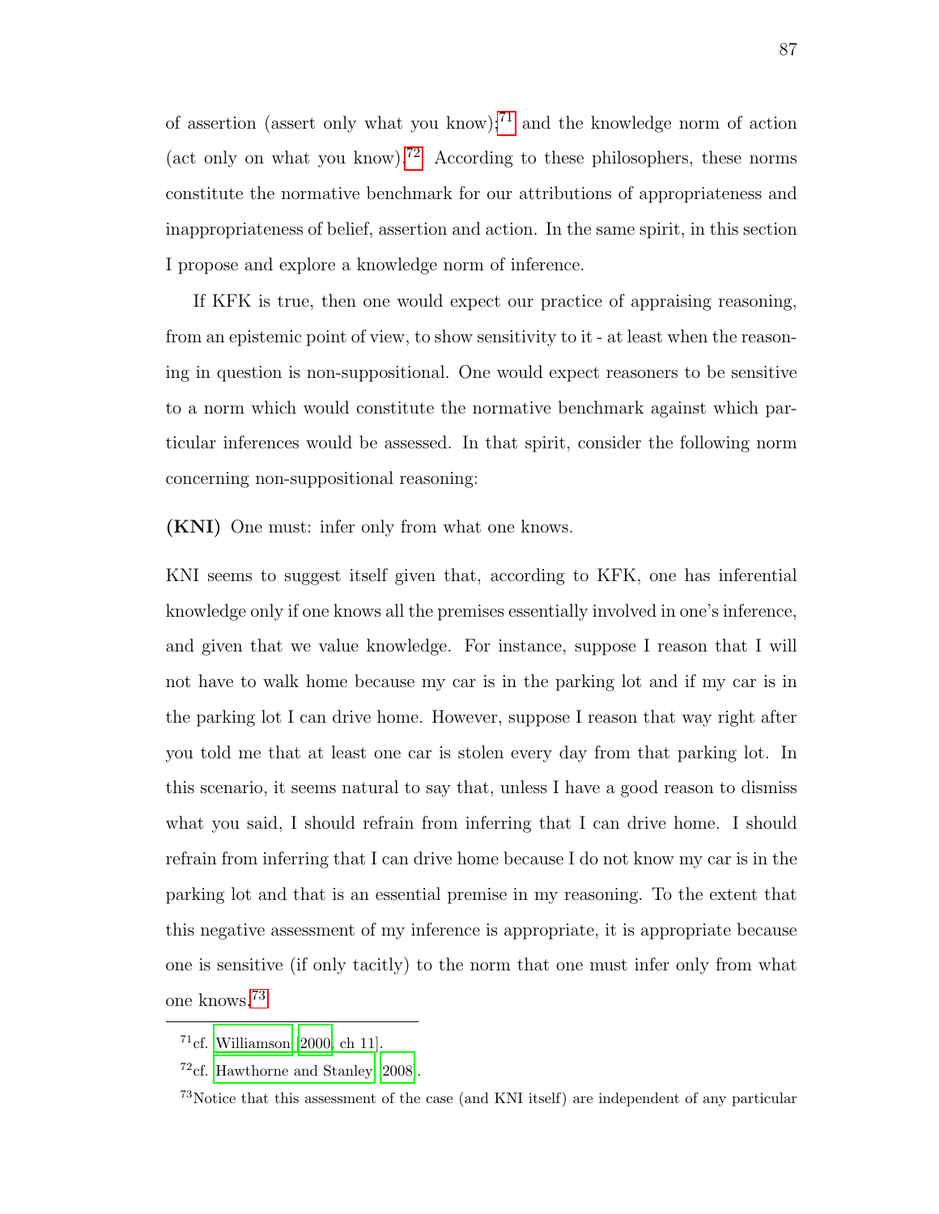of assertion (assert only what you know);[71] and the knowledge norm of action (act only on what you know).[72] According to these philosophers, these norms constitute the normative benchmark for our attributions of appropriateness and inappropriateness of belief, assertion and action. In the same spirit, in this section I propose and explore a knowledge norm of inference.

If KFK is true, then one would expect our practice of appraising reasoning, from an epistemic point of view, to show sensitivity to it - at least when the reasoning in question is non-suppositional. One would expect reasoners to be sensitive to a norm which would constitute the normative benchmark against which particular inferences would be assessed. In that spirit, consider the following norm concerning non-suppositional reasoning:

**(KNI)** One must: infer only from what one knows.

KNI seems to suggest itself given that, according to KFK, one has inferential knowledge only if one knows all the premises essentially involved in one's inference, and given that we value knowledge. For instance, suppose I reason that I will not have to walk home because my car is in the parking lot and if my car is in the parking lot I can drive home. However, suppose I reason that way right after you told me that at least one car is stolen every day from that parking lot. In this scenario, it seems natural to say that, unless I have a good reason to dismiss what you said, I should refrain from inferring that I can drive home. I should refrain from inferring that I can drive home because I do not know my car is in the parking lot and that is an essential premise in my reasoning. To the extent that this negative assessment of my inference is appropriate, it is appropriate because one is sensitive (if only tacitly) to the norm that one must infer only from what one knows.[73]

---

[71] cf. Williamson [2000, ch 11].

[72] cf. Hawthorne and Stanley [2008].

[73] Notice that this assessment of the case (and KNI itself) are independent of any particular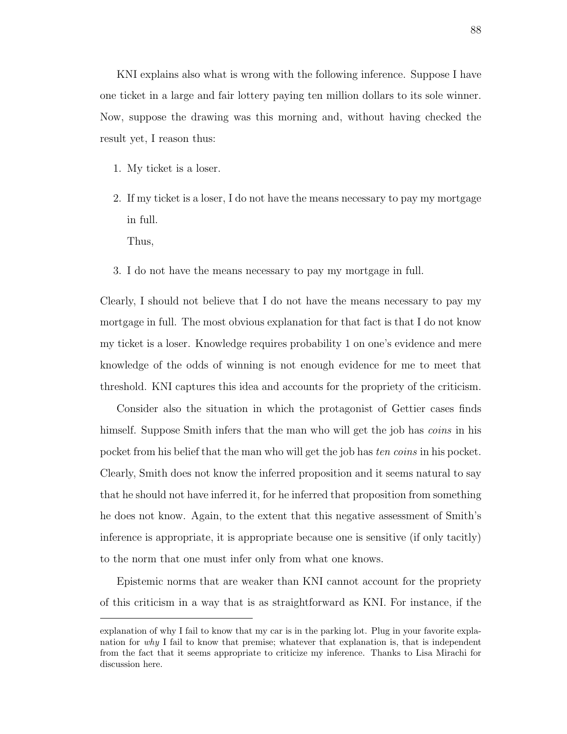KNI explains also what is wrong with the following inference. Suppose I have one ticket in a large and fair lottery paying ten million dollars to its sole winner. Now, suppose the drawing was this morning and, without having checked the result yet, I reason thus:

1. My ticket is a loser.

2. If my ticket is a loser, I do not have the means necessary to pay my mortgage in full.

   Thus,

3. I do not have the means necessary to pay my mortgage in full.

Clearly, I should not believe that I do not have the means necessary to pay my mortgage in full. The most obvious explanation for that fact is that I do not know my ticket is a loser. Knowledge requires probability 1 on one's evidence and mere knowledge of the odds of winning is not enough evidence for me to meet that threshold. KNI captures this idea and accounts for the propriety of the criticism.

Consider also the situation in which the protagonist of Gettier cases finds himself. Suppose Smith infers that the man who will get the job has *coins* in his pocket from his belief that the man who will get the job has *ten coins* in his pocket. Clearly, Smith does not know the inferred proposition and it seems natural to say that he should not have inferred it, for he inferred that proposition from something he does not know. Again, to the extent that this negative assessment of Smith's inference is appropriate, it is appropriate because one is sensitive (if only tacitly) to the norm that one must infer only from what one knows.

Epistemic norms that are weaker than KNI cannot account for the propriety of this criticism in a way that is as straightforward as KNI. For instance, if the

---

explanation of why I fail to know that my car is in the parking lot. Plug in your favorite explanation for *why* I fail to know that premise; whatever that explanation is, that is independent from the fact that it seems appropriate to criticize my inference. Thanks to Lisa Mirachi for discussion here.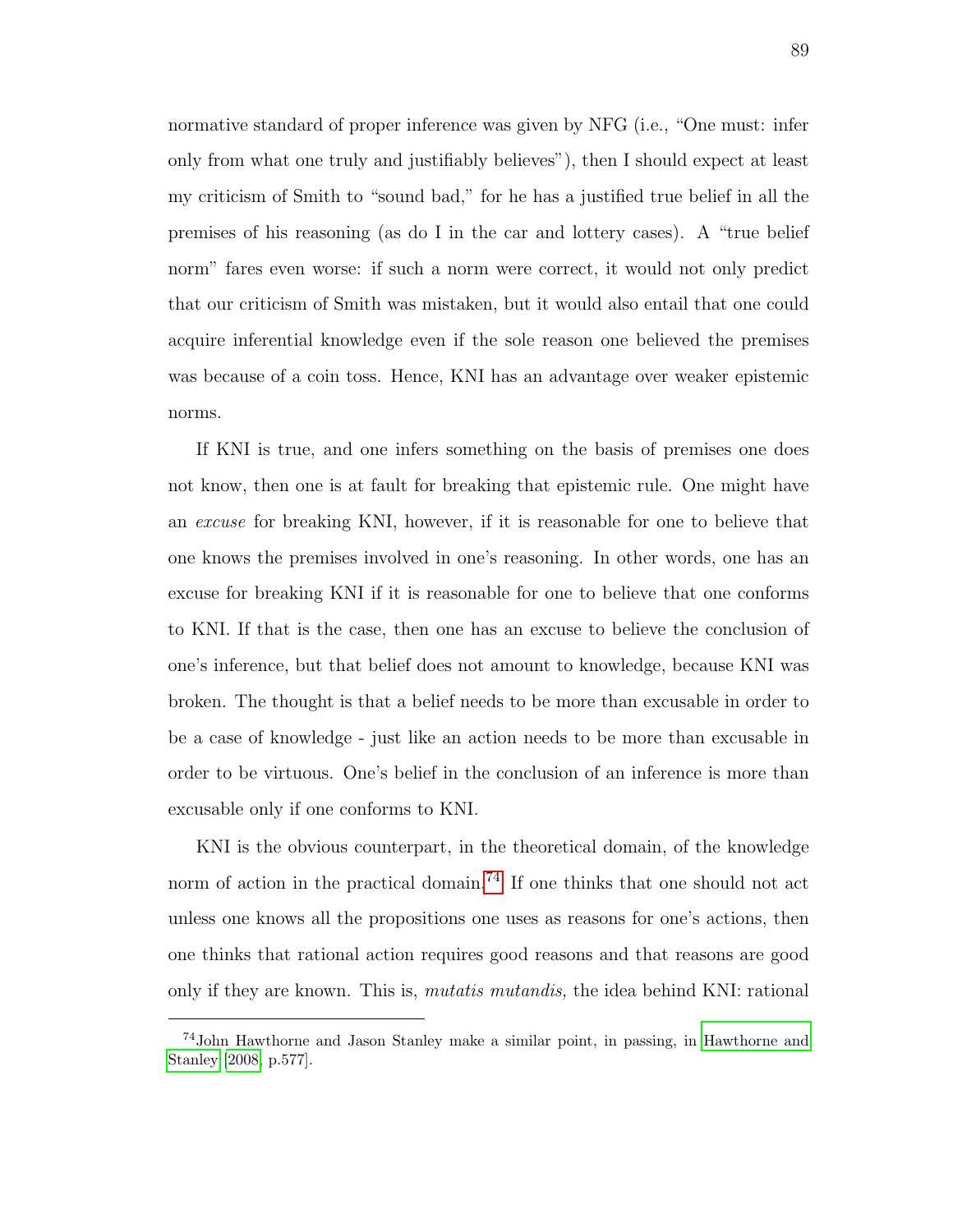normative standard of proper inference was given by NFG (i.e., "One must: infer only from what one truly and justifiably believes"), then I should expect at least my criticism of Smith to "sound bad," for he has a justified true belief in all the premises of his reasoning (as do I in the car and lottery cases). A "true belief norm" fares even worse: if such a norm were correct, it would not only predict that our criticism of Smith was mistaken, but it would also entail that one could acquire inferential knowledge even if the sole reason one believed the premises was because of a coin toss. Hence, KNI has an advantage over weaker epistemic norms.

If KNI is true, and one infers something on the basis of premises one does not know, then one is at fault for breaking that epistemic rule. One might have an *excuse* for breaking KNI, however, if it is reasonable for one to believe that one knows the premises involved in one's reasoning. In other words, one has an excuse for breaking KNI if it is reasonable for one to believe that one conforms to KNI. If that is the case, then one has an excuse to believe the conclusion of one's inference, but that belief does not amount to knowledge, because KNI was broken. The thought is that a belief needs to be more than excusable in order to be a case of knowledge - just like an action needs to be more than excusable in order to be virtuous. One's belief in the conclusion of an inference is more than excusable only if one conforms to KNI.

KNI is the obvious counterpart, in the theoretical domain, of the knowledge norm of action in the practical domain.[74] If one thinks that one should not act unless one knows all the propositions one uses as reasons for one's actions, then one thinks that rational action requires good reasons and that reasons are good only if they are known. This is, *mutatis mutandis,* the idea behind KNI: rational

[74] John Hawthorne and Jason Stanley make a similar point, in passing, in Hawthorne and Stanley [2008, p.577].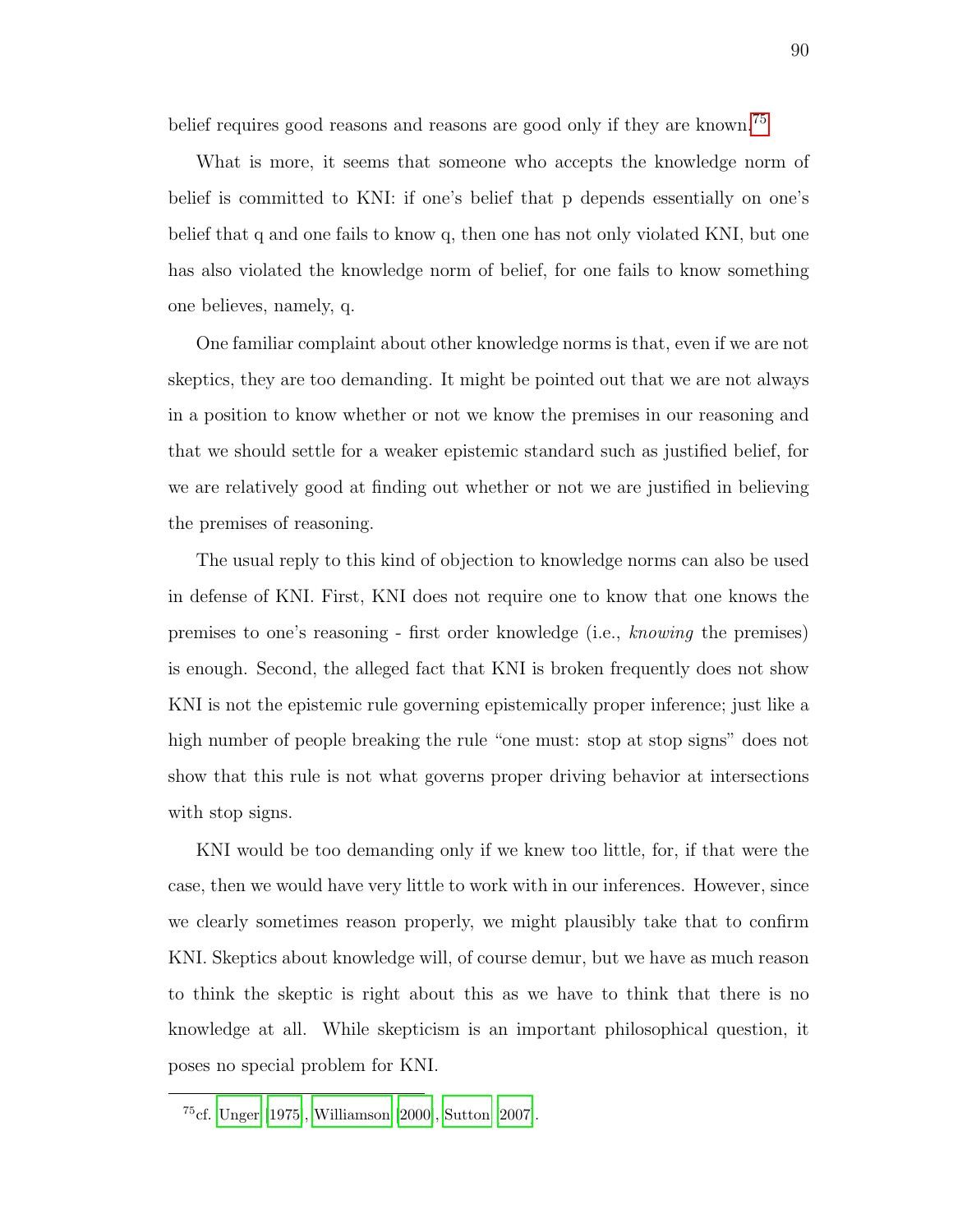belief requires good reasons and reasons are good only if they are known.[75]

What is more, it seems that someone who accepts the knowledge norm of belief is committed to KNI: if one's belief that p depends essentially on one's belief that q and one fails to know q, then one has not only violated KNI, but one has also violated the knowledge norm of belief, for one fails to know something one believes, namely, q.

One familiar complaint about other knowledge norms is that, even if we are not skeptics, they are too demanding. It might be pointed out that we are not always in a position to know whether or not we know the premises in our reasoning and that we should settle for a weaker epistemic standard such as justified belief, for we are relatively good at finding out whether or not we are justified in believing the premises of reasoning.

The usual reply to this kind of objection to knowledge norms can also be used in defense of KNI. First, KNI does not require one to know that one knows the premises to one's reasoning - first order knowledge (i.e., *knowing* the premises) is enough. Second, the alleged fact that KNI is broken frequently does not show KNI is not the epistemic rule governing epistemically proper inference; just like a high number of people breaking the rule "one must: stop at stop signs" does not show that this rule is not what governs proper driving behavior at intersections with stop signs.

KNI would be too demanding only if we knew too little, for, if that were the case, then we would have very little to work with in our inferences. However, since we clearly sometimes reason properly, we might plausibly take that to confirm KNI. Skeptics about knowledge will, of course demur, but we have as much reason to think the skeptic is right about this as we have to think that there is no knowledge at all. While skepticism is an important philosophical question, it poses no special problem for KNI.

---

[75] cf. Unger (1975), Williamson (2000), Sutton (2007).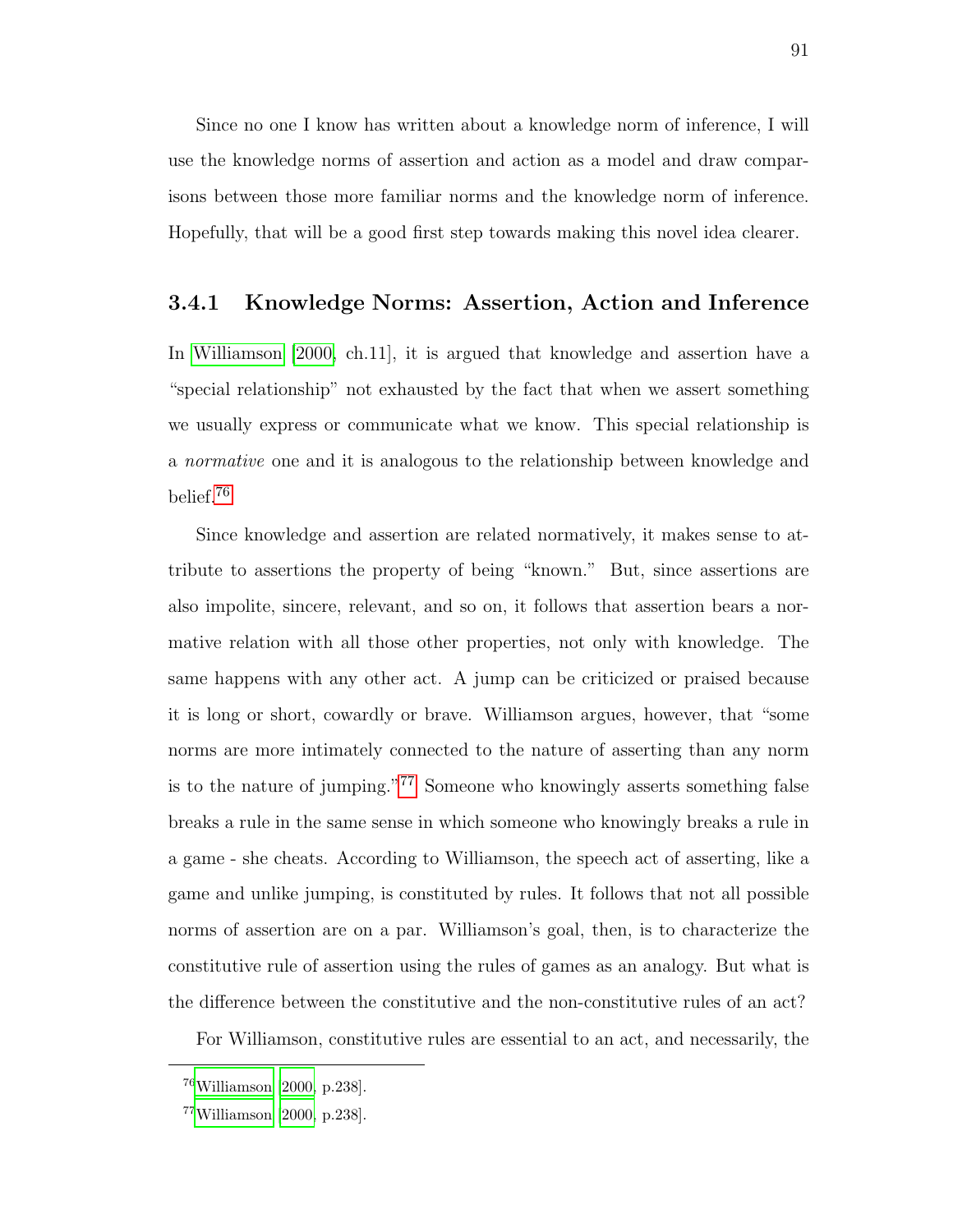Since no one I know has written about a knowledge norm of inference, I will use the knowledge norms of assertion and action as a model and draw comparisons between those more familiar norms and the knowledge norm of inference. Hopefully, that will be a good first step towards making this novel idea clearer.

### 3.4.1 Knowledge Norms: Assertion, Action and Inference

In Williamson [2000, ch.11], it is argued that knowledge and assertion have a "special relationship" not exhausted by the fact that when we assert something we usually express or communicate what we know. This special relationship is a *normative* one and it is analogous to the relationship between knowledge and belief.[76]

Since knowledge and assertion are related normatively, it makes sense to attribute to assertions the property of being "known." But, since assertions are also impolite, sincere, relevant, and so on, it follows that assertion bears a normative relation with all those other properties, not only with knowledge. The same happens with any other act. A jump can be criticized or praised because it is long or short, cowardly or brave. Williamson argues, however, that "some norms are more intimately connected to the nature of asserting than any norm is to the nature of jumping."[77] Someone who knowingly asserts something false breaks a rule in the same sense in which someone who knowingly breaks a rule in a game - she cheats. According to Williamson, the speech act of asserting, like a game and unlike jumping, is constituted by rules. It follows that not all possible norms of assertion are on a par. Williamson's goal, then, is to characterize the constitutive rule of assertion using the rules of games as an analogy. But what is the difference between the constitutive and the non-constitutive rules of an act?

For Williamson, constitutive rules are essential to an act, and necessarily, the

---

[76] Williamson [2000, p.238].

[77] Williamson [2000, p.238].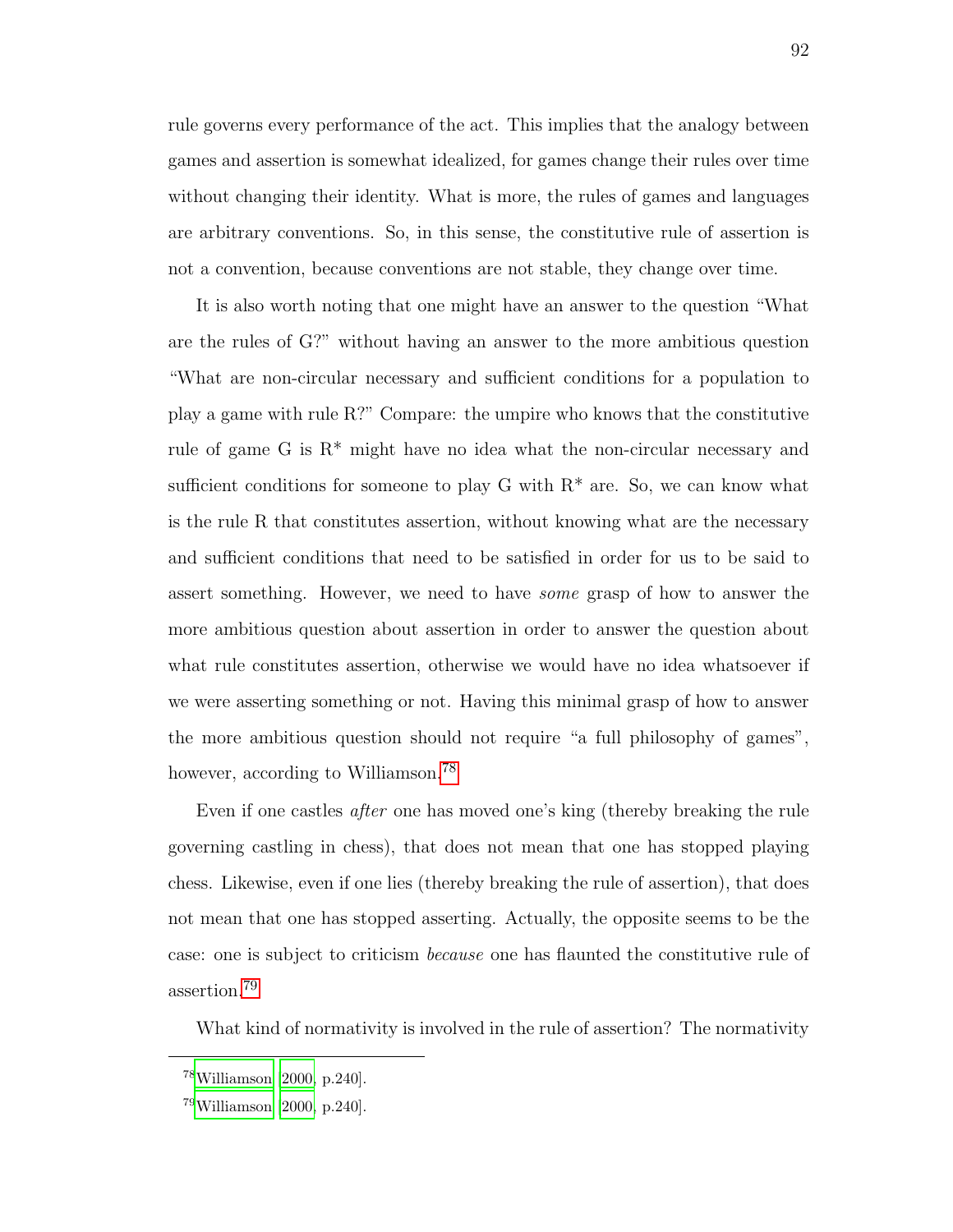rule governs every performance of the act. This implies that the analogy between games and assertion is somewhat idealized, for games change their rules over time without changing their identity. What is more, the rules of games and languages are arbitrary conventions. So, in this sense, the constitutive rule of assertion is not a convention, because conventions are not stable, they change over time.

It is also worth noting that one might have an answer to the question "What are the rules of G?" without having an answer to the more ambitious question "What are non-circular necessary and sufficient conditions for a population to play a game with rule R?" Compare: the umpire who knows that the constitutive rule of game G is R* might have no idea what the non-circular necessary and sufficient conditions for someone to play G with R* are. So, we can know what is the rule R that constitutes assertion, without knowing what are the necessary and sufficient conditions that need to be satisfied in order for us to be said to assert something. However, we need to have *some* grasp of how to answer the more ambitious question about assertion in order to answer the question about what rule constitutes assertion, otherwise we would have no idea whatsoever if we were asserting something or not. Having this minimal grasp of how to answer the more ambitious question should not require "a full philosophy of games", however, according to Williamson.[78]

Even if one castles *after* one has moved one's king (thereby breaking the rule governing castling in chess), that does not mean that one has stopped playing chess. Likewise, even if one lies (thereby breaking the rule of assertion), that does not mean that one has stopped asserting. Actually, the opposite seems to be the case: one is subject to criticism *because* one has flaunted the constitutive rule of assertion.[79]

What kind of normativity is involved in the rule of assertion? The normativity

---

[78] Williamson [2000, p.240].

[79] Williamson [2000, p.240].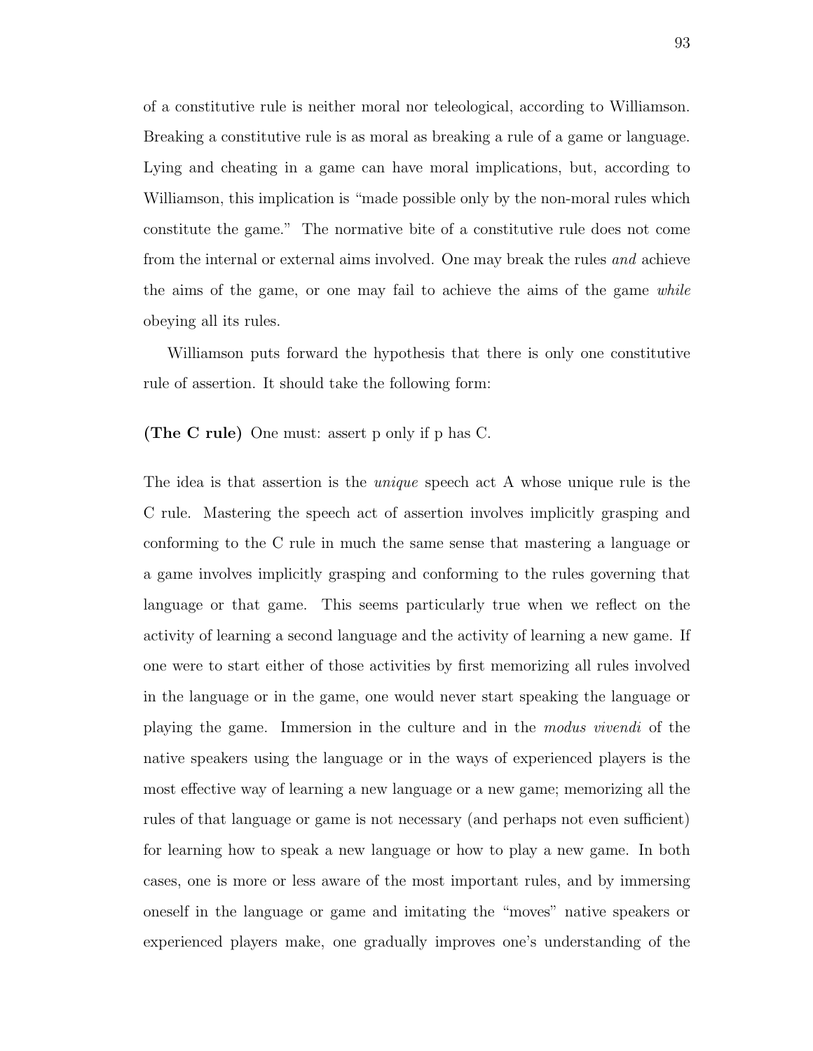of a constitutive rule is neither moral nor teleological, according to Williamson. Breaking a constitutive rule is as moral as breaking a rule of a game or language. Lying and cheating in a game can have moral implications, but, according to Williamson, this implication is "made possible only by the non-moral rules which constitute the game." The normative bite of a constitutive rule does not come from the internal or external aims involved. One may break the rules *and* achieve the aims of the game, or one may fail to achieve the aims of the game *while* obeying all its rules.

Williamson puts forward the hypothesis that there is only one constitutive rule of assertion. It should take the following form:

**(The C rule)** One must: assert p only if p has C.

The idea is that assertion is the *unique* speech act A whose unique rule is the C rule. Mastering the speech act of assertion involves implicitly grasping and conforming to the C rule in much the same sense that mastering a language or a game involves implicitly grasping and conforming to the rules governing that language or that game. This seems particularly true when we reflect on the activity of learning a second language and the activity of learning a new game. If one were to start either of those activities by first memorizing all rules involved in the language or in the game, one would never start speaking the language or playing the game. Immersion in the culture and in the *modus vivendi* of the native speakers using the language or in the ways of experienced players is the most effective way of learning a new language or a new game; memorizing all the rules of that language or game is not necessary (and perhaps not even sufficient) for learning how to speak a new language or how to play a new game. In both cases, one is more or less aware of the most important rules, and by immersing oneself in the language or game and imitating the "moves" native speakers or experienced players make, one gradually improves one's understanding of the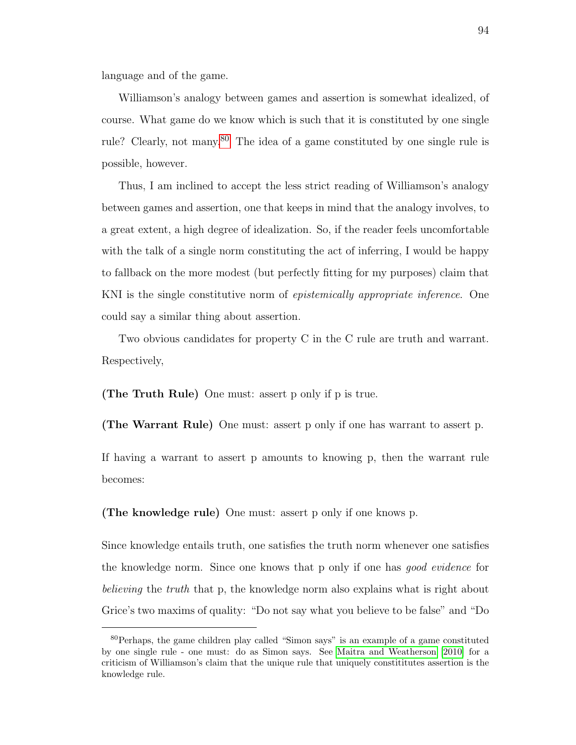language and of the game.

Williamson's analogy between games and assertion is somewhat idealized, of course. What game do we know which is such that it is constituted by one single rule? Clearly, not many.[80] The idea of a game constituted by one single rule is possible, however.

Thus, I am inclined to accept the less strict reading of Williamson's analogy between games and assertion, one that keeps in mind that the analogy involves, to a great extent, a high degree of idealization. So, if the reader feels uncomfortable with the talk of a single norm constituting the act of inferring, I would be happy to fallback on the more modest (but perfectly fitting for my purposes) claim that KNI is the single constitutive norm of *epistemically appropriate inference*. One could say a similar thing about assertion.

Two obvious candidates for property C in the C rule are truth and warrant. Respectively,

**(The Truth Rule)** One must: assert p only if p is true.

**(The Warrant Rule)** One must: assert p only if one has warrant to assert p.

If having a warrant to assert p amounts to knowing p, then the warrant rule becomes:

**(The knowledge rule)** One must: assert p only if one knows p.

Since knowledge entails truth, one satisfies the truth norm whenever one satisfies the knowledge norm. Since one knows that p only if one has *good evidence* for *believing* the *truth* that p, the knowledge norm also explains what is right about Grice's two maxims of quality: "Do not say what you believe to be false" and "Do

[80] Perhaps, the game children play called "Simon says" is an example of a game constituted by one single rule - one must: do as Simon says. See Maitra and Weatherson [2010] for a criticism of Williamson's claim that the unique rule that uniquely constititutes assertion is the knowledge rule.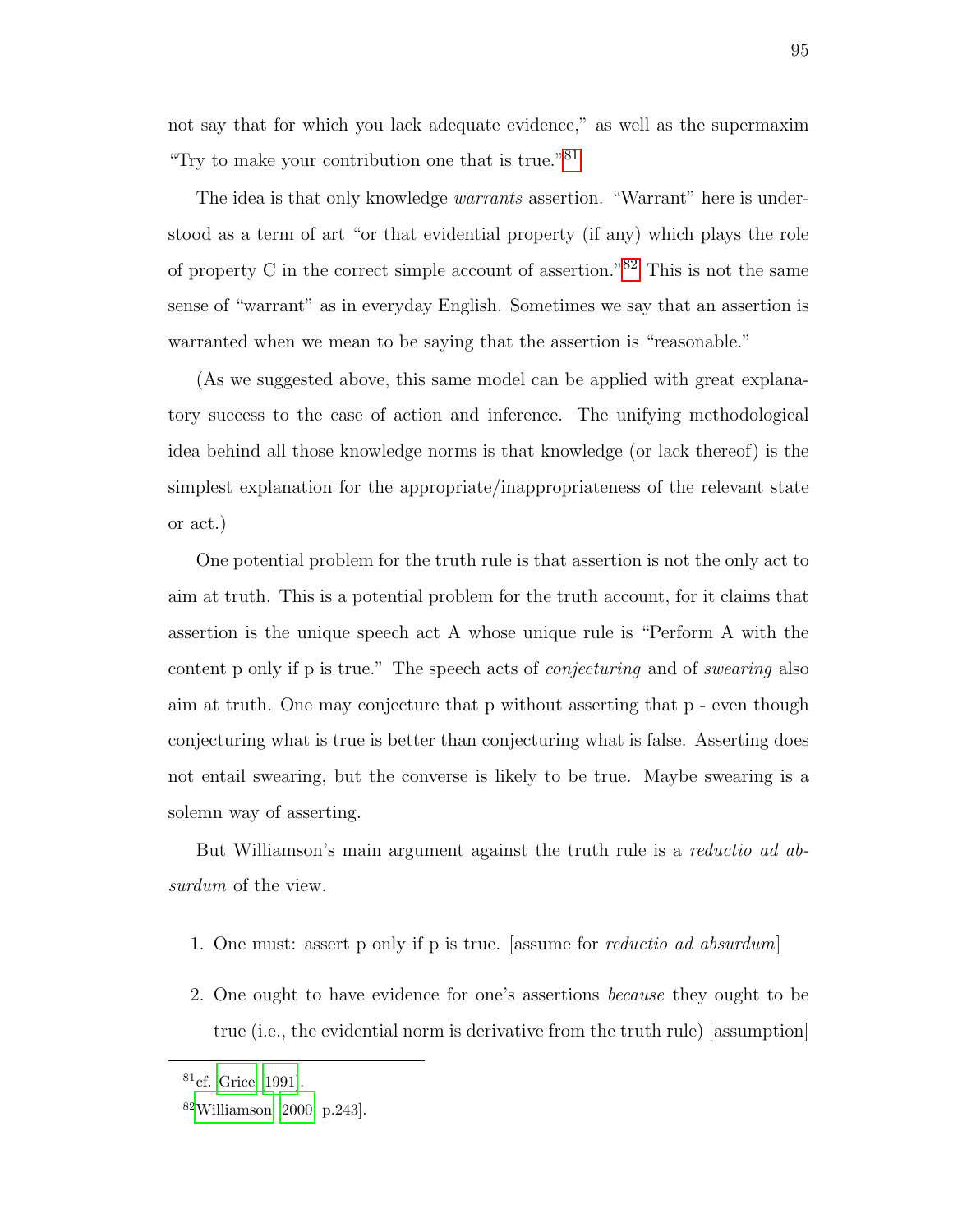not say that for which you lack adequate evidence," as well as the supermaxim "Try to make your contribution one that is true."[81]

The idea is that only knowledge *warrants* assertion. "Warrant" here is understood as a term of art "or that evidential property (if any) which plays the role of property C in the correct simple account of assertion."[82] This is not the same sense of "warrant" as in everyday English. Sometimes we say that an assertion is warranted when we mean to be saying that the assertion is "reasonable."

(As we suggested above, this same model can be applied with great explanatory success to the case of action and inference. The unifying methodological idea behind all those knowledge norms is that knowledge (or lack thereof) is the simplest explanation for the appropriate/inappropriateness of the relevant state or act.)

One potential problem for the truth rule is that assertion is not the only act to aim at truth. This is a potential problem for the truth account, for it claims that assertion is the unique speech act A whose unique rule is "Perform A with the content p only if p is true." The speech acts of *conjecturing* and of *swearing* also aim at truth. One may conjecture that p without asserting that p - even though conjecturing what is true is better than conjecturing what is false. Asserting does not entail swearing, but the converse is likely to be true. Maybe swearing is a solemn way of asserting.

But Williamson's main argument against the truth rule is a *reductio ad absurdum* of the view.

1. One must: assert p only if p is true. [assume for *reductio ad absurdum*]

2. One ought to have evidence for one's assertions *because* they ought to be true (i.e., the evidential norm is derivative from the truth rule) [assumption]

---

[81] cf. Grice [1991].

[82] Williamson [2000, p.243].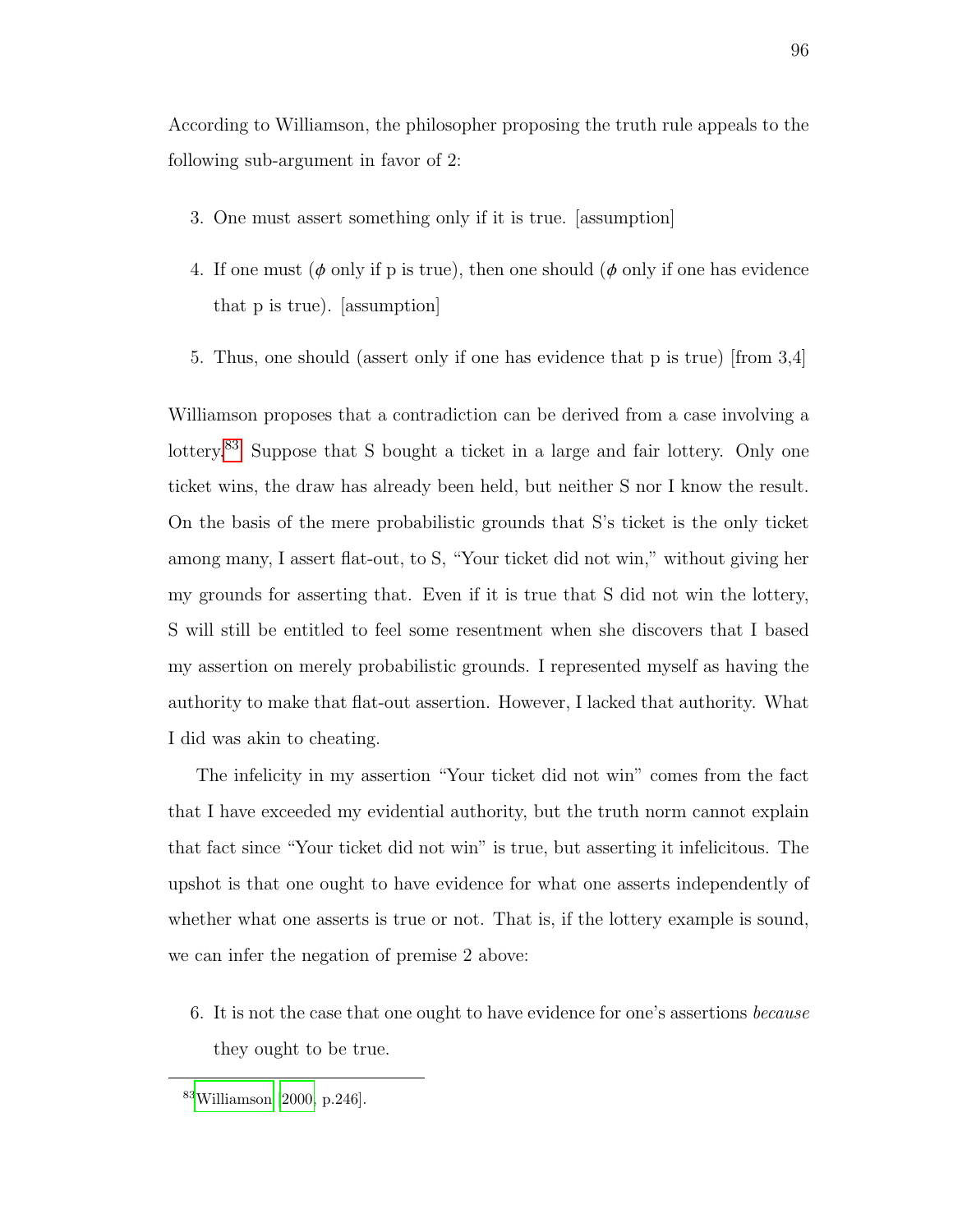According to Williamson, the philosopher proposing the truth rule appeals to the following sub-argument in favor of 2:

3. One must assert something only if it is true. [assumption]

4. If one must ($\phi$ only if p is true), then one should ($\phi$ only if one has evidence that p is true). [assumption]

5. Thus, one should (assert only if one has evidence that p is true) [from 3,4]

Williamson proposes that a contradiction can be derived from a case involving a lottery.[83] Suppose that S bought a ticket in a large and fair lottery. Only one ticket wins, the draw has already been held, but neither S nor I know the result. On the basis of the mere probabilistic grounds that S's ticket is the only ticket among many, I assert flat-out, to S, "Your ticket did not win," without giving her my grounds for asserting that. Even if it is true that S did not win the lottery, S will still be entitled to feel some resentment when she discovers that I based my assertion on merely probabilistic grounds. I represented myself as having the authority to make that flat-out assertion. However, I lacked that authority. What I did was akin to cheating.

The infelicity in my assertion "Your ticket did not win" comes from the fact that I have exceeded my evidential authority, but the truth norm cannot explain that fact since "Your ticket did not win" is true, but asserting it infelicitous. The upshot is that one ought to have evidence for what one asserts independently of whether what one asserts is true or not. That is, if the lottery example is sound, we can infer the negation of premise 2 above:

6. It is not the case that one ought to have evidence for one's assertions *because* they ought to be true.

[83] Williamson [2000, p.246].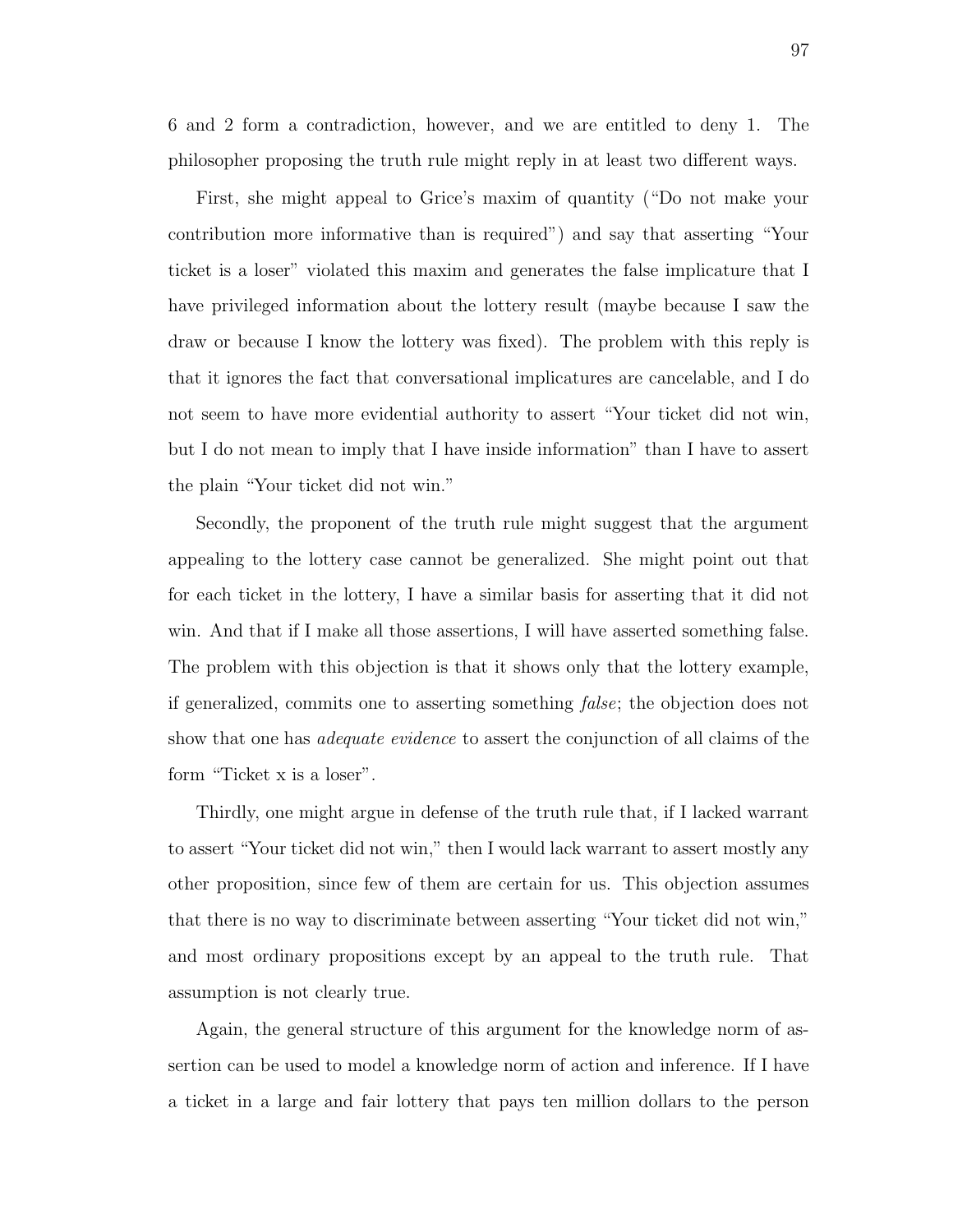6 and 2 form a contradiction, however, and we are entitled to deny 1. The philosopher proposing the truth rule might reply in at least two different ways.

First, she might appeal to Grice's maxim of quantity ("Do not make your contribution more informative than is required") and say that asserting "Your ticket is a loser" violated this maxim and generates the false implicature that I have privileged information about the lottery result (maybe because I saw the draw or because I know the lottery was fixed). The problem with this reply is that it ignores the fact that conversational implicatures are cancelable, and I do not seem to have more evidential authority to assert "Your ticket did not win, but I do not mean to imply that I have inside information" than I have to assert the plain "Your ticket did not win."

Secondly, the proponent of the truth rule might suggest that the argument appealing to the lottery case cannot be generalized. She might point out that for each ticket in the lottery, I have a similar basis for asserting that it did not win. And that if I make all those assertions, I will have asserted something false. The problem with this objection is that it shows only that the lottery example, if generalized, commits one to asserting something *false*; the objection does not show that one has *adequate evidence* to assert the conjunction of all claims of the form "Ticket x is a loser".

Thirdly, one might argue in defense of the truth rule that, if I lacked warrant to assert "Your ticket did not win," then I would lack warrant to assert mostly any other proposition, since few of them are certain for us. This objection assumes that there is no way to discriminate between asserting "Your ticket did not win," and most ordinary propositions except by an appeal to the truth rule. That assumption is not clearly true.

Again, the general structure of this argument for the knowledge norm of assertion can be used to model a knowledge norm of action and inference. If I have a ticket in a large and fair lottery that pays ten million dollars to the person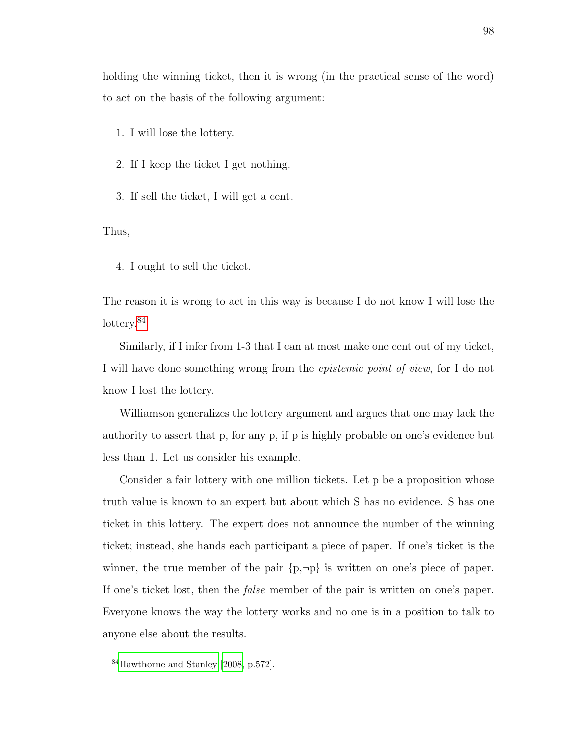holding the winning ticket, then it is wrong (in the practical sense of the word) to act on the basis of the following argument:

1. I will lose the lottery.

2. If I keep the ticket I get nothing.

3. If sell the ticket, I will get a cent.

Thus,

4. I ought to sell the ticket.

The reason it is wrong to act in this way is because I do not know I will lose the lottery.[84]

Similarly, if I infer from 1-3 that I can at most make one cent out of my ticket, I will have done something wrong from the *epistemic point of view*, for I do not know I lost the lottery.

Williamson generalizes the lottery argument and argues that one may lack the authority to assert that p, for any p, if p is highly probable on one's evidence but less than 1. Let us consider his example.

Consider a fair lottery with one million tickets. Let p be a proposition whose truth value is known to an expert but about which S has no evidence. S has one ticket in this lottery. The expert does not announce the number of the winning ticket; instead, she hands each participant a piece of paper. If one's ticket is the winner, the true member of the pair {p,¬p} is written on one's piece of paper. If one's ticket lost, then the *false* member of the pair is written on one's paper. Everyone knows the way the lottery works and no one is in a position to talk to anyone else about the results.

---

[84] Hawthorne and Stanley [2008, p.572].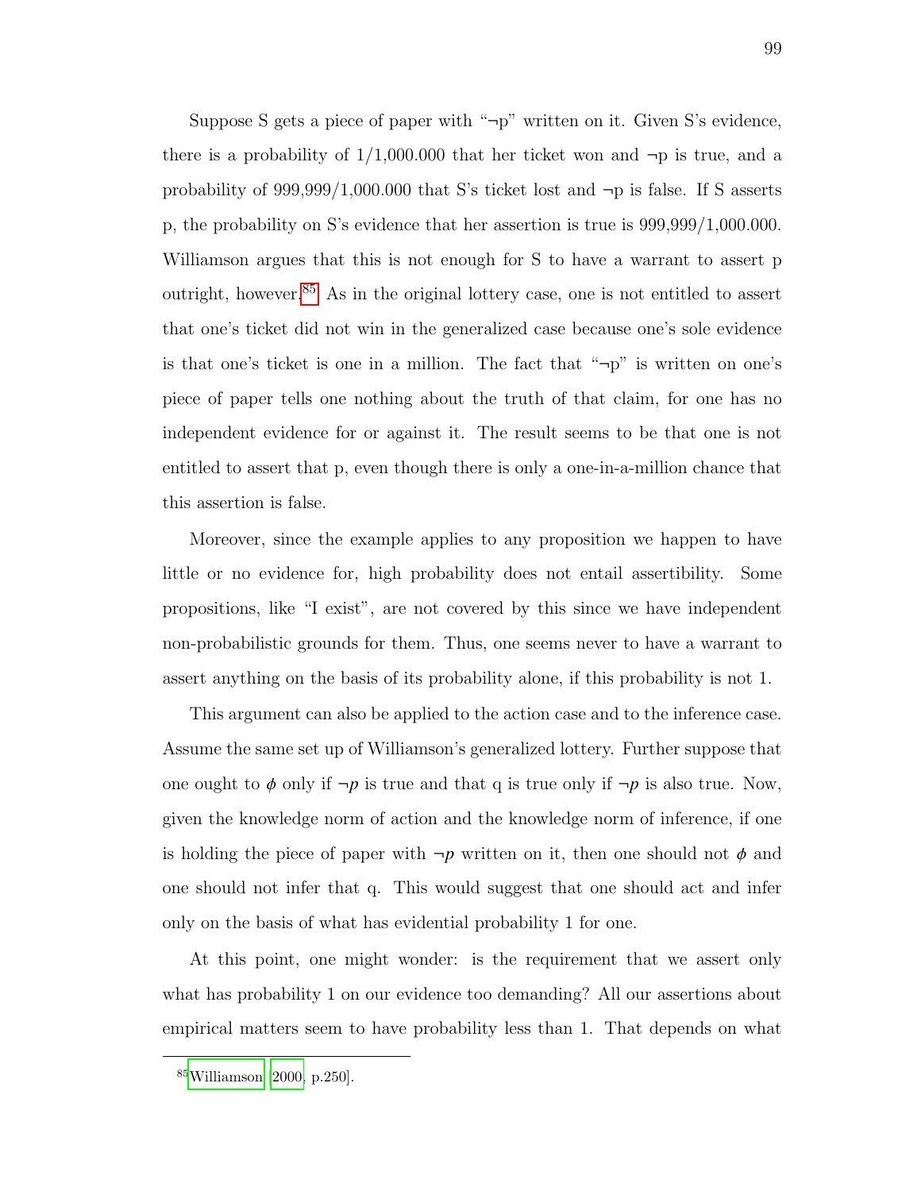Suppose S gets a piece of paper with "¬p" written on it. Given S's evidence, there is a probability of 1/1,000.000 that her ticket won and ¬p is true, and a probability of 999,999/1,000.000 that S's ticket lost and ¬p is false. If S asserts p, the probability on S's evidence that her assertion is true is 999,999/1,000.000. Williamson argues that this is not enough for S to have a warrant to assert p outright, however.[85] As in the original lottery case, one is not entitled to assert that one's ticket did not win in the generalized case because one's sole evidence is that one's ticket is one in a million. The fact that "¬p" is written on one's piece of paper tells one nothing about the truth of that claim, for one has no independent evidence for or against it. The result seems to be that one is not entitled to assert that p, even though there is only a one-in-a-million chance that this assertion is false.

Moreover, since the example applies to any proposition we happen to have little or no evidence for, high probability does not entail assertibility. Some propositions, like "I exist", are not covered by this since we have independent non-probabilistic grounds for them. Thus, one seems never to have a warrant to assert anything on the basis of its probability alone, if this probability is not 1.

This argument can also be applied to the action case and to the inference case. Assume the same set up of Williamson's generalized lottery. Further suppose that one ought to $\phi$ only if $\neg p$ is true and that q is true only if $\neg p$ is also true. Now, given the knowledge norm of action and the knowledge norm of inference, if one is holding the piece of paper with $\neg p$ written on it, then one should not $\phi$ and one should not infer that q. This would suggest that one should act and infer only on the basis of what has evidential probability 1 for one.

At this point, one might wonder: is the requirement that we assert only what has probability 1 on our evidence too demanding? All our assertions about empirical matters seem to have probability less than 1. That depends on what

[85] Williamson [2000, p.250].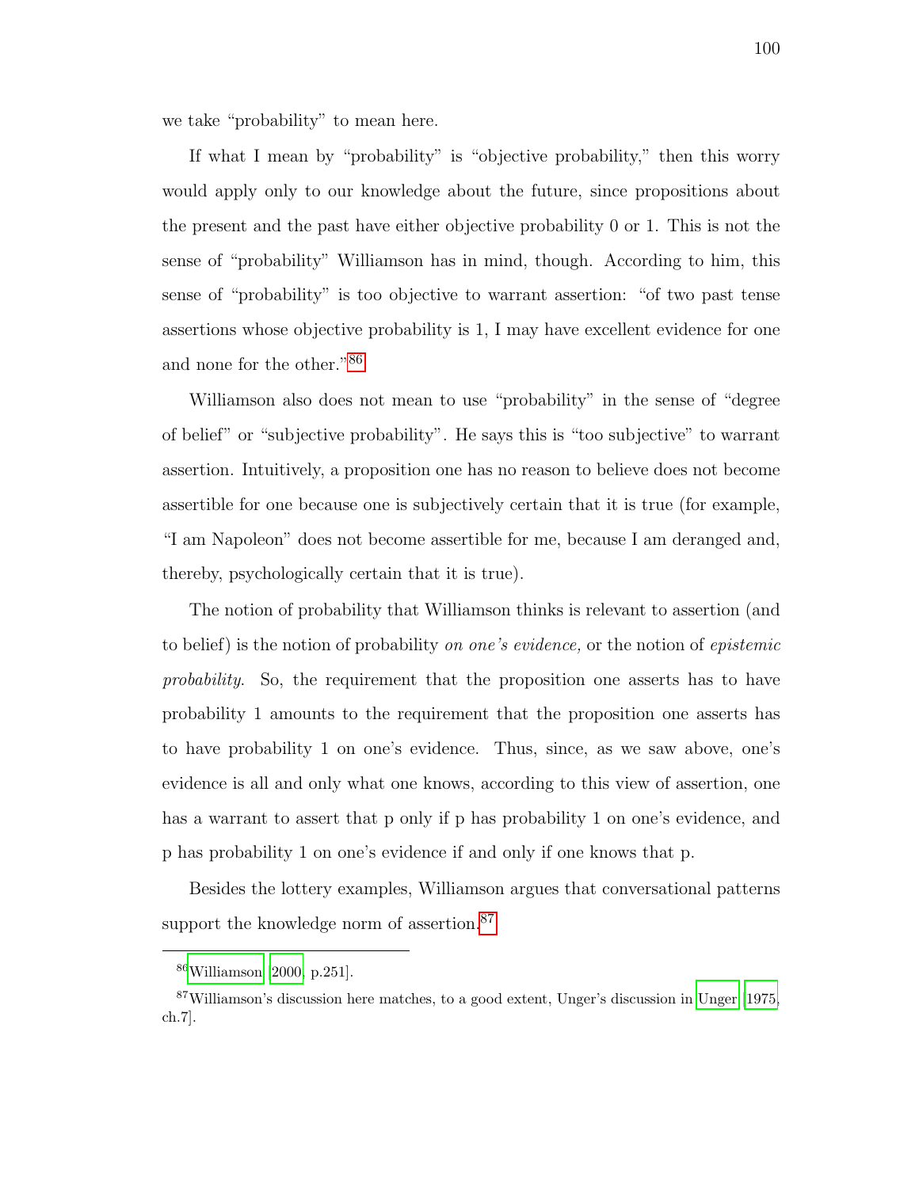we take "probability" to mean here.

If what I mean by "probability" is "objective probability," then this worry would apply only to our knowledge about the future, since propositions about the present and the past have either objective probability 0 or 1. This is not the sense of "probability" Williamson has in mind, though. According to him, this sense of "probability" is too objective to warrant assertion: "of two past tense assertions whose objective probability is 1, I may have excellent evidence for one and none for the other."[86]

Williamson also does not mean to use "probability" in the sense of "degree of belief" or "subjective probability". He says this is "too subjective" to warrant assertion. Intuitively, a proposition one has no reason to believe does not become assertible for one because one is subjectively certain that it is true (for example, "I am Napoleon" does not become assertible for me, because I am deranged and, thereby, psychologically certain that it is true).

The notion of probability that Williamson thinks is relevant to assertion (and to belief) is the notion of probability *on one's evidence,* or the notion of *epistemic probability*. So, the requirement that the proposition one asserts has to have probability 1 amounts to the requirement that the proposition one asserts has to have probability 1 on one's evidence. Thus, since, as we saw above, one's evidence is all and only what one knows, according to this view of assertion, one has a warrant to assert that p only if p has probability 1 on one's evidence, and p has probability 1 on one's evidence if and only if one knows that p.

Besides the lottery examples, Williamson argues that conversational patterns support the knowledge norm of assertion.[87]

---

[86] Williamson [2000, p.251].

[87] Williamson's discussion here matches, to a good extent, Unger's discussion in Unger [1975, ch.7].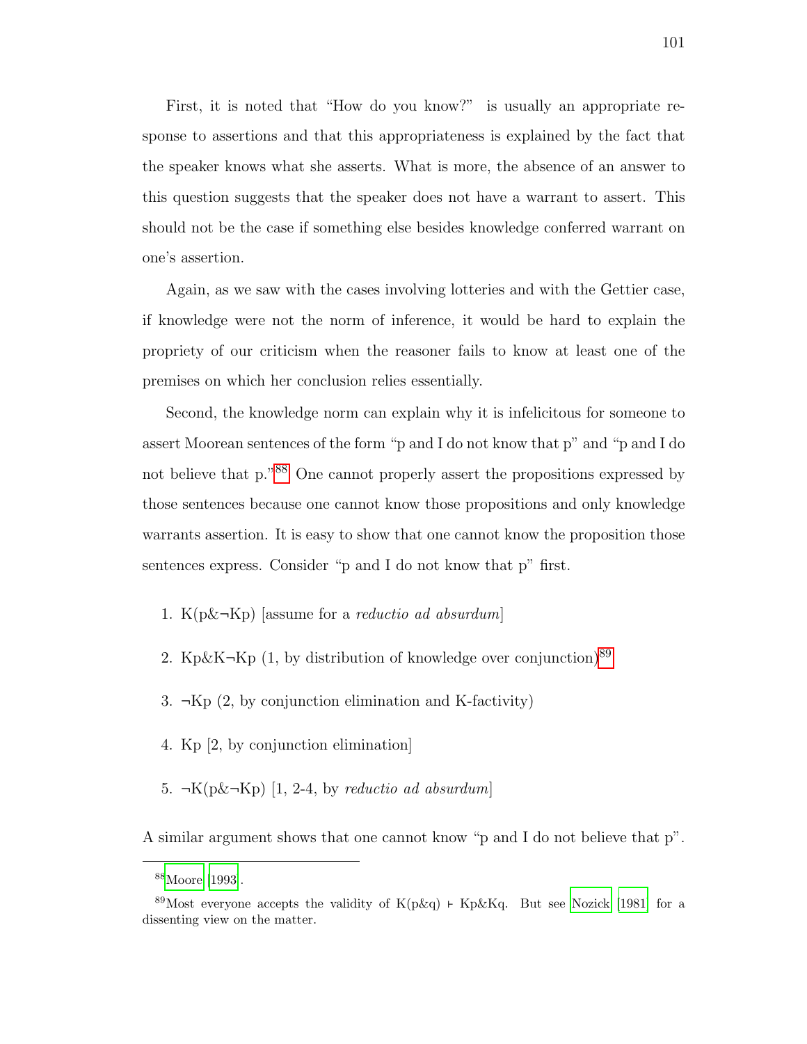First, it is noted that "How do you know?" is usually an appropriate response to assertions and that this appropriateness is explained by the fact that the speaker knows what she asserts. What is more, the absence of an answer to this question suggests that the speaker does not have a warrant to assert. This should not be the case if something else besides knowledge conferred warrant on one's assertion.

Again, as we saw with the cases involving lotteries and with the Gettier case, if knowledge were not the norm of inference, it would be hard to explain the propriety of our criticism when the reasoner fails to know at least one of the premises on which her conclusion relies essentially.

Second, the knowledge norm can explain why it is infelicitous for someone to assert Moorean sentences of the form "p and I do not know that p" and "p and I do not believe that p."[88] One cannot properly assert the propositions expressed by those sentences because one cannot know those propositions and only knowledge warrants assertion. It is easy to show that one cannot know the proposition those sentences express. Consider "p and I do not know that p" first.

1. K(p&¬Kp) [assume for a *reductio ad absurdum*]
2. Kp&K¬Kp (1, by distribution of knowledge over conjunction)[89]
3. ¬Kp (2, by conjunction elimination and K-factivity)
4. Kp [2, by conjunction elimination]
5. ¬K(p&¬Kp) [1, 2-4, by *reductio ad absurdum*]

A similar argument shows that one cannot know "p and I do not believe that p".

---

[88] Moore [1993].

[89] Most everyone accepts the validity of K(p&q) ⊢ Kp&Kq. But see Nozick [1981] for a dissenting view on the matter.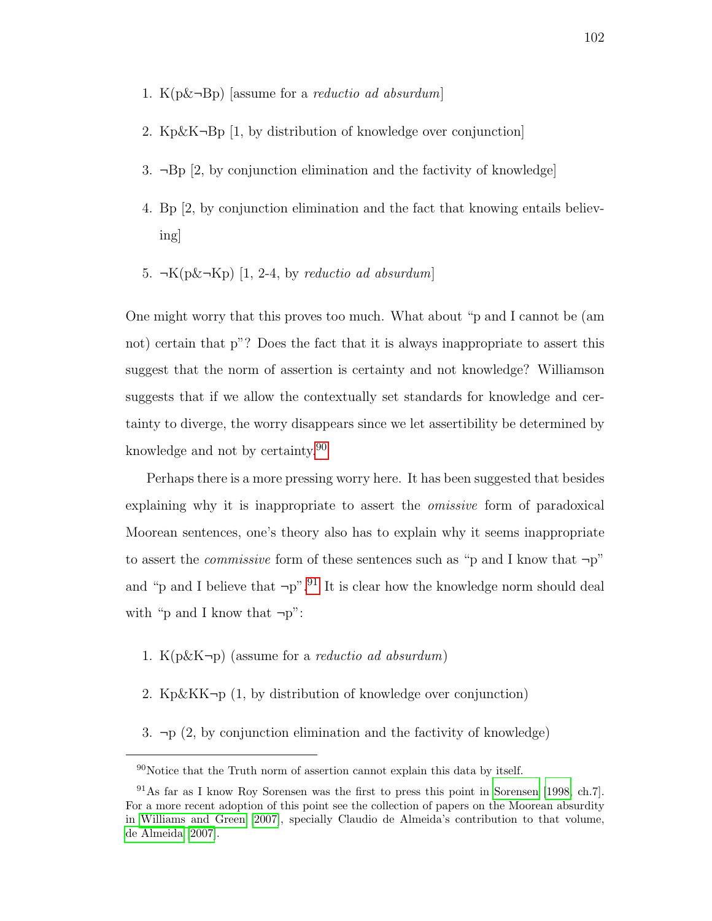1. K(p&¬Bp) [assume for a *reductio ad absurdum*]

2. Kp&K¬Bp [1, by distribution of knowledge over conjunction]

3. ¬Bp [2, by conjunction elimination and the factivity of knowledge]

4. Bp [2, by conjunction elimination and the fact that knowing entails believing]

5. ¬K(p&¬Kp) [1, 2-4, by *reductio ad absurdum*]

One might worry that this proves too much. What about "p and I cannot be (am not) certain that p"? Does the fact that it is always inappropriate to assert this suggest that the norm of assertion is certainty and not knowledge? Williamson suggests that if we allow the contextually set standards for knowledge and certainty to diverge, the worry disappears since we let assertibility be determined by knowledge and not by certainty.[90]

Perhaps there is a more pressing worry here. It has been suggested that besides explaining why it is inappropriate to assert the *omissive* form of paradoxical Moorean sentences, one's theory also has to explain why it seems inappropriate to assert the *commissive* form of these sentences such as "p and I know that ¬p" and "p and I believe that ¬p".[91] It is clear how the knowledge norm should deal with "p and I know that ¬p":

1. K(p&K¬p) (assume for a *reductio ad absurdum*)

2. Kp&KK¬p (1, by distribution of knowledge over conjunction)

3. ¬p (2, by conjunction elimination and the factivity of knowledge)

---

[90]Notice that the Truth norm of assertion cannot explain this data by itself.

[91]As far as I know Roy Sorensen was the first to press this point in Sorensen [1998, ch.7]. For a more recent adoption of this point see the collection of papers on the Moorean absurdity in Williams and Green [2007], specially Claudio de Almeida's contribution to that volume, de Almeida [2007].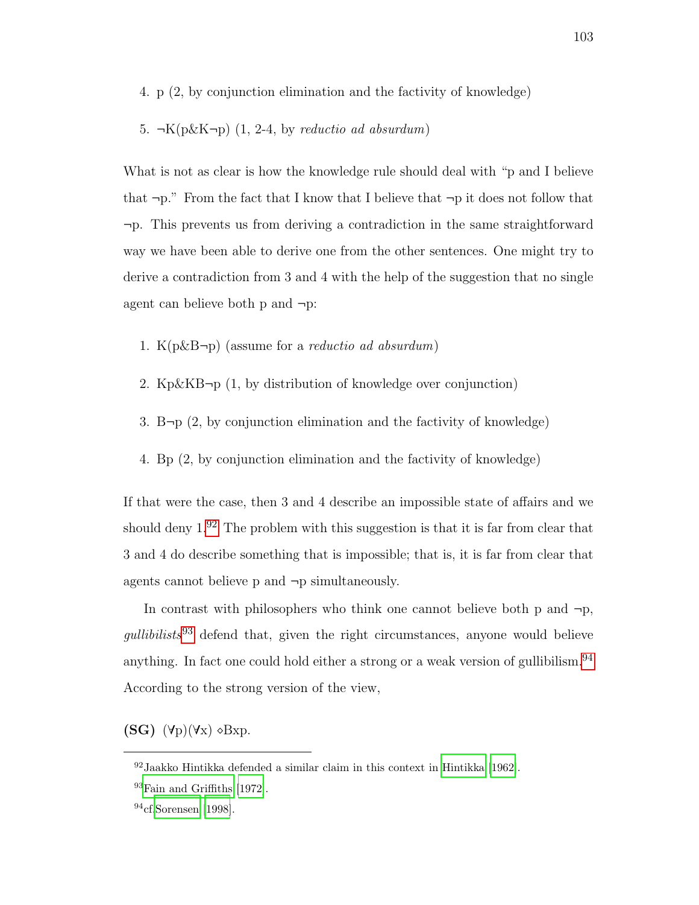4. p (2, by conjunction elimination and the factivity of knowledge)

5. ¬K(p&K¬p) (1, 2-4, by *reductio ad absurdum*)

What is not as clear is how the knowledge rule should deal with "p and I believe that ¬p." From the fact that I know that I believe that ¬p it does not follow that ¬p. This prevents us from deriving a contradiction in the same straightforward way we have been able to derive one from the other sentences. One might try to derive a contradiction from 3 and 4 with the help of the suggestion that no single agent can believe both p and ¬p:

1. K(p&B¬p) (assume for a *reductio ad absurdum*)

2. Kp&KB¬p (1, by distribution of knowledge over conjunction)

3. B¬p (2, by conjunction elimination and the factivity of knowledge)

4. Bp (2, by conjunction elimination and the factivity of knowledge)

If that were the case, then 3 and 4 describe an impossible state of affairs and we should deny 1.[92] The problem with this suggestion is that it is far from clear that 3 and 4 do describe something that is impossible; that is, it is far from clear that agents cannot believe p and ¬p simultaneously.

In contrast with philosophers who think one cannot believe both p and ¬p, *gullibilists*[93] defend that, given the right circumstances, anyone would believe anything. In fact one could hold either a strong or a weak version of gullibilism.[94] According to the strong version of the view,

**(SG)** (∀p)(∀x) ⋄Bxp.

---

[92] Jaakko Hintikka defended a similar claim in this context in Hintikka [1962].

[93] Fain and Griffiths [1972].

[94] cf. Sorensen [1998].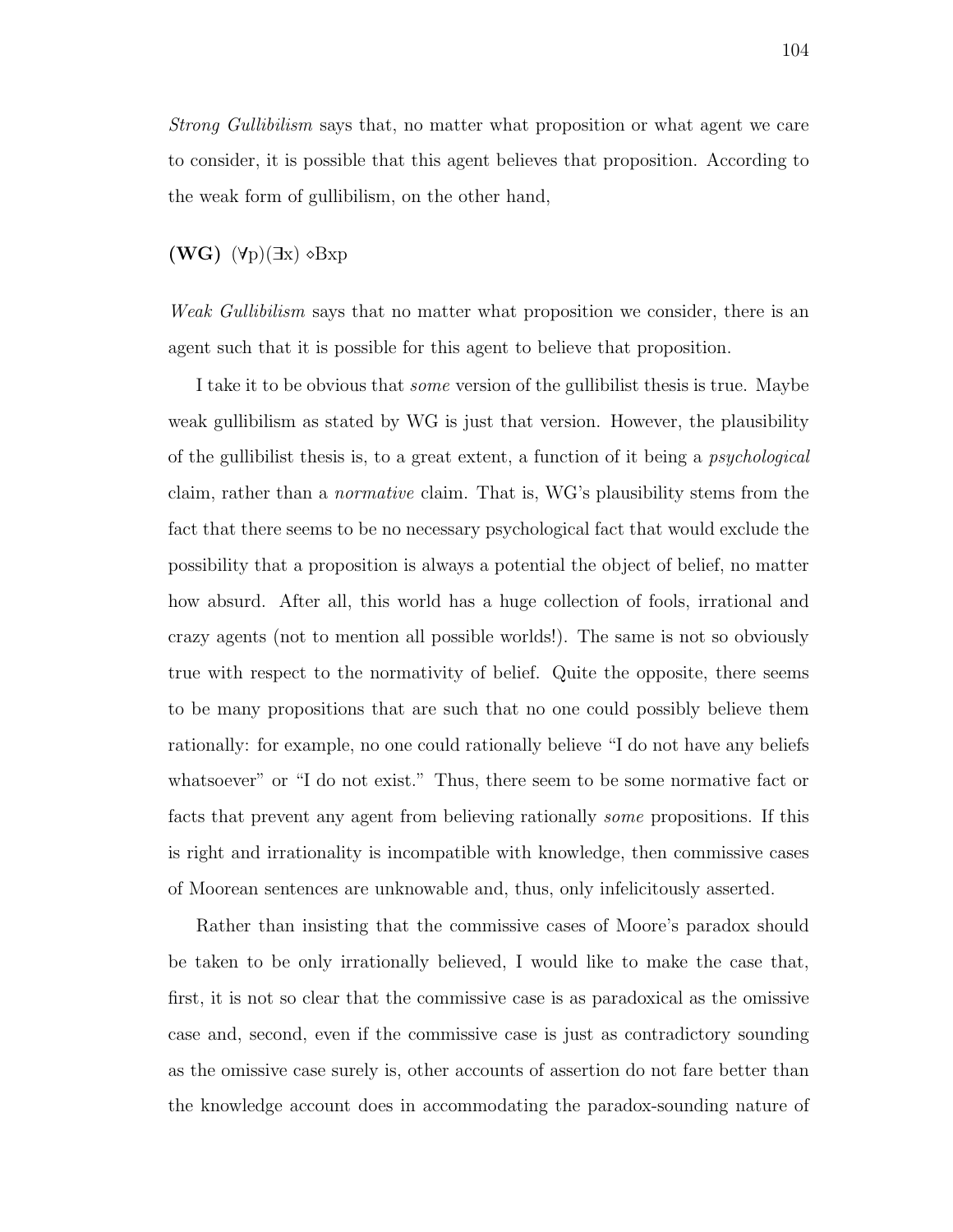*Strong Gullibilism* says that, no matter what proposition or what agent we care to consider, it is possible that this agent believes that proposition. According to the weak form of gullibilism, on the other hand,

**(WG)** $(\forall p)(\exists x) \diamond Bxp$

*Weak Gullibilism* says that no matter what proposition we consider, there is an agent such that it is possible for this agent to believe that proposition.

I take it to be obvious that *some* version of the gullibilist thesis is true. Maybe weak gullibilism as stated by WG is just that version. However, the plausibility of the gullibilist thesis is, to a great extent, a function of it being a *psychological* claim, rather than a *normative* claim. That is, WG's plausibility stems from the fact that there seems to be no necessary psychological fact that would exclude the possibility that a proposition is always a potential the object of belief, no matter how absurd. After all, this world has a huge collection of fools, irrational and crazy agents (not to mention all possible worlds!). The same is not so obviously true with respect to the normativity of belief. Quite the opposite, there seems to be many propositions that are such that no one could possibly believe them rationally: for example, no one could rationally believe "I do not have any beliefs whatsoever" or "I do not exist." Thus, there seem to be some normative fact or facts that prevent any agent from believing rationally *some* propositions. If this is right and irrationality is incompatible with knowledge, then commissive cases of Moorean sentences are unknowable and, thus, only infelicitously asserted.

Rather than insisting that the commissive cases of Moore's paradox should be taken to be only irrationally believed, I would like to make the case that, first, it is not so clear that the commissive case is as paradoxical as the omissive case and, second, even if the commissive case is just as contradictory sounding as the omissive case surely is, other accounts of assertion do not fare better than the knowledge account does in accommodating the paradox-sounding nature of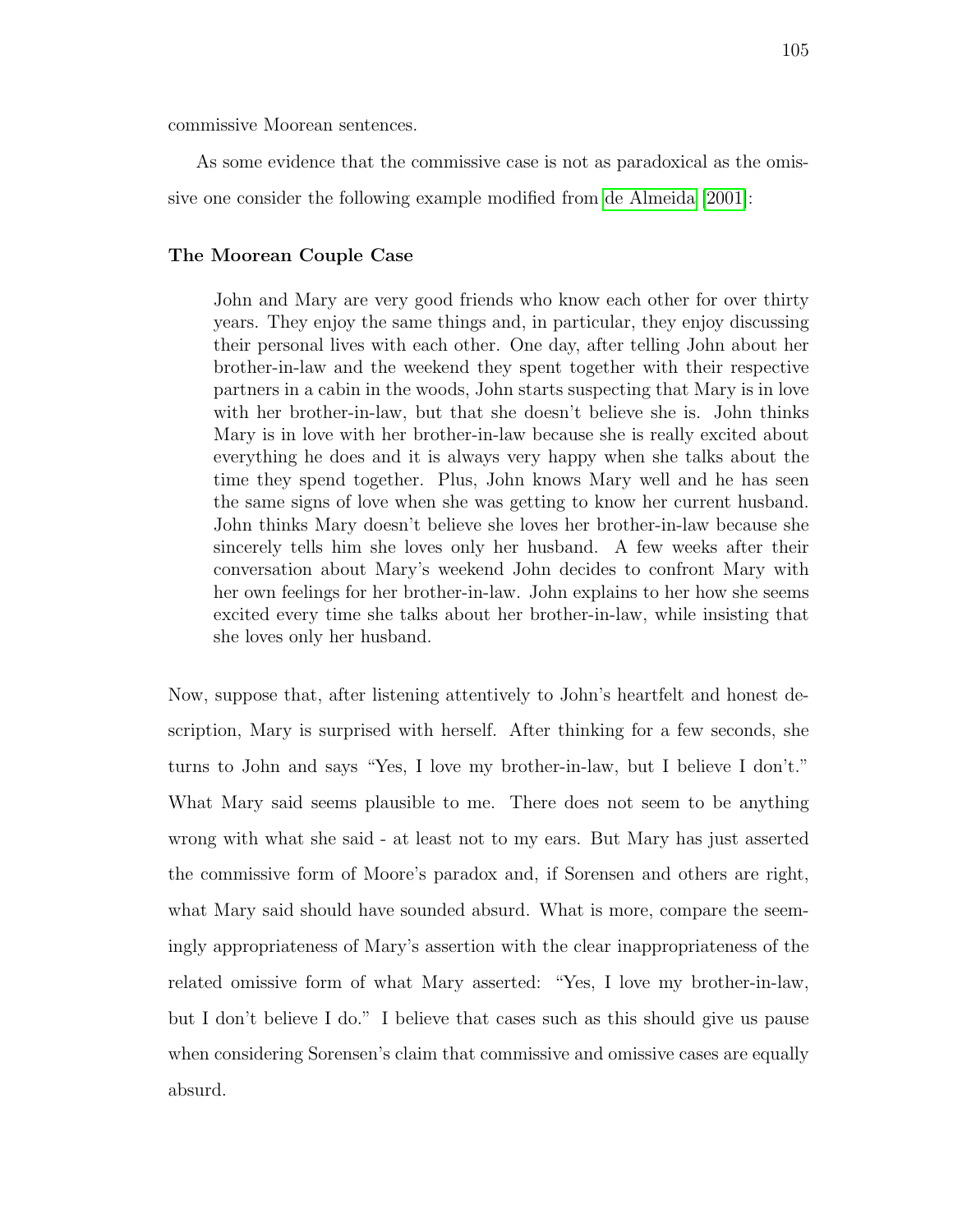commissive Moorean sentences.

As some evidence that the commissive case is not as paradoxical as the omissive one consider the following example modified from de Almeida [2001]:

**The Moorean Couple Case**

> John and Mary are very good friends who know each other for over thirty years. They enjoy the same things and, in particular, they enjoy discussing their personal lives with each other. One day, after telling John about her brother-in-law and the weekend they spent together with their respective partners in a cabin in the woods, John starts suspecting that Mary is in love with her brother-in-law, but that she doesn't believe she is. John thinks Mary is in love with her brother-in-law because she is really excited about everything he does and it is always very happy when she talks about the time they spend together. Plus, John knows Mary well and he has seen the same signs of love when she was getting to know her current husband. John thinks Mary doesn't believe she loves her brother-in-law because she sincerely tells him she loves only her husband. A few weeks after their conversation about Mary's weekend John decides to confront Mary with her own feelings for her brother-in-law. John explains to her how she seems excited every time she talks about her brother-in-law, while insisting that she loves only her husband.

Now, suppose that, after listening attentively to John's heartfelt and honest description, Mary is surprised with herself. After thinking for a few seconds, she turns to John and says "Yes, I love my brother-in-law, but I believe I don't." What Mary said seems plausible to me. There does not seem to be anything wrong with what she said - at least not to my ears. But Mary has just asserted the commissive form of Moore's paradox and, if Sorensen and others are right, what Mary said should have sounded absurd. What is more, compare the seemingly appropriateness of Mary's assertion with the clear inappropriateness of the related omissive form of what Mary asserted: "Yes, I love my brother-in-law, but I don't believe I do." I believe that cases such as this should give us pause when considering Sorensen's claim that commissive and omissive cases are equally absurd.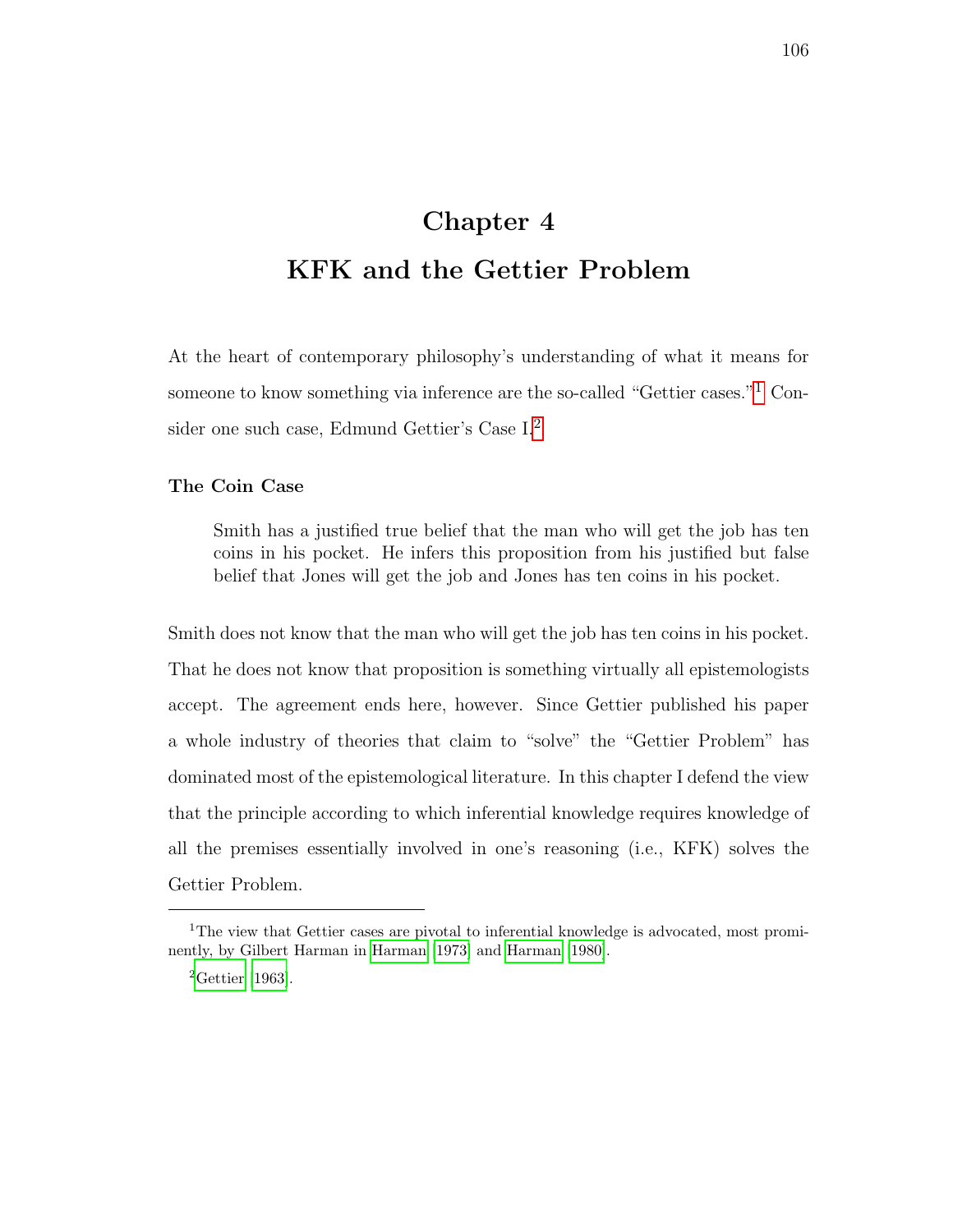# Chapter 4

# KFK and the Gettier Problem

At the heart of contemporary philosophy's understanding of what it means for someone to know something via inference are the so-called "Gettier cases."[1] Consider one such case, Edmund Gettier's Case I.[2]

**The Coin Case**

> Smith has a justified true belief that the man who will get the job has ten coins in his pocket. He infers this proposition from his justified but false belief that Jones will get the job and Jones has ten coins in his pocket.

Smith does not know that the man who will get the job has ten coins in his pocket. That he does not know that proposition is something virtually all epistemologists accept. The agreement ends here, however. Since Gettier published his paper a whole industry of theories that claim to "solve" the "Gettier Problem" has dominated most of the epistemological literature. In this chapter I defend the view that the principle according to which inferential knowledge requires knowledge of all the premises essentially involved in one's reasoning (i.e., KFK) solves the Gettier Problem.

---

[1] The view that Gettier cases are pivotal to inferential knowledge is advocated, most prominently, by Gilbert Harman in Harman (1973) and Harman (1980).

[2] Gettier (1963).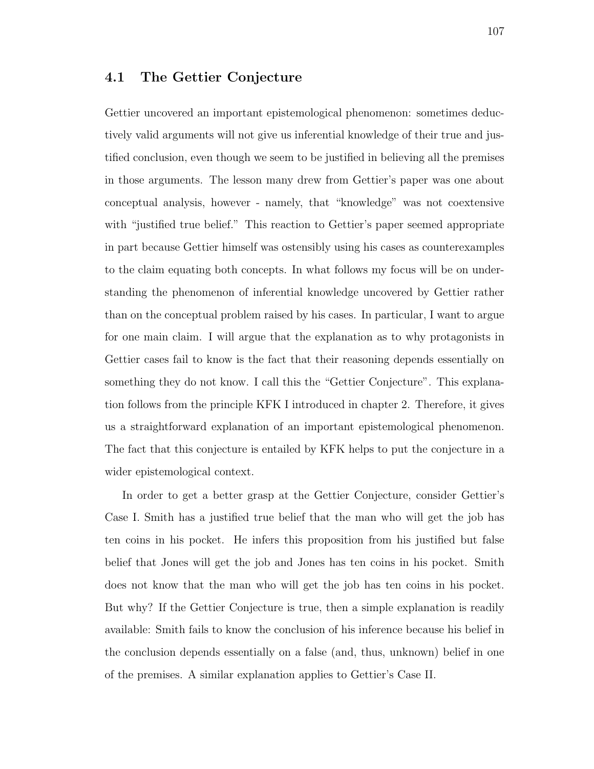## 4.1 The Gettier Conjecture

Gettier uncovered an important epistemological phenomenon: sometimes deductively valid arguments will not give us inferential knowledge of their true and justified conclusion, even though we seem to be justified in believing all the premises in those arguments. The lesson many drew from Gettier's paper was one about conceptual analysis, however - namely, that "knowledge" was not coextensive with "justified true belief." This reaction to Gettier's paper seemed appropriate in part because Gettier himself was ostensibly using his cases as counterexamples to the claim equating both concepts. In what follows my focus will be on understanding the phenomenon of inferential knowledge uncovered by Gettier rather than on the conceptual problem raised by his cases. In particular, I want to argue for one main claim. I will argue that the explanation as to why protagonists in Gettier cases fail to know is the fact that their reasoning depends essentially on something they do not know. I call this the "Gettier Conjecture". This explanation follows from the principle KFK I introduced in chapter 2. Therefore, it gives us a straightforward explanation of an important epistemological phenomenon. The fact that this conjecture is entailed by KFK helps to put the conjecture in a wider epistemological context.

In order to get a better grasp at the Gettier Conjecture, consider Gettier's Case I. Smith has a justified true belief that the man who will get the job has ten coins in his pocket. He infers this proposition from his justified but false belief that Jones will get the job and Jones has ten coins in his pocket. Smith does not know that the man who will get the job has ten coins in his pocket. But why? If the Gettier Conjecture is true, then a simple explanation is readily available: Smith fails to know the conclusion of his inference because his belief in the conclusion depends essentially on a false (and, thus, unknown) belief in one of the premises. A similar explanation applies to Gettier's Case II.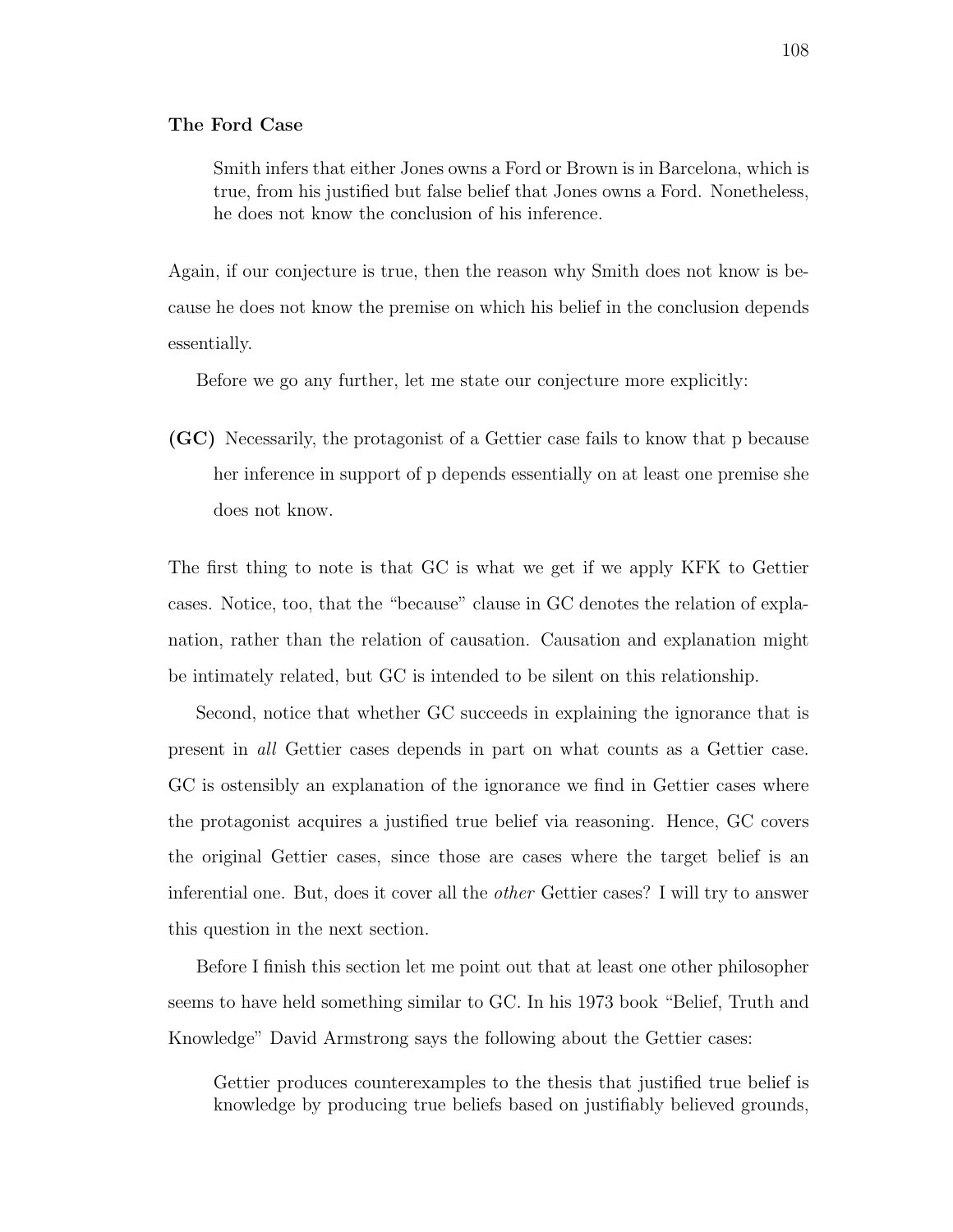**The Ford Case**

> Smith infers that either Jones owns a Ford or Brown is in Barcelona, which is true, from his justified but false belief that Jones owns a Ford. Nonetheless, he does not know the conclusion of his inference.

Again, if our conjecture is true, then the reason why Smith does not know is because he does not know the premise on which his belief in the conclusion depends essentially.

Before we go any further, let me state our conjecture more explicitly:

**(GC)** Necessarily, the protagonist of a Gettier case fails to know that p because her inference in support of p depends essentially on at least one premise she does not know.

The first thing to note is that GC is what we get if we apply KFK to Gettier cases. Notice, too, that the "because" clause in GC denotes the relation of explanation, rather than the relation of causation. Causation and explanation might be intimately related, but GC is intended to be silent on this relationship.

Second, notice that whether GC succeeds in explaining the ignorance that is present in *all* Gettier cases depends in part on what counts as a Gettier case. GC is ostensibly an explanation of the ignorance we find in Gettier cases where the protagonist acquires a justified true belief via reasoning. Hence, GC covers the original Gettier cases, since those are cases where the target belief is an inferential one. But, does it cover all the *other* Gettier cases? I will try to answer this question in the next section.

Before I finish this section let me point out that at least one other philosopher seems to have held something similar to GC. In his 1973 book "Belief, Truth and Knowledge" David Armstrong says the following about the Gettier cases:

> Gettier produces counterexamples to the thesis that justified true belief is knowledge by producing true beliefs based on justifiably believed grounds,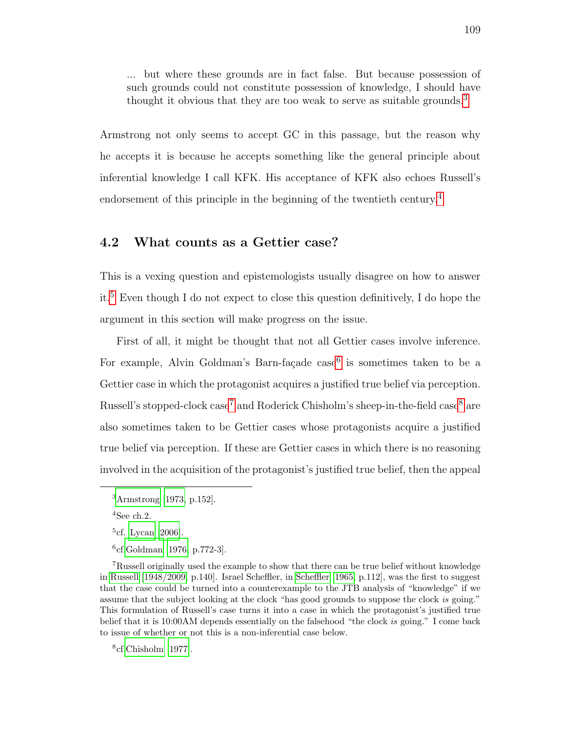> ... but where these grounds are in fact false. But because possession of such grounds could not constitute possession of knowledge, I should have thought it obvious that they are too weak to serve as suitable grounds.[3]

Armstrong not only seems to accept GC in this passage, but the reason why he accepts it is because he accepts something like the general principle about inferential knowledge I call KFK. His acceptance of KFK also echoes Russell's endorsement of this principle in the beginning of the twentieth century.[4]

## 4.2 What counts as a Gettier case?

This is a vexing question and epistemologists usually disagree on how to answer it.[5] Even though I do not expect to close this question definitively, I do hope the argument in this section will make progress on the issue.

First of all, it might be thought that not all Gettier cases involve inference. For example, Alvin Goldman's Barn-façade case[6] is sometimes taken to be a Gettier case in which the protagonist acquires a justified true belief via perception. Russell's stopped-clock case[7] and Roderick Chisholm's sheep-in-the-field case[8] are also sometimes taken to be Gettier cases whose protagonists acquire a justified true belief via perception. If these are Gettier cases in which there is no reasoning involved in the acquisition of the protagonist's justified true belief, then the appeal

---

[3] Armstrong [1973, p.152].

[4] See ch.2.

[5] cf. Lycan [2006].

[6] cf. Goldman [1976, p.772-3].

[7] Russell originally used the example to show that there can be true belief without knowledge in Russell [1948/2009, p.140]. Israel Scheffler, in Scheffler [1965, p.112], was the first to suggest that the case could be turned into a counterexample to the JTB analysis of "knowledge" if we assume that the subject looking at the clock "has good grounds to suppose the clock *is* going." This formulation of Russell's case turns it into a case in which the protagonist's justified true belief that it is 10:00AM depends essentially on the falsehood "the clock *is* going." I come back to issue of whether or not this is a non-inferential case below.

[8] cf. Chisholm [1977].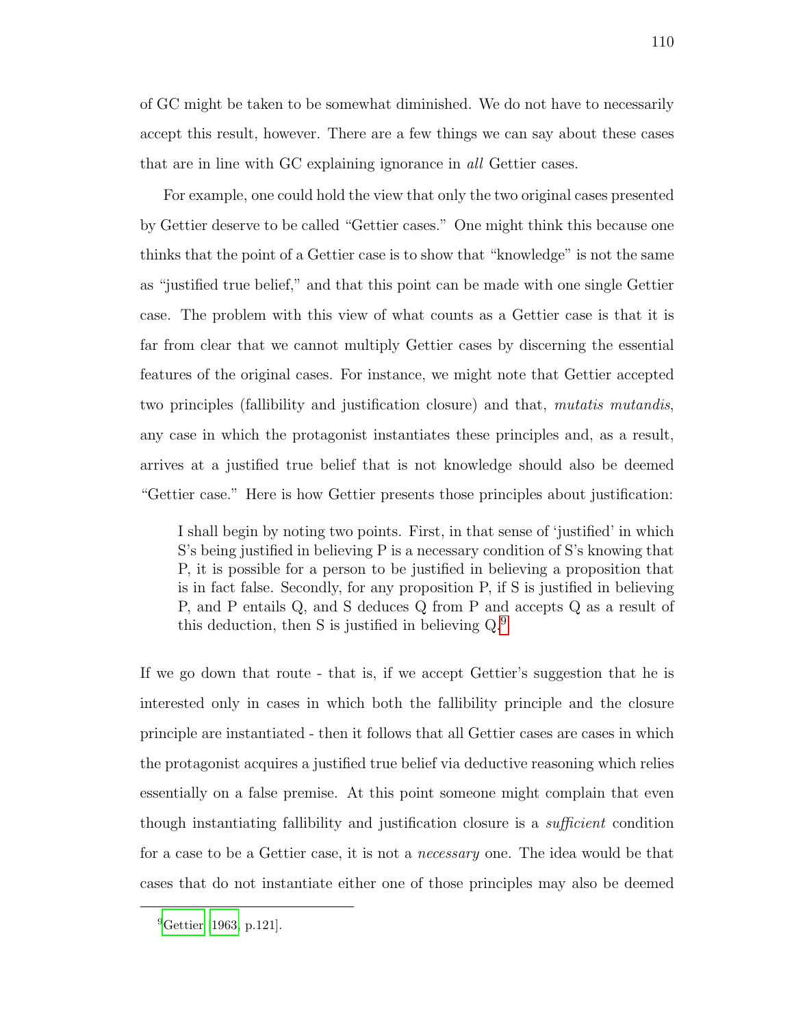of GC might be taken to be somewhat diminished. We do not have to necessarily accept this result, however. There are a few things we can say about these cases that are in line with GC explaining ignorance in *all* Gettier cases.

For example, one could hold the view that only the two original cases presented by Gettier deserve to be called "Gettier cases." One might think this because one thinks that the point of a Gettier case is to show that "knowledge" is not the same as "justified true belief," and that this point can be made with one single Gettier case. The problem with this view of what counts as a Gettier case is that it is far from clear that we cannot multiply Gettier cases by discerning the essential features of the original cases. For instance, we might note that Gettier accepted two principles (fallibility and justification closure) and that, *mutatis mutandis*, any case in which the protagonist instantiates these principles and, as a result, arrives at a justified true belief that is not knowledge should also be deemed "Gettier case." Here is how Gettier presents those principles about justification:

> I shall begin by noting two points. First, in that sense of 'justified' in which S's being justified in believing P is a necessary condition of S's knowing that P, it is possible for a person to be justified in believing a proposition that is in fact false. Secondly, for any proposition P, if S is justified in believing P, and P entails Q, and S deduces Q from P and accepts Q as a result of this deduction, then S is justified in believing Q.[9]

If we go down that route - that is, if we accept Gettier's suggestion that he is interested only in cases in which both the fallibility principle and the closure principle are instantiated - then it follows that all Gettier cases are cases in which the protagonist acquires a justified true belief via deductive reasoning which relies essentially on a false premise. At this point someone might complain that even though instantiating fallibility and justification closure is a *sufficient* condition for a case to be a Gettier case, it is not a *necessary* one. The idea would be that cases that do not instantiate either one of those principles may also be deemed

---

[9] Gettier [1963, p.121].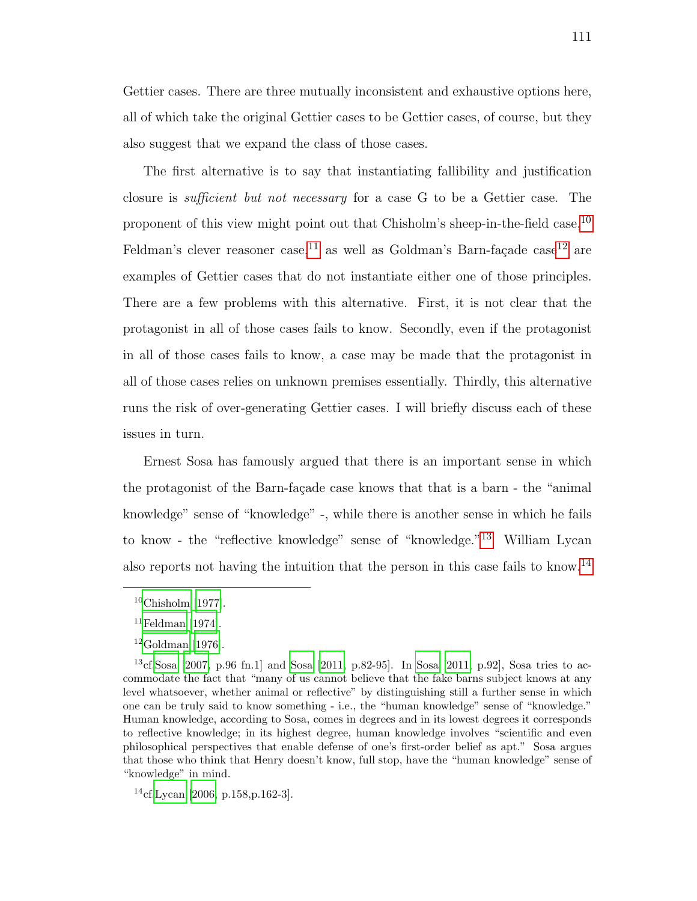Gettier cases. There are three mutually inconsistent and exhaustive options here, all of which take the original Gettier cases to be Gettier cases, of course, but they also suggest that we expand the class of those cases.

The first alternative is to say that instantiating fallibility and justification closure is *sufficient but not necessary* for a case G to be a Gettier case. The proponent of this view might point out that Chisholm's sheep-in-the-field case,[10] Feldman's clever reasoner case,[11] as well as Goldman's Barn-façade case[12] are examples of Gettier cases that do not instantiate either one of those principles. There are a few problems with this alternative. First, it is not clear that the protagonist in all of those cases fails to know. Secondly, even if the protagonist in all of those cases fails to know, a case may be made that the protagonist in all of those cases relies on unknown premises essentially. Thirdly, this alternative runs the risk of over-generating Gettier cases. I will briefly discuss each of these issues in turn.

Ernest Sosa has famously argued that there is an important sense in which the protagonist of the Barn-façade case knows that that is a barn - the "animal knowledge" sense of "knowledge" -, while there is another sense in which he fails to know - the "reflective knowledge" sense of "knowledge."[13] William Lycan also reports not having the intuition that the person in this case fails to know.[14]

---

[10] Chisholm [1977].

[11] Feldman [1974].

[12] Goldman [1976].

[13] cf.Sosa [2007, p.96 fn.1] and Sosa [2011, p.82-95]. In Sosa [2011, p.92], Sosa tries to accommodate the fact that "many of us cannot believe that the fake barns subject knows at any level whatsoever, whether animal or reflective" by distinguishing still a further sense in which one can be truly said to know something - i.e., the "human knowledge" sense of "knowledge." Human knowledge, according to Sosa, comes in degrees and in its lowest degrees it corresponds to reflective knowledge; in its highest degree, human knowledge involves "scientific and even philosophical perspectives that enable defense of one's first-order belief as apt." Sosa argues that those who think that Henry doesn't know, full stop, have the "human knowledge" sense of "knowledge" in mind.

[14] cf.Lycan [2006, p.158,p.162-3].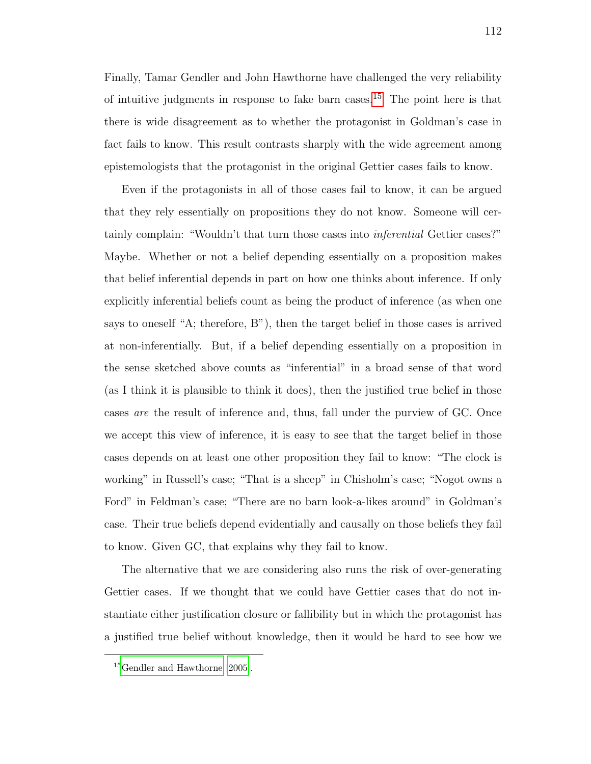Finally, Tamar Gendler and John Hawthorne have challenged the very reliability of intuitive judgments in response to fake barn cases.[15] The point here is that there is wide disagreement as to whether the protagonist in Goldman's case in fact fails to know. This result contrasts sharply with the wide agreement among epistemologists that the protagonist in the original Gettier cases fails to know.

Even if the protagonists in all of those cases fail to know, it can be argued that they rely essentially on propositions they do not know. Someone will certainly complain: "Wouldn't that turn those cases into *inferential* Gettier cases?" Maybe. Whether or not a belief depending essentially on a proposition makes that belief inferential depends in part on how one thinks about inference. If only explicitly inferential beliefs count as being the product of inference (as when one says to oneself "A; therefore, B"), then the target belief in those cases is arrived at non-inferentially. But, if a belief depending essentially on a proposition in the sense sketched above counts as "inferential" in a broad sense of that word (as I think it is plausible to think it does), then the justified true belief in those cases *are* the result of inference and, thus, fall under the purview of GC. Once we accept this view of inference, it is easy to see that the target belief in those cases depends on at least one other proposition they fail to know: "The clock is working" in Russell's case; "That is a sheep" in Chisholm's case; "Nogot owns a Ford" in Feldman's case; "There are no barn look-a-likes around" in Goldman's case. Their true beliefs depend evidentially and causally on those beliefs they fail to know. Given GC, that explains why they fail to know.

The alternative that we are considering also runs the risk of over-generating Gettier cases. If we thought that we could have Gettier cases that do not instantiate either justification closure or fallibility but in which the protagonist has a justified true belief without knowledge, then it would be hard to see how we

[15] Gendler and Hawthorne [2005].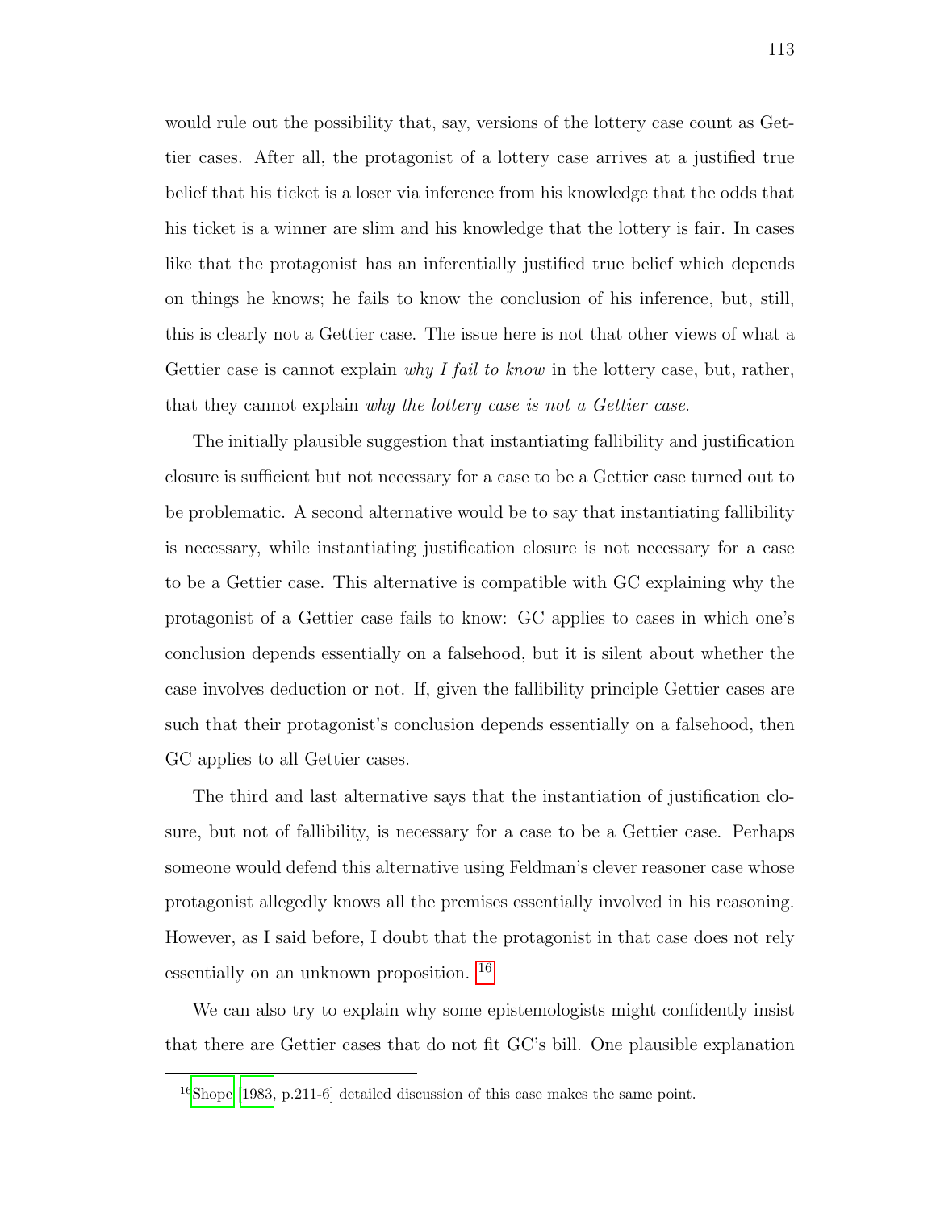would rule out the possibility that, say, versions of the lottery case count as Gettier cases. After all, the protagonist of a lottery case arrives at a justified true belief that his ticket is a loser via inference from his knowledge that the odds that his ticket is a winner are slim and his knowledge that the lottery is fair. In cases like that the protagonist has an inferentially justified true belief which depends on things he knows; he fails to know the conclusion of his inference, but, still, this is clearly not a Gettier case. The issue here is not that other views of what a Gettier case is cannot explain *why I fail to know* in the lottery case, but, rather, that they cannot explain *why the lottery case is not a Gettier case.*

The initially plausible suggestion that instantiating fallibility and justification closure is sufficient but not necessary for a case to be a Gettier case turned out to be problematic. A second alternative would be to say that instantiating fallibility is necessary, while instantiating justification closure is not necessary for a case to be a Gettier case. This alternative is compatible with GC explaining why the protagonist of a Gettier case fails to know: GC applies to cases in which one's conclusion depends essentially on a falsehood, but it is silent about whether the case involves deduction or not. If, given the fallibility principle Gettier cases are such that their protagonist's conclusion depends essentially on a falsehood, then GC applies to all Gettier cases.

The third and last alternative says that the instantiation of justification closure, but not of fallibility, is necessary for a case to be a Gettier case. Perhaps someone would defend this alternative using Feldman's clever reasoner case whose protagonist allegedly knows all the premises essentially involved in his reasoning. However, as I said before, I doubt that the protagonist in that case does not rely essentially on an unknown proposition. [16]

We can also try to explain why some epistemologists might confidently insist that there are Gettier cases that do not fit GC's bill. One plausible explanation

[16] Shope [1983, p.211-6] detailed discussion of this case makes the same point.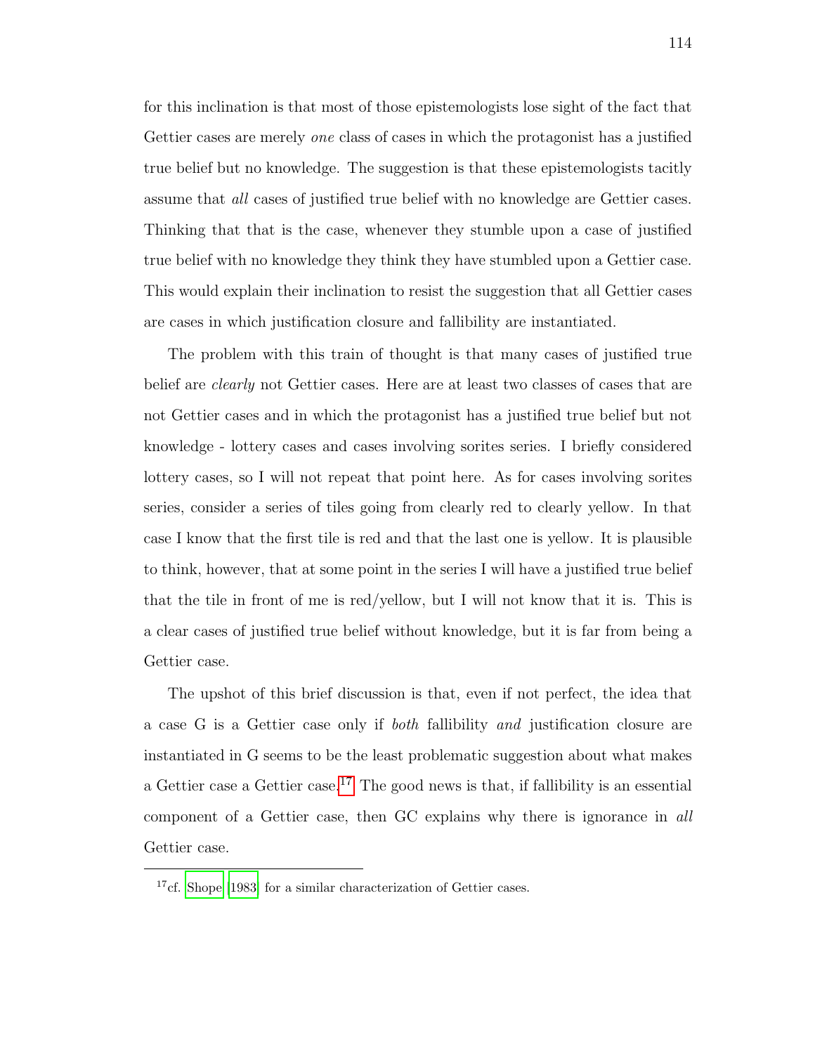for this inclination is that most of those epistemologists lose sight of the fact that Gettier cases are merely *one* class of cases in which the protagonist has a justified true belief but no knowledge. The suggestion is that these epistemologists tacitly assume that *all* cases of justified true belief with no knowledge are Gettier cases. Thinking that that is the case, whenever they stumble upon a case of justified true belief with no knowledge they think they have stumbled upon a Gettier case. This would explain their inclination to resist the suggestion that all Gettier cases are cases in which justification closure and fallibility are instantiated.

The problem with this train of thought is that many cases of justified true belief are *clearly* not Gettier cases. Here are at least two classes of cases that are not Gettier cases and in which the protagonist has a justified true belief but not knowledge - lottery cases and cases involving sorites series. I briefly considered lottery cases, so I will not repeat that point here. As for cases involving sorites series, consider a series of tiles going from clearly red to clearly yellow. In that case I know that the first tile is red and that the last one is yellow. It is plausible to think, however, that at some point in the series I will have a justified true belief that the tile in front of me is red/yellow, but I will not know that it is. This is a clear cases of justified true belief without knowledge, but it is far from being a Gettier case.

The upshot of this brief discussion is that, even if not perfect, the idea that a case G is a Gettier case only if *both* fallibility *and* justification closure are instantiated in G seems to be the least problematic suggestion about what makes a Gettier case a Gettier case.[17] The good news is that, if fallibility is an essential component of a Gettier case, then GC explains why there is ignorance in *all* Gettier case.

---

[17] cf. Shope [1983] for a similar characterization of Gettier cases.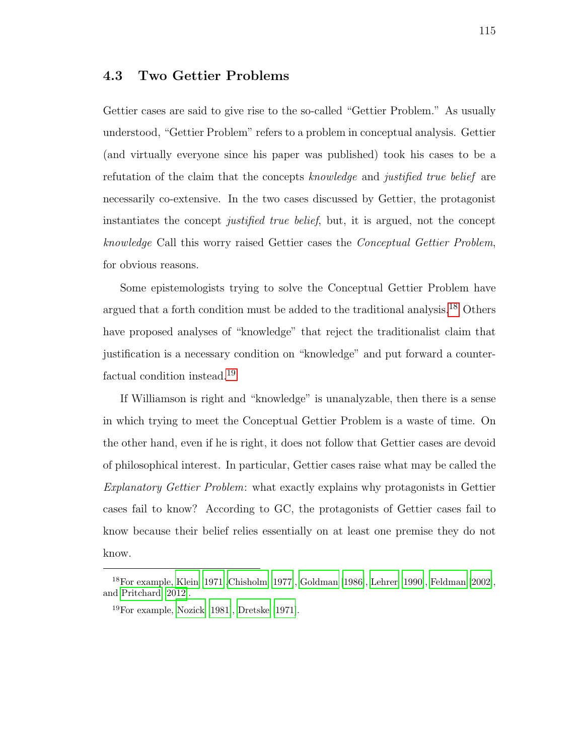## 4.3 Two Gettier Problems

Gettier cases are said to give rise to the so-called "Gettier Problem." As usually understood, "Gettier Problem" refers to a problem in conceptual analysis. Gettier (and virtually everyone since his paper was published) took his cases to be a refutation of the claim that the concepts *knowledge* and *justified true belief* are necessarily co-extensive. In the two cases discussed by Gettier, the protagonist instantiates the concept *justified true belief*, but, it is argued, not the concept *knowledge* Call this worry raised Gettier cases the *Conceptual Gettier Problem*, for obvious reasons.

Some epistemologists trying to solve the Conceptual Gettier Problem have argued that a forth condition must be added to the traditional analysis.[18] Others have proposed analyses of "knowledge" that reject the traditionalist claim that justification is a necessary condition on "knowledge" and put forward a counterfactual condition instead.[19]

If Williamson is right and "knowledge" is unanalyzable, then there is a sense in which trying to meet the Conceptual Gettier Problem is a waste of time. On the other hand, even if he is right, it does not follow that Gettier cases are devoid of philosophical interest. In particular, Gettier cases raise what may be called the *Explanatory Gettier Problem*: what exactly explains why protagonists in Gettier cases fail to know? According to GC, the protagonists of Gettier cases fail to know because their belief relies essentially on at least one premise they do not know.

---

[18] For example, Klein (1971),Chisholm (1977), Goldman (1986), Lehrer (1990), Feldman (2002), and Pritchard (2012).

[19] For example, Nozick (1981), Dretske (1971).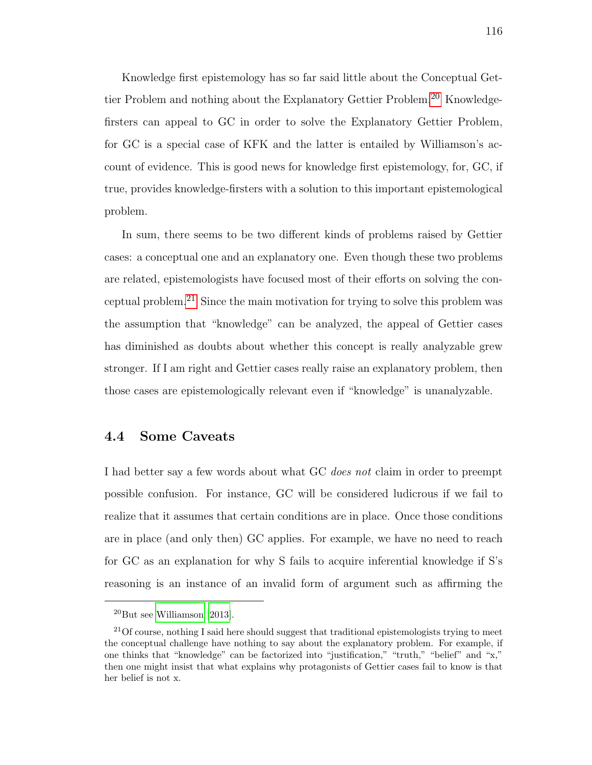Knowledge first epistemology has so far said little about the Conceptual Gettier Problem and nothing about the Explanatory Gettier Problem.[20] Knowledge-firsters can appeal to GC in order to solve the Explanatory Gettier Problem, for GC is a special case of KFK and the latter is entailed by Williamson's account of evidence. This is good news for knowledge first epistemology, for, GC, if true, provides knowledge-firsters with a solution to this important epistemological problem.

In sum, there seems to be two different kinds of problems raised by Gettier cases: a conceptual one and an explanatory one. Even though these two problems are related, epistemologists have focused most of their efforts on solving the conceptual problem.[21] Since the main motivation for trying to solve this problem was the assumption that "knowledge" can be analyzed, the appeal of Gettier cases has diminished as doubts about whether this concept is really analyzable grew stronger. If I am right and Gettier cases really raise an explanatory problem, then those cases are epistemologically relevant even if "knowledge" is unanalyzable.

## 4.4 Some Caveats

I had better say a few words about what GC *does not* claim in order to preempt possible confusion. For instance, GC will be considered ludicrous if we fail to realize that it assumes that certain conditions are in place. Once those conditions are in place (and only then) GC applies. For example, we have no need to reach for GC as an explanation for why S fails to acquire inferential knowledge if S's reasoning is an instance of an invalid form of argument such as affirming the

---

[20] But see Williamson [2013].

[21] Of course, nothing I said here should suggest that traditional epistemologists trying to meet the conceptual challenge have nothing to say about the explanatory problem. For example, if one thinks that "knowledge" can be factorized into "justification," "truth," "belief" and "x," then one might insist that what explains why protagonists of Gettier cases fail to know is that her belief is not x.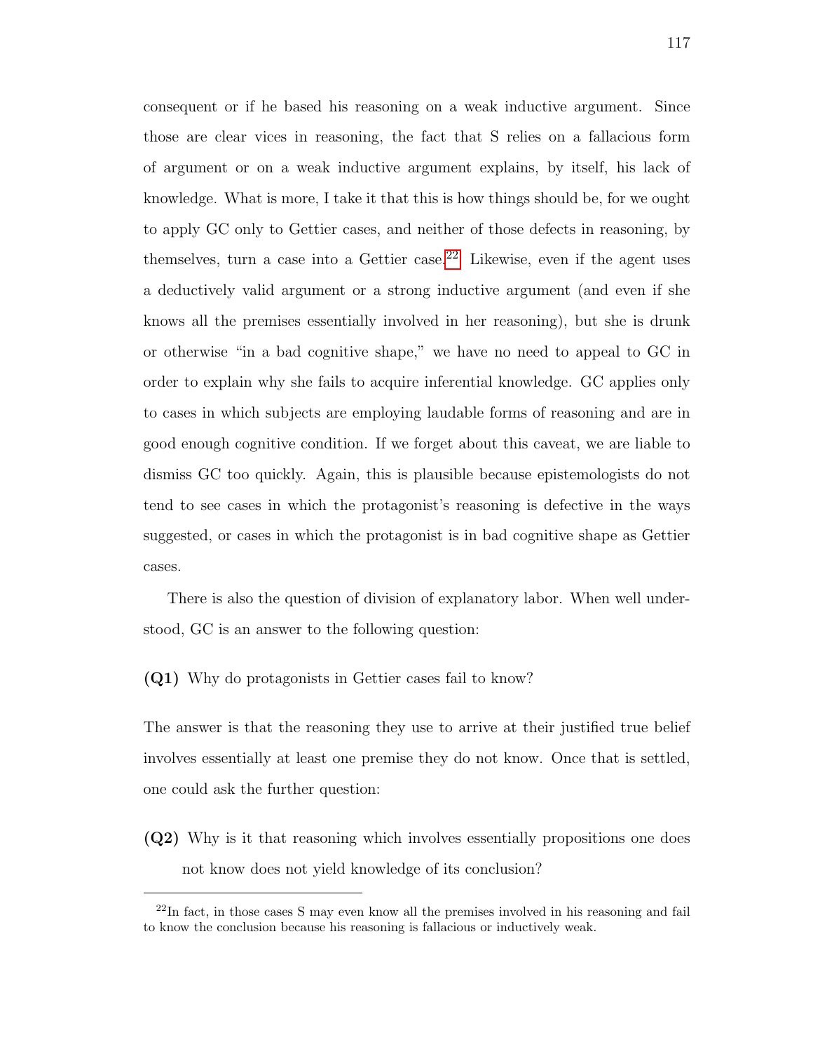consequent or if he based his reasoning on a weak inductive argument. Since those are clear vices in reasoning, the fact that S relies on a fallacious form of argument or on a weak inductive argument explains, by itself, his lack of knowledge. What is more, I take it that this is how things should be, for we ought to apply GC only to Gettier cases, and neither of those defects in reasoning, by themselves, turn a case into a Gettier case.[22] Likewise, even if the agent uses a deductively valid argument or a strong inductive argument (and even if she knows all the premises essentially involved in her reasoning), but she is drunk or otherwise "in a bad cognitive shape," we have no need to appeal to GC in order to explain why she fails to acquire inferential knowledge. GC applies only to cases in which subjects are employing laudable forms of reasoning and are in good enough cognitive condition. If we forget about this caveat, we are liable to dismiss GC too quickly. Again, this is plausible because epistemologists do not tend to see cases in which the protagonist's reasoning is defective in the ways suggested, or cases in which the protagonist is in bad cognitive shape as Gettier cases.

There is also the question of division of explanatory labor. When well understood, GC is an answer to the following question:

**(Q1)** Why do protagonists in Gettier cases fail to know?

The answer is that the reasoning they use to arrive at their justified true belief involves essentially at least one premise they do not know. Once that is settled, one could ask the further question:

**(Q2)** Why is it that reasoning which involves essentially propositions one does not know does not yield knowledge of its conclusion?

---

[22] In fact, in those cases S may even know all the premises involved in his reasoning and fail to know the conclusion because his reasoning is fallacious or inductively weak.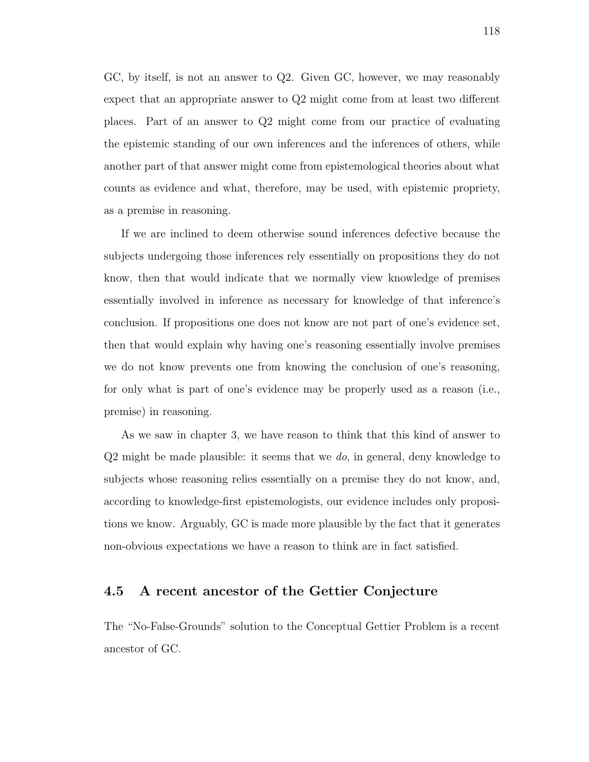GC, by itself, is not an answer to Q2. Given GC, however, we may reasonably expect that an appropriate answer to Q2 might come from at least two different places. Part of an answer to Q2 might come from our practice of evaluating the epistemic standing of our own inferences and the inferences of others, while another part of that answer might come from epistemological theories about what counts as evidence and what, therefore, may be used, with epistemic propriety, as a premise in reasoning.

If we are inclined to deem otherwise sound inferences defective because the subjects undergoing those inferences rely essentially on propositions they do not know, then that would indicate that we normally view knowledge of premises essentially involved in inference as necessary for knowledge of that inference's conclusion. If propositions one does not know are not part of one's evidence set, then that would explain why having one's reasoning essentially involve premises we do not know prevents one from knowing the conclusion of one's reasoning, for only what is part of one's evidence may be properly used as a reason (i.e., premise) in reasoning.

As we saw in chapter 3, we have reason to think that this kind of answer to Q2 might be made plausible: it seems that we *do*, in general, deny knowledge to subjects whose reasoning relies essentially on a premise they do not know, and, according to knowledge-first epistemologists, our evidence includes only propositions we know. Arguably, GC is made more plausible by the fact that it generates non-obvious expectations we have a reason to think are in fact satisfied.

## 4.5 A recent ancestor of the Gettier Conjecture

The "No-False-Grounds" solution to the Conceptual Gettier Problem is a recent ancestor of GC.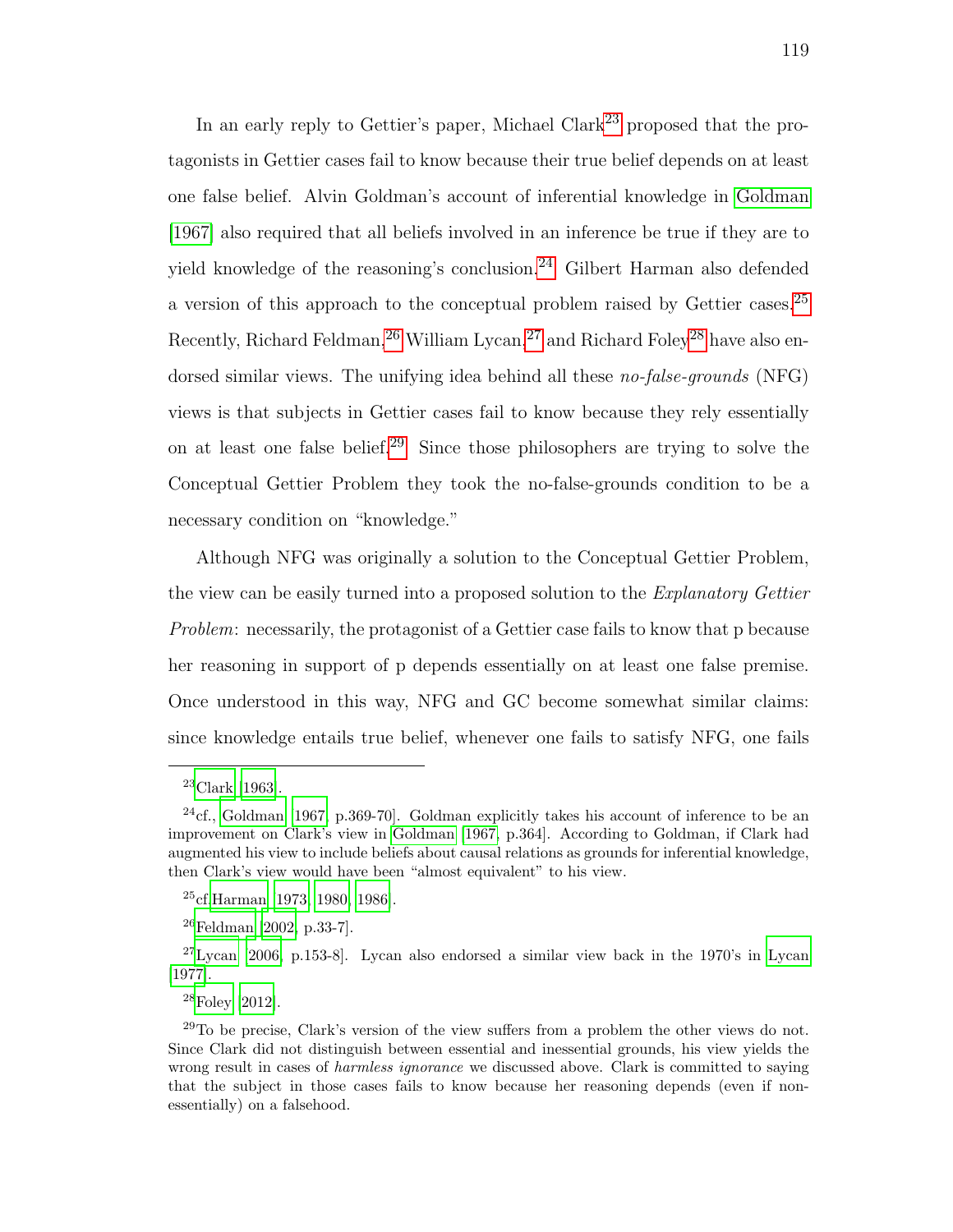In an early reply to Gettier's paper, Michael Clark[23] proposed that the protagonists in Gettier cases fail to know because their true belief depends on at least one false belief. Alvin Goldman's account of inferential knowledge in Goldman [1967] also required that all beliefs involved in an inference be true if they are to yield knowledge of the reasoning's conclusion.[24] Gilbert Harman also defended a version of this approach to the conceptual problem raised by Gettier cases.[25] Recently, Richard Feldman,[26] William Lycan,[27] and Richard Foley[28] have also endorsed similar views. The unifying idea behind all these *no-false-grounds* (NFG) views is that subjects in Gettier cases fail to know because they rely essentially on at least one false belief.[29] Since those philosophers are trying to solve the Conceptual Gettier Problem they took the no-false-grounds condition to be a necessary condition on "knowledge."

Although NFG was originally a solution to the Conceptual Gettier Problem, the view can be easily turned into a proposed solution to the *Explanatory Gettier Problem*: necessarily, the protagonist of a Gettier case fails to know that p because her reasoning in support of p depends essentially on at least one false premise. Once understood in this way, NFG and GC become somewhat similar claims: since knowledge entails true belief, whenever one fails to satisfy NFG, one fails

---

[23] Clark [1963].

[24] cf., Goldman [1967, p.369-70]. Goldman explicitly takes his account of inference to be an improvement on Clark's view in Goldman [1967, p.364]. According to Goldman, if Clark had augmented his view to include beliefs about causal relations as grounds for inferential knowledge, then Clark's view would have been "almost equivalent" to his view.

[25] cf.Harman [1973, 1980, 1986].

[26] Feldman [2002, p.33-7].

[27] Lycan [2006, p.153-8]. Lycan also endorsed a similar view back in the 1970's in Lycan [1977].

[28] Foley [2012].

[29] To be precise, Clark's version of the view suffers from a problem the other views do not. Since Clark did not distinguish between essential and inessential grounds, his view yields the wrong result in cases of *harmless ignorance* we discussed above. Clark is committed to saying that the subject in those cases fails to know because her reasoning depends (even if non-essentially) on a falsehood.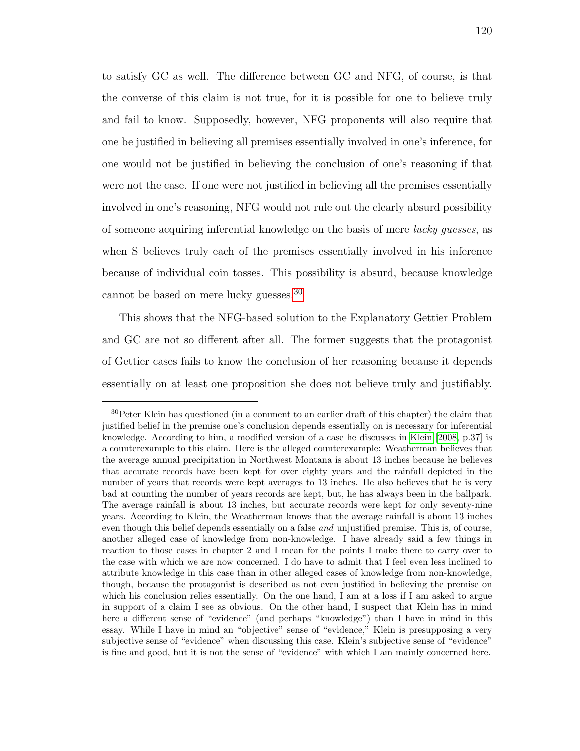to satisfy GC as well. The difference between GC and NFG, of course, is that the converse of this claim is not true, for it is possible for one to believe truly and fail to know. Supposedly, however, NFG proponents will also require that one be justified in believing all premises essentially involved in one's inference, for one would not be justified in believing the conclusion of one's reasoning if that were not the case. If one were not justified in believing all the premises essentially involved in one's reasoning, NFG would not rule out the clearly absurd possibility of someone acquiring inferential knowledge on the basis of mere *lucky guesses*, as when S believes truly each of the premises essentially involved in his inference because of individual coin tosses. This possibility is absurd, because knowledge cannot be based on mere lucky guesses.[30]

This shows that the NFG-based solution to the Explanatory Gettier Problem and GC are not so different after all. The former suggests that the protagonist of Gettier cases fails to know the conclusion of her reasoning because it depends essentially on at least one proposition she does not believe truly and justifiably.

---

[30] Peter Klein has questioned (in a comment to an earlier draft of this chapter) the claim that justified belief in the premise one's conclusion depends essentially on is necessary for inferential knowledge. According to him, a modified version of a case he discusses in Klein [2008, p.37] is a counterexample to this claim. Here is the alleged counterexample: Weatherman believes that the average annual precipitation in Northwest Montana is about 13 inches because he believes that accurate records have been kept for over eighty years and the rainfall depicted in the number of years that records were kept averages to 13 inches. He also believes that he is very bad at counting the number of years records are kept, but, he has always been in the ballpark. The average rainfall is about 13 inches, but accurate records were kept for only seventy-nine years. According to Klein, the Weatherman knows that the average rainfall is about 13 inches even though this belief depends essentially on a false *and* unjustified premise. This is, of course, another alleged case of knowledge from non-knowledge. I have already said a few things in reaction to those cases in chapter 2 and I mean for the points I make there to carry over to the case with which we are now concerned. I do have to admit that I feel even less inclined to attribute knowledge in this case than in other alleged cases of knowledge from non-knowledge, though, because the protagonist is described as not even justified in believing the premise on which his conclusion relies essentially. On the one hand, I am at a loss if I am asked to argue in support of a claim I see as obvious. On the other hand, I suspect that Klein has in mind here a different sense of "evidence" (and perhaps "knowledge") than I have in mind in this essay. While I have in mind an "objective" sense of "evidence," Klein is presupposing a very subjective sense of "evidence" when discussing this case. Klein's subjective sense of "evidence" is fine and good, but it is not the sense of "evidence" with which I am mainly concerned here.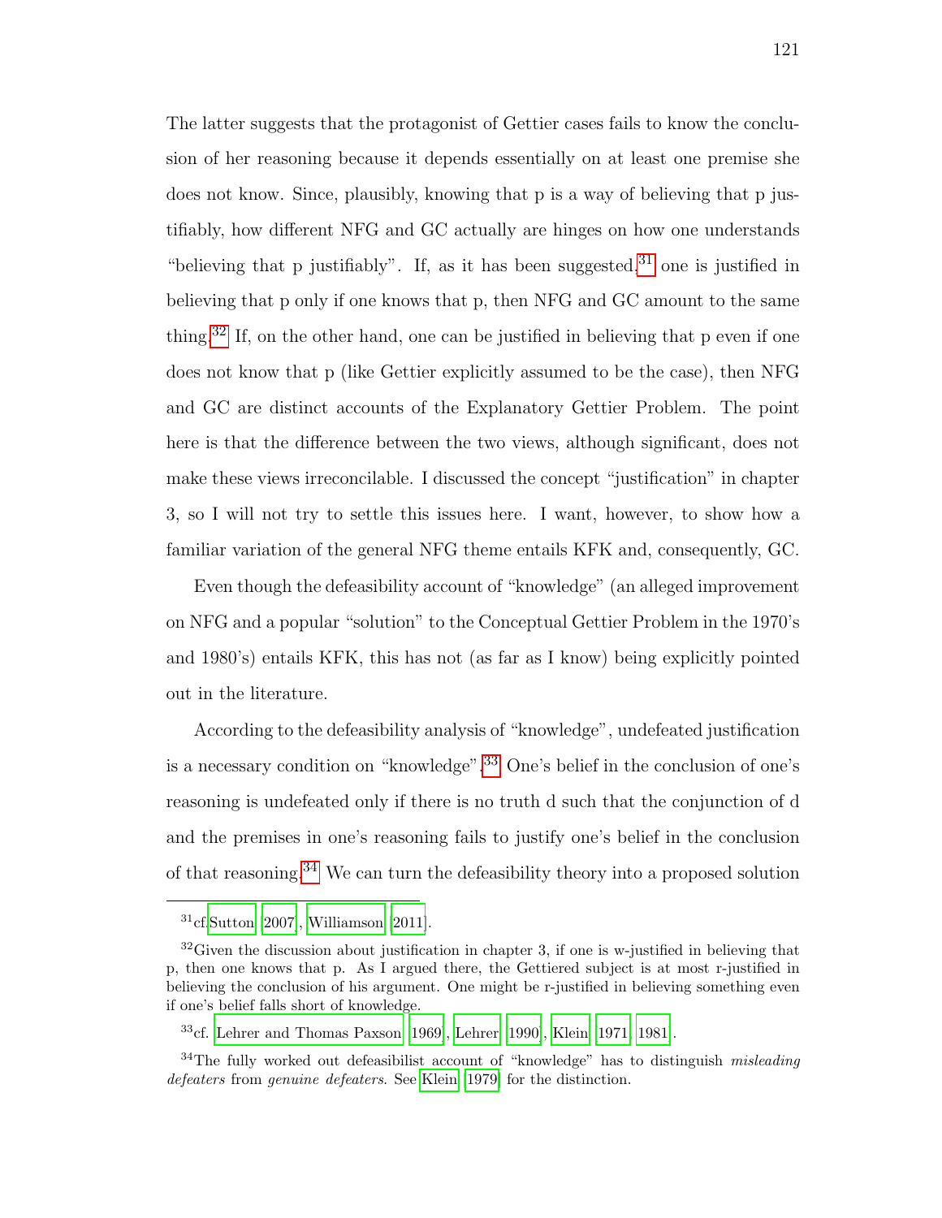The latter suggests that the protagonist of Gettier cases fails to know the conclusion of her reasoning because it depends essentially on at least one premise she does not know. Since, plausibly, knowing that p is a way of believing that p justifiably, how different NFG and GC actually are hinges on how one understands "believing that p justifiably". If, as it has been suggested,[31] one is justified in believing that p only if one knows that p, then NFG and GC amount to the same thing.[32] If, on the other hand, one can be justified in believing that p even if one does not know that p (like Gettier explicitly assumed to be the case), then NFG and GC are distinct accounts of the Explanatory Gettier Problem. The point here is that the difference between the two views, although significant, does not make these views irreconcilable. I discussed the concept "justification" in chapter 3, so I will not try to settle this issues here. I want, however, to show how a familiar variation of the general NFG theme entails KFK and, consequently, GC.

Even though the defeasibility account of "knowledge" (an alleged improvement on NFG and a popular "solution" to the Conceptual Gettier Problem in the 1970's and 1980's) entails KFK, this has not (as far as I know) being explicitly pointed out in the literature.

According to the defeasibility analysis of "knowledge", undefeated justification is a necessary condition on "knowledge".[33] One's belief in the conclusion of one's reasoning is undefeated only if there is no truth d such that the conjunction of d and the premises in one's reasoning fails to justify one's belief in the conclusion of that reasoning.[34] We can turn the defeasibility theory into a proposed solution

---

[31] cf. Sutton [2007], Williamson [2011].

[32] Given the discussion about justification in chapter 3, if one is w-justified in believing that p, then one knows that p. As I argued there, the Gettiered subject is at most r-justified in believing the conclusion of his argument. One might be r-justified in believing something even if one's belief falls short of knowledge.

[33] cf. Lehrer and Thomas Paxson [1969], Lehrer [1990], Klein [1971, 1981].

[34] The fully worked out defeasibilist account of "knowledge" has to distinguish *misleading defeaters* from *genuine defeaters*. See Klein [1979] for the distinction.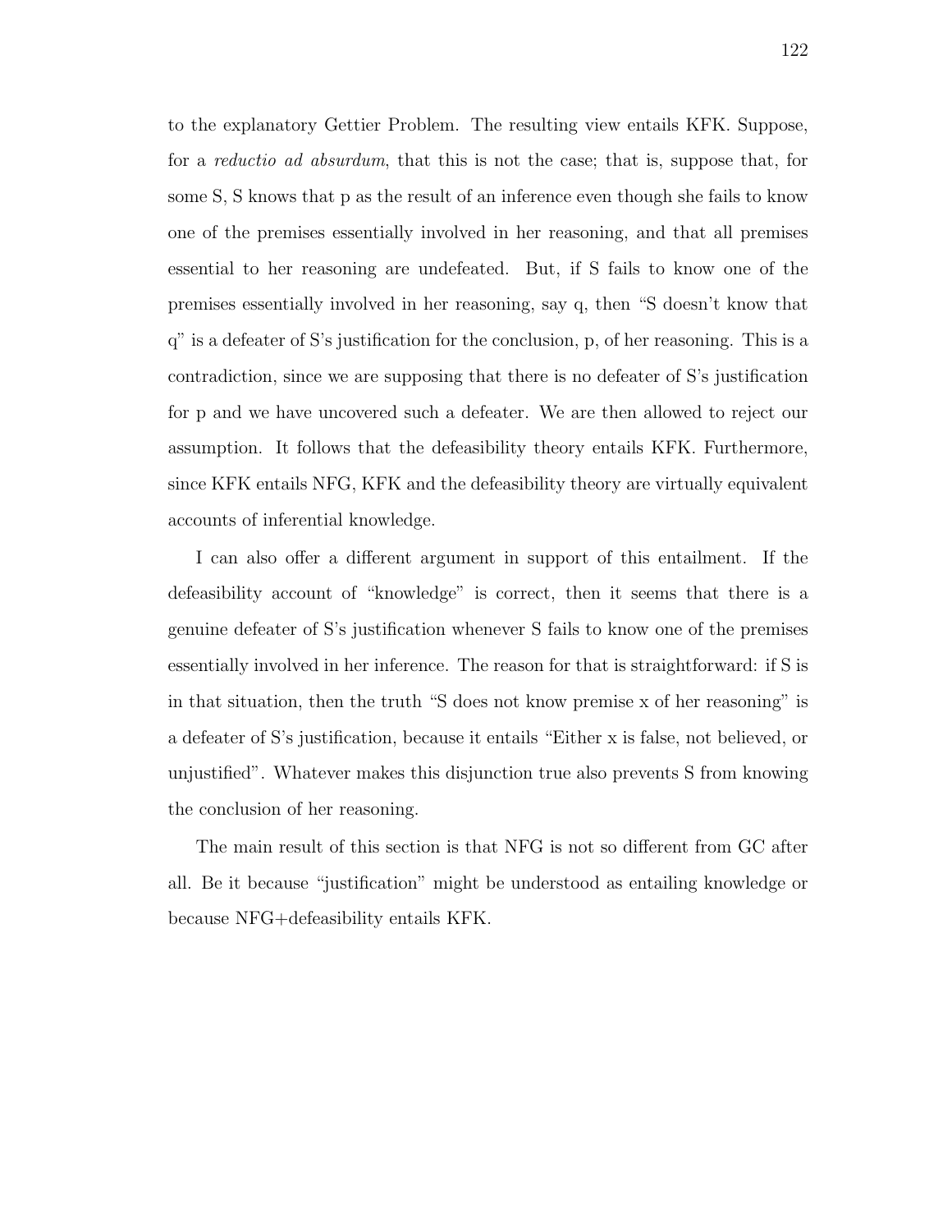to the explanatory Gettier Problem. The resulting view entails KFK. Suppose, for a *reductio ad absurdum*, that this is not the case; that is, suppose that, for some S, S knows that p as the result of an inference even though she fails to know one of the premises essentially involved in her reasoning, and that all premises essential to her reasoning are undefeated. But, if S fails to know one of the premises essentially involved in her reasoning, say q, then "S doesn't know that q" is a defeater of S's justification for the conclusion, p, of her reasoning. This is a contradiction, since we are supposing that there is no defeater of S's justification for p and we have uncovered such a defeater. We are then allowed to reject our assumption. It follows that the defeasibility theory entails KFK. Furthermore, since KFK entails NFG, KFK and the defeasibility theory are virtually equivalent accounts of inferential knowledge.

I can also offer a different argument in support of this entailment. If the defeasibility account of "knowledge" is correct, then it seems that there is a genuine defeater of S's justification whenever S fails to know one of the premises essentially involved in her inference. The reason for that is straightforward: if S is in that situation, then the truth "S does not know premise x of her reasoning" is a defeater of S's justification, because it entails "Either x is false, not believed, or unjustified". Whatever makes this disjunction true also prevents S from knowing the conclusion of her reasoning.

The main result of this section is that NFG is not so different from GC after all. Be it because "justification" might be understood as entailing knowledge or because NFG+defeasibility entails KFK.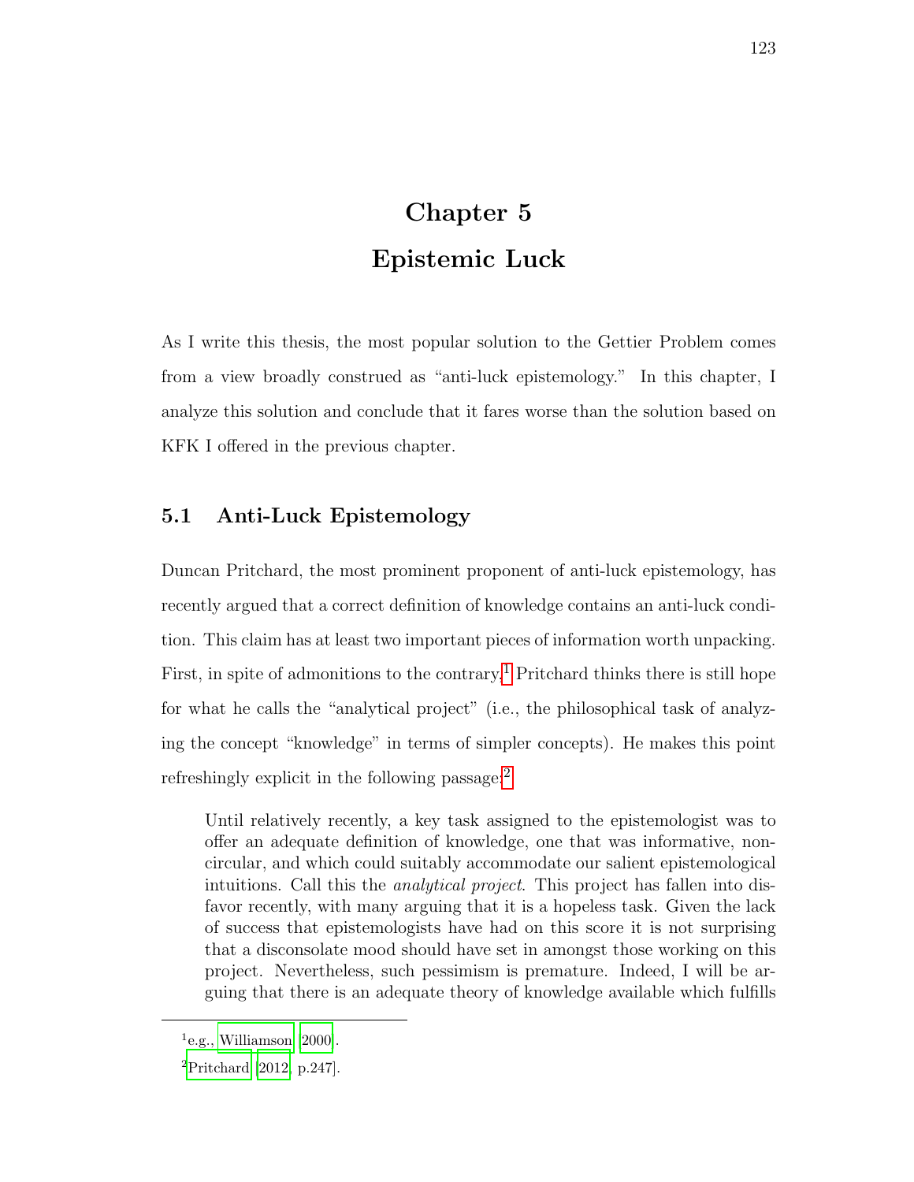# Chapter 5

# Epistemic Luck

As I write this thesis, the most popular solution to the Gettier Problem comes from a view broadly construed as "anti-luck epistemology." In this chapter, I analyze this solution and conclude that it fares worse than the solution based on KFK I offered in the previous chapter.

## 5.1 Anti-Luck Epistemology

Duncan Pritchard, the most prominent proponent of anti-luck epistemology, has recently argued that a correct definition of knowledge contains an anti-luck condition. This claim has at least two important pieces of information worth unpacking. First, in spite of admonitions to the contrary,[1] Pritchard thinks there is still hope for what he calls the "analytical project" (i.e., the philosophical task of analyzing the concept "knowledge" in terms of simpler concepts). He makes this point refreshingly explicit in the following passage:[2]

> Until relatively recently, a key task assigned to the epistemologist was to offer an adequate definition of knowledge, one that was informative, non-circular, and which could suitably accommodate our salient epistemological intuitions. Call this the *analytical project*. This project has fallen into disfavor recently, with many arguing that it is a hopeless task. Given the lack of success that epistemologists have had on this score it is not surprising that a disconsolate mood should have set in amongst those working on this project. Nevertheless, such pessimism is premature. Indeed, I will be arguing that there is an adequate theory of knowledge available which fulfills

[1] e.g., Williamson [2000].

[2] Pritchard [2012, p.247].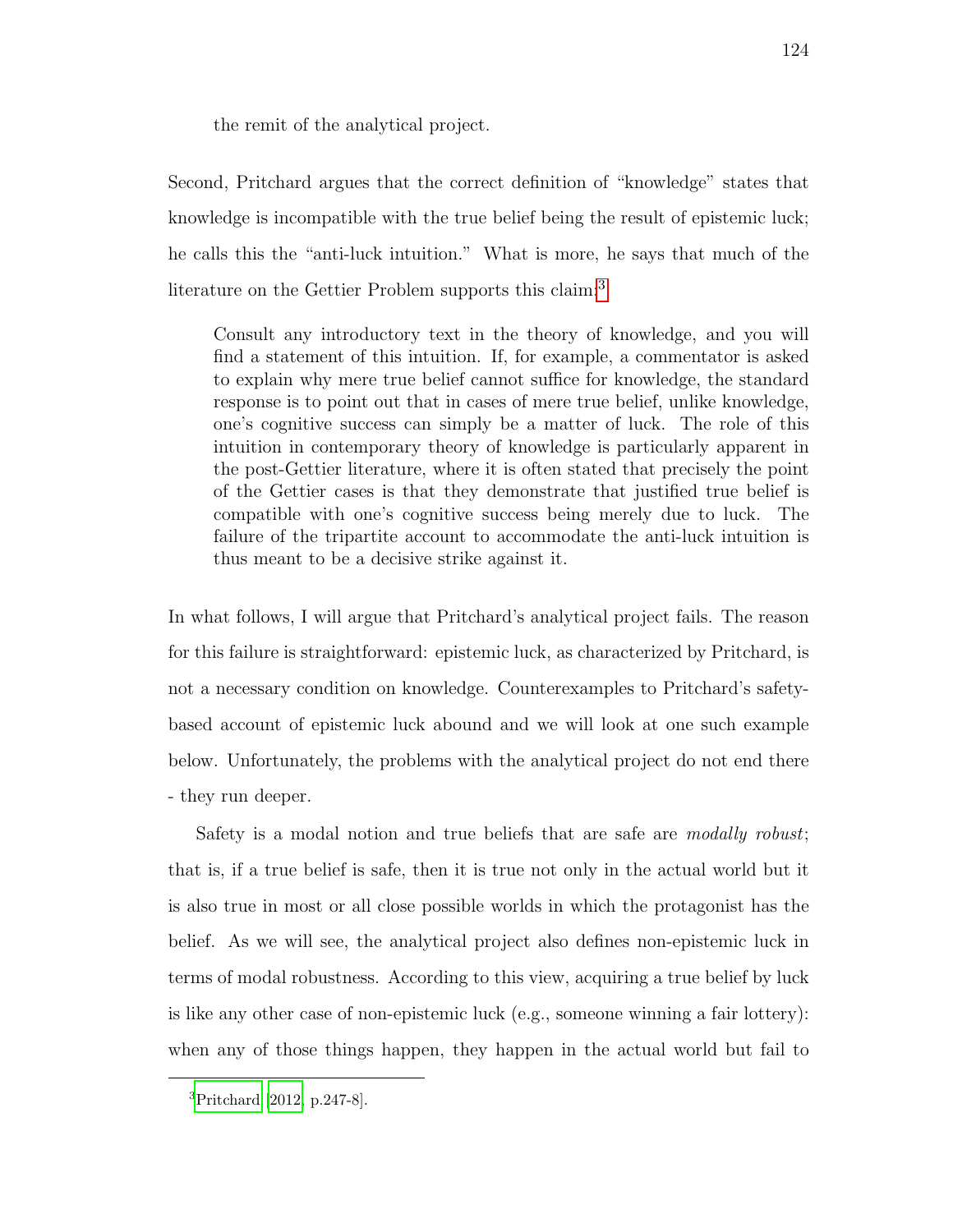the remit of the analytical project.

Second, Pritchard argues that the correct definition of "knowledge" states that knowledge is incompatible with the true belief being the result of epistemic luck; he calls this the "anti-luck intuition." What is more, he says that much of the literature on the Gettier Problem supports this claim:[3]

> Consult any introductory text in the theory of knowledge, and you will find a statement of this intuition. If, for example, a commentator is asked to explain why mere true belief cannot suffice for knowledge, the standard response is to point out that in cases of mere true belief, unlike knowledge, one's cognitive success can simply be a matter of luck. The role of this intuition in contemporary theory of knowledge is particularly apparent in the post-Gettier literature, where it is often stated that precisely the point of the Gettier cases is that they demonstrate that justified true belief is compatible with one's cognitive success being merely due to luck. The failure of the tripartite account to accommodate the anti-luck intuition is thus meant to be a decisive strike against it.

In what follows, I will argue that Pritchard's analytical project fails. The reason for this failure is straightforward: epistemic luck, as characterized by Pritchard, is not a necessary condition on knowledge. Counterexamples to Pritchard's safety-based account of epistemic luck abound and we will look at one such example below. Unfortunately, the problems with the analytical project do not end there - they run deeper.

Safety is a modal notion and true beliefs that are safe are *modally robust*; that is, if a true belief is safe, then it is true not only in the actual world but it is also true in most or all close possible worlds in which the protagonist has the belief. As we will see, the analytical project also defines non-epistemic luck in terms of modal robustness. According to this view, acquiring a true belief by luck is like any other case of non-epistemic luck (e.g., someone winning a fair lottery): when any of those things happen, they happen in the actual world but fail to

[3] Pritchard [2012, p.247-8].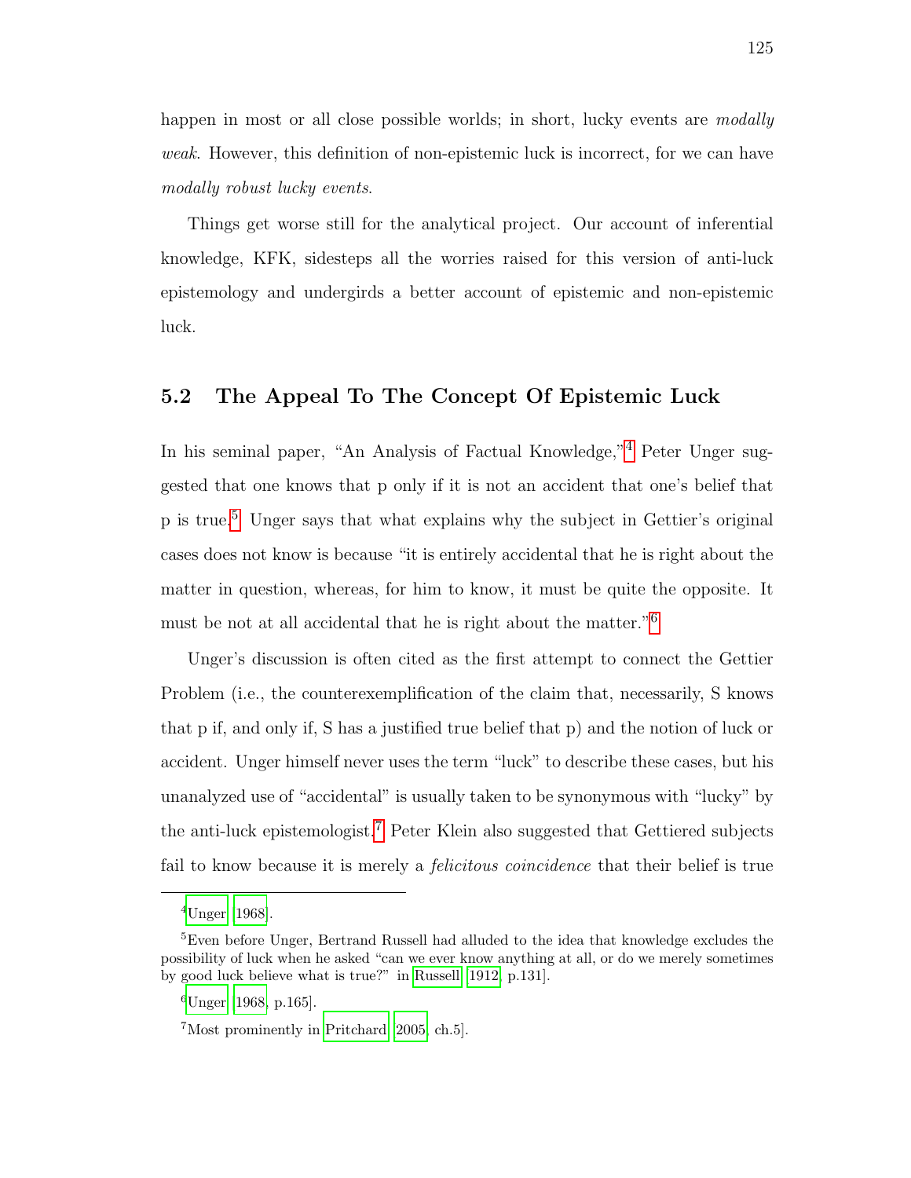happen in most or all close possible worlds; in short, lucky events are *modally weak*. However, this definition of non-epistemic luck is incorrect, for we can have *modally robust lucky events*.

Things get worse still for the analytical project. Our account of inferential knowledge, KFK, sidesteps all the worries raised for this version of anti-luck epistemology and undergirds a better account of epistemic and non-epistemic luck.

## 5.2 The Appeal To The Concept Of Epistemic Luck

In his seminal paper, "An Analysis of Factual Knowledge,"[4] Peter Unger suggested that one knows that p only if it is not an accident that one's belief that p is true.[5] Unger says that what explains why the subject in Gettier's original cases does not know is because "it is entirely accidental that he is right about the matter in question, whereas, for him to know, it must be quite the opposite. It must be not at all accidental that he is right about the matter."[6]

Unger's discussion is often cited as the first attempt to connect the Gettier Problem (i.e., the counterexemplification of the claim that, necessarily, S knows that p if, and only if, S has a justified true belief that p) and the notion of luck or accident. Unger himself never uses the term "luck" to describe these cases, but his unanalyzed use of "accidental" is usually taken to be synonymous with "lucky" by the anti-luck epistemologist.[7] Peter Klein also suggested that Gettiered subjects fail to know because it is merely a *felicitous coincidence* that their belief is true

---

[4] Unger [1968].

[5] Even before Unger, Bertrand Russell had alluded to the idea that knowledge excludes the possibility of luck when he asked "can we ever know anything at all, or do we merely sometimes by good luck believe what is true?" in Russell [1912, p.131].

[6] Unger [1968, p.165].

[7] Most prominently in Pritchard [2005, ch.5].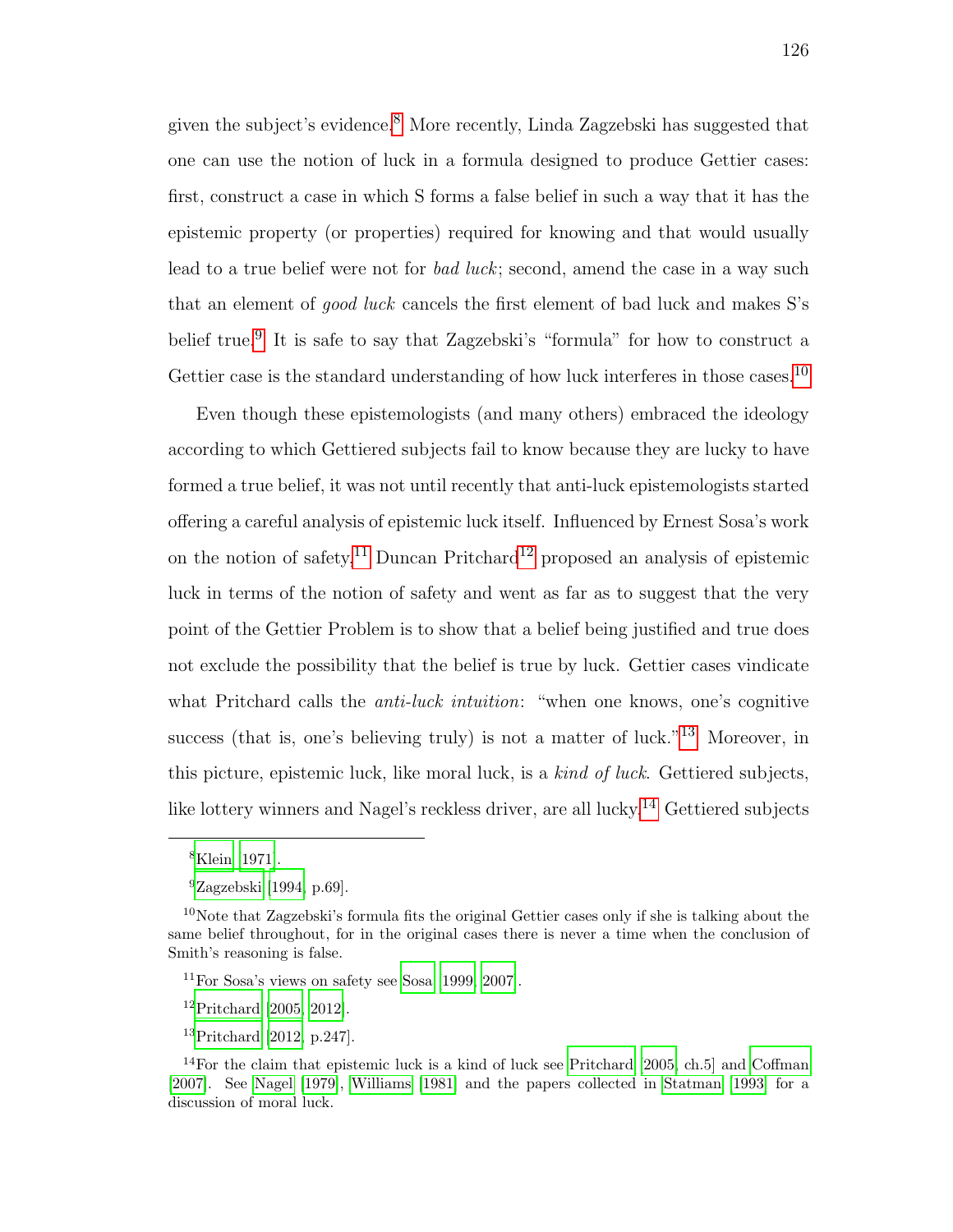given the subject's evidence.[8] More recently, Linda Zagzebski has suggested that one can use the notion of luck in a formula designed to produce Gettier cases: first, construct a case in which S forms a false belief in such a way that it has the epistemic property (or properties) required for knowing and that would usually lead to a true belief were not for *bad luck*; second, amend the case in a way such that an element of *good luck* cancels the first element of bad luck and makes S's belief true.[9] It is safe to say that Zagzebski's "formula" for how to construct a Gettier case is the standard understanding of how luck interferes in those cases.[10]

Even though these epistemologists (and many others) embraced the ideology according to which Gettiered subjects fail to know because they are lucky to have formed a true belief, it was not until recently that anti-luck epistemologists started offering a careful analysis of epistemic luck itself. Influenced by Ernest Sosa's work on the notion of safety,[11] Duncan Pritchard[12] proposed an analysis of epistemic luck in terms of the notion of safety and went as far as to suggest that the very point of the Gettier Problem is to show that a belief being justified and true does not exclude the possibility that the belief is true by luck. Gettier cases vindicate what Pritchard calls the *anti-luck intuition*: "when one knows, one's cognitive success (that is, one's believing truly) is not a matter of luck."[13] Moreover, in this picture, epistemic luck, like moral luck, is a *kind of luck*. Gettiered subjects, like lottery winners and Nagel's reckless driver, are all lucky.[14] Gettiered subjects

---

[8] Klein [1971].

[9] Zagzebski [1994, p.69].

[10] Note that Zagzebski's formula fits the original Gettier cases only if she is talking about the same belief throughout, for in the original cases there is never a time when the conclusion of Smith's reasoning is false.

[11] For Sosa's views on safety see Sosa [1999, 2007].

[12] Pritchard [2005, 2012].

[13] Pritchard [2012, p.247].

[14] For the claim that epistemic luck is a kind of luck see Pritchard [2005, ch.5] and Coffman [2007]. See Nagel [1979], Williams [1981] and the papers collected in Statman [1993] for a discussion of moral luck.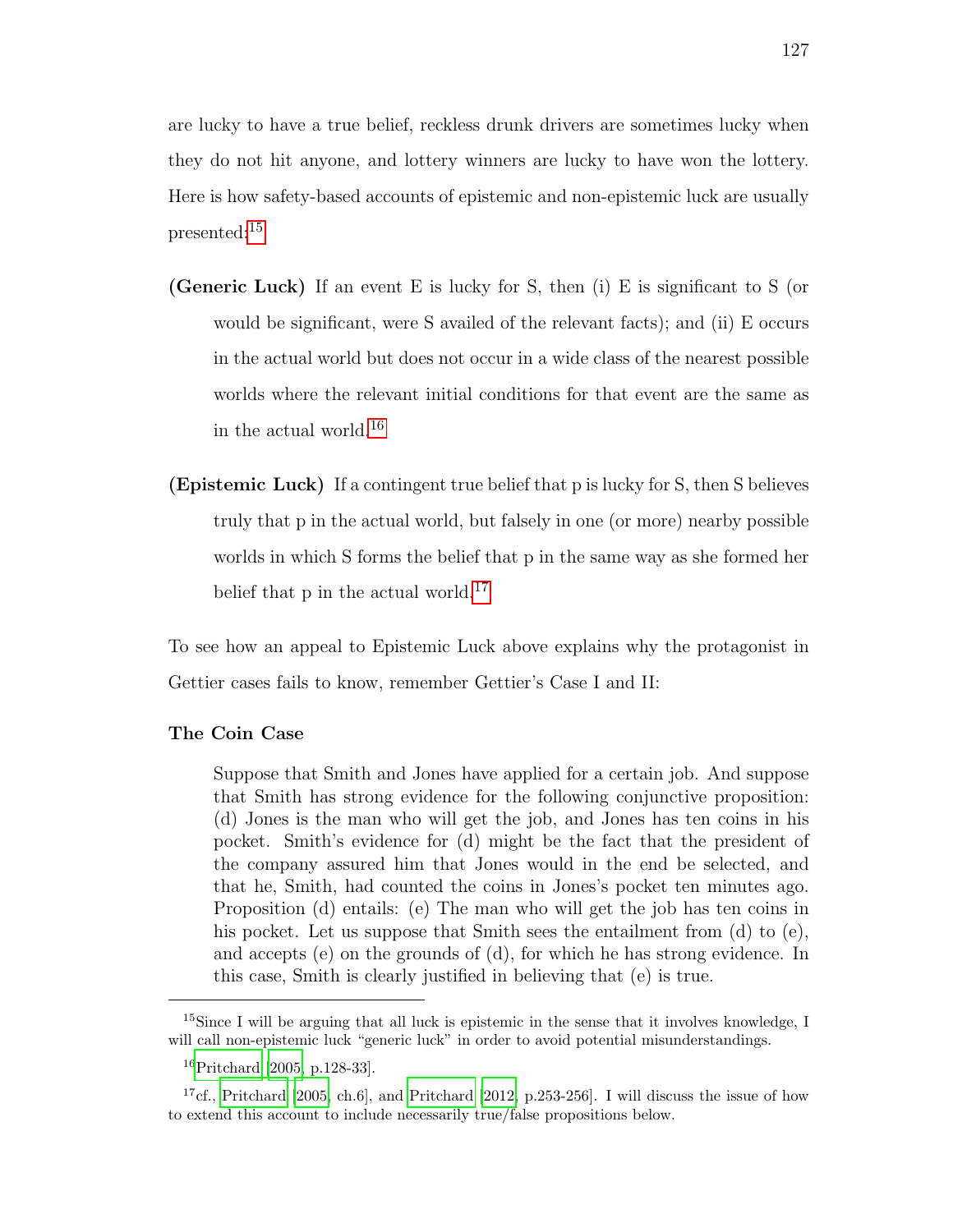are lucky to have a true belief, reckless drunk drivers are sometimes lucky when they do not hit anyone, and lottery winners are lucky to have won the lottery. Here is how safety-based accounts of epistemic and non-epistemic luck are usually presented:[15]

**(Generic Luck)** If an event E is lucky for S, then (i) E is significant to S (or would be significant, were S availed of the relevant facts); and (ii) E occurs in the actual world but does not occur in a wide class of the nearest possible worlds where the relevant initial conditions for that event are the same as in the actual world.[16]

**(Epistemic Luck)** If a contingent true belief that p is lucky for S, then S believes truly that p in the actual world, but falsely in one (or more) nearby possible worlds in which S forms the belief that p in the same way as she formed her belief that p in the actual world.[17]

To see how an appeal to Epistemic Luck above explains why the protagonist in Gettier cases fails to know, remember Gettier's Case I and II:

**The Coin Case**

> Suppose that Smith and Jones have applied for a certain job. And suppose that Smith has strong evidence for the following conjunctive proposition: (d) Jones is the man who will get the job, and Jones has ten coins in his pocket. Smith's evidence for (d) might be the fact that the president of the company assured him that Jones would in the end be selected, and that he, Smith, had counted the coins in Jones's pocket ten minutes ago. Proposition (d) entails: (e) The man who will get the job has ten coins in his pocket. Let us suppose that Smith sees the entailment from (d) to (e), and accepts (e) on the grounds of (d), for which he has strong evidence. In this case, Smith is clearly justified in believing that (e) is true.

---

[15] Since I will be arguing that all luck is epistemic in the sense that it involves knowledge, I will call non-epistemic luck "generic luck" in order to avoid potential misunderstandings.

[16] Pritchard [2005, p.128-33].

[17] cf., Pritchard [2005, ch.6], and Pritchard [2012, p.253-256]. I will discuss the issue of how to extend this account to include necessarily true/false propositions below.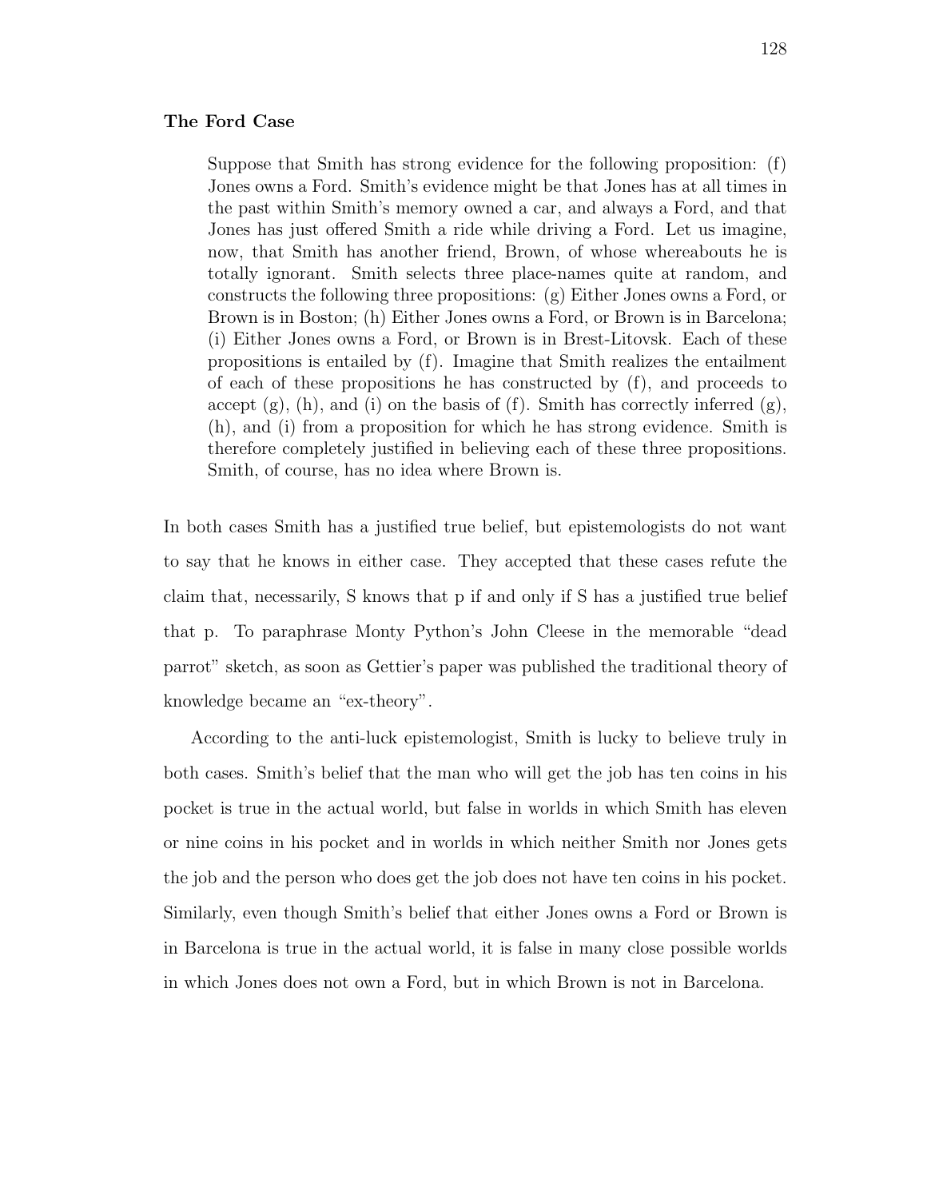**The Ford Case**

> Suppose that Smith has strong evidence for the following proposition: (f) Jones owns a Ford. Smith's evidence might be that Jones has at all times in the past within Smith's memory owned a car, and always a Ford, and that Jones has just offered Smith a ride while driving a Ford. Let us imagine, now, that Smith has another friend, Brown, of whose whereabouts he is totally ignorant. Smith selects three place-names quite at random, and constructs the following three propositions: (g) Either Jones owns a Ford, or Brown is in Boston; (h) Either Jones owns a Ford, or Brown is in Barcelona; (i) Either Jones owns a Ford, or Brown is in Brest-Litovsk. Each of these propositions is entailed by (f). Imagine that Smith realizes the entailment of each of these propositions he has constructed by (f), and proceeds to accept (g), (h), and (i) on the basis of (f). Smith has correctly inferred (g), (h), and (i) from a proposition for which he has strong evidence. Smith is therefore completely justified in believing each of these three propositions. Smith, of course, has no idea where Brown is.

In both cases Smith has a justified true belief, but epistemologists do not want to say that he knows in either case. They accepted that these cases refute the claim that, necessarily, S knows that p if and only if S has a justified true belief that p. To paraphrase Monty Python's John Cleese in the memorable "dead parrot" sketch, as soon as Gettier's paper was published the traditional theory of knowledge became an "ex-theory".

According to the anti-luck epistemologist, Smith is lucky to believe truly in both cases. Smith's belief that the man who will get the job has ten coins in his pocket is true in the actual world, but false in worlds in which Smith has eleven or nine coins in his pocket and in worlds in which neither Smith nor Jones gets the job and the person who does get the job does not have ten coins in his pocket. Similarly, even though Smith's belief that either Jones owns a Ford or Brown is in Barcelona is true in the actual world, it is false in many close possible worlds in which Jones does not own a Ford, but in which Brown is not in Barcelona.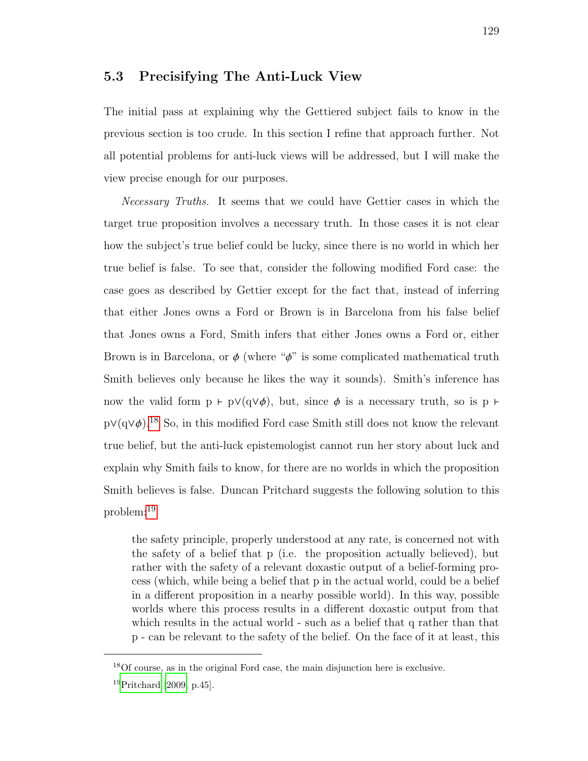## 5.3 Precisifying The Anti-Luck View

The initial pass at explaining why the Gettiered subject fails to know in the previous section is too crude. In this section I refine that approach further. Not all potential problems for anti-luck views will be addressed, but I will make the view precise enough for our purposes.

*Necessary Truths.* It seems that we could have Gettier cases in which the target true proposition involves a necessary truth. In those cases it is not clear how the subject's true belief could be lucky, since there is no world in which her true belief is false. To see that, consider the following modified Ford case: the case goes as described by Gettier except for the fact that, instead of inferring that either Jones owns a Ford or Brown is in Barcelona from his false belief that Jones owns a Ford, Smith infers that either Jones owns a Ford or, either Brown is in Barcelona, or $\phi$ (where "$\phi$" is some complicated mathematical truth Smith believes only because he likes the way it sounds). Smith's inference has now the valid form $p \vdash p \vee (q \vee \phi)$, but, since $\phi$ is a necessary truth, so is $p \vdash p \vee (q \vee \phi)$.[18] So, in this modified Ford case Smith still does not know the relevant true belief, but the anti-luck epistemologist cannot run her story about luck and explain why Smith fails to know, for there are no worlds in which the proposition Smith believes is false. Duncan Pritchard suggests the following solution to this problem:[19]

> the safety principle, properly understood at any rate, is concerned not with the safety of a belief that p (i.e. the proposition actually believed), but rather with the safety of a relevant doxastic output of a belief-forming process (which, while being a belief that p in the actual world, could be a belief in a different proposition in a nearby possible world). In this way, possible worlds where this process results in a different doxastic output from that which results in the actual world - such as a belief that q rather than that p - can be relevant to the safety of the belief. On the face of it at least, this

[18] Of course, as in the original Ford case, the main disjunction here is exclusive.

[19] Pritchard [2009, p.45].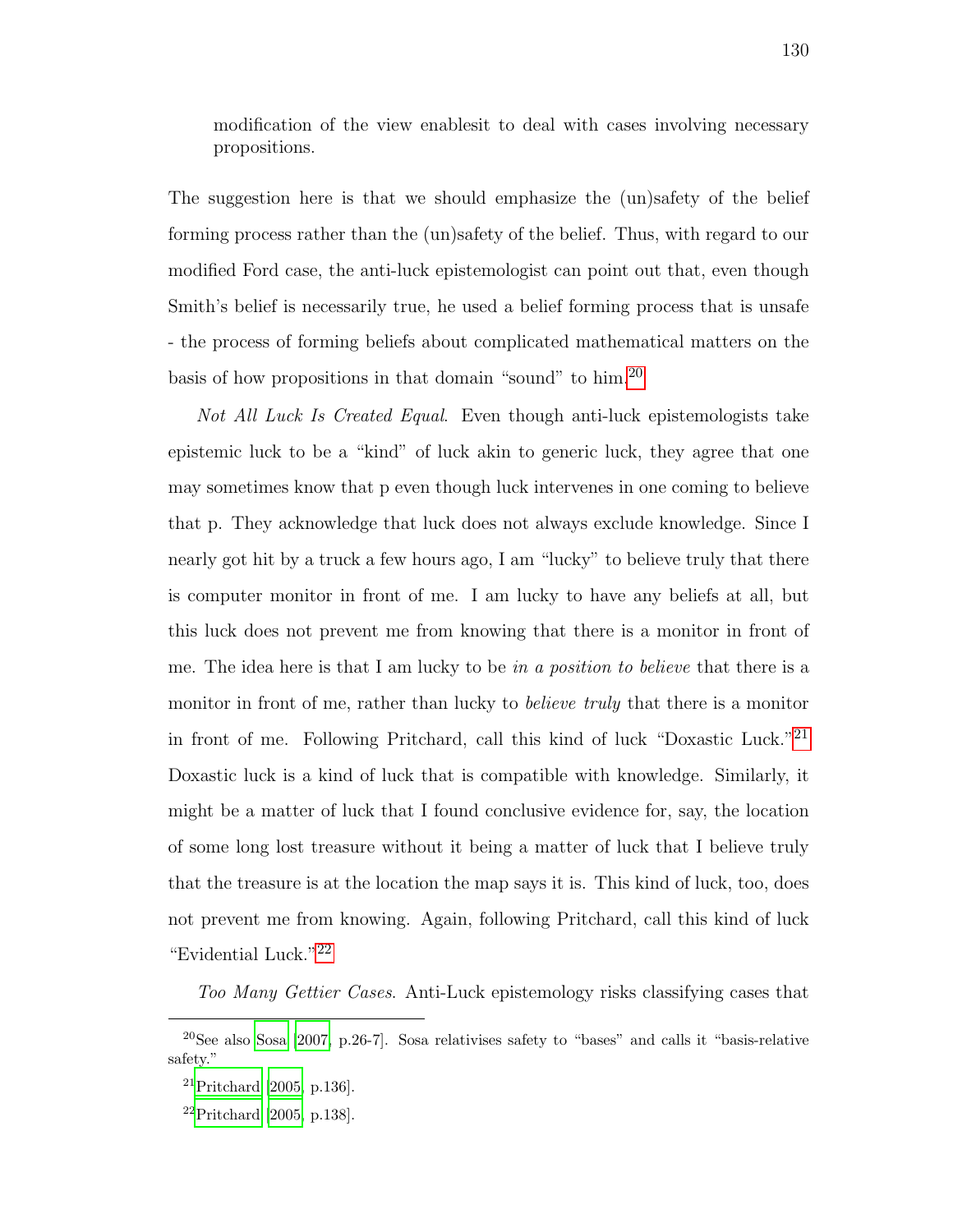> modification of the view enablesit to deal with cases involving necessary propositions.

The suggestion here is that we should emphasize the (un)safety of the belief forming process rather than the (un)safety of the belief. Thus, with regard to our modified Ford case, the anti-luck epistemologist can point out that, even though Smith's belief is necessarily true, he used a belief forming process that is unsafe - the process of forming beliefs about complicated mathematical matters on the basis of how propositions in that domain "sound" to him.[20]

*Not All Luck Is Created Equal*. Even though anti-luck epistemologists take epistemic luck to be a "kind" of luck akin to generic luck, they agree that one may sometimes know that p even though luck intervenes in one coming to believe that p. They acknowledge that luck does not always exclude knowledge. Since I nearly got hit by a truck a few hours ago, I am "lucky" to believe truly that there is computer monitor in front of me. I am lucky to have any beliefs at all, but this luck does not prevent me from knowing that there is a monitor in front of me. The idea here is that I am lucky to be *in a position to believe* that there is a monitor in front of me, rather than lucky to *believe truly* that there is a monitor in front of me. Following Pritchard, call this kind of luck "Doxastic Luck."[21] Doxastic luck is a kind of luck that is compatible with knowledge. Similarly, it might be a matter of luck that I found conclusive evidence for, say, the location of some long lost treasure without it being a matter of luck that I believe truly that the treasure is at the location the map says it is. This kind of luck, too, does not prevent me from knowing. Again, following Pritchard, call this kind of luck "Evidential Luck."[22]

*Too Many Gettier Cases*. Anti-Luck epistemology risks classifying cases that

---

[20] See also Sosa [2007, p.26-7]. Sosa relativises safety to "bases" and calls it "basis-relative safety."

[21] Pritchard [2005, p.136].

[22] Pritchard [2005, p.138].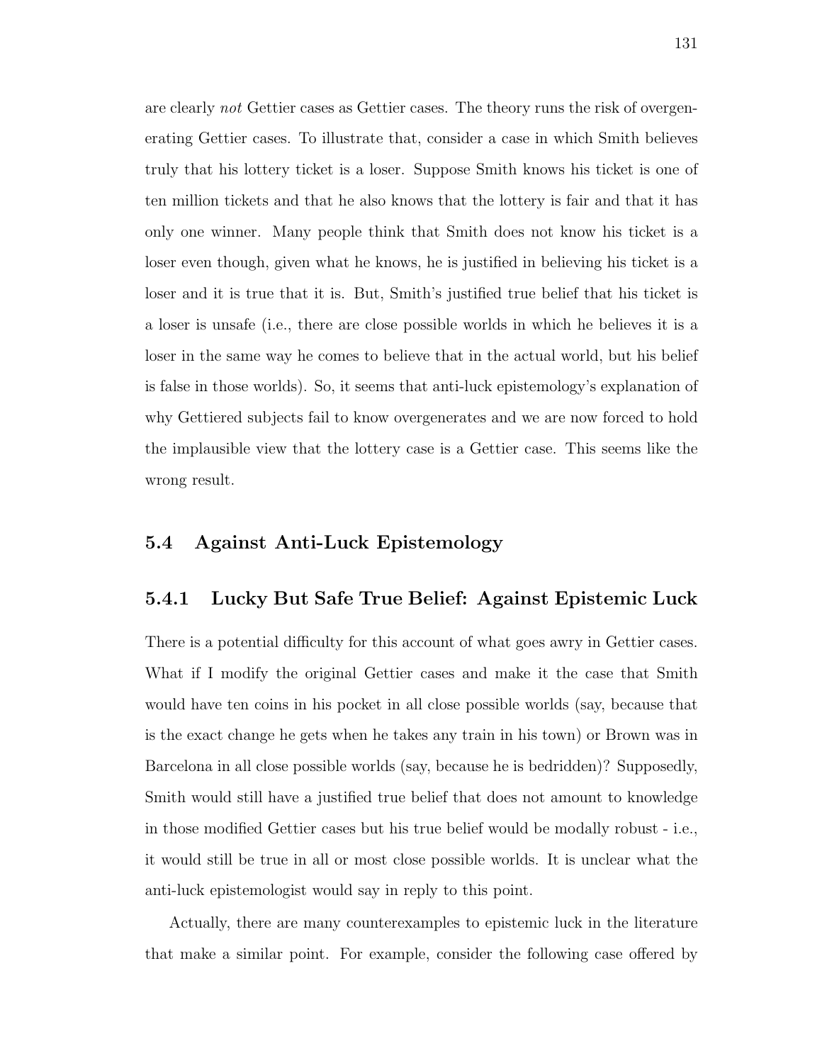are clearly *not* Gettier cases as Gettier cases. The theory runs the risk of overgenerating Gettier cases. To illustrate that, consider a case in which Smith believes truly that his lottery ticket is a loser. Suppose Smith knows his ticket is one of ten million tickets and that he also knows that the lottery is fair and that it has only one winner. Many people think that Smith does not know his ticket is a loser even though, given what he knows, he is justified in believing his ticket is a loser and it is true that it is. But, Smith's justified true belief that his ticket is a loser is unsafe (i.e., there are close possible worlds in which he believes it is a loser in the same way he comes to believe that in the actual world, but his belief is false in those worlds). So, it seems that anti-luck epistemology's explanation of why Gettiered subjects fail to know overgenerates and we are now forced to hold the implausible view that the lottery case is a Gettier case. This seems like the wrong result.

## 5.4 Against Anti-Luck Epistemology

### 5.4.1 Lucky But Safe True Belief: Against Epistemic Luck

There is a potential difficulty for this account of what goes awry in Gettier cases. What if I modify the original Gettier cases and make it the case that Smith would have ten coins in his pocket in all close possible worlds (say, because that is the exact change he gets when he takes any train in his town) or Brown was in Barcelona in all close possible worlds (say, because he is bedridden)? Supposedly, Smith would still have a justified true belief that does not amount to knowledge in those modified Gettier cases but his true belief would be modally robust - i.e., it would still be true in all or most close possible worlds. It is unclear what the anti-luck epistemologist would say in reply to this point.

Actually, there are many counterexamples to epistemic luck in the literature that make a similar point. For example, consider the following case offered by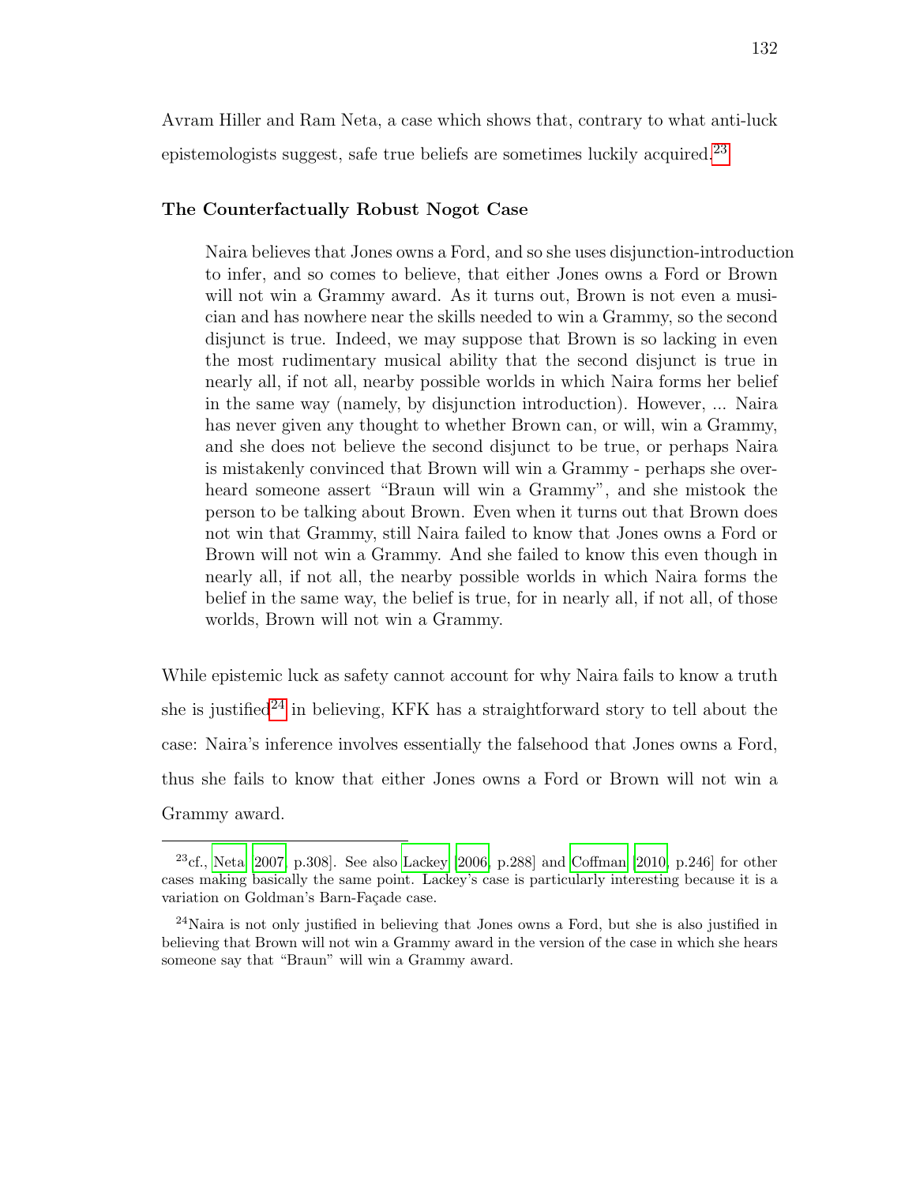Avram Hiller and Ram Neta, a case which shows that, contrary to what anti-luck epistemologists suggest, safe true beliefs are sometimes luckily acquired.[23]

**The Counterfactually Robust Nogot Case**

> Naira believes that Jones owns a Ford, and so she uses disjunction-introduction to infer, and so comes to believe, that either Jones owns a Ford or Brown will not win a Grammy award. As it turns out, Brown is not even a musician and has nowhere near the skills needed to win a Grammy, so the second disjunct is true. Indeed, we may suppose that Brown is so lacking in even the most rudimentary musical ability that the second disjunct is true in nearly all, if not all, nearby possible worlds in which Naira forms her belief in the same way (namely, by disjunction introduction). However, ... Naira has never given any thought to whether Brown can, or will, win a Grammy, and she does not believe the second disjunct to be true, or perhaps Naira is mistakenly convinced that Brown will win a Grammy - perhaps she overheard someone assert "Braun will win a Grammy", and she mistook the person to be talking about Brown. Even when it turns out that Brown does not win that Grammy, still Naira failed to know that Jones owns a Ford or Brown will not win a Grammy. And she failed to know this even though in nearly all, if not all, the nearby possible worlds in which Naira forms the belief in the same way, the belief is true, for in nearly all, if not all, of those worlds, Brown will not win a Grammy.

While epistemic luck as safety cannot account for why Naira fails to know a truth she is justified[24] in believing, KFK has a straightforward story to tell about the case: Naira's inference involves essentially the falsehood that Jones owns a Ford, thus she fails to know that either Jones owns a Ford or Brown will not win a Grammy award.

---

[23] cf., Neta [2007, p.308]. See also Lackey [2006, p.288] and Coffman [2010, p.246] for other cases making basically the same point. Lackey's case is particularly interesting because it is a variation on Goldman's Barn-Façade case.

[24] Naira is not only justified in believing that Jones owns a Ford, but she is also justified in believing that Brown will not win a Grammy award in the version of the case in which she hears someone say that "Braun" will win a Grammy award.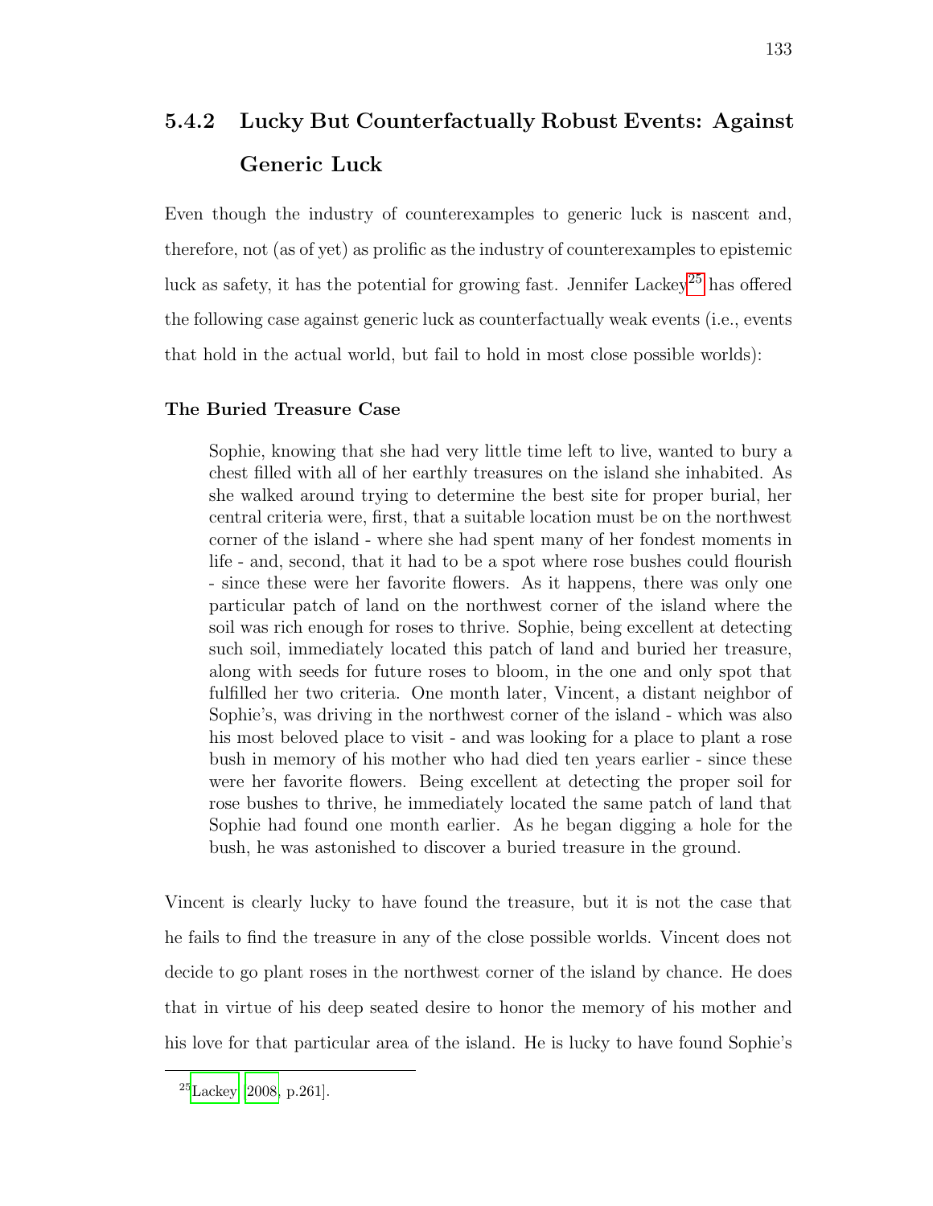### 5.4.2 Lucky But Counterfactually Robust Events: Against Generic Luck

Even though the industry of counterexamples to generic luck is nascent and, therefore, not (as of yet) as prolific as the industry of counterexamples to epistemic luck as safety, it has the potential for growing fast. Jennifer Lackey[25] has offered the following case against generic luck as counterfactually weak events (i.e., events that hold in the actual world, but fail to hold in most close possible worlds):

**The Buried Treasure Case**

> Sophie, knowing that she had very little time left to live, wanted to bury a chest filled with all of her earthly treasures on the island she inhabited. As she walked around trying to determine the best site for proper burial, her central criteria were, first, that a suitable location must be on the northwest corner of the island - where she had spent many of her fondest moments in life - and, second, that it had to be a spot where rose bushes could flourish - since these were her favorite flowers. As it happens, there was only one particular patch of land on the northwest corner of the island where the soil was rich enough for roses to thrive. Sophie, being excellent at detecting such soil, immediately located this patch of land and buried her treasure, along with seeds for future roses to bloom, in the one and only spot that fulfilled her two criteria. One month later, Vincent, a distant neighbor of Sophie's, was driving in the northwest corner of the island - which was also his most beloved place to visit - and was looking for a place to plant a rose bush in memory of his mother who had died ten years earlier - since these were her favorite flowers. Being excellent at detecting the proper soil for rose bushes to thrive, he immediately located the same patch of land that Sophie had found one month earlier. As he began digging a hole for the bush, he was astonished to discover a buried treasure in the ground.

Vincent is clearly lucky to have found the treasure, but it is not the case that he fails to find the treasure in any of the close possible worlds. Vincent does not decide to go plant roses in the northwest corner of the island by chance. He does that in virtue of his deep seated desire to honor the memory of his mother and his love for that particular area of the island. He is lucky to have found Sophie's

[25] Lackey [2008, p.261].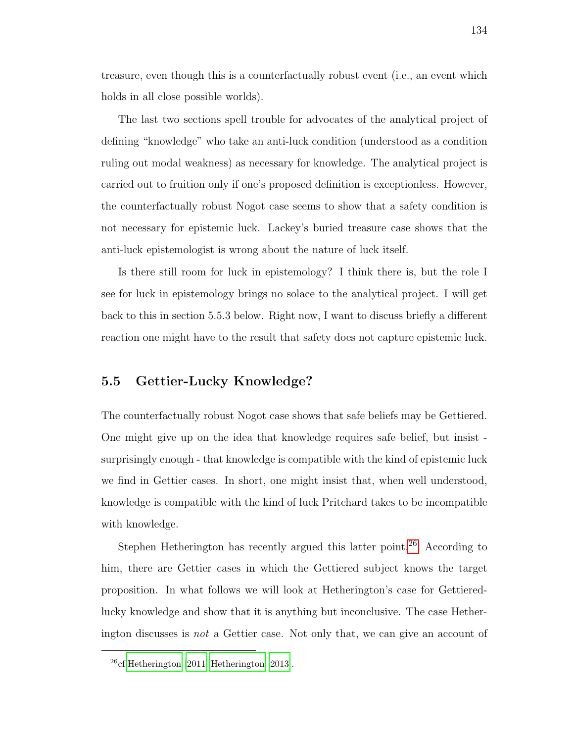treasure, even though this is a counterfactually robust event (i.e., an event which holds in all close possible worlds).

The last two sections spell trouble for advocates of the analytical project of defining "knowledge" who take an anti-luck condition (understood as a condition ruling out modal weakness) as necessary for knowledge. The analytical project is carried out to fruition only if one's proposed definition is exceptionless. However, the counterfactually robust Nogot case seems to show that a safety condition is not necessary for epistemic luck. Lackey's buried treasure case shows that the anti-luck epistemologist is wrong about the nature of luck itself.

Is there still room for luck in epistemology? I think there is, but the role I see for luck in epistemology brings no solace to the analytical project. I will get back to this in section 5.5.3 below. Right now, I want to discuss briefly a different reaction one might have to the result that safety does not capture epistemic luck.

## 5.5 Gettier-Lucky Knowledge?

The counterfactually robust Nogot case shows that safe beliefs may be Gettiered. One might give up on the idea that knowledge requires safe belief, but insist - surprisingly enough - that knowledge is compatible with the kind of epistemic luck we find in Gettier cases. In short, one might insist that, when well understood, knowledge is compatible with the kind of luck Pritchard takes to be incompatible with knowledge.

Stephen Hetherington has recently argued this latter point.[26] According to him, there are Gettier cases in which the Gettiered subject knows the target proposition. In what follows we will look at Hetherington's case for Gettiered-lucky knowledge and show that it is anything but inconclusive. The case Hetherington discusses is *not* a Gettier case. Not only that, we can give an account of

[26] cf.Hetherington [2011], Hetherington [2013].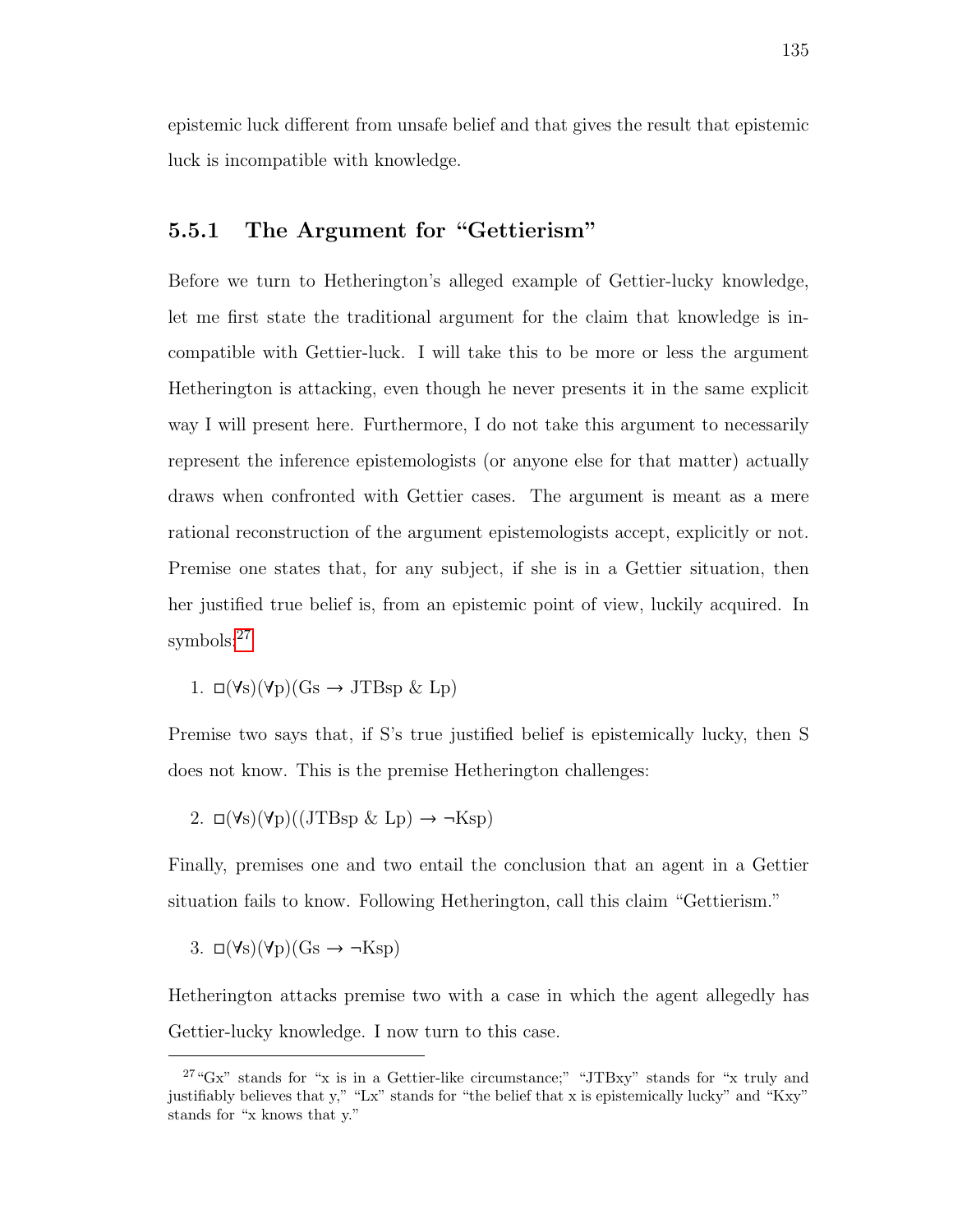epistemic luck different from unsafe belief and that gives the result that epistemic luck is incompatible with knowledge.

### 5.5.1 The Argument for "Gettierism"

Before we turn to Hetherington's alleged example of Gettier-lucky knowledge, let me first state the traditional argument for the claim that knowledge is incompatible with Gettier-luck. I will take this to be more or less the argument Hetherington is attacking, even though he never presents it in the same explicit way I will present here. Furthermore, I do not take this argument to necessarily represent the inference epistemologists (or anyone else for that matter) actually draws when confronted with Gettier cases. The argument is meant as a mere rational reconstruction of the argument epistemologists accept, explicitly or not. Premise one states that, for any subject, if she is in a Gettier situation, then her justified true belief is, from an epistemic point of view, luckily acquired. In symbols:[27]

1. $\Box(\forall s)(\forall p)(Gs \rightarrow JTBsp \;\&\; Lp)$

Premise two says that, if S's true justified belief is epistemically lucky, then S does not know. This is the premise Hetherington challenges:

2. $\Box(\forall s)(\forall p)((JTBsp \;\&\; Lp) \rightarrow \neg Ksp)$

Finally, premises one and two entail the conclusion that an agent in a Gettier situation fails to know. Following Hetherington, call this claim "Gettierism."

3. $\Box(\forall s)(\forall p)(Gs \rightarrow \neg Ksp)$

Hetherington attacks premise two with a case in which the agent allegedly has Gettier-lucky knowledge. I now turn to this case.

---

[27] "Gx" stands for "x is in a Gettier-like circumstance;" "JTBxy" stands for "x truly and justifiably believes that y," "Lx" stands for "the belief that x is epistemically lucky" and "Kxy" stands for "x knows that y."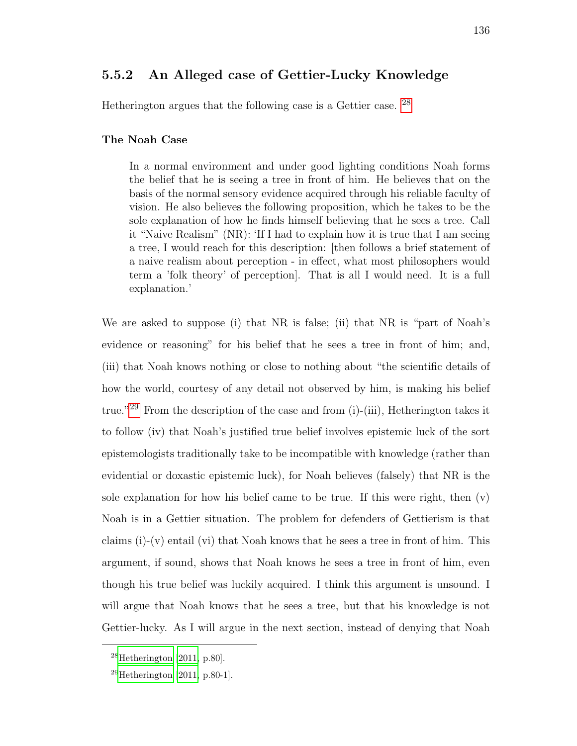### 5.5.2 An Alleged case of Gettier-Lucky Knowledge

Hetherington argues that the following case is a Gettier case. [28]

**The Noah Case**

> In a normal environment and under good lighting conditions Noah forms the belief that he is seeing a tree in front of him. He believes that on the basis of the normal sensory evidence acquired through his reliable faculty of vision. He also believes the following proposition, which he takes to be the sole explanation of how he finds himself believing that he sees a tree. Call it "Naive Realism" (NR): 'If I had to explain how it is true that I am seeing a tree, I would reach for this description: [then follows a brief statement of a naive realism about perception - in effect, what most philosophers would term a 'folk theory' of perception]. That is all I would need. It is a full explanation.'

We are asked to suppose (i) that NR is false; (ii) that NR is "part of Noah's evidence or reasoning" for his belief that he sees a tree in front of him; and, (iii) that Noah knows nothing or close to nothing about "the scientific details of how the world, courtesy of any detail not observed by him, is making his belief true."[29] From the description of the case and from (i)-(iii), Hetherington takes it to follow (iv) that Noah's justified true belief involves epistemic luck of the sort epistemologists traditionally take to be incompatible with knowledge (rather than evidential or doxastic epistemic luck), for Noah believes (falsely) that NR is the sole explanation for how his belief came to be true. If this were right, then (v) Noah is in a Gettier situation. The problem for defenders of Gettierism is that claims (i)-(v) entail (vi) that Noah knows that he sees a tree in front of him. This argument, if sound, shows that Noah knows he sees a tree in front of him, even though his true belief was luckily acquired. I think this argument is unsound. I will argue that Noah knows that he sees a tree, but that his knowledge is not Gettier-lucky. As I will argue in the next section, instead of denying that Noah

---

[28] Hetherington [2011, p.80].

[29] Hetherington [2011, p.80-1].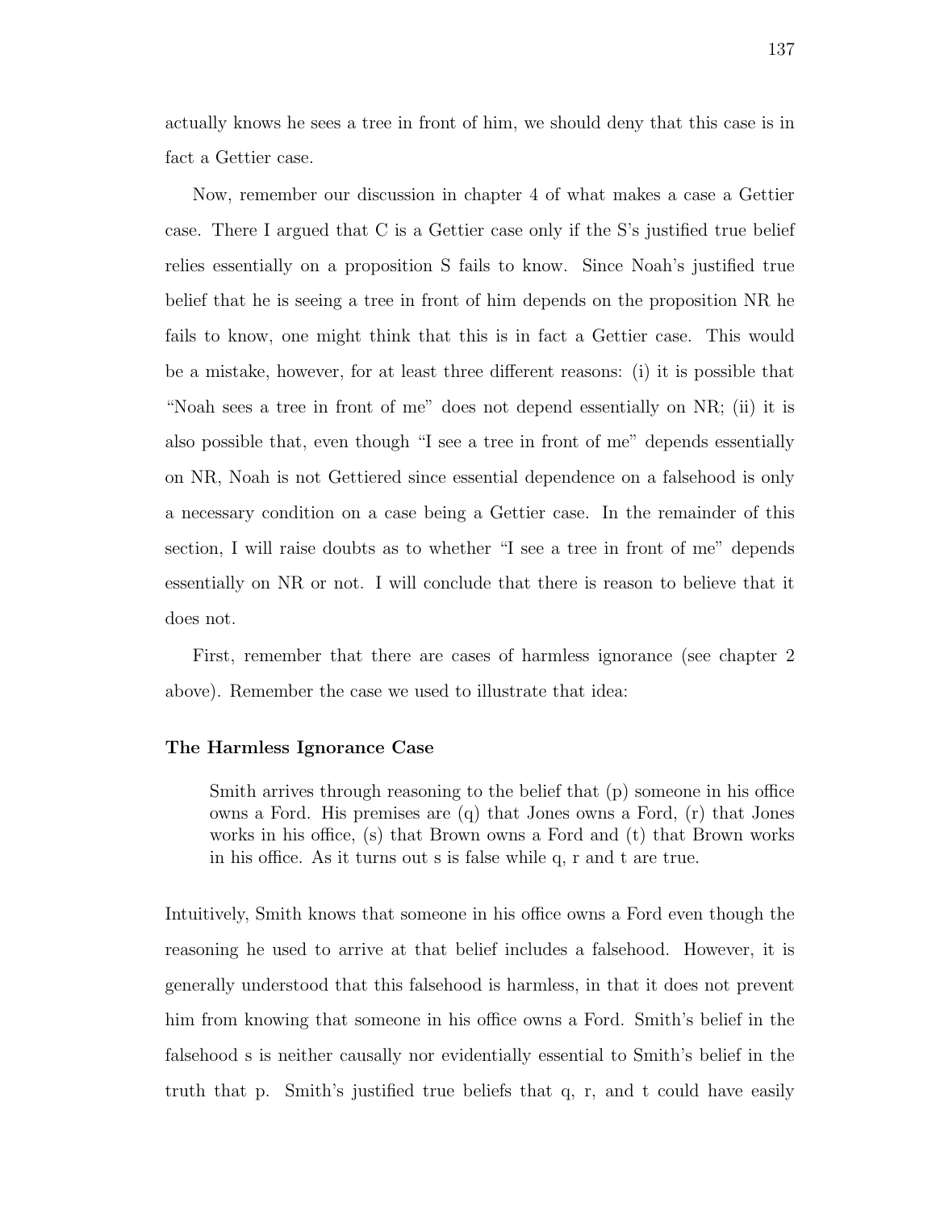actually knows he sees a tree in front of him, we should deny that this case is in fact a Gettier case.

Now, remember our discussion in chapter 4 of what makes a case a Gettier case. There I argued that C is a Gettier case only if the S's justified true belief relies essentially on a proposition S fails to know. Since Noah's justified true belief that he is seeing a tree in front of him depends on the proposition NR he fails to know, one might think that this is in fact a Gettier case. This would be a mistake, however, for at least three different reasons: (i) it is possible that "Noah sees a tree in front of me" does not depend essentially on NR; (ii) it is also possible that, even though "I see a tree in front of me" depends essentially on NR, Noah is not Gettiered since essential dependence on a falsehood is only a necessary condition on a case being a Gettier case. In the remainder of this section, I will raise doubts as to whether "I see a tree in front of me" depends essentially on NR or not. I will conclude that there is reason to believe that it does not.

First, remember that there are cases of harmless ignorance (see chapter 2 above). Remember the case we used to illustrate that idea:

#### The Harmless Ignorance Case

> Smith arrives through reasoning to the belief that (p) someone in his office owns a Ford. His premises are (q) that Jones owns a Ford, (r) that Jones works in his office, (s) that Brown owns a Ford and (t) that Brown works in his office. As it turns out s is false while q, r and t are true.

Intuitively, Smith knows that someone in his office owns a Ford even though the reasoning he used to arrive at that belief includes a falsehood. However, it is generally understood that this falsehood is harmless, in that it does not prevent him from knowing that someone in his office owns a Ford. Smith's belief in the falsehood s is neither causally nor evidentially essential to Smith's belief in the truth that p. Smith's justified true beliefs that q, r, and t could have easily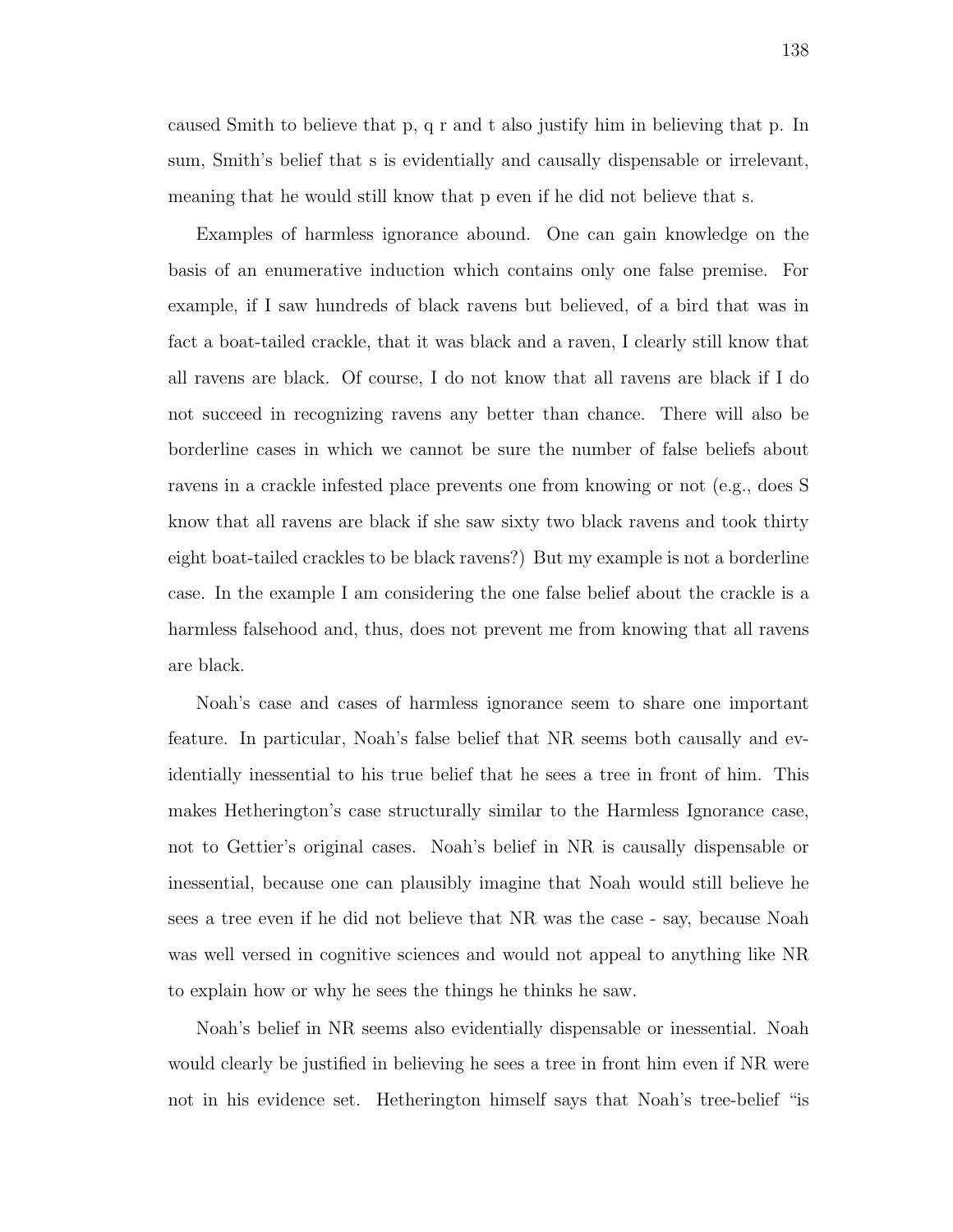caused Smith to believe that p, q r and t also justify him in believing that p. In sum, Smith's belief that s is evidentially and causally dispensable or irrelevant, meaning that he would still know that p even if he did not believe that s.

Examples of harmless ignorance abound. One can gain knowledge on the basis of an enumerative induction which contains only one false premise. For example, if I saw hundreds of black ravens but believed, of a bird that was in fact a boat-tailed crackle, that it was black and a raven, I clearly still know that all ravens are black. Of course, I do not know that all ravens are black if I do not succeed in recognizing ravens any better than chance. There will also be borderline cases in which we cannot be sure the number of false beliefs about ravens in a crackle infested place prevents one from knowing or not (e.g., does S know that all ravens are black if she saw sixty two black ravens and took thirty eight boat-tailed crackles to be black ravens?) But my example is not a borderline case. In the example I am considering the one false belief about the crackle is a harmless falsehood and, thus, does not prevent me from knowing that all ravens are black.

Noah's case and cases of harmless ignorance seem to share one important feature. In particular, Noah's false belief that NR seems both causally and evidentially inessential to his true belief that he sees a tree in front of him. This makes Hetherington's case structurally similar to the Harmless Ignorance case, not to Gettier's original cases. Noah's belief in NR is causally dispensable or inessential, because one can plausibly imagine that Noah would still believe he sees a tree even if he did not believe that NR was the case - say, because Noah was well versed in cognitive sciences and would not appeal to anything like NR to explain how or why he sees the things he thinks he saw.

Noah's belief in NR seems also evidentially dispensable or inessential. Noah would clearly be justified in believing he sees a tree in front him even if NR were not in his evidence set. Hetherington himself says that Noah's tree-belief "is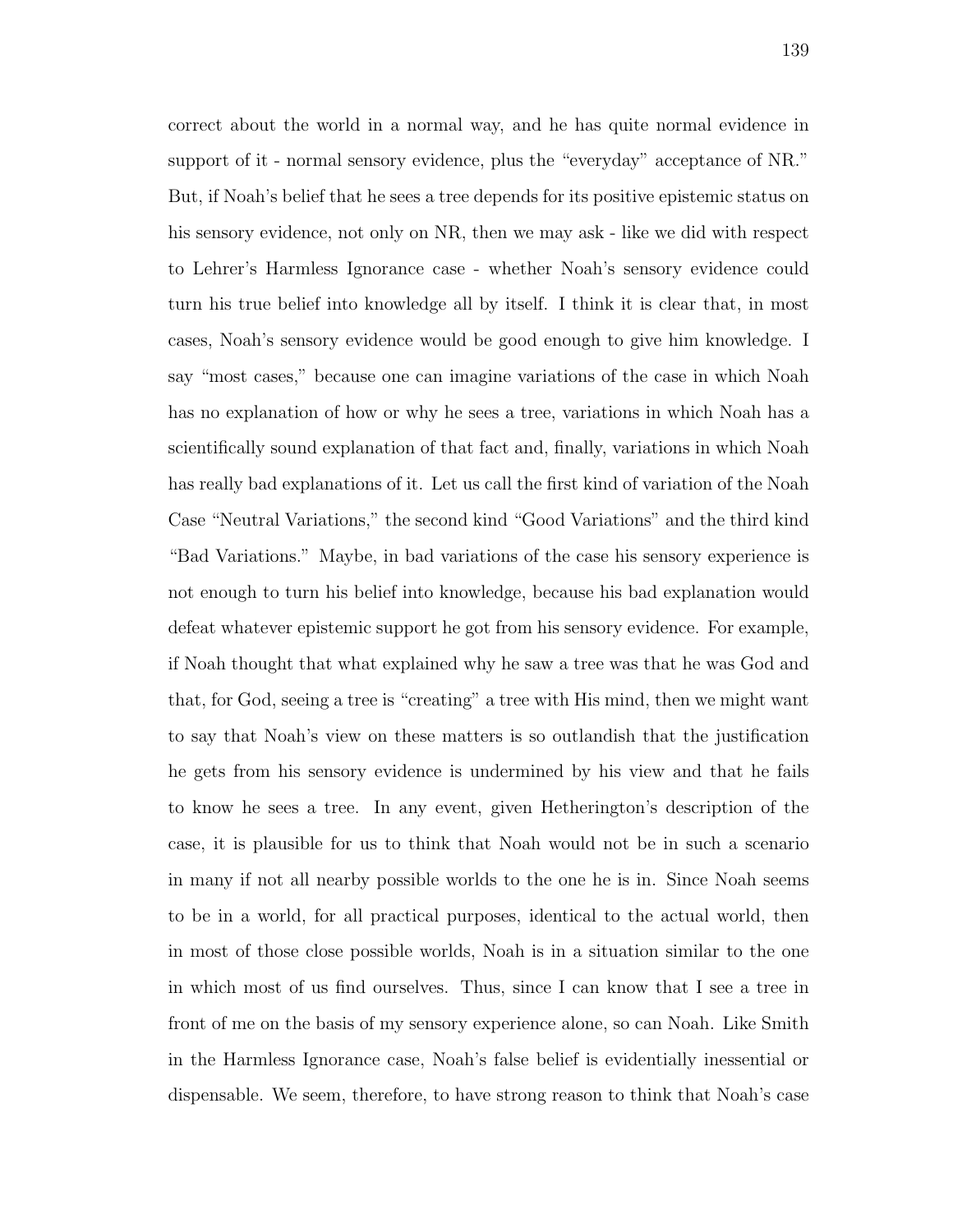correct about the world in a normal way, and he has quite normal evidence in support of it - normal sensory evidence, plus the "everyday" acceptance of NR." But, if Noah's belief that he sees a tree depends for its positive epistemic status on his sensory evidence, not only on NR, then we may ask - like we did with respect to Lehrer's Harmless Ignorance case - whether Noah's sensory evidence could turn his true belief into knowledge all by itself. I think it is clear that, in most cases, Noah's sensory evidence would be good enough to give him knowledge. I say "most cases," because one can imagine variations of the case in which Noah has no explanation of how or why he sees a tree, variations in which Noah has a scientifically sound explanation of that fact and, finally, variations in which Noah has really bad explanations of it. Let us call the first kind of variation of the Noah Case "Neutral Variations," the second kind "Good Variations" and the third kind "Bad Variations." Maybe, in bad variations of the case his sensory experience is not enough to turn his belief into knowledge, because his bad explanation would defeat whatever epistemic support he got from his sensory evidence. For example, if Noah thought that what explained why he saw a tree was that he was God and that, for God, seeing a tree is "creating" a tree with His mind, then we might want to say that Noah's view on these matters is so outlandish that the justification he gets from his sensory evidence is undermined by his view and that he fails to know he sees a tree. In any event, given Hetherington's description of the case, it is plausible for us to think that Noah would not be in such a scenario in many if not all nearby possible worlds to the one he is in. Since Noah seems to be in a world, for all practical purposes, identical to the actual world, then in most of those close possible worlds, Noah is in a situation similar to the one in which most of us find ourselves. Thus, since I can know that I see a tree in front of me on the basis of my sensory experience alone, so can Noah. Like Smith in the Harmless Ignorance case, Noah's false belief is evidentially inessential or dispensable. We seem, therefore, to have strong reason to think that Noah's case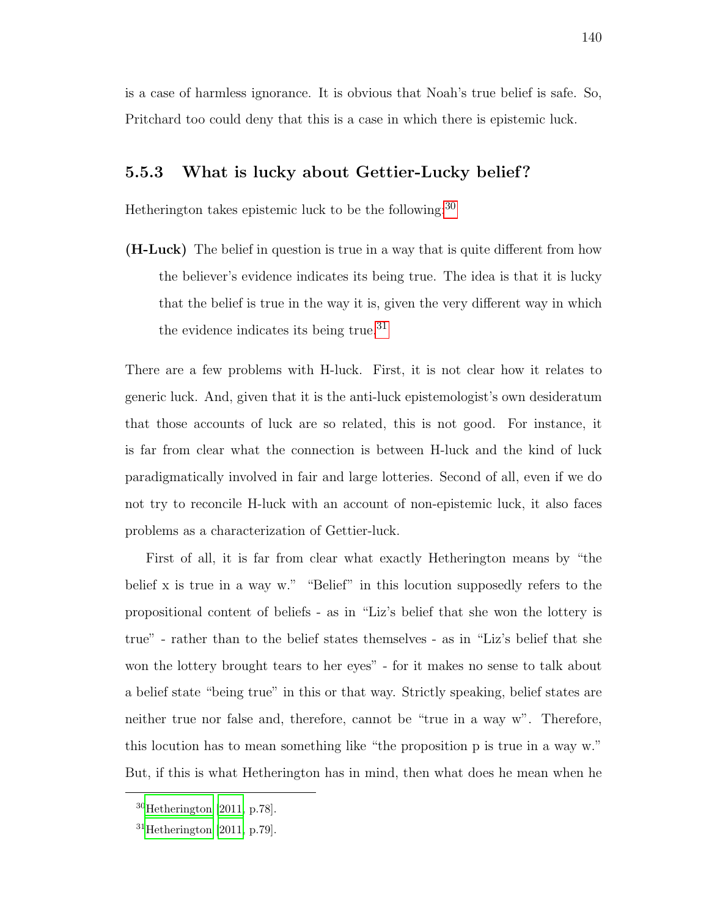is a case of harmless ignorance. It is obvious that Noah's true belief is safe. So, Pritchard too could deny that this is a case in which there is epistemic luck.

### 5.5.3 What is lucky about Gettier-Lucky belief?

Hetherington takes epistemic luck to be the following:[30]

**(H-Luck)** The belief in question is true in a way that is quite different from how the believer's evidence indicates its being true. The idea is that it is lucky that the belief is true in the way it is, given the very different way in which the evidence indicates its being true.[31]

There are a few problems with H-luck. First, it is not clear how it relates to generic luck. And, given that it is the anti-luck epistemologist's own desideratum that those accounts of luck are so related, this is not good. For instance, it is far from clear what the connection is between H-luck and the kind of luck paradigmatically involved in fair and large lotteries. Second of all, even if we do not try to reconcile H-luck with an account of non-epistemic luck, it also faces problems as a characterization of Gettier-luck.

First of all, it is far from clear what exactly Hetherington means by "the belief x is true in a way w." "Belief" in this locution supposedly refers to the propositional content of beliefs - as in "Liz's belief that she won the lottery is true" - rather than to the belief states themselves - as in "Liz's belief that she won the lottery brought tears to her eyes" - for it makes no sense to talk about a belief state "being true" in this or that way. Strictly speaking, belief states are neither true nor false and, therefore, cannot be "true in a way w". Therefore, this locution has to mean something like "the proposition p is true in a way w." But, if this is what Hetherington has in mind, then what does he mean when he

[30] Hetherington [2011, p.78].

[31] Hetherington [2011, p.79].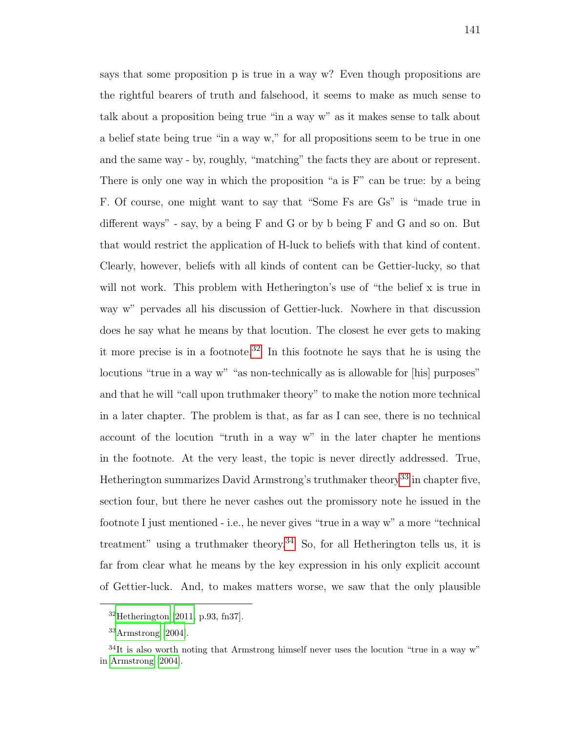says that some proposition p is true in a way w? Even though propositions are the rightful bearers of truth and falsehood, it seems to make as much sense to talk about a proposition being true "in a way w" as it makes sense to talk about a belief state being true "in a way w," for all propositions seem to be true in one and the same way - by, roughly, "matching" the facts they are about or represent. There is only one way in which the proposition "a is F" can be true: by a being F. Of course, one might want to say that "Some Fs are Gs" is "made true in different ways" - say, by a being F and G or by b being F and G and so on. But that would restrict the application of H-luck to beliefs with that kind of content. Clearly, however, beliefs with all kinds of content can be Gettier-lucky, so that will not work. This problem with Hetherington's use of "the belief x is true in way w" pervades all his discussion of Gettier-luck. Nowhere in that discussion does he say what he means by that locution. The closest he ever gets to making it more precise is in a footnote.[32] In this footnote he says that he is using the locutions "true in a way w" "as non-technically as is allowable for [his] purposes" and that he will "call upon truthmaker theory" to make the notion more technical in a later chapter. The problem is that, as far as I can see, there is no technical account of the locution "truth in a way w" in the later chapter he mentions in the footnote. At the very least, the topic is never directly addressed. True, Hetherington summarizes David Armstrong's truthmaker theory[33] in chapter five, section four, but there he never cashes out the promissory note he issued in the footnote I just mentioned - i.e., he never gives "true in a way w" a more "technical treatment" using a truthmaker theory.[34] So, for all Hetherington tells us, it is far from clear what he means by the key expression in his only explicit account of Gettier-luck. And, to makes matters worse, we saw that the only plausible

---

[32] Hetherington [2011, p.93, fn37].

[33] Armstrong [2004].

[34] It is also worth noting that Armstrong himself never uses the locution "true in a way w" in Armstrong [2004].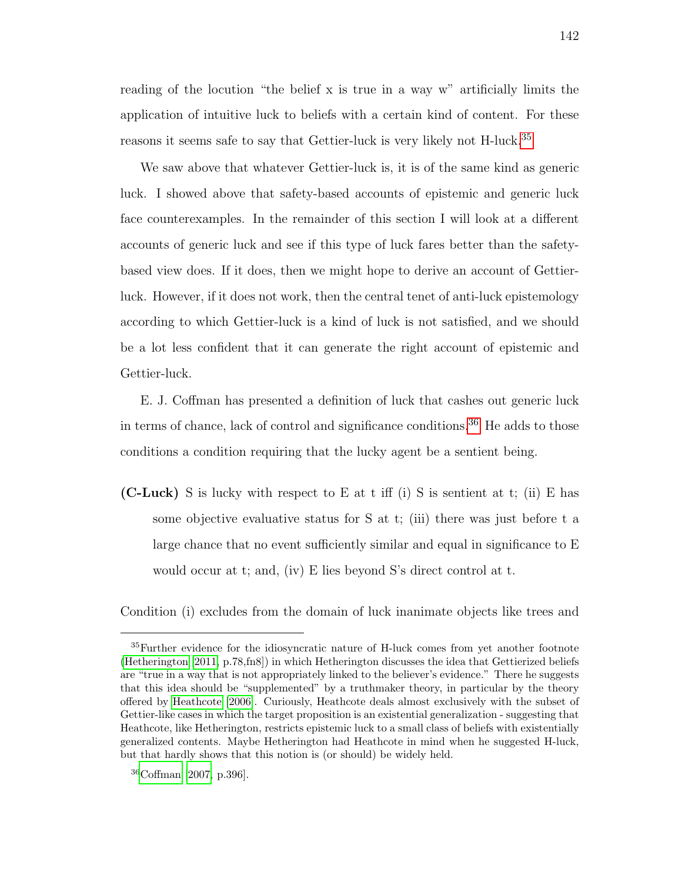reading of the locution "the belief x is true in a way w" artificially limits the application of intuitive luck to beliefs with a certain kind of content. For these reasons it seems safe to say that Gettier-luck is very likely not H-luck.[35]

We saw above that whatever Gettier-luck is, it is of the same kind as generic luck. I showed above that safety-based accounts of epistemic and generic luck face counterexamples. In the remainder of this section I will look at a different accounts of generic luck and see if this type of luck fares better than the safety-based view does. If it does, then we might hope to derive an account of Gettier-luck. However, if it does not work, then the central tenet of anti-luck epistemology according to which Gettier-luck is a kind of luck is not satisfied, and we should be a lot less confident that it can generate the right account of epistemic and Gettier-luck.

E. J. Coffman has presented a definition of luck that cashes out generic luck in terms of chance, lack of control and significance conditions.[36] He adds to those conditions a condition requiring that the lucky agent be a sentient being.

**(C-Luck)** S is lucky with respect to E at t iff (i) S is sentient at t; (ii) E has some objective evaluative status for S at t; (iii) there was just before t a large chance that no event sufficiently similar and equal in significance to E would occur at t; and, (iv) E lies beyond S's direct control at t.

Condition (i) excludes from the domain of luck inanimate objects like trees and

---

[35] Further evidence for the idiosyncratic nature of H-luck comes from yet another footnote (Hetherington [2011, p.78,fn8]) in which Hetherington discusses the idea that Gettierized beliefs are "true in a way that is not appropriately linked to the believer's evidence." There he suggests that this idea should be "supplemented" by a truthmaker theory, in particular by the theory offered by Heathcote [2006]. Curiously, Heathcote deals almost exclusively with the subset of Gettier-like cases in which the target proposition is an existential generalization - suggesting that Heathcote, like Hetherington, restricts epistemic luck to a small class of beliefs with existentially generalized contents. Maybe Hetherington had Heathcote in mind when he suggested H-luck, but that hardly shows that this notion is (or should) be widely held.

[36] Coffman [2007, p.396].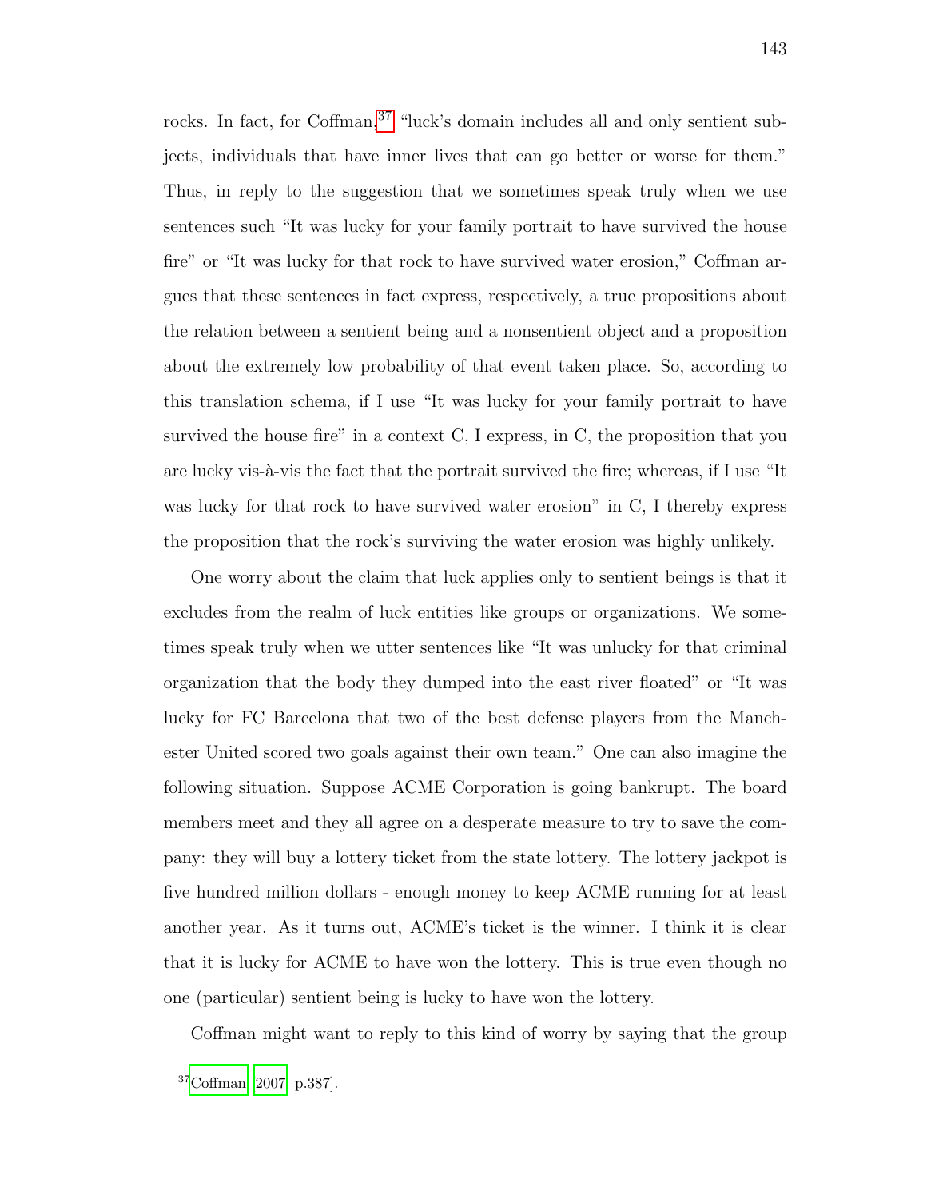rocks. In fact, for Coffman,[37] "luck's domain includes all and only sentient subjects, individuals that have inner lives that can go better or worse for them." Thus, in reply to the suggestion that we sometimes speak truly when we use sentences such "It was lucky for your family portrait to have survived the house fire" or "It was lucky for that rock to have survived water erosion," Coffman argues that these sentences in fact express, respectively, a true propositions about the relation between a sentient being and a nonsentient object and a proposition about the extremely low probability of that event taken place. So, according to this translation schema, if I use "It was lucky for your family portrait to have survived the house fire" in a context C, I express, in C, the proposition that you are lucky vis-à-vis the fact that the portrait survived the fire; whereas, if I use "It was lucky for that rock to have survived water erosion" in C, I thereby express the proposition that the rock's surviving the water erosion was highly unlikely.

One worry about the claim that luck applies only to sentient beings is that it excludes from the realm of luck entities like groups or organizations. We sometimes speak truly when we utter sentences like "It was unlucky for that criminal organization that the body they dumped into the east river floated" or "It was lucky for FC Barcelona that two of the best defense players from the Manchester United scored two goals against their own team." One can also imagine the following situation. Suppose ACME Corporation is going bankrupt. The board members meet and they all agree on a desperate measure to try to save the company: they will buy a lottery ticket from the state lottery. The lottery jackpot is five hundred million dollars - enough money to keep ACME running for at least another year. As it turns out, ACME's ticket is the winner. I think it is clear that it is lucky for ACME to have won the lottery. This is true even though no one (particular) sentient being is lucky to have won the lottery.

Coffman might want to reply to this kind of worry by saying that the group

[37] Coffman [2007, p.387].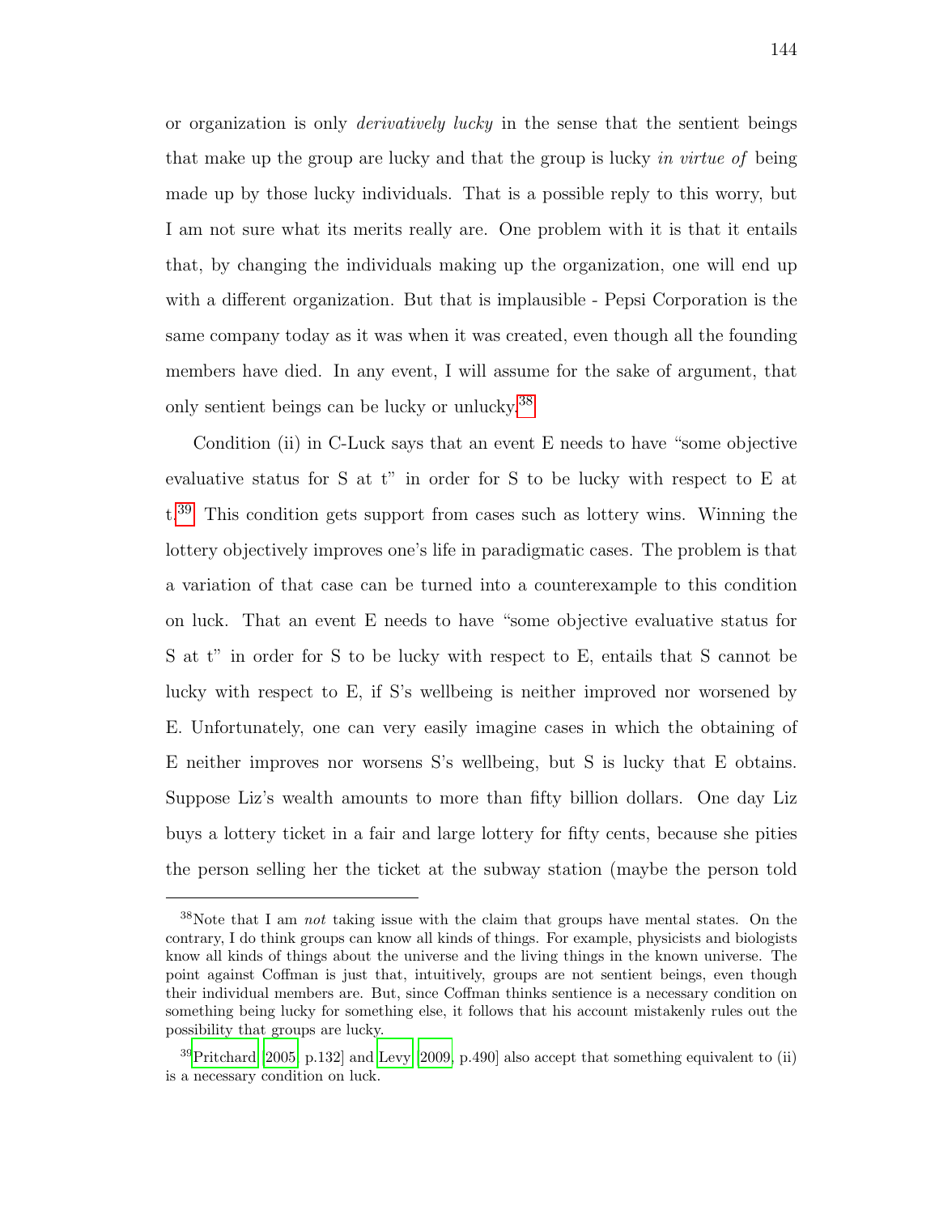or organization is only *derivatively lucky* in the sense that the sentient beings that make up the group are lucky and that the group is lucky *in virtue of* being made up by those lucky individuals. That is a possible reply to this worry, but I am not sure what its merits really are. One problem with it is that it entails that, by changing the individuals making up the organization, one will end up with a different organization. But that is implausible - Pepsi Corporation is the same company today as it was when it was created, even though all the founding members have died. In any event, I will assume for the sake of argument, that only sentient beings can be lucky or unlucky.[38]

Condition (ii) in C-Luck says that an event E needs to have "some objective evaluative status for S at t" in order for S to be lucky with respect to E at t.[39] This condition gets support from cases such as lottery wins. Winning the lottery objectively improves one's life in paradigmatic cases. The problem is that a variation of that case can be turned into a counterexample to this condition on luck. That an event E needs to have "some objective evaluative status for S at t" in order for S to be lucky with respect to E, entails that S cannot be lucky with respect to E, if S's wellbeing is neither improved nor worsened by E. Unfortunately, one can very easily imagine cases in which the obtaining of E neither improves nor worsens S's wellbeing, but S is lucky that E obtains. Suppose Liz's wealth amounts to more than fifty billion dollars. One day Liz buys a lottery ticket in a fair and large lottery for fifty cents, because she pities the person selling her the ticket at the subway station (maybe the person told

---

[38]Note that I am *not* taking issue with the claim that groups have mental states. On the contrary, I do think groups can know all kinds of things. For example, physicists and biologists know all kinds of things about the universe and the living things in the known universe. The point against Coffman is just that, intuitively, groups are not sentient beings, even though their individual members are. But, since Coffman thinks sentience is a necessary condition on something being lucky for something else, it follows that his account mistakenly rules out the possibility that groups are lucky.

[39]Pritchard [2005, p.132] and Levy [2009, p.490] also accept that something equivalent to (ii) is a necessary condition on luck.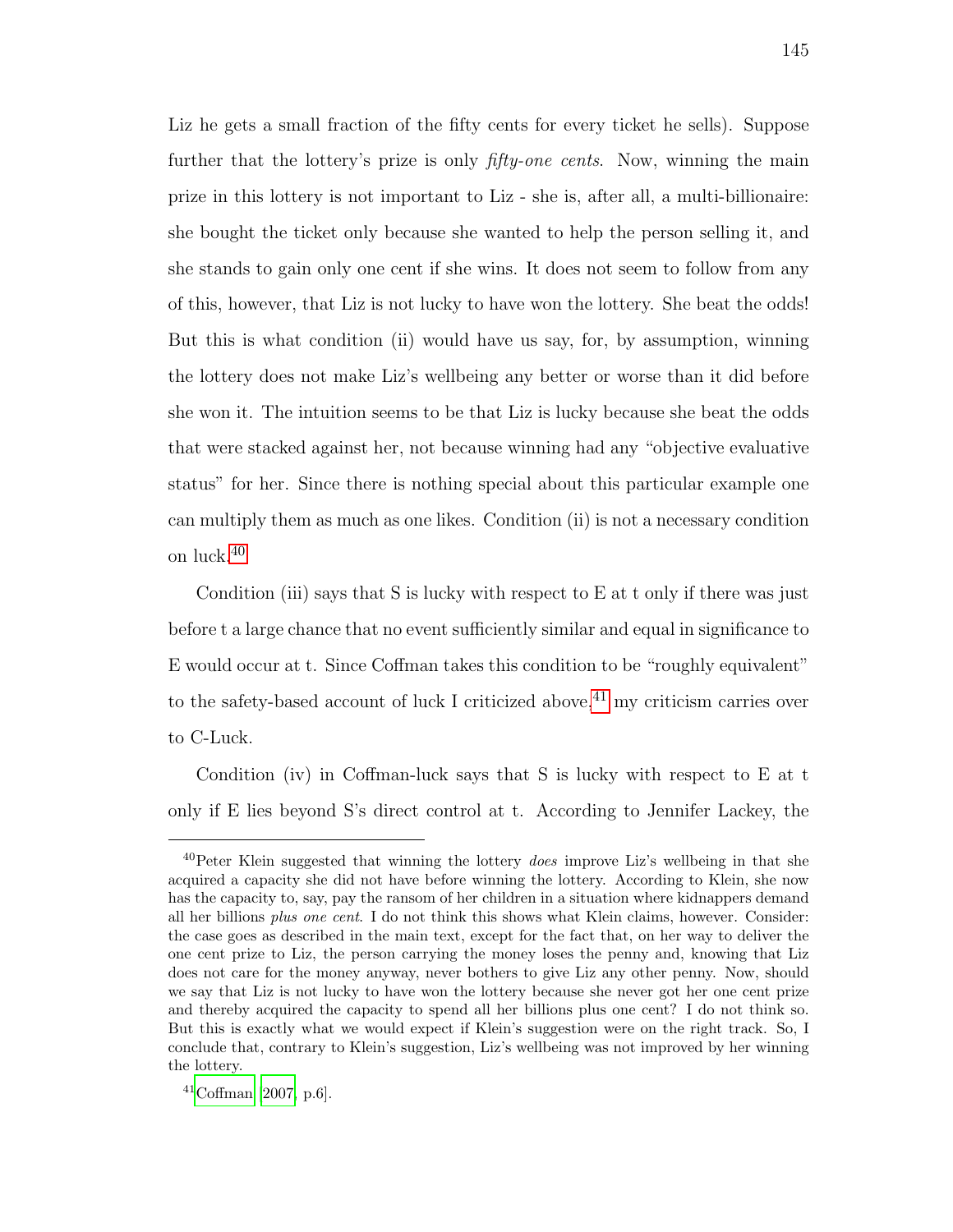Liz he gets a small fraction of the fifty cents for every ticket he sells). Suppose further that the lottery's prize is only *fifty-one cents*. Now, winning the main prize in this lottery is not important to Liz - she is, after all, a multi-billionaire: she bought the ticket only because she wanted to help the person selling it, and she stands to gain only one cent if she wins. It does not seem to follow from any of this, however, that Liz is not lucky to have won the lottery. She beat the odds! But this is what condition (ii) would have us say, for, by assumption, winning the lottery does not make Liz's wellbeing any better or worse than it did before she won it. The intuition seems to be that Liz is lucky because she beat the odds that were stacked against her, not because winning had any "objective evaluative status" for her. Since there is nothing special about this particular example one can multiply them as much as one likes. Condition (ii) is not a necessary condition on luck.[40]

Condition (iii) says that S is lucky with respect to E at t only if there was just before t a large chance that no event sufficiently similar and equal in significance to E would occur at t. Since Coffman takes this condition to be "roughly equivalent" to the safety-based account of luck I criticized above,[41] my criticism carries over to C-Luck.

Condition (iv) in Coffman-luck says that S is lucky with respect to E at t only if E lies beyond S's direct control at t. According to Jennifer Lackey, the

---

[40] Peter Klein suggested that winning the lottery *does* improve Liz's wellbeing in that she acquired a capacity she did not have before winning the lottery. According to Klein, she now has the capacity to, say, pay the ransom of her children in a situation where kidnappers demand all her billions *plus one cent*. I do not think this shows what Klein claims, however. Consider: the case goes as described in the main text, except for the fact that, on her way to deliver the one cent prize to Liz, the person carrying the money loses the penny and, knowing that Liz does not care for the money anyway, never bothers to give Liz any other penny. Now, should we say that Liz is not lucky to have won the lottery because she never got her one cent prize and thereby acquired the capacity to spend all her billions plus one cent? I do not think so. But this is exactly what we would expect if Klein's suggestion were on the right track. So, I conclude that, contrary to Klein's suggestion, Liz's wellbeing was not improved by her winning the lottery.

[41] Coffman [2007, p.6].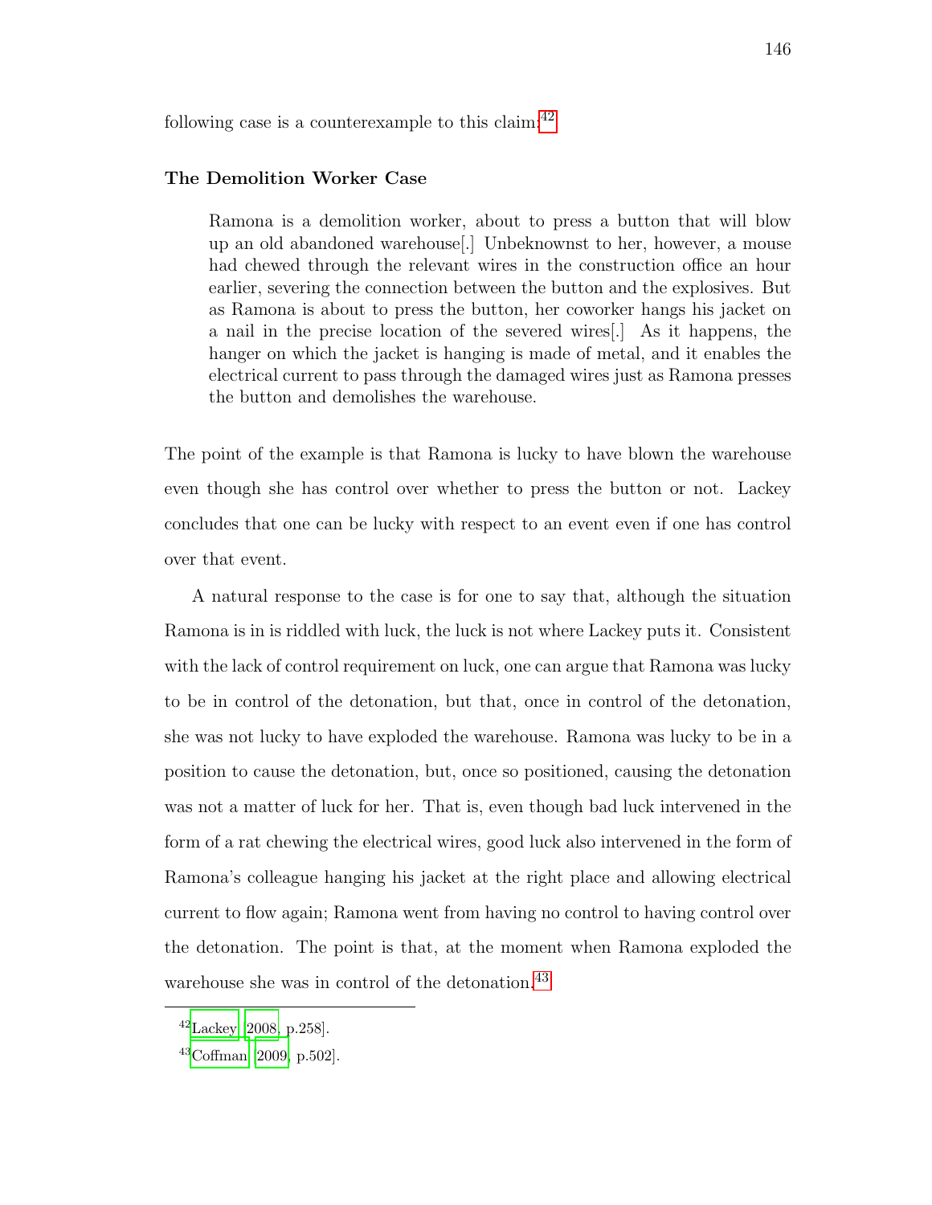following case is a counterexample to this claim:[42]

### The Demolition Worker Case

> Ramona is a demolition worker, about to press a button that will blow up an old abandoned warehouse[.] Unbeknownst to her, however, a mouse had chewed through the relevant wires in the construction office an hour earlier, severing the connection between the button and the explosives. But as Ramona is about to press the button, her coworker hangs his jacket on a nail in the precise location of the severed wires[.] As it happens, the hanger on which the jacket is hanging is made of metal, and it enables the electrical current to pass through the damaged wires just as Ramona presses the button and demolishes the warehouse.

The point of the example is that Ramona is lucky to have blown the warehouse even though she has control over whether to press the button or not. Lackey concludes that one can be lucky with respect to an event even if one has control over that event.

A natural response to the case is for one to say that, although the situation Ramona is in is riddled with luck, the luck is not where Lackey puts it. Consistent with the lack of control requirement on luck, one can argue that Ramona was lucky to be in control of the detonation, but that, once in control of the detonation, she was not lucky to have exploded the warehouse. Ramona was lucky to be in a position to cause the detonation, but, once so positioned, causing the detonation was not a matter of luck for her. That is, even though bad luck intervened in the form of a rat chewing the electrical wires, good luck also intervened in the form of Ramona's colleague hanging his jacket at the right place and allowing electrical current to flow again; Ramona went from having no control to having control over the detonation. The point is that, at the moment when Ramona exploded the warehouse she was in control of the detonation.[43]

---

[42] Lackey [2008, p.258].

[43] Coffman [2009, p.502].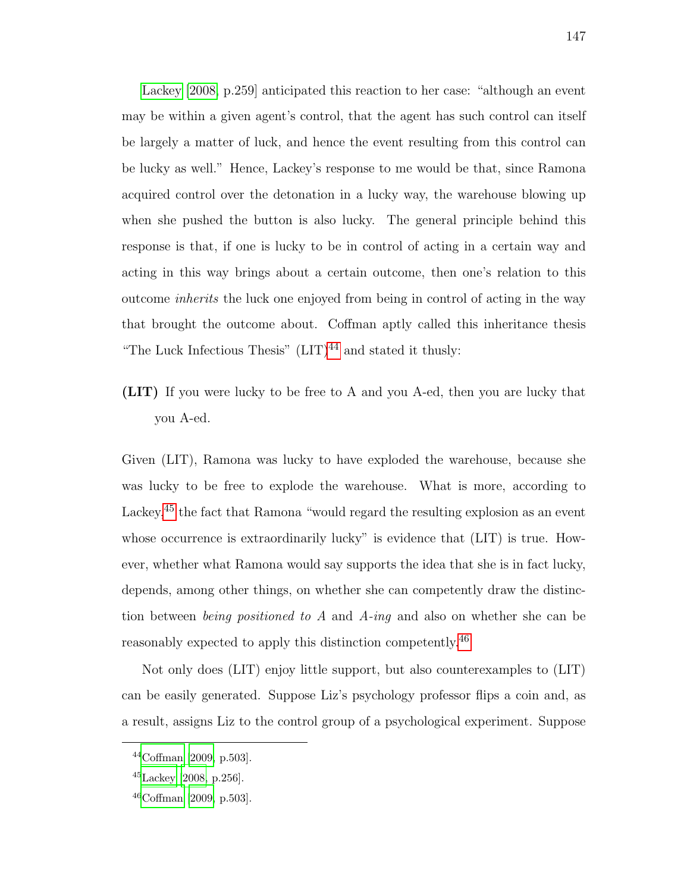Lackey [2008, p.259] anticipated this reaction to her case: "although an event may be within a given agent's control, that the agent has such control can itself be largely a matter of luck, and hence the event resulting from this control can be lucky as well." Hence, Lackey's response to me would be that, since Ramona acquired control over the detonation in a lucky way, the warehouse blowing up when she pushed the button is also lucky. The general principle behind this response is that, if one is lucky to be in control of acting in a certain way and acting in this way brings about a certain outcome, then one's relation to this outcome *inherits* the luck one enjoyed from being in control of acting in the way that brought the outcome about. Coffman aptly called this inheritance thesis "The Luck Infectious Thesis" (LIT)[44] and stated it thusly:

**(LIT)** If you were lucky to be free to A and you A-ed, then you are lucky that you A-ed.

Given (LIT), Ramona was lucky to have exploded the warehouse, because she was lucky to be free to explode the warehouse. What is more, according to Lackey,[45] the fact that Ramona "would regard the resulting explosion as an event whose occurrence is extraordinarily lucky" is evidence that (LIT) is true. However, whether what Ramona would say supports the idea that she is in fact lucky, depends, among other things, on whether she can competently draw the distinction between *being positioned to A* and *A-ing* and also on whether she can be reasonably expected to apply this distinction competently.[46]

Not only does (LIT) enjoy little support, but also counterexamples to (LIT) can be easily generated. Suppose Liz's psychology professor flips a coin and, as a result, assigns Liz to the control group of a psychological experiment. Suppose

---

[44] Coffman [2009, p.503].

[45] Lackey [2008, p.256].

[46] Coffman [2009, p.503].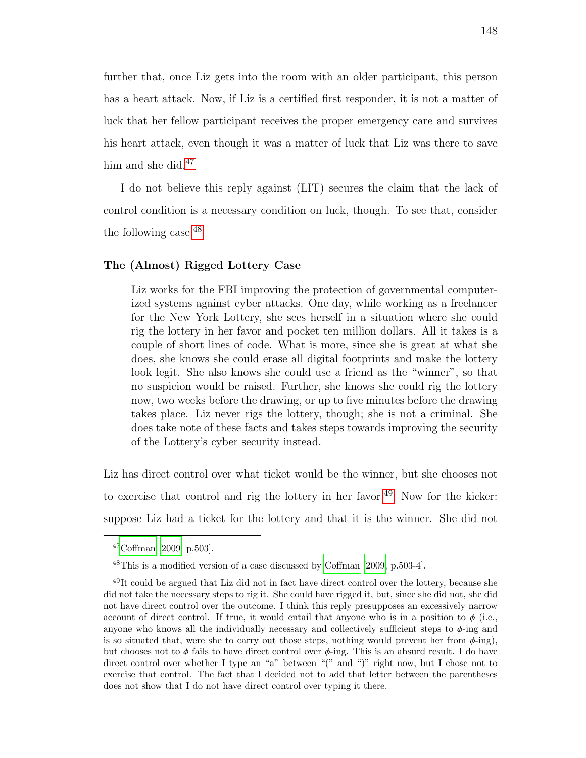further that, once Liz gets into the room with an older participant, this person has a heart attack. Now, if Liz is a certified first responder, it is not a matter of luck that her fellow participant receives the proper emergency care and survives his heart attack, even though it was a matter of luck that Liz was there to save him and she did.[47]

I do not believe this reply against (LIT) secures the claim that the lack of control condition is a necessary condition on luck, though. To see that, consider the following case.[48]

**The (Almost) Rigged Lottery Case**

> Liz works for the FBI improving the protection of governmental computerized systems against cyber attacks. One day, while working as a freelancer for the New York Lottery, she sees herself in a situation where she could rig the lottery in her favor and pocket ten million dollars. All it takes is a couple of short lines of code. What is more, since she is great at what she does, she knows she could erase all digital footprints and make the lottery look legit. She also knows she could use a friend as the "winner", so that no suspicion would be raised. Further, she knows she could rig the lottery now, two weeks before the drawing, or up to five minutes before the drawing takes place. Liz never rigs the lottery, though; she is not a criminal. She does take note of these facts and takes steps towards improving the security of the Lottery's cyber security instead.

Liz has direct control over what ticket would be the winner, but she chooses not to exercise that control and rig the lottery in her favor.[49] Now for the kicker: suppose Liz had a ticket for the lottery and that it is the winner. She did not

---

[47] Coffman [2009, p.503].

[48] This is a modified version of a case discussed by Coffman [2009, p.503-4].

[49] It could be argued that Liz did not in fact have direct control over the lottery, because she did not take the necessary steps to rig it. She could have rigged it, but, since she did not, she did not have direct control over the outcome. I think this reply presupposes an excessively narrow account of direct control. If true, it would entail that anyone who is in a position to $\phi$ (i.e., anyone who knows all the individually necessary and collectively sufficient steps to $\phi$-ing and is so situated that, were she to carry out those steps, nothing would prevent her from $\phi$-ing), but chooses not to $\phi$ fails to have direct control over $\phi$-ing. This is an absurd result. I do have direct control over whether I type an "a" between "(" and ")" right now, but I chose not to exercise that control. The fact that I decided not to add that letter between the parentheses does not show that I do not have direct control over typing it there.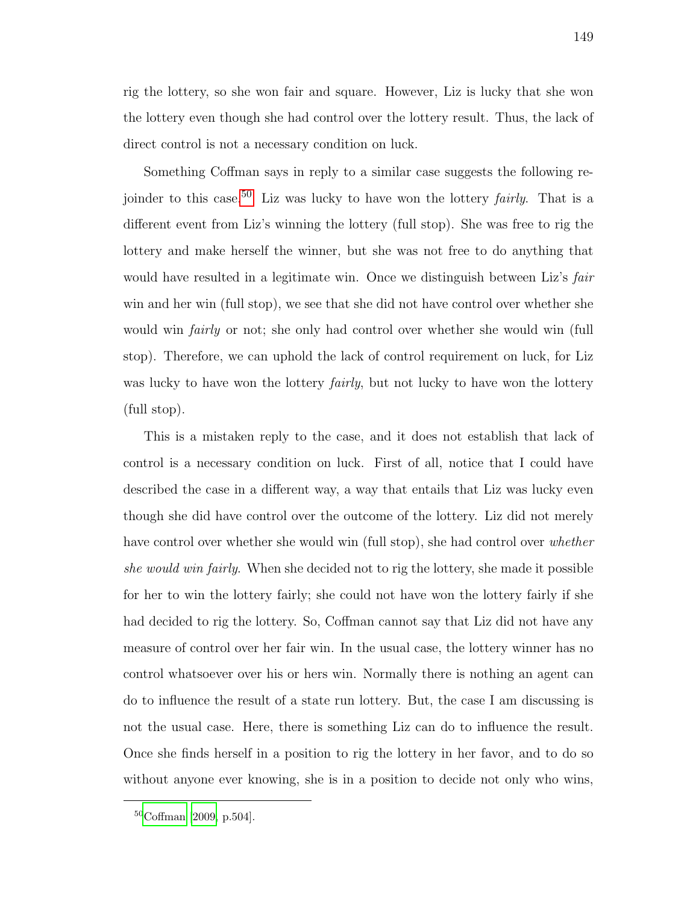rig the lottery, so she won fair and square. However, Liz is lucky that she won the lottery even though she had control over the lottery result. Thus, the lack of direct control is not a necessary condition on luck.

Something Coffman says in reply to a similar case suggests the following rejoinder to this case.[50] Liz was lucky to have won the lottery *fairly*. That is a different event from Liz's winning the lottery (full stop). She was free to rig the lottery and make herself the winner, but she was not free to do anything that would have resulted in a legitimate win. Once we distinguish between Liz's *fair* win and her win (full stop), we see that she did not have control over whether she would win *fairly* or not; she only had control over whether she would win (full stop). Therefore, we can uphold the lack of control requirement on luck, for Liz was lucky to have won the lottery *fairly*, but not lucky to have won the lottery (full stop).

This is a mistaken reply to the case, and it does not establish that lack of control is a necessary condition on luck. First of all, notice that I could have described the case in a different way, a way that entails that Liz was lucky even though she did have control over the outcome of the lottery. Liz did not merely have control over whether she would win (full stop), she had control over *whether she would win fairly*. When she decided not to rig the lottery, she made it possible for her to win the lottery fairly; she could not have won the lottery fairly if she had decided to rig the lottery. So, Coffman cannot say that Liz did not have any measure of control over her fair win. In the usual case, the lottery winner has no control whatsoever over his or hers win. Normally there is nothing an agent can do to influence the result of a state run lottery. But, the case I am discussing is not the usual case. Here, there is something Liz can do to influence the result. Once she finds herself in a position to rig the lottery in her favor, and to do so without anyone ever knowing, she is in a position to decide not only who wins,

[50] Coffman [2009, p.504].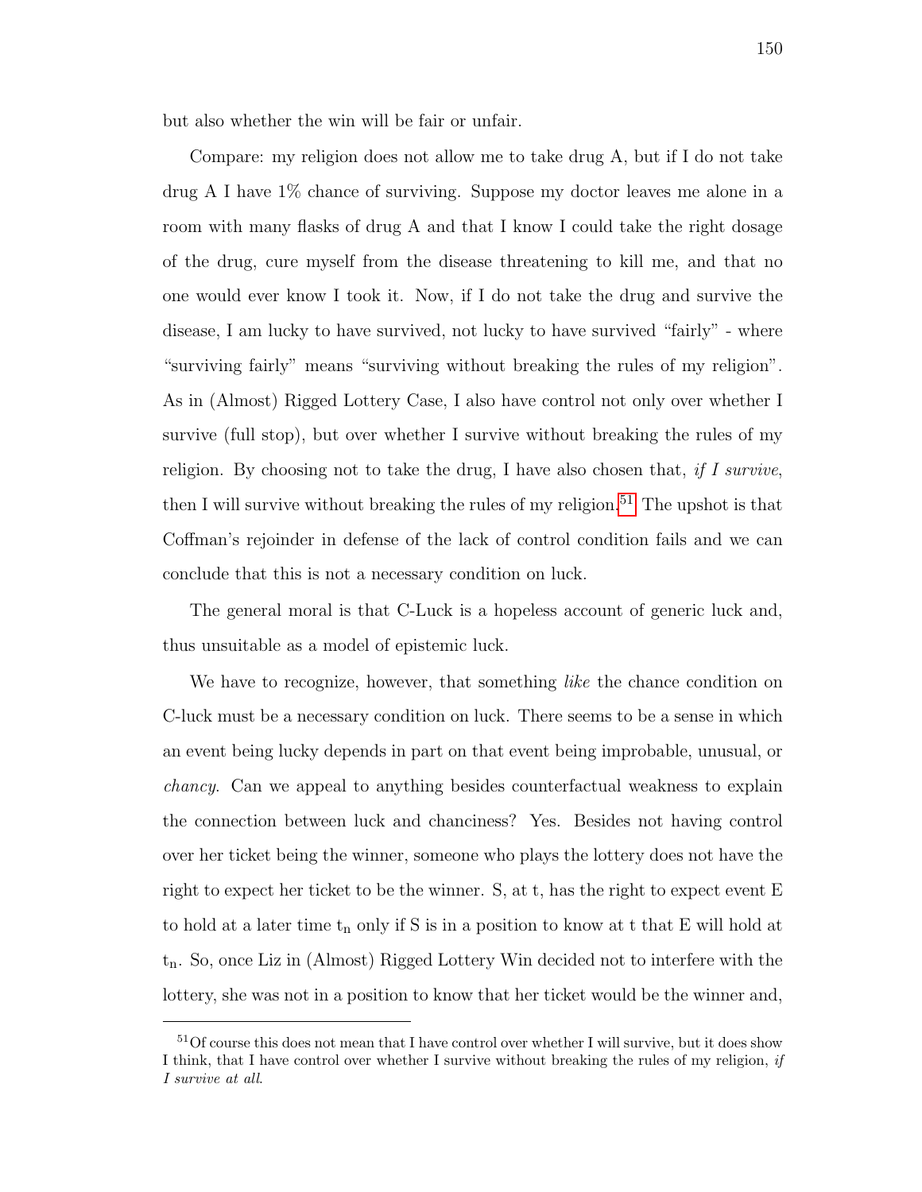but also whether the win will be fair or unfair.

Compare: my religion does not allow me to take drug A, but if I do not take drug A I have 1% chance of surviving. Suppose my doctor leaves me alone in a room with many flasks of drug A and that I know I could take the right dosage of the drug, cure myself from the disease threatening to kill me, and that no one would ever know I took it. Now, if I do not take the drug and survive the disease, I am lucky to have survived, not lucky to have survived "fairly" - where "surviving fairly" means "surviving without breaking the rules of my religion". As in (Almost) Rigged Lottery Case, I also have control not only over whether I survive (full stop), but over whether I survive without breaking the rules of my religion. By choosing not to take the drug, I have also chosen that, *if I survive*, then I will survive without breaking the rules of my religion.[51] The upshot is that Coffman's rejoinder in defense of the lack of control condition fails and we can conclude that this is not a necessary condition on luck.

The general moral is that C-Luck is a hopeless account of generic luck and, thus unsuitable as a model of epistemic luck.

We have to recognize, however, that something *like* the chance condition on C-luck must be a necessary condition on luck. There seems to be a sense in which an event being lucky depends in part on that event being improbable, unusual, or *chancy*. Can we appeal to anything besides counterfactual weakness to explain the connection between luck and chanciness? Yes. Besides not having control over her ticket being the winner, someone who plays the lottery does not have the right to expect her ticket to be the winner. S, at t, has the right to expect event E to hold at a later time $t_n$ only if S is in a position to know at t that E will hold at $t_n$. So, once Liz in (Almost) Rigged Lottery Win decided not to interfere with the lottery, she was not in a position to know that her ticket would be the winner and,

[51] Of course this does not mean that I have control over whether I will survive, but it does show I think, that I have control over whether I survive without breaking the rules of my religion, *if I survive at all*.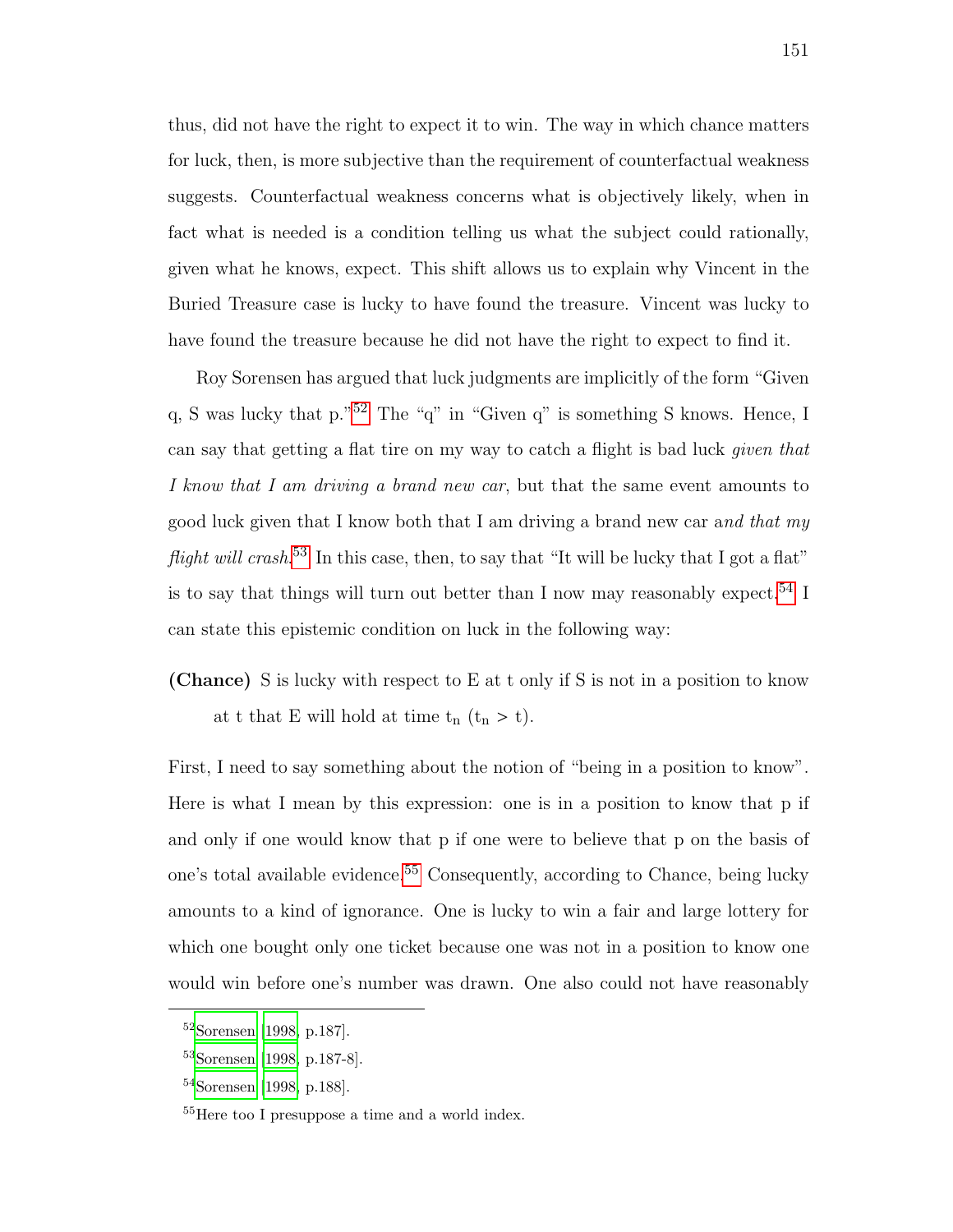thus, did not have the right to expect it to win. The way in which chance matters for luck, then, is more subjective than the requirement of counterfactual weakness suggests. Counterfactual weakness concerns what is objectively likely, when in fact what is needed is a condition telling us what the subject could rationally, given what he knows, expect. This shift allows us to explain why Vincent in the Buried Treasure case is lucky to have found the treasure. Vincent was lucky to have found the treasure because he did not have the right to expect to find it.

Roy Sorensen has argued that luck judgments are implicitly of the form "Given q, S was lucky that p."[52] The "q" in "Given q" is something S knows. Hence, I can say that getting a flat tire on my way to catch a flight is bad luck *given that I know that I am driving a brand new car*, but that the same event amounts to good luck given that I know both that I am driving a brand new car a*nd that my flight will crash*.[53] In this case, then, to say that "It will be lucky that I got a flat" is to say that things will turn out better than I now may reasonably expect.[54] I can state this epistemic condition on luck in the following way:

**(Chance)** S is lucky with respect to E at t only if S is not in a position to know at t that E will hold at time $t_n$ ($t_n > t$).

First, I need to say something about the notion of "being in a position to know". Here is what I mean by this expression: one is in a position to know that p if and only if one would know that p if one were to believe that p on the basis of one's total available evidence.[55] Consequently, according to Chance, being lucky amounts to a kind of ignorance. One is lucky to win a fair and large lottery for which one bought only one ticket because one was not in a position to know one would win before one's number was drawn. One also could not have reasonably

---

[52] Sorensen [1998, p.187].

[53] Sorensen [1998, p.187-8].

[54] Sorensen [1998, p.188].

[55] Here too I presuppose a time and a world index.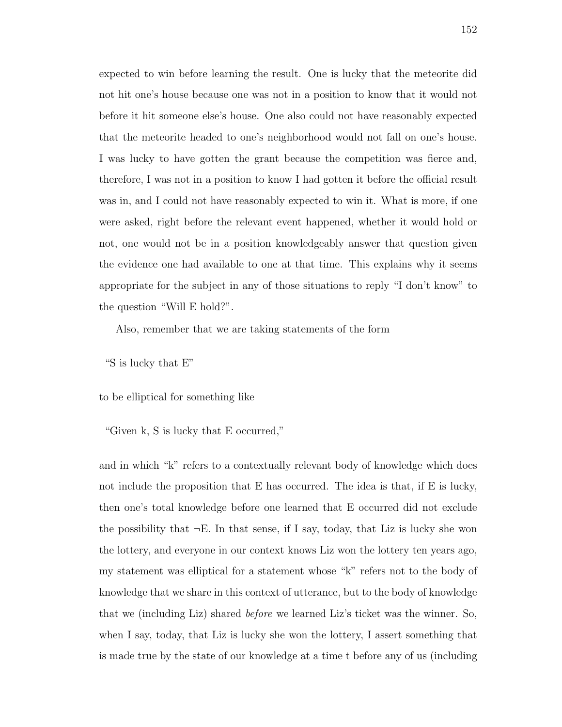expected to win before learning the result. One is lucky that the meteorite did not hit one's house because one was not in a position to know that it would not before it hit someone else's house. One also could not have reasonably expected that the meteorite headed to one's neighborhood would not fall on one's house. I was lucky to have gotten the grant because the competition was fierce and, therefore, I was not in a position to know I had gotten it before the official result was in, and I could not have reasonably expected to win it. What is more, if one were asked, right before the relevant event happened, whether it would hold or not, one would not be in a position knowledgeably answer that question given the evidence one had available to one at that time. This explains why it seems appropriate for the subject in any of those situations to reply "I don't know" to the question "Will E hold?".

Also, remember that we are taking statements of the form

"S is lucky that E"

to be elliptical for something like

"Given k, S is lucky that E occurred,"

and in which "k" refers to a contextually relevant body of knowledge which does not include the proposition that E has occurred. The idea is that, if E is lucky, then one's total knowledge before one learned that E occurred did not exclude the possibility that $\neg$E. In that sense, if I say, today, that Liz is lucky she won the lottery, and everyone in our context knows Liz won the lottery ten years ago, my statement was elliptical for a statement whose "k" refers not to the body of knowledge that we share in this context of utterance, but to the body of knowledge that we (including Liz) shared *before* we learned Liz's ticket was the winner. So, when I say, today, that Liz is lucky she won the lottery, I assert something that is made true by the state of our knowledge at a time t before any of us (including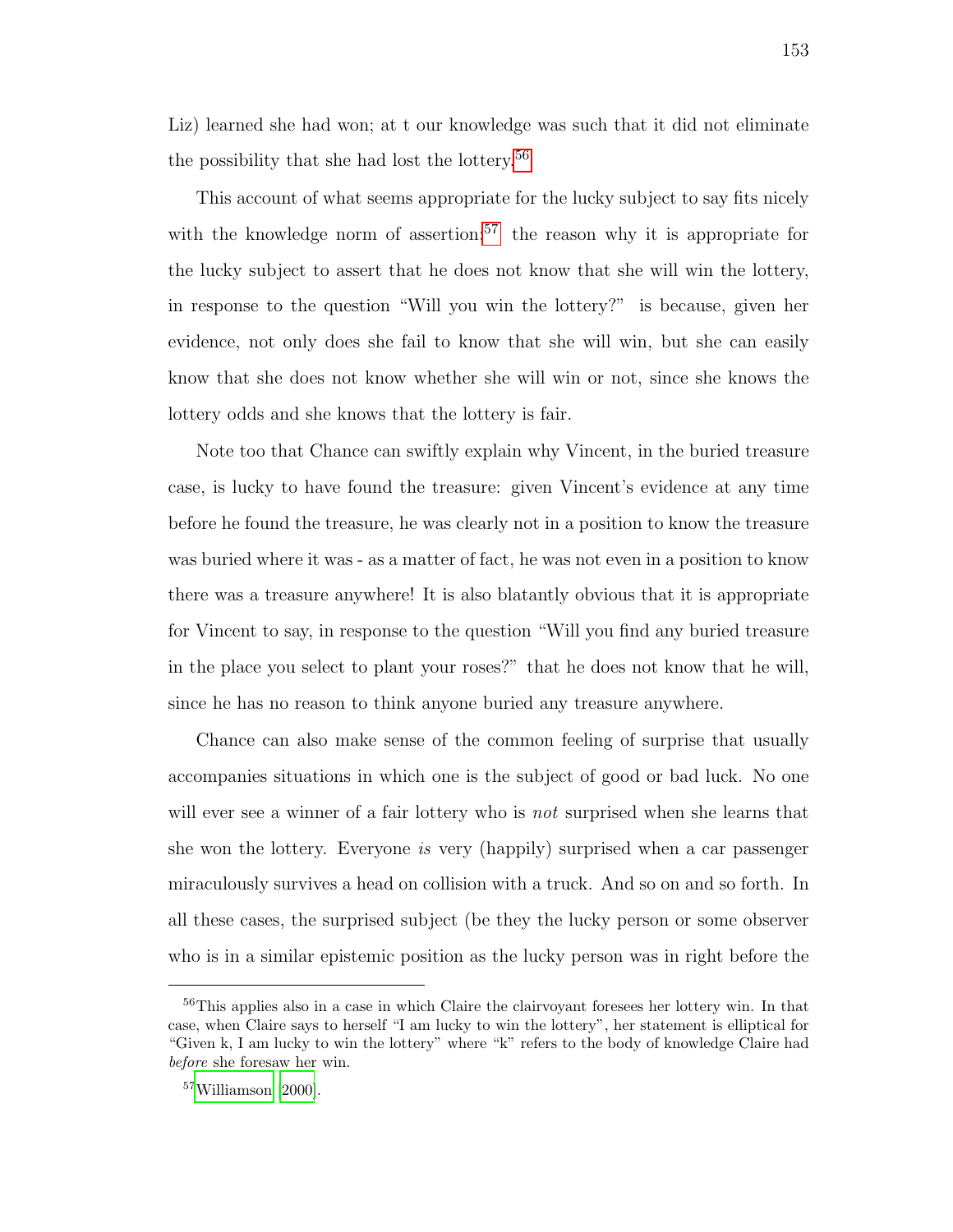Liz) learned she had won; at t our knowledge was such that it did not eliminate the possibility that she had lost the lottery.[56]

This account of what seems appropriate for the lucky subject to say fits nicely with the knowledge norm of assertion:[57] the reason why it is appropriate for the lucky subject to assert that he does not know that she will win the lottery, in response to the question "Will you win the lottery?" is because, given her evidence, not only does she fail to know that she will win, but she can easily know that she does not know whether she will win or not, since she knows the lottery odds and she knows that the lottery is fair.

Note too that Chance can swiftly explain why Vincent, in the buried treasure case, is lucky to have found the treasure: given Vincent's evidence at any time before he found the treasure, he was clearly not in a position to know the treasure was buried where it was - as a matter of fact, he was not even in a position to know there was a treasure anywhere! It is also blatantly obvious that it is appropriate for Vincent to say, in response to the question "Will you find any buried treasure in the place you select to plant your roses?" that he does not know that he will, since he has no reason to think anyone buried any treasure anywhere.

Chance can also make sense of the common feeling of surprise that usually accompanies situations in which one is the subject of good or bad luck. No one will ever see a winner of a fair lottery who is *not* surprised when she learns that she won the lottery. Everyone *is* very (happily) surprised when a car passenger miraculously survives a head on collision with a truck. And so on and so forth. In all these cases, the surprised subject (be they the lucky person or some observer who is in a similar epistemic position as the lucky person was in right before the

---

[56] This applies also in a case in which Claire the clairvoyant foresees her lottery win. In that case, when Claire says to herself "I am lucky to win the lottery", her statement is elliptical for "Given k, I am lucky to win the lottery" where "k" refers to the body of knowledge Claire had *before* she foresaw her win.

[57] Williamson [2000].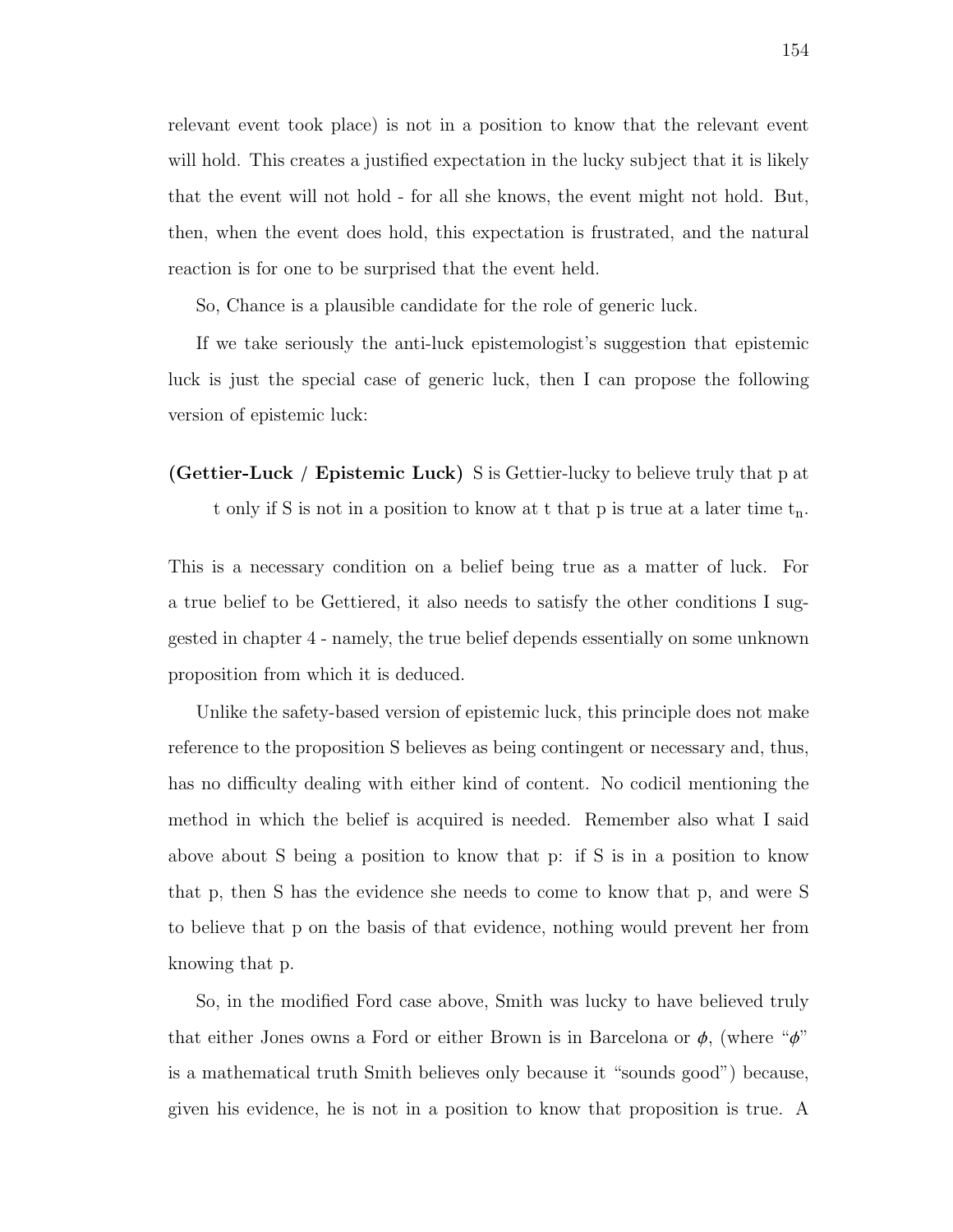relevant event took place) is not in a position to know that the relevant event will hold. This creates a justified expectation in the lucky subject that it is likely that the event will not hold - for all she knows, the event might not hold. But, then, when the event does hold, this expectation is frustrated, and the natural reaction is for one to be surprised that the event held.

So, Chance is a plausible candidate for the role of generic luck.

If we take seriously the anti-luck epistemologist's suggestion that epistemic luck is just the special case of generic luck, then I can propose the following version of epistemic luck:

**(Gettier-Luck / Epistemic Luck)** S is Gettier-lucky to believe truly that p at t only if S is not in a position to know at t that p is true at a later time $t_n$.

This is a necessary condition on a belief being true as a matter of luck. For a true belief to be Gettiered, it also needs to satisfy the other conditions I suggested in chapter 4 - namely, the true belief depends essentially on some unknown proposition from which it is deduced.

Unlike the safety-based version of epistemic luck, this principle does not make reference to the proposition S believes as being contingent or necessary and, thus, has no difficulty dealing with either kind of content. No codicil mentioning the method in which the belief is acquired is needed. Remember also what I said above about S being a position to know that p: if S is in a position to know that p, then S has the evidence she needs to come to know that p, and were S to believe that p on the basis of that evidence, nothing would prevent her from knowing that p.

So, in the modified Ford case above, Smith was lucky to have believed truly that either Jones owns a Ford or either Brown is in Barcelona or $\phi$, (where "$\phi$" is a mathematical truth Smith believes only because it "sounds good") because, given his evidence, he is not in a position to know that proposition is true. A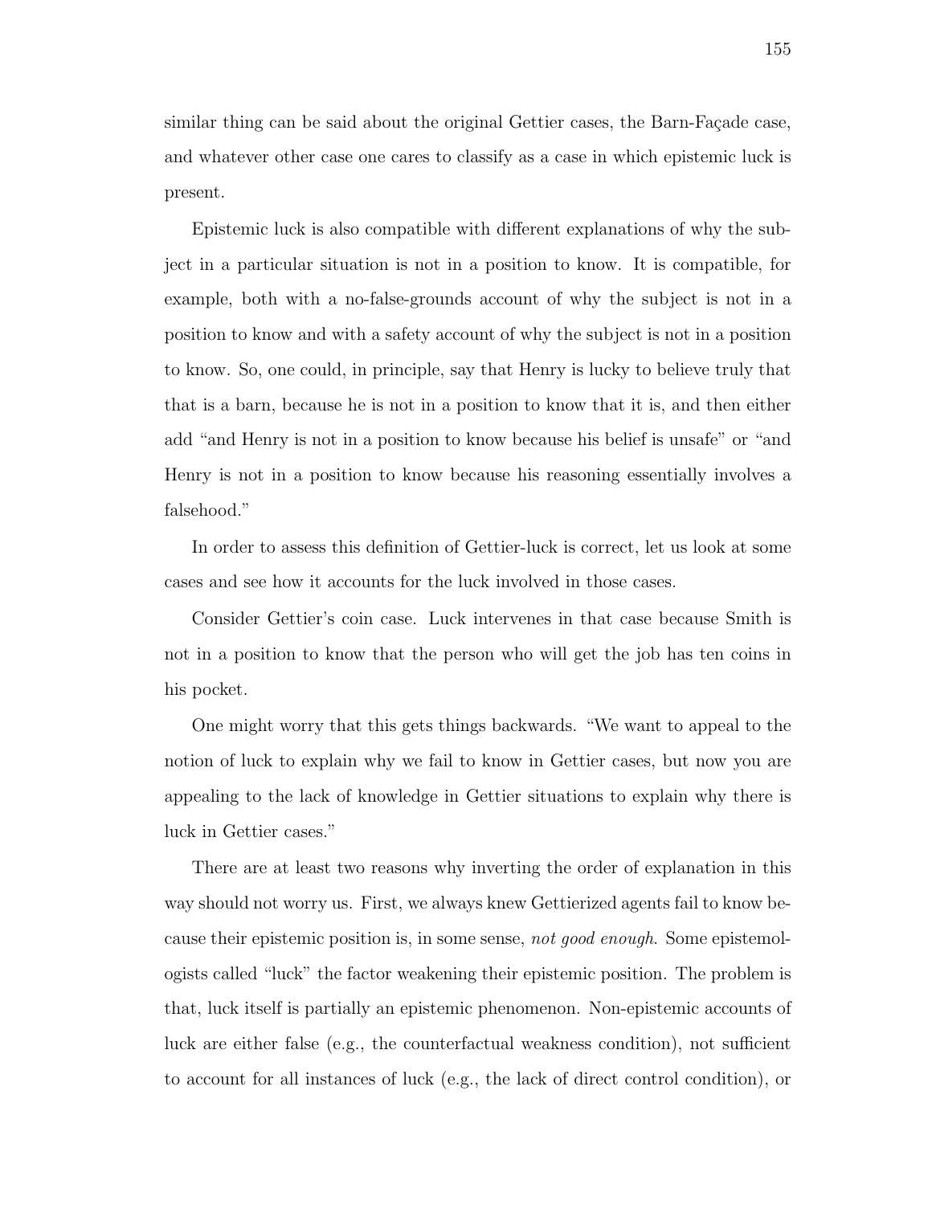similar thing can be said about the original Gettier cases, the Barn-Façade case, and whatever other case one cares to classify as a case in which epistemic luck is present.

Epistemic luck is also compatible with different explanations of why the subject in a particular situation is not in a position to know. It is compatible, for example, both with a no-false-grounds account of why the subject is not in a position to know and with a safety account of why the subject is not in a position to know. So, one could, in principle, say that Henry is lucky to believe truly that that is a barn, because he is not in a position to know that it is, and then either add "and Henry is not in a position to know because his belief is unsafe" or "and Henry is not in a position to know because his reasoning essentially involves a falsehood."

In order to assess this definition of Gettier-luck is correct, let us look at some cases and see how it accounts for the luck involved in those cases.

Consider Gettier's coin case. Luck intervenes in that case because Smith is not in a position to know that the person who will get the job has ten coins in his pocket.

One might worry that this gets things backwards. "We want to appeal to the notion of luck to explain why we fail to know in Gettier cases, but now you are appealing to the lack of knowledge in Gettier situations to explain why there is luck in Gettier cases."

There are at least two reasons why inverting the order of explanation in this way should not worry us. First, we always knew Gettierized agents fail to know because their epistemic position is, in some sense, *not good enough*. Some epistemologists called "luck" the factor weakening their epistemic position. The problem is that, luck itself is partially an epistemic phenomenon. Non-epistemic accounts of luck are either false (e.g., the counterfactual weakness condition), not sufficient to account for all instances of luck (e.g., the lack of direct control condition), or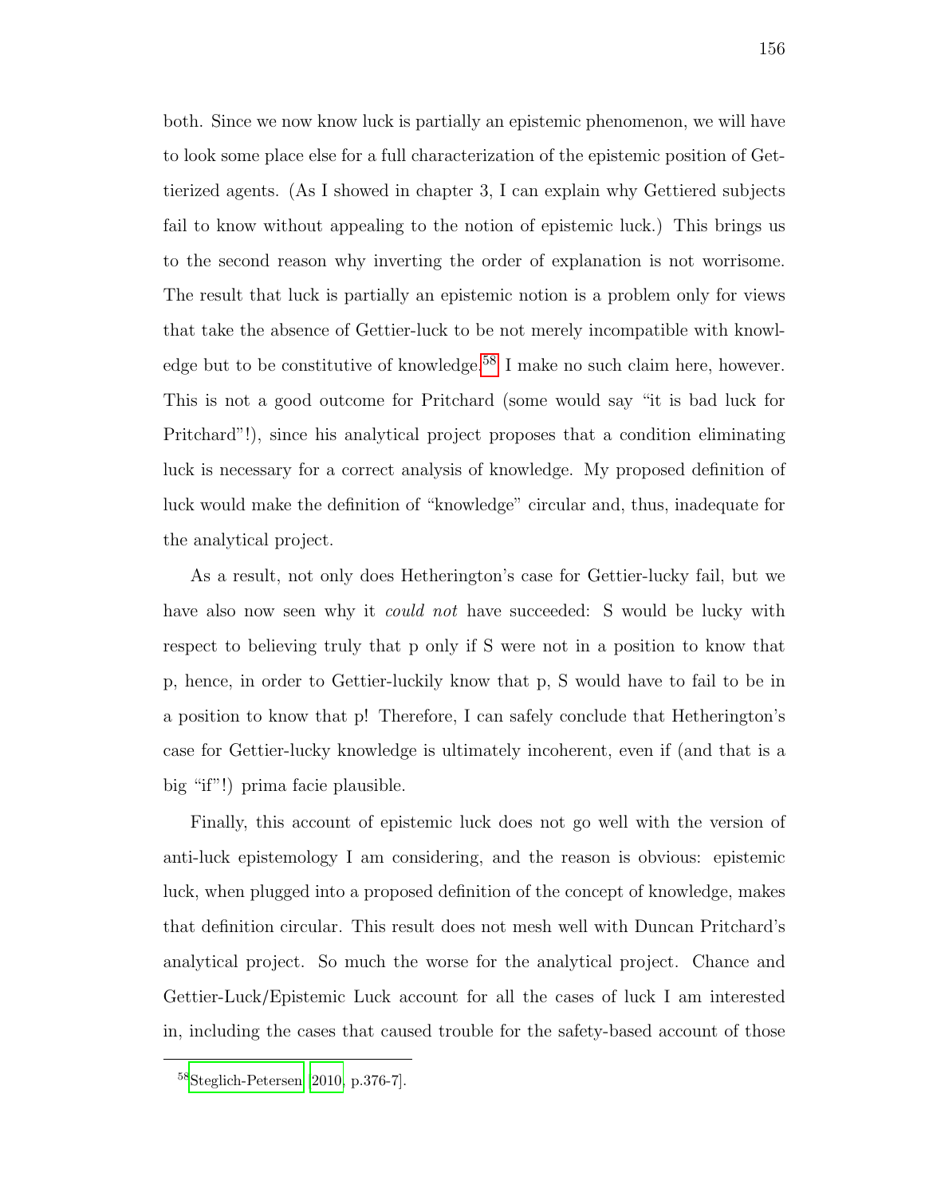both. Since we now know luck is partially an epistemic phenomenon, we will have to look some place else for a full characterization of the epistemic position of Gettierized agents. (As I showed in chapter 3, I can explain why Gettiered subjects fail to know without appealing to the notion of epistemic luck.) This brings us to the second reason why inverting the order of explanation is not worrisome. The result that luck is partially an epistemic notion is a problem only for views that take the absence of Gettier-luck to be not merely incompatible with knowledge but to be constitutive of knowledge.[58] I make no such claim here, however. This is not a good outcome for Pritchard (some would say "it is bad luck for Pritchard"!), since his analytical project proposes that a condition eliminating luck is necessary for a correct analysis of knowledge. My proposed definition of luck would make the definition of "knowledge" circular and, thus, inadequate for the analytical project.

As a result, not only does Hetherington's case for Gettier-lucky fail, but we have also now seen why it *could not* have succeeded: S would be lucky with respect to believing truly that p only if S were not in a position to know that p, hence, in order to Gettier-luckily know that p, S would have to fail to be in a position to know that p! Therefore, I can safely conclude that Hetherington's case for Gettier-lucky knowledge is ultimately incoherent, even if (and that is a big "if"!) prima facie plausible.

Finally, this account of epistemic luck does not go well with the version of anti-luck epistemology I am considering, and the reason is obvious: epistemic luck, when plugged into a proposed definition of the concept of knowledge, makes that definition circular. This result does not mesh well with Duncan Pritchard's analytical project. So much the worse for the analytical project. Chance and Gettier-Luck/Epistemic Luck account for all the cases of luck I am interested in, including the cases that caused trouble for the safety-based account of those

[58] Steglich-Petersen [2010, p.376-7].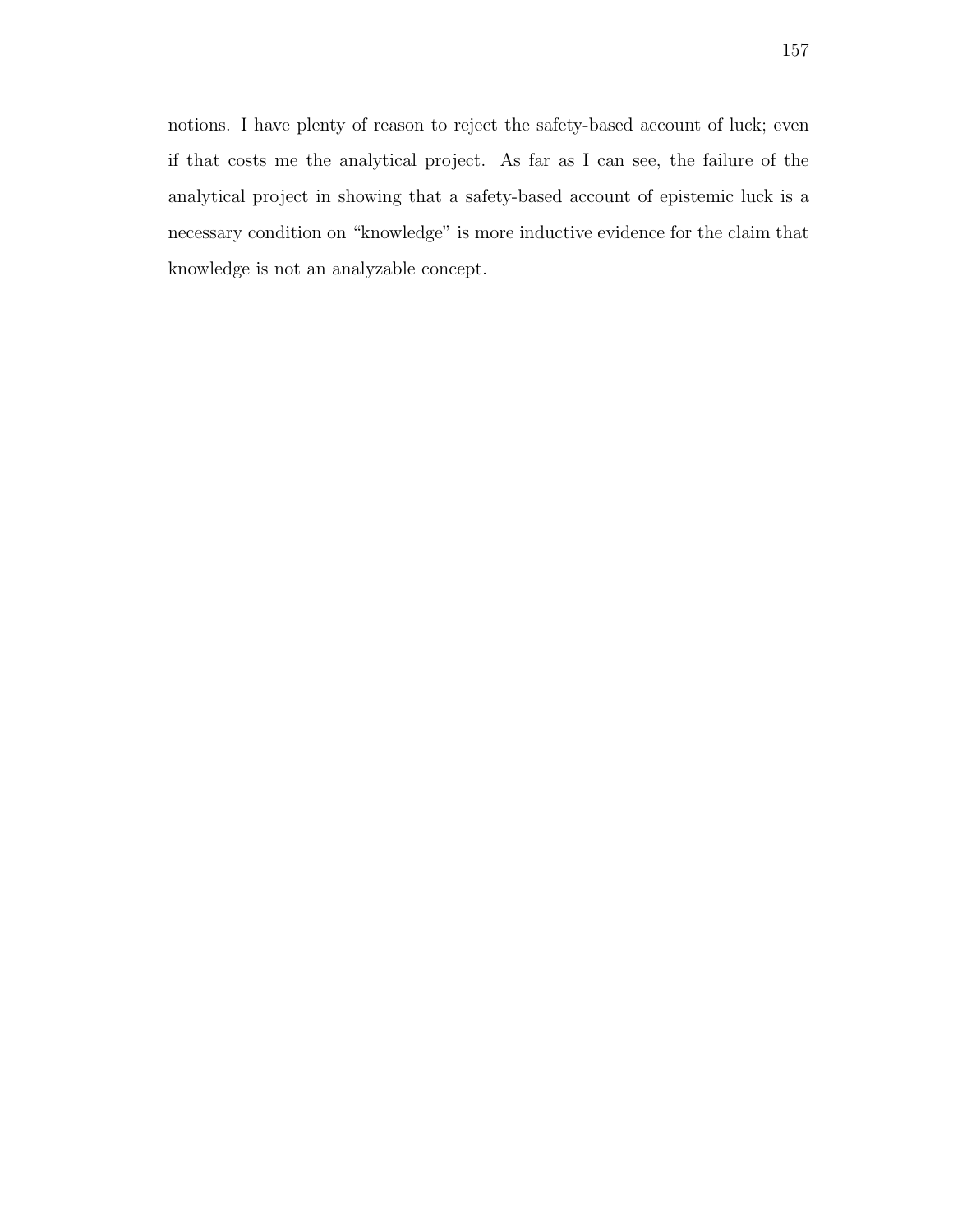notions. I have plenty of reason to reject the safety-based account of luck; even if that costs me the analytical project. As far as I can see, the failure of the analytical project in showing that a safety-based account of epistemic luck is a necessary condition on "knowledge" is more inductive evidence for the claim that knowledge is not an analyzable concept.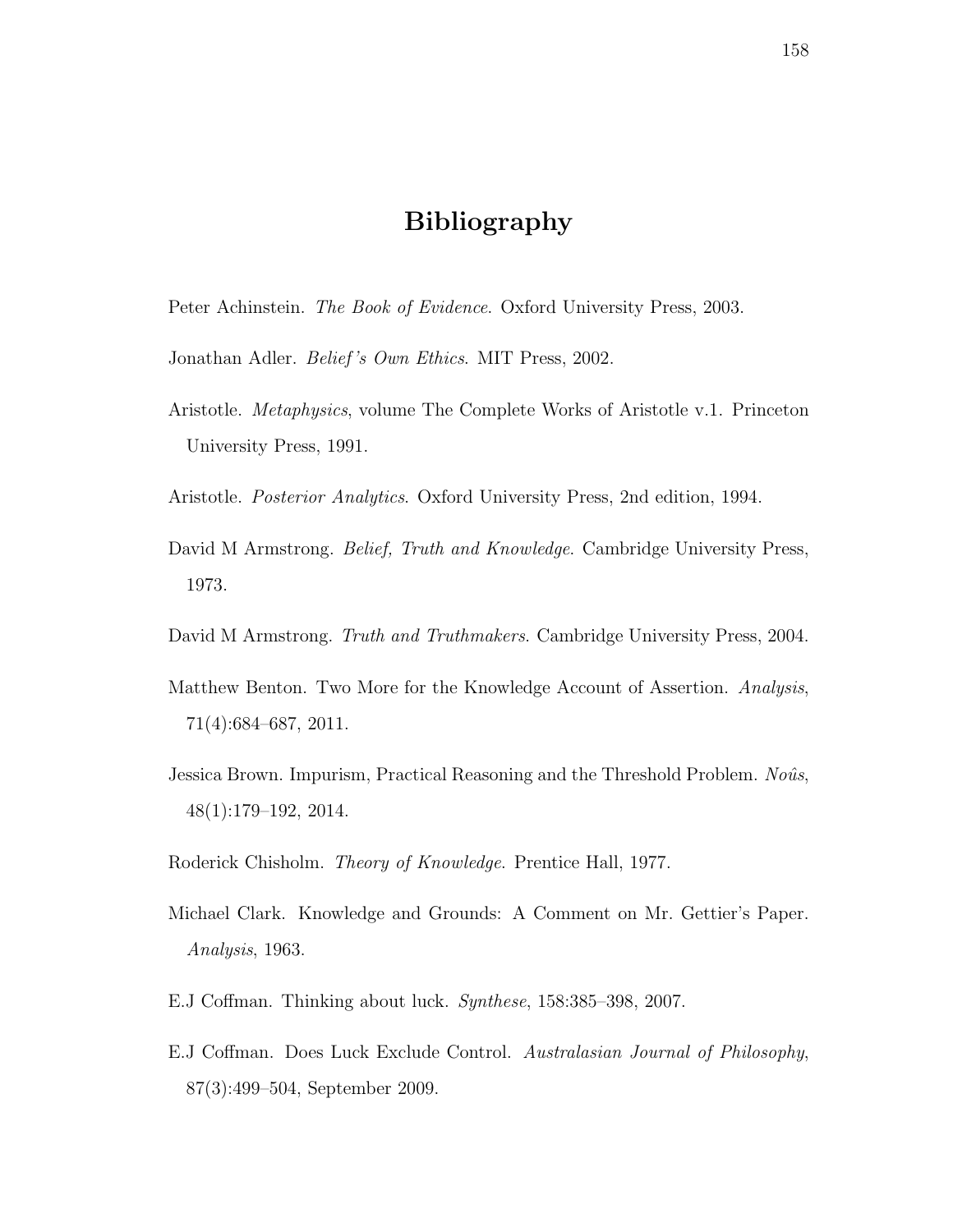# Bibliography

Peter Achinstein. *The Book of Evidence*. Oxford University Press, 2003.

Jonathan Adler. *Belief's Own Ethics*. MIT Press, 2002.

Aristotle. *Metaphysics*, volume The Complete Works of Aristotle v.1. Princeton University Press, 1991.

Aristotle. *Posterior Analytics*. Oxford University Press, 2nd edition, 1994.

David M Armstrong. *Belief, Truth and Knowledge*. Cambridge University Press, 1973.

David M Armstrong. *Truth and Truthmakers*. Cambridge University Press, 2004.

Matthew Benton. Two More for the Knowledge Account of Assertion. *Analysis*, 71(4):684–687, 2011.

Jessica Brown. Impurism, Practical Reasoning and the Threshold Problem. *Noûs*, 48(1):179–192, 2014.

Roderick Chisholm. *Theory of Knowledge*. Prentice Hall, 1977.

Michael Clark. Knowledge and Grounds: A Comment on Mr. Gettier's Paper. *Analysis*, 1963.

E.J Coffman. Thinking about luck. *Synthese*, 158:385–398, 2007.

E.J Coffman. Does Luck Exclude Control. *Australasian Journal of Philosophy*, 87(3):499–504, September 2009.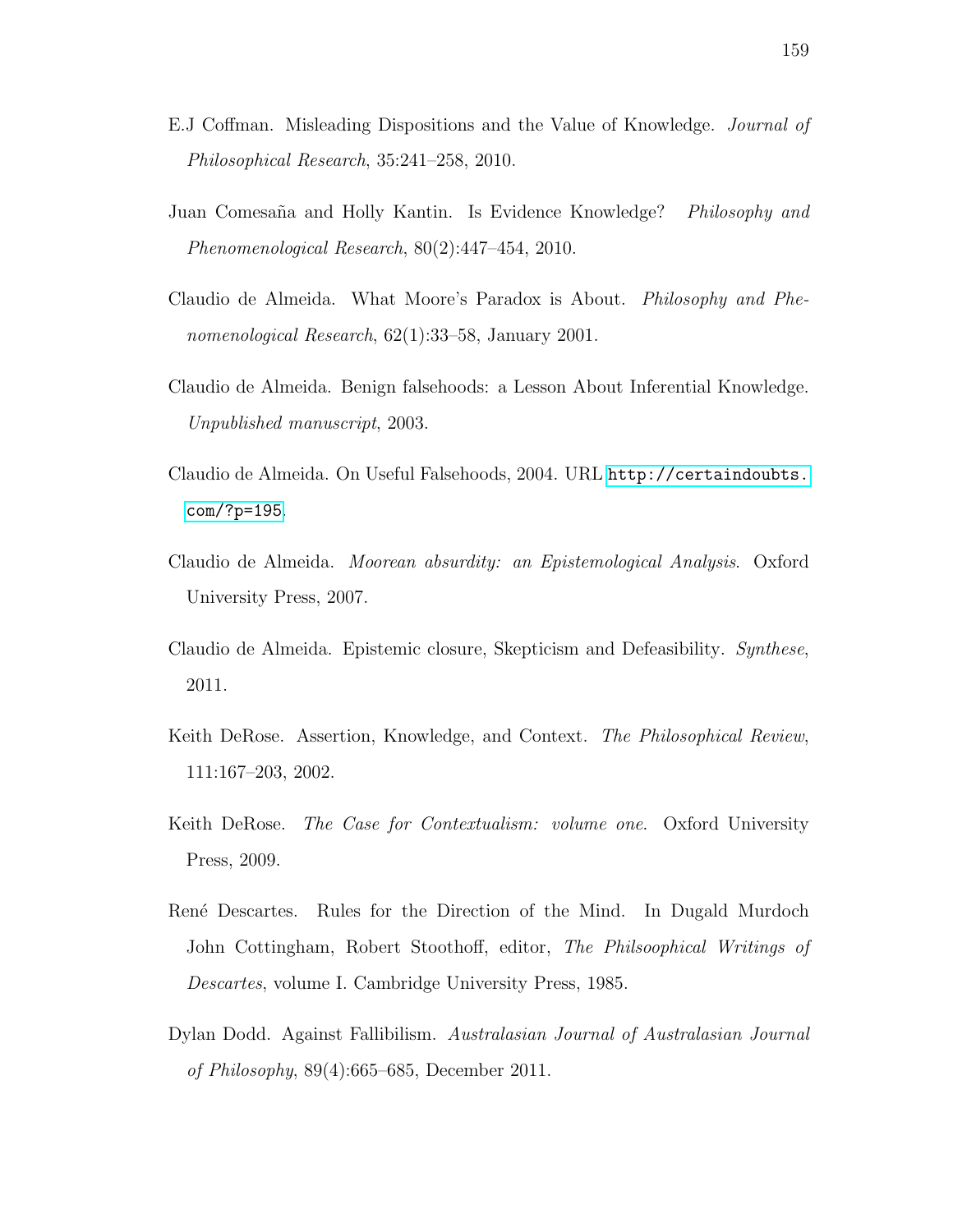E.J Coffman. Misleading Dispositions and the Value of Knowledge. *Journal of Philosophical Research*, 35:241–258, 2010.

Juan Comesaña and Holly Kantin. Is Evidence Knowledge? *Philosophy and Phenomenological Research*, 80(2):447–454, 2010.

Claudio de Almeida. What Moore's Paradox is About. *Philosophy and Phenomenological Research*, 62(1):33–58, January 2001.

Claudio de Almeida. Benign falsehoods: a Lesson About Inferential Knowledge. *Unpublished manuscript*, 2003.

Claudio de Almeida. On Useful Falsehoods, 2004. URL `http://certaindoubts.com/?p=195`.

Claudio de Almeida. *Moorean absurdity: an Epistemological Analysis*. Oxford University Press, 2007.

Claudio de Almeida. Epistemic closure, Skepticism and Defeasibility. *Synthese*, 2011.

Keith DeRose. Assertion, Knowledge, and Context. *The Philosophical Review*, 111:167–203, 2002.

Keith DeRose. *The Case for Contextualism: volume one*. Oxford University Press, 2009.

René Descartes. Rules for the Direction of the Mind. In Dugald Murdoch John Cottingham, Robert Stoothoff, editor, *The Philsoophical Writings of Descartes*, volume I. Cambridge University Press, 1985.

Dylan Dodd. Against Fallibilism. *Australasian Journal of Australasian Journal of Philosophy*, 89(4):665–685, December 2011.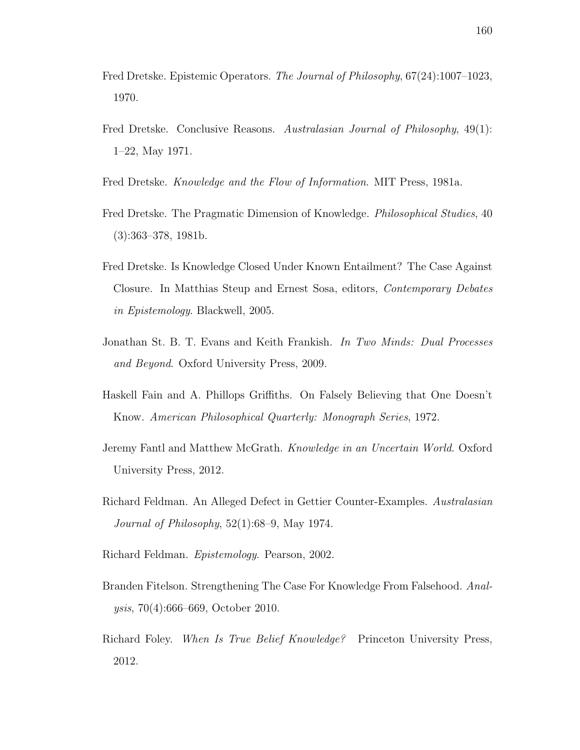Fred Dretske. Epistemic Operators. *The Journal of Philosophy*, 67(24):1007–1023, 1970.

Fred Dretske. Conclusive Reasons. *Australasian Journal of Philosophy*, 49(1): 1–22, May 1971.

Fred Dretske. *Knowledge and the Flow of Information*. MIT Press, 1981a.

Fred Dretske. The Pragmatic Dimension of Knowledge. *Philosophical Studies*, 40 (3):363–378, 1981b.

Fred Dretske. Is Knowledge Closed Under Known Entailment? The Case Against Closure. In Matthias Steup and Ernest Sosa, editors, *Contemporary Debates in Epistemology*. Blackwell, 2005.

Jonathan St. B. T. Evans and Keith Frankish. *In Two Minds: Dual Processes and Beyond*. Oxford University Press, 2009.

Haskell Fain and A. Phillops Griffiths. On Falsely Believing that One Doesn't Know. *American Philosophical Quarterly: Monograph Series*, 1972.

Jeremy Fantl and Matthew McGrath. *Knowledge in an Uncertain World*. Oxford University Press, 2012.

Richard Feldman. An Alleged Defect in Gettier Counter-Examples. *Australasian Journal of Philosophy*, 52(1):68–9, May 1974.

Richard Feldman. *Epistemology*. Pearson, 2002.

Branden Fitelson. Strengthening The Case For Knowledge From Falsehood. *Analysis*, 70(4):666–669, October 2010.

Richard Foley. *When Is True Belief Knowledge?* Princeton University Press, 2012.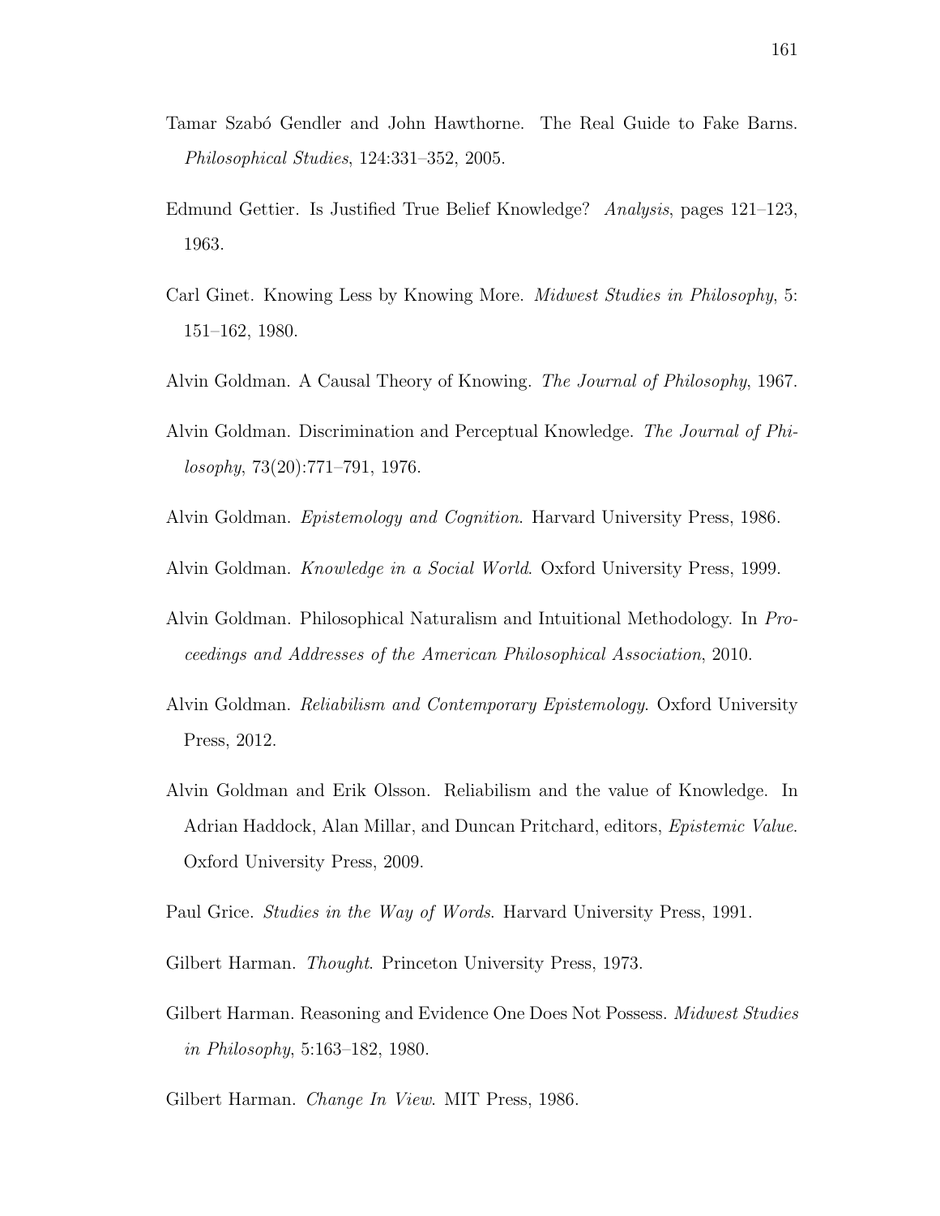Tamar Szabó Gendler and John Hawthorne. The Real Guide to Fake Barns. *Philosophical Studies*, 124:331–352, 2005.

Edmund Gettier. Is Justified True Belief Knowledge? *Analysis*, pages 121–123, 1963.

Carl Ginet. Knowing Less by Knowing More. *Midwest Studies in Philosophy*, 5: 151–162, 1980.

Alvin Goldman. A Causal Theory of Knowing. *The Journal of Philosophy*, 1967.

Alvin Goldman. Discrimination and Perceptual Knowledge. *The Journal of Philosophy*, 73(20):771–791, 1976.

Alvin Goldman. *Epistemology and Cognition*. Harvard University Press, 1986.

Alvin Goldman. *Knowledge in a Social World*. Oxford University Press, 1999.

Alvin Goldman. Philosophical Naturalism and Intuitional Methodology. In *Proceedings and Addresses of the American Philosophical Association*, 2010.

Alvin Goldman. *Reliabilism and Contemporary Epistemology*. Oxford University Press, 2012.

Alvin Goldman and Erik Olsson. Reliabilism and the value of Knowledge. In Adrian Haddock, Alan Millar, and Duncan Pritchard, editors, *Epistemic Value*. Oxford University Press, 2009.

Paul Grice. *Studies in the Way of Words*. Harvard University Press, 1991.

Gilbert Harman. *Thought*. Princeton University Press, 1973.

Gilbert Harman. Reasoning and Evidence One Does Not Possess. *Midwest Studies in Philosophy*, 5:163–182, 1980.

Gilbert Harman. *Change In View*. MIT Press, 1986.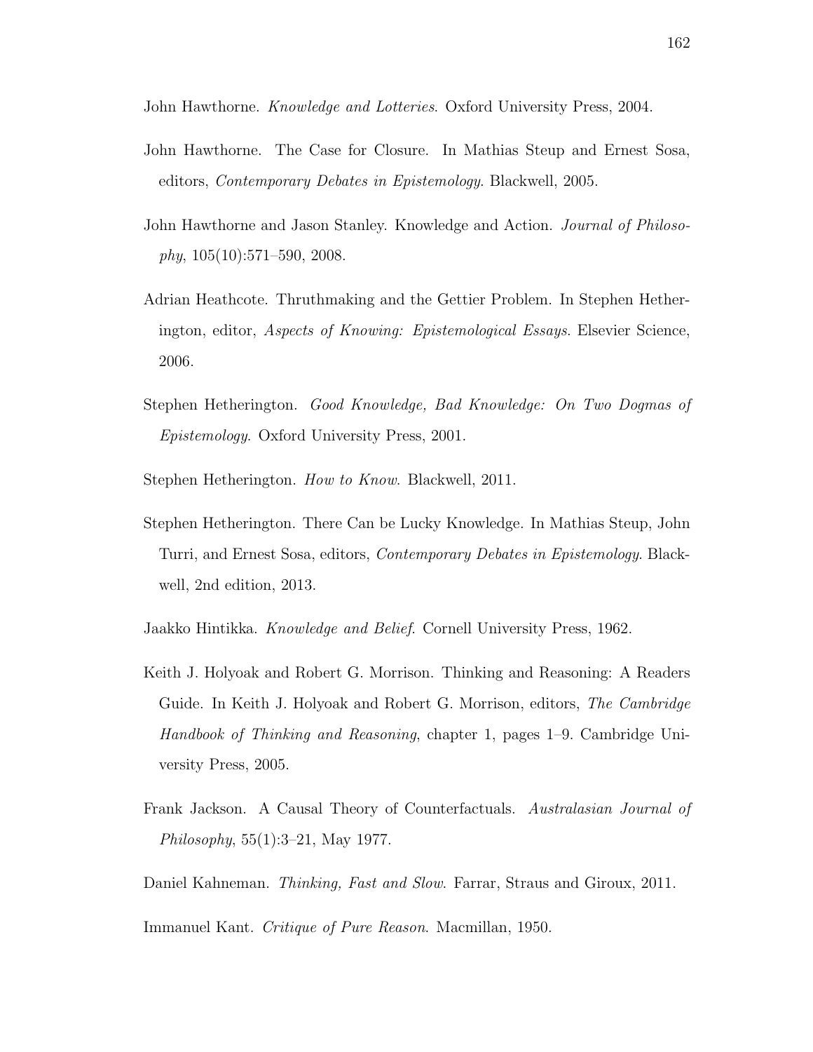John Hawthorne. *Knowledge and Lotteries*. Oxford University Press, 2004.

John Hawthorne. The Case for Closure. In Mathias Steup and Ernest Sosa, editors, *Contemporary Debates in Epistemology*. Blackwell, 2005.

John Hawthorne and Jason Stanley. Knowledge and Action. *Journal of Philosophy*, 105(10):571–590, 2008.

Adrian Heathcote. Thruthmaking and the Gettier Problem. In Stephen Hetherington, editor, *Aspects of Knowing: Epistemological Essays*. Elsevier Science, 2006.

Stephen Hetherington. *Good Knowledge, Bad Knowledge: On Two Dogmas of Epistemology*. Oxford University Press, 2001.

Stephen Hetherington. *How to Know*. Blackwell, 2011.

Stephen Hetherington. There Can be Lucky Knowledge. In Mathias Steup, John Turri, and Ernest Sosa, editors, *Contemporary Debates in Epistemology*. Blackwell, 2nd edition, 2013.

Jaakko Hintikka. *Knowledge and Belief*. Cornell University Press, 1962.

Keith J. Holyoak and Robert G. Morrison. Thinking and Reasoning: A Readers Guide. In Keith J. Holyoak and Robert G. Morrison, editors, *The Cambridge Handbook of Thinking and Reasoning*, chapter 1, pages 1–9. Cambridge University Press, 2005.

Frank Jackson. A Causal Theory of Counterfactuals. *Australasian Journal of Philosophy*, 55(1):3–21, May 1977.

Daniel Kahneman. *Thinking, Fast and Slow*. Farrar, Straus and Giroux, 2011.

Immanuel Kant. *Critique of Pure Reason*. Macmillan, 1950.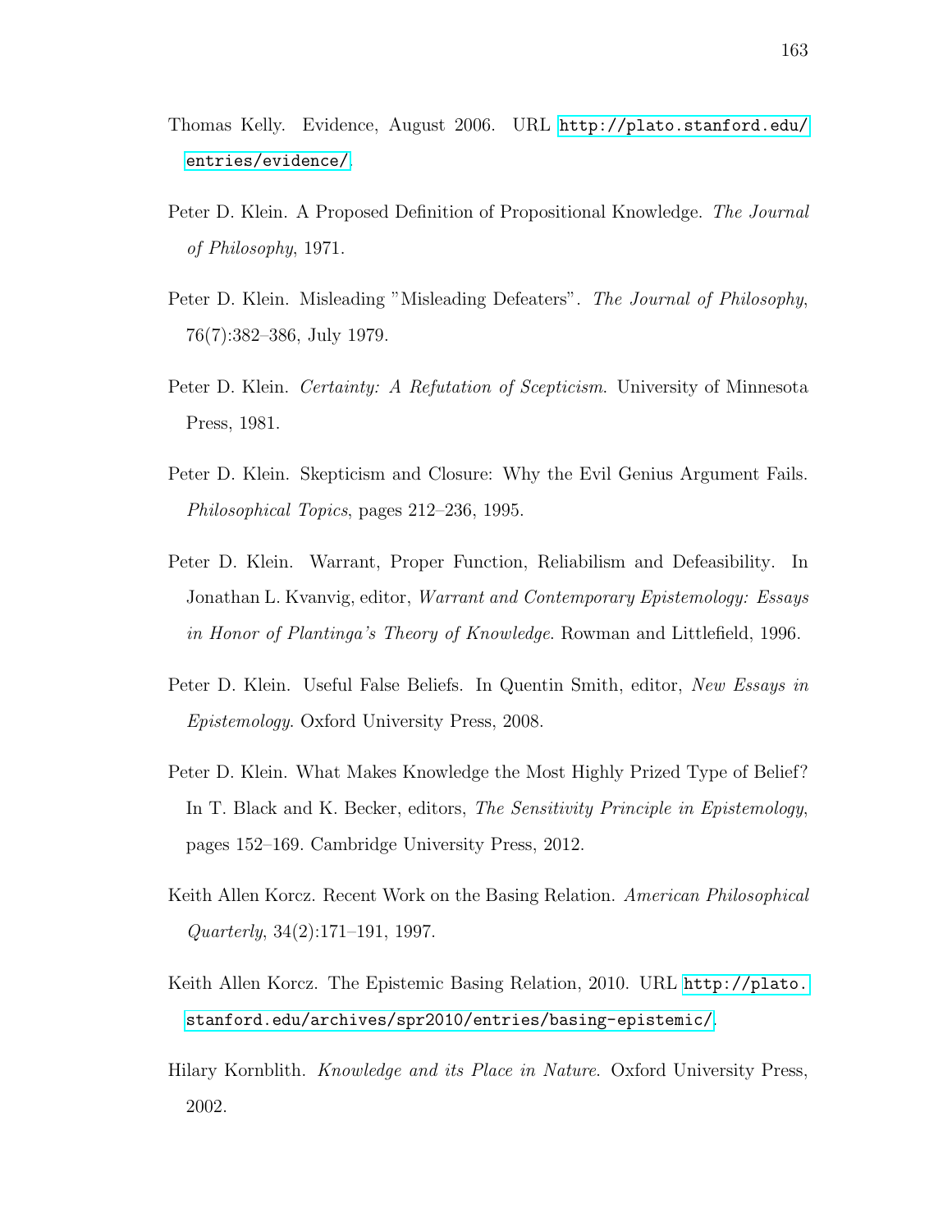Thomas Kelly. Evidence, August 2006. URL http://plato.stanford.edu/entries/evidence/.

Peter D. Klein. A Proposed Definition of Propositional Knowledge. *The Journal of Philosophy*, 1971.

Peter D. Klein. Misleading "Misleading Defeaters". *The Journal of Philosophy*, 76(7):382–386, July 1979.

Peter D. Klein. *Certainty: A Refutation of Scepticism*. University of Minnesota Press, 1981.

Peter D. Klein. Skepticism and Closure: Why the Evil Genius Argument Fails. *Philosophical Topics*, pages 212–236, 1995.

Peter D. Klein. Warrant, Proper Function, Reliabilism and Defeasibility. In Jonathan L. Kvanvig, editor, *Warrant and Contemporary Epistemology: Essays in Honor of Plantinga's Theory of Knowledge*. Rowman and Littlefield, 1996.

Peter D. Klein. Useful False Beliefs. In Quentin Smith, editor, *New Essays in Epistemology*. Oxford University Press, 2008.

Peter D. Klein. What Makes Knowledge the Most Highly Prized Type of Belief? In T. Black and K. Becker, editors, *The Sensitivity Principle in Epistemology*, pages 152–169. Cambridge University Press, 2012.

Keith Allen Korcz. Recent Work on the Basing Relation. *American Philosophical Quarterly*, 34(2):171–191, 1997.

Keith Allen Korcz. The Epistemic Basing Relation, 2010. URL http://plato.stanford.edu/archives/spr2010/entries/basing-epistemic/.

Hilary Kornblith. *Knowledge and its Place in Nature*. Oxford University Press, 2002.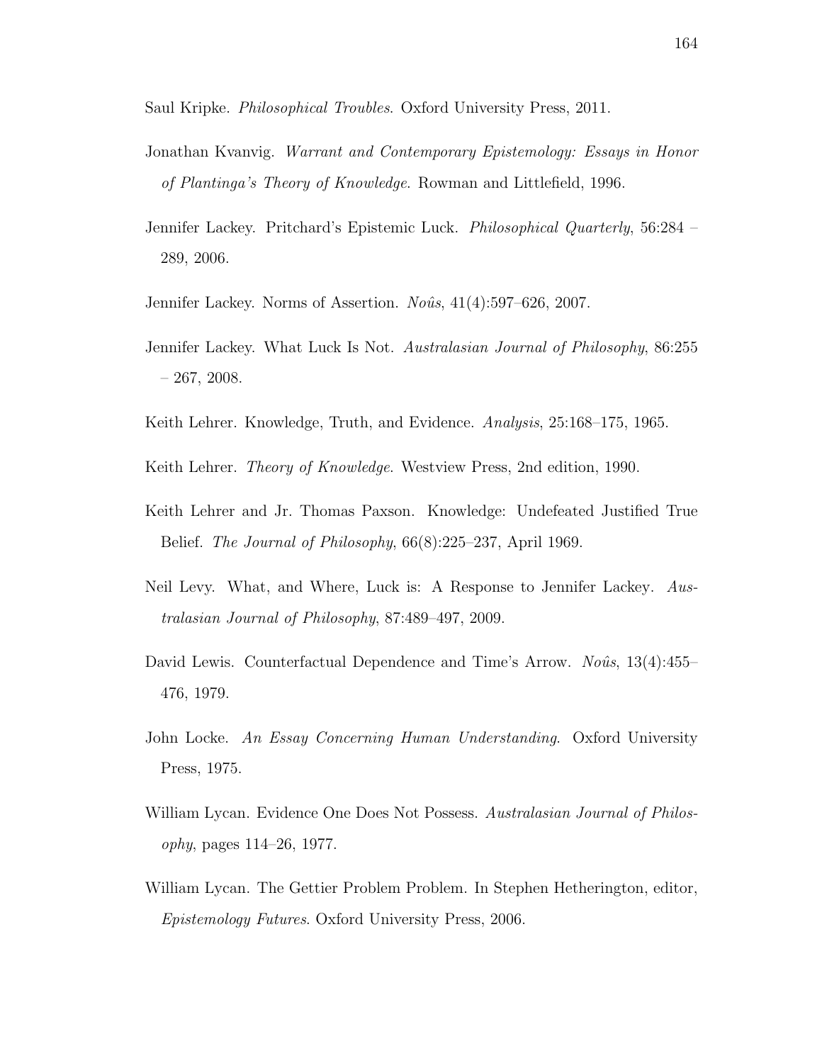Saul Kripke. *Philosophical Troubles*. Oxford University Press, 2011.

Jonathan Kvanvig. *Warrant and Contemporary Epistemology: Essays in Honor of Plantinga's Theory of Knowledge*. Rowman and Littlefield, 1996.

Jennifer Lackey. Pritchard's Epistemic Luck. *Philosophical Quarterly*, 56:284 – 289, 2006.

Jennifer Lackey. Norms of Assertion. *Noûs*, 41(4):597–626, 2007.

Jennifer Lackey. What Luck Is Not. *Australasian Journal of Philosophy*, 86:255 – 267, 2008.

Keith Lehrer. Knowledge, Truth, and Evidence. *Analysis*, 25:168–175, 1965.

Keith Lehrer. *Theory of Knowledge*. Westview Press, 2nd edition, 1990.

Keith Lehrer and Jr. Thomas Paxson. Knowledge: Undefeated Justified True Belief. *The Journal of Philosophy*, 66(8):225–237, April 1969.

Neil Levy. What, and Where, Luck is: A Response to Jennifer Lackey. *Australasian Journal of Philosophy*, 87:489–497, 2009.

David Lewis. Counterfactual Dependence and Time's Arrow. *Noûs*, 13(4):455–476, 1979.

John Locke. *An Essay Concerning Human Understanding*. Oxford University Press, 1975.

William Lycan. Evidence One Does Not Possess. *Australasian Journal of Philosophy*, pages 114–26, 1977.

William Lycan. The Gettier Problem Problem. In Stephen Hetherington, editor, *Epistemology Futures*. Oxford University Press, 2006.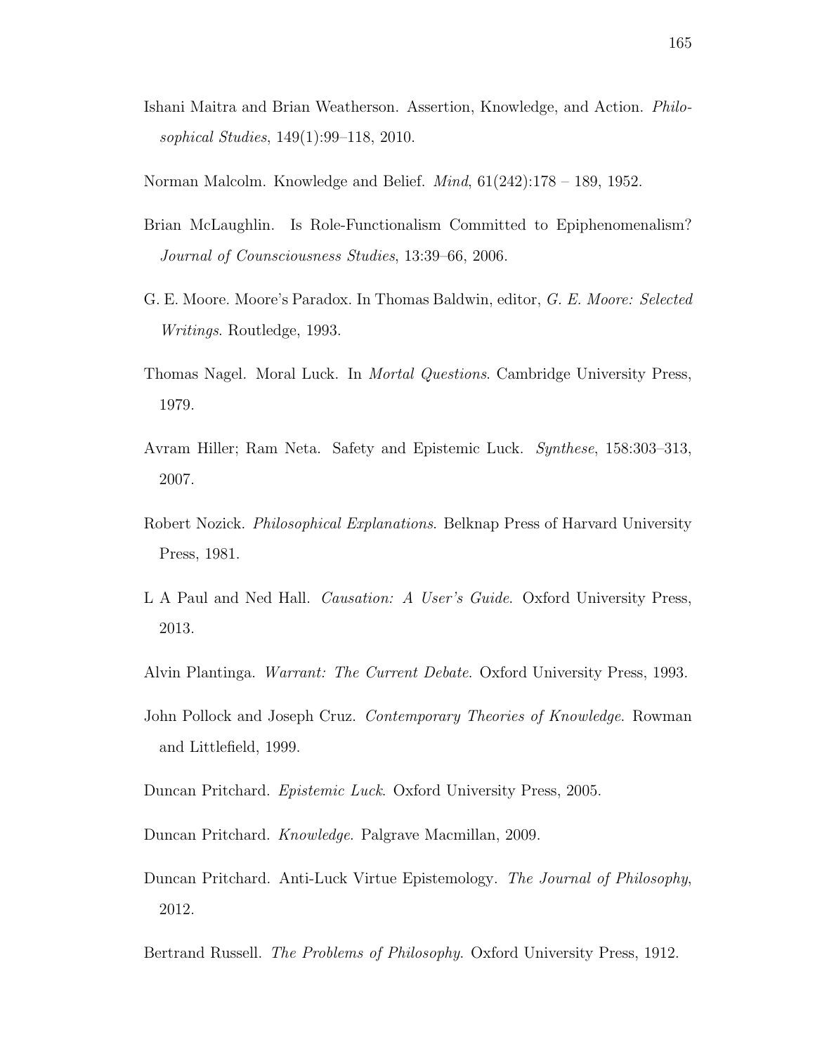Ishani Maitra and Brian Weatherson. Assertion, Knowledge, and Action. *Philosophical Studies*, 149(1):99–118, 2010.

Norman Malcolm. Knowledge and Belief. *Mind*, 61(242):178 – 189, 1952.

Brian McLaughlin. Is Role-Functionalism Committed to Epiphenomenalism? *Journal of Counsciousness Studies*, 13:39–66, 2006.

G. E. Moore. Moore's Paradox. In Thomas Baldwin, editor, *G. E. Moore: Selected Writings*. Routledge, 1993.

Thomas Nagel. Moral Luck. In *Mortal Questions*. Cambridge University Press, 1979.

Avram Hiller; Ram Neta. Safety and Epistemic Luck. *Synthese*, 158:303–313, 2007.

Robert Nozick. *Philosophical Explanations*. Belknap Press of Harvard University Press, 1981.

L A Paul and Ned Hall. *Causation: A User's Guide*. Oxford University Press, 2013.

Alvin Plantinga. *Warrant: The Current Debate*. Oxford University Press, 1993.

John Pollock and Joseph Cruz. *Contemporary Theories of Knowledge*. Rowman and Littlefield, 1999.

Duncan Pritchard. *Epistemic Luck*. Oxford University Press, 2005.

Duncan Pritchard. *Knowledge*. Palgrave Macmillan, 2009.

Duncan Pritchard. Anti-Luck Virtue Epistemology. *The Journal of Philosophy*, 2012.

Bertrand Russell. *The Problems of Philosophy*. Oxford University Press, 1912.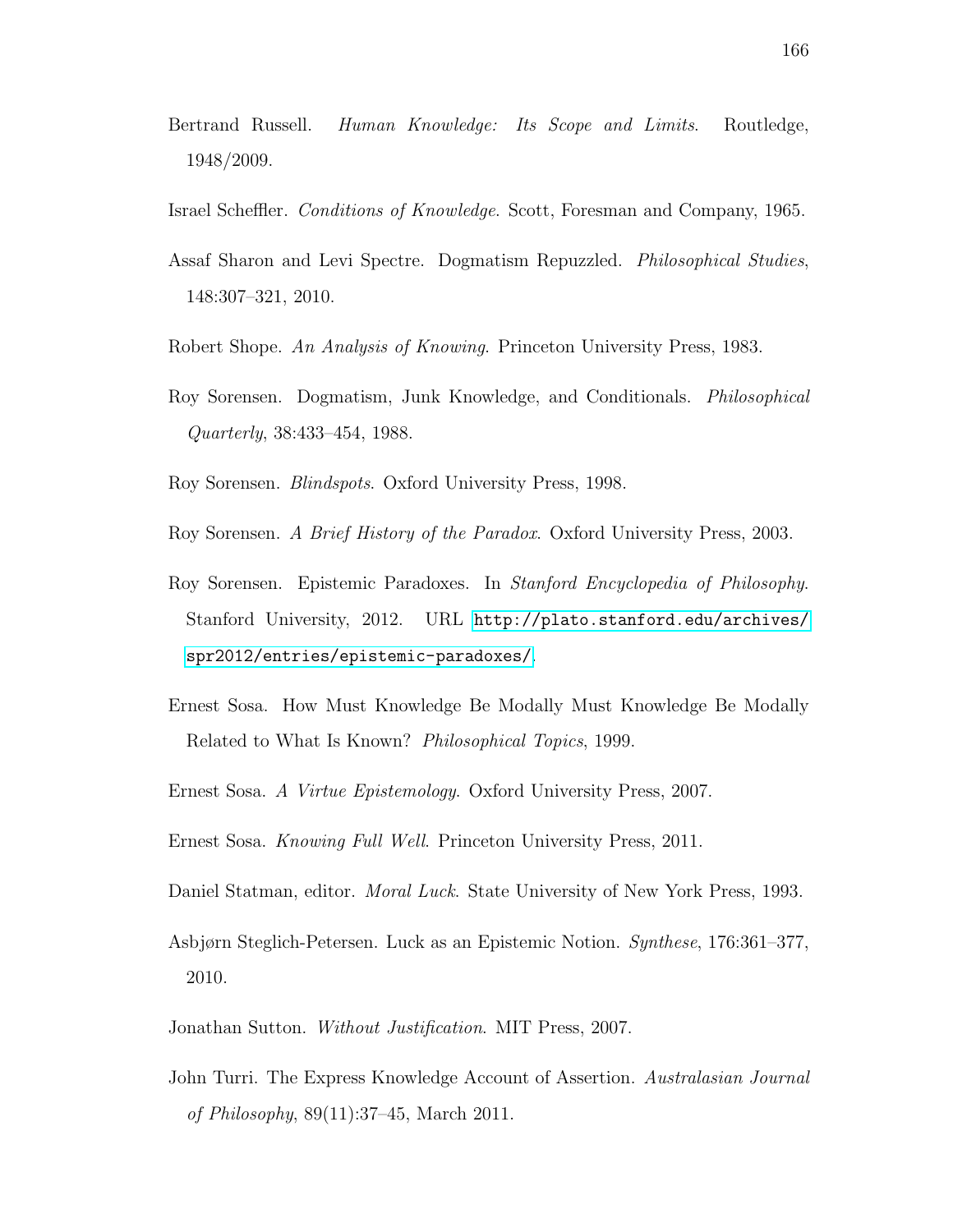Bertrand Russell. *Human Knowledge: Its Scope and Limits*. Routledge, 1948/2009.

Israel Scheffler. *Conditions of Knowledge*. Scott, Foresman and Company, 1965.

Assaf Sharon and Levi Spectre. Dogmatism Repuzzled. *Philosophical Studies*, 148:307–321, 2010.

Robert Shope. *An Analysis of Knowing*. Princeton University Press, 1983.

Roy Sorensen. Dogmatism, Junk Knowledge, and Conditionals. *Philosophical Quarterly*, 38:433–454, 1988.

Roy Sorensen. *Blindspots*. Oxford University Press, 1998.

Roy Sorensen. *A Brief History of the Paradox*. Oxford University Press, 2003.

Roy Sorensen. Epistemic Paradoxes. In *Stanford Encyclopedia of Philosophy*. Stanford University, 2012. URL http://plato.stanford.edu/archives/spr2012/entries/epistemic-paradoxes/.

Ernest Sosa. How Must Knowledge Be Modally Must Knowledge Be Modally Related to What Is Known? *Philosophical Topics*, 1999.

Ernest Sosa. *A Virtue Epistemology*. Oxford University Press, 2007.

Ernest Sosa. *Knowing Full Well*. Princeton University Press, 2011.

Daniel Statman, editor. *Moral Luck*. State University of New York Press, 1993.

Asbjørn Steglich-Petersen. Luck as an Epistemic Notion. *Synthese*, 176:361–377, 2010.

Jonathan Sutton. *Without Justification*. MIT Press, 2007.

John Turri. The Express Knowledge Account of Assertion. *Australasian Journal of Philosophy*, 89(11):37–45, March 2011.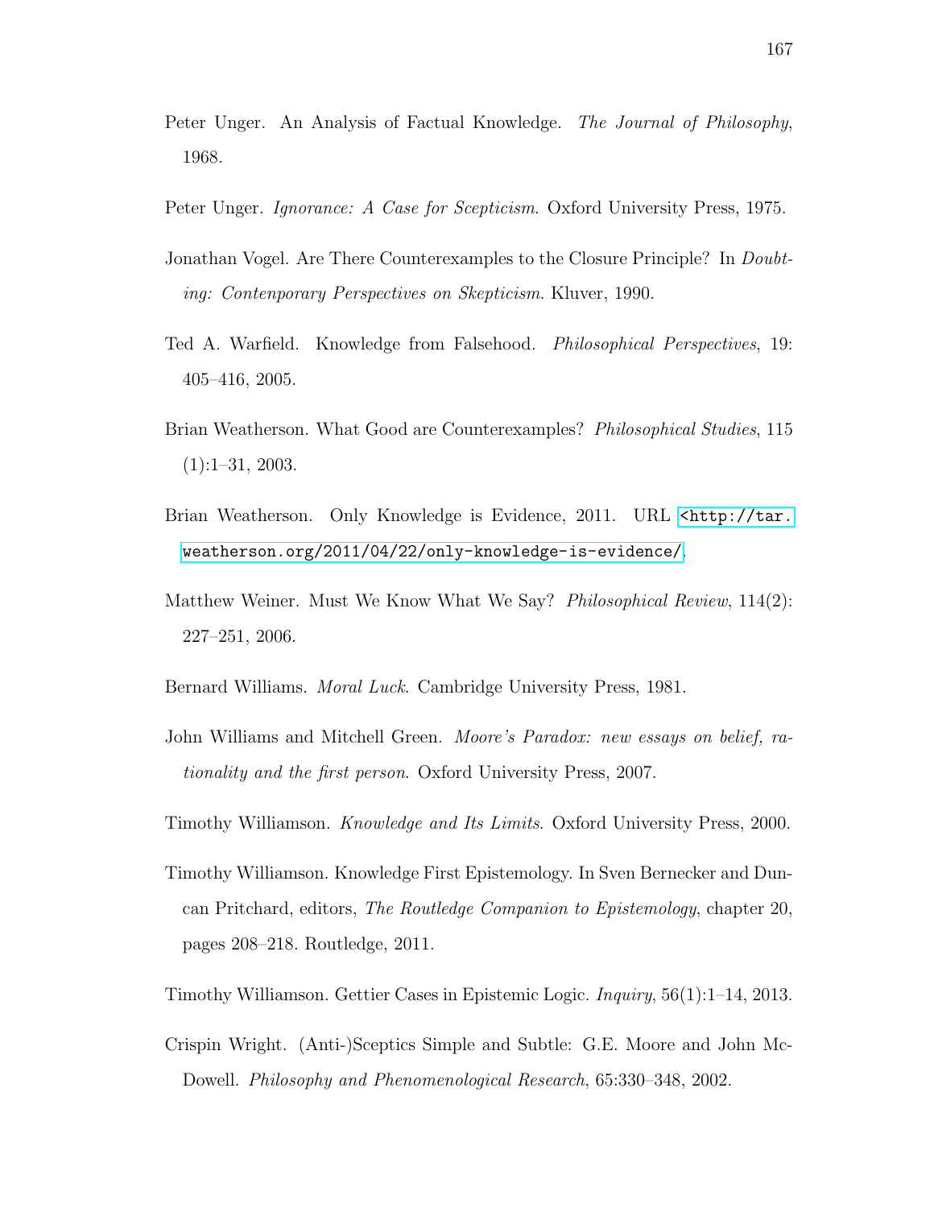Peter Unger. An Analysis of Factual Knowledge. *The Journal of Philosophy*, 1968.

Peter Unger. *Ignorance: A Case for Scepticism*. Oxford University Press, 1975.

Jonathan Vogel. Are There Counterexamples to the Closure Principle? In *Doubting: Contenporary Perspectives on Skepticism*. Kluver, 1990.

Ted A. Warfield. Knowledge from Falsehood. *Philosophical Perspectives*, 19: 405–416, 2005.

Brian Weatherson. What Good are Counterexamples? *Philosophical Studies*, 115 (1):1–31, 2003.

Brian Weatherson. Only Knowledge is Evidence, 2011. URL <http://tar.weatherson.org/2011/04/22/only-knowledge-is-evidence/>.

Matthew Weiner. Must We Know What We Say? *Philosophical Review*, 114(2): 227–251, 2006.

Bernard Williams. *Moral Luck*. Cambridge University Press, 1981.

John Williams and Mitchell Green. *Moore's Paradox: new essays on belief, rationality and the first person*. Oxford University Press, 2007.

Timothy Williamson. *Knowledge and Its Limits*. Oxford University Press, 2000.

Timothy Williamson. Knowledge First Epistemology. In Sven Bernecker and Duncan Pritchard, editors, *The Routledge Companion to Epistemology*, chapter 20, pages 208–218. Routledge, 2011.

Timothy Williamson. Gettier Cases in Epistemic Logic. *Inquiry*, 56(1):1–14, 2013.

Crispin Wright. (Anti-)Sceptics Simple and Subtle: G.E. Moore and John McDowell. *Philosophy and Phenomenological Research*, 65:330–348, 2002.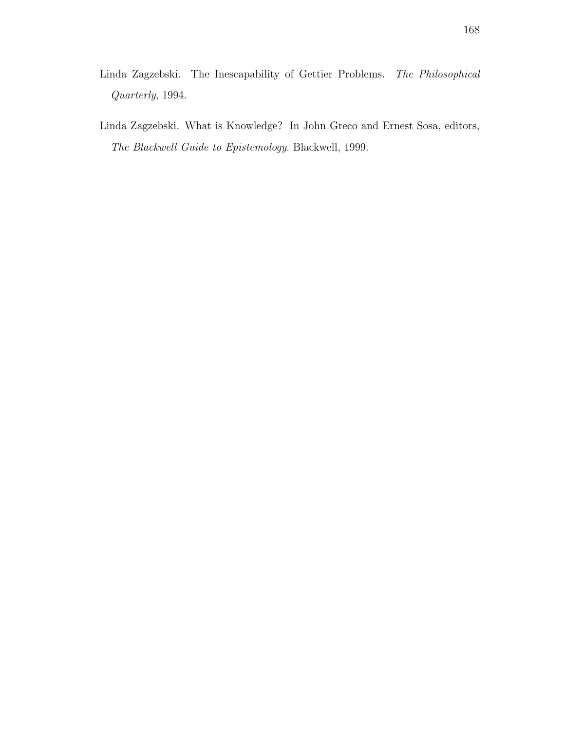Linda Zagzebski. The Inescapability of Gettier Problems. *The Philosophical Quarterly*, 1994.

Linda Zagzebski. What is Knowledge? In John Greco and Ernest Sosa, editors, *The Blackwell Guide to Epistemology*. Blackwell, 1999.